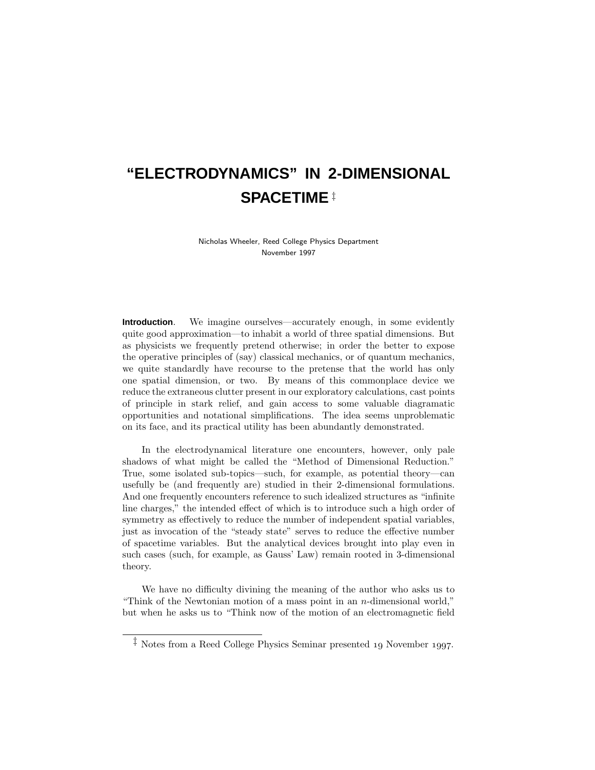# "ELECTRODYNAMICS" IN 2-DIMENSIONAL SPACETIME ‡

Nicholas Wheeler, Reed College Physics Department
November 1997

**Introduction**. We imagine ourselves—accurately enough, in some evidently quite good approximation—to inhabit a world of three spatial dimensions. But as physicists we frequently pretend otherwise; in order the better to expose the operative principles of (say) classical mechanics, or of quantum mechanics, we quite standardly have recourse to the pretense that the world has only one spatial dimension, or two. By means of this commonplace device we reduce the extraneous clutter present in our exploratory calculations, cast points of principle in stark relief, and gain access to some valuable diagramatic opportunities and notational simplifications. The idea seems unproblematic on its face, and its practical utility has been abundantly demonstrated.

In the electrodynamical literature one encounters, however, only pale shadows of what might be called the "Method of Dimensional Reduction." True, some isolated sub-topics—such, for example, as potential theory—can usefully be (and frequently are) studied in their 2-dimensional formulations. And one frequently encounters reference to such idealized structures as "infinite line charges," the intended effect of which is to introduce such a high order of symmetry as effectively to reduce the number of independent spatial variables, just as invocation of the "steady state" serves to reduce the effective number of spacetime variables. But the analytical devices brought into play even in such cases (such, for example, as Gauss' Law) remain rooted in 3-dimensional theory.

We have no difficulty divining the meaning of the author who asks us to "Think of the Newtonian motion of a mass point in an $n$-dimensional world," but when he asks us to "Think now of the motion of an electromagnetic field

‡ Notes from a Reed College Physics Seminar presented 19 November 1997.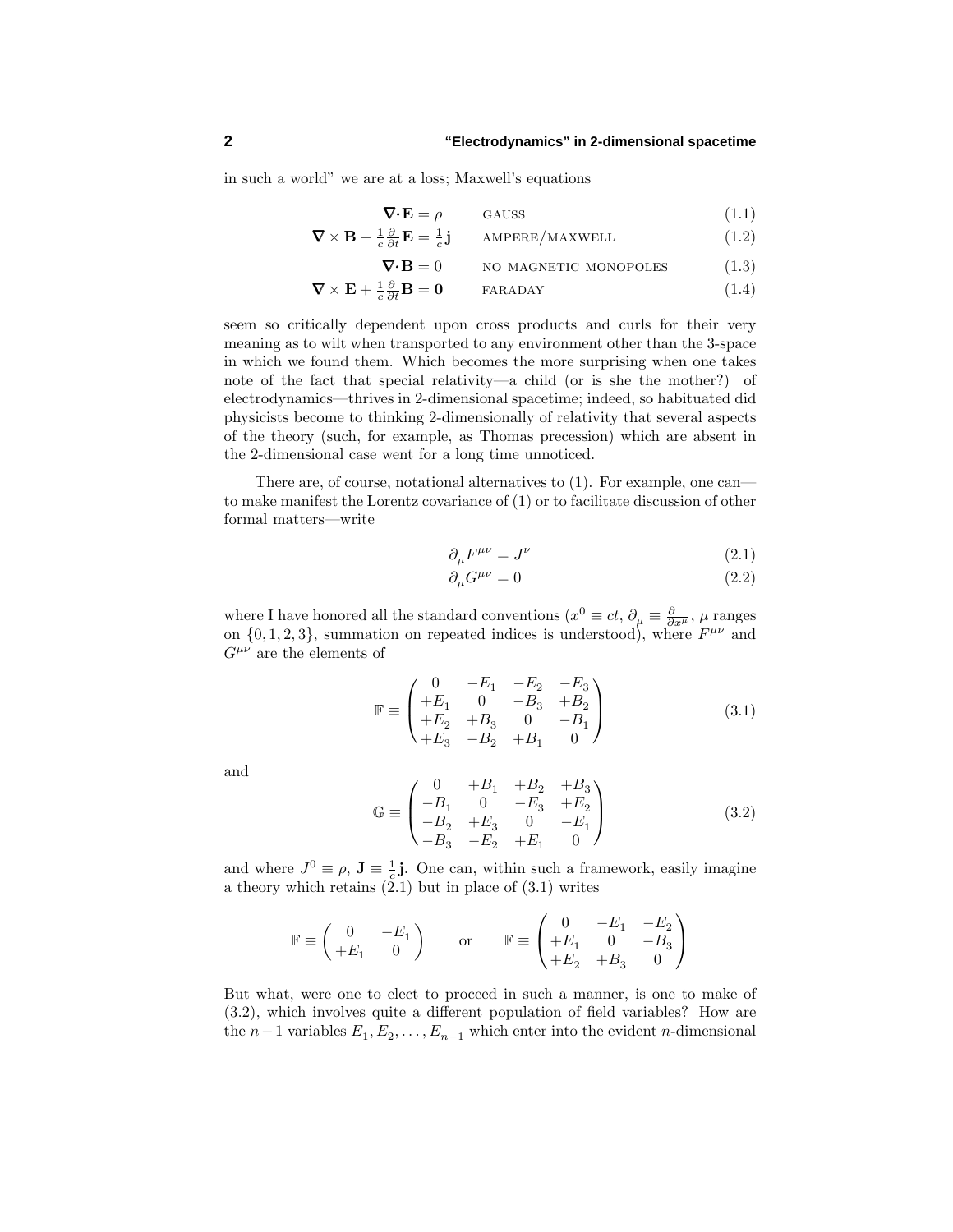in such a world" we are at a loss; Maxwell's equations

$$\nabla\cdot\mathbf{E} = \rho \qquad \text{GAUSS} \tag{1.1}$$

$$\nabla\times\mathbf{B} - \tfrac{1}{c}\tfrac{\partial}{\partial t}\mathbf{E} = \tfrac{1}{c}\mathbf{j} \qquad \text{AMPERE/MAXWELL} \tag{1.2}$$

$$\nabla\cdot\mathbf{B} = 0 \qquad \text{NO MAGNETIC MONOPOLES} \tag{1.3}$$

$$\nabla\times\mathbf{E} + \tfrac{1}{c}\tfrac{\partial}{\partial t}\mathbf{B} = \mathbf{0} \qquad \text{FARADAY} \tag{1.4}$$

seem so critically dependent upon cross products and curls for their very meaning as to wilt when transported to any environment other than the 3-space in which we found them. Which becomes the more surprising when one takes note of the fact that special relativity—a child (or is she the mother?) of electrodynamics—thrives in 2-dimensional spacetime; indeed, so habituated did physicists become to thinking 2-dimensionally of relativity that several aspects of the theory (such, for example, as Thomas precession) which are absent in the 2-dimensional case went for a long time unnoticed.

There are, of course, notational alternatives to (1). For example, one can—to make manifest the Lorentz covariance of (1) or to facilitate discussion of other formal matters—write

$$\partial_\mu F^{\mu\nu} = J^\nu \tag{2.1}$$

$$\partial_\mu G^{\mu\nu} = 0 \tag{2.2}$$

where I have honored all the standard conventions ($x^0 \equiv ct$, $\partial_\mu \equiv \frac{\partial}{\partial x^\mu}$, $\mu$ ranges on $\{0,1,2,3\}$, summation on repeated indices is understood), where $F^{\mu\nu}$ and $G^{\mu\nu}$ are the elements of

$$\mathbb{F} \equiv \begin{pmatrix} 0 & -E_1 & -E_2 & -E_3 \\ +E_1 & 0 & -B_3 & +B_2 \\ +E_2 & +B_3 & 0 & -B_1 \\ +E_3 & -B_2 & +B_1 & 0 \end{pmatrix} \tag{3.1}$$

and

$$\mathbb{G} \equiv \begin{pmatrix} 0 & +B_1 & +B_2 & +B_3 \\ -B_1 & 0 & -E_3 & +E_2 \\ -B_2 & +E_3 & 0 & -E_1 \\ -B_3 & -E_2 & +E_1 & 0 \end{pmatrix} \tag{3.2}$$

and where $J^0 \equiv \rho$, $\mathbf{J} \equiv \frac{1}{c}\mathbf{j}$. One can, within such a framework, easily imagine a theory which retains (2.1) but in place of (3.1) writes

$$\mathbb{F} \equiv \begin{pmatrix} 0 & -E_1 \\ +E_1 & 0 \end{pmatrix} \qquad \text{or} \qquad \mathbb{F} \equiv \begin{pmatrix} 0 & -E_1 & -E_2 \\ +E_1 & 0 & -B_3 \\ +E_2 & +B_3 & 0 \end{pmatrix}$$

But what, were one to elect to proceed in such a manner, is one to make of (3.2), which involves quite a different population of field variables? How are the $n-1$ variables $E_1, E_2, \ldots, E_{n-1}$ which enter into the evident $n$-dimensional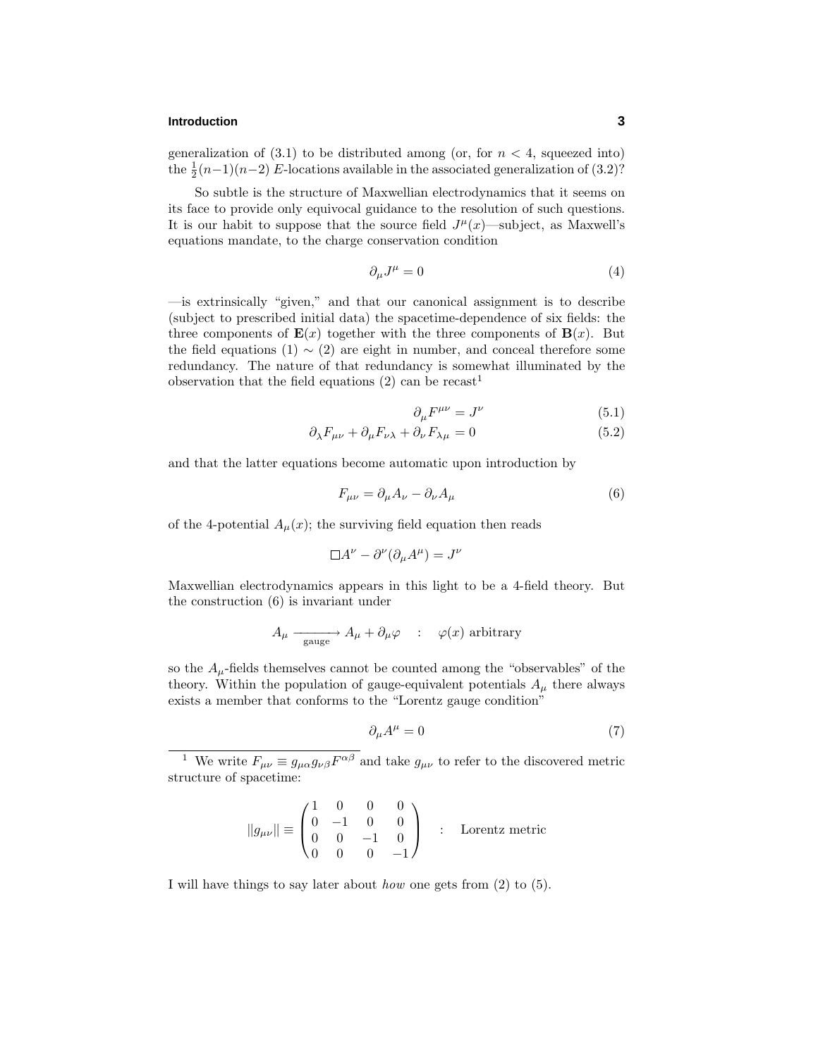generalization of (3.1) to be distributed among (or, for $n < 4$, squeezed into) the $\frac{1}{2}(n-1)(n-2)$ $E$-locations available in the associated generalization of (3.2)?

So subtle is the structure of Maxwellian electrodynamics that it seems on its face to provide only equivocal guidance to the resolution of such questions. It is our habit to suppose that the source field $J^\mu(x)$—subject, as Maxwell's equations mandate, to the charge conservation condition

$$\partial_\mu J^\mu = 0 \tag{4}$$

—is extrinsically "given," and that our canonical assignment is to describe (subject to prescribed initial data) the spacetime-dependence of six fields: the three components of $\mathbf{E}(x)$ together with the three components of $\mathbf{B}(x)$. But the field equations (1) $\sim$ (2) are eight in number, and conceal therefore some redundancy. The nature of that redundancy is somewhat illuminated by the observation that the field equations (2) can be recast[1]

$$\partial_\mu F^{\mu\nu} = J^\nu \tag{5.1}$$

$$\partial_\lambda F_{\mu\nu} + \partial_\mu F_{\nu\lambda} + \partial_\nu F_{\lambda\mu} = 0 \tag{5.2}$$

and that the latter equations become automatic upon introduction by

$$F_{\mu\nu} = \partial_\mu A_\nu - \partial_\nu A_\mu \tag{6}$$

of the 4-potential $A_\mu(x)$; the surviving field equation then reads

$$\Box A^\nu - \partial^\nu(\partial_\mu A^\mu) = J^\nu$$

Maxwellian electrodynamics appears in this light to be a 4-field theory. But the construction (6) is invariant under

$$A_\mu \xrightarrow[\text{gauge}]{} A_\mu + \partial_\mu \varphi \quad : \quad \varphi(x) \text{ arbitrary}$$

so the $A_\mu$-fields themselves cannot be counted among the "observables" of the theory. Within the population of gauge-equivalent potentials $A_\mu$ there always exists a member that conforms to the "Lorentz gauge condition"

$$\partial_\mu A^\mu = 0 \tag{7}$$

[1] We write $F_{\mu\nu} \equiv g_{\mu\alpha} g_{\nu\beta} F^{\alpha\beta}$ and take $g_{\mu\nu}$ to refer to the discovered metric structure of spacetime:

$$\|g_{\mu\nu}\| \equiv \begin{pmatrix} 1 & 0 & 0 & 0 \\ 0 & -1 & 0 & 0 \\ 0 & 0 & -1 & 0 \\ 0 & 0 & 0 & -1 \end{pmatrix} \quad : \quad \text{Lorentz metric}$$

I will have things to say later about *how* one gets from (2) to (5).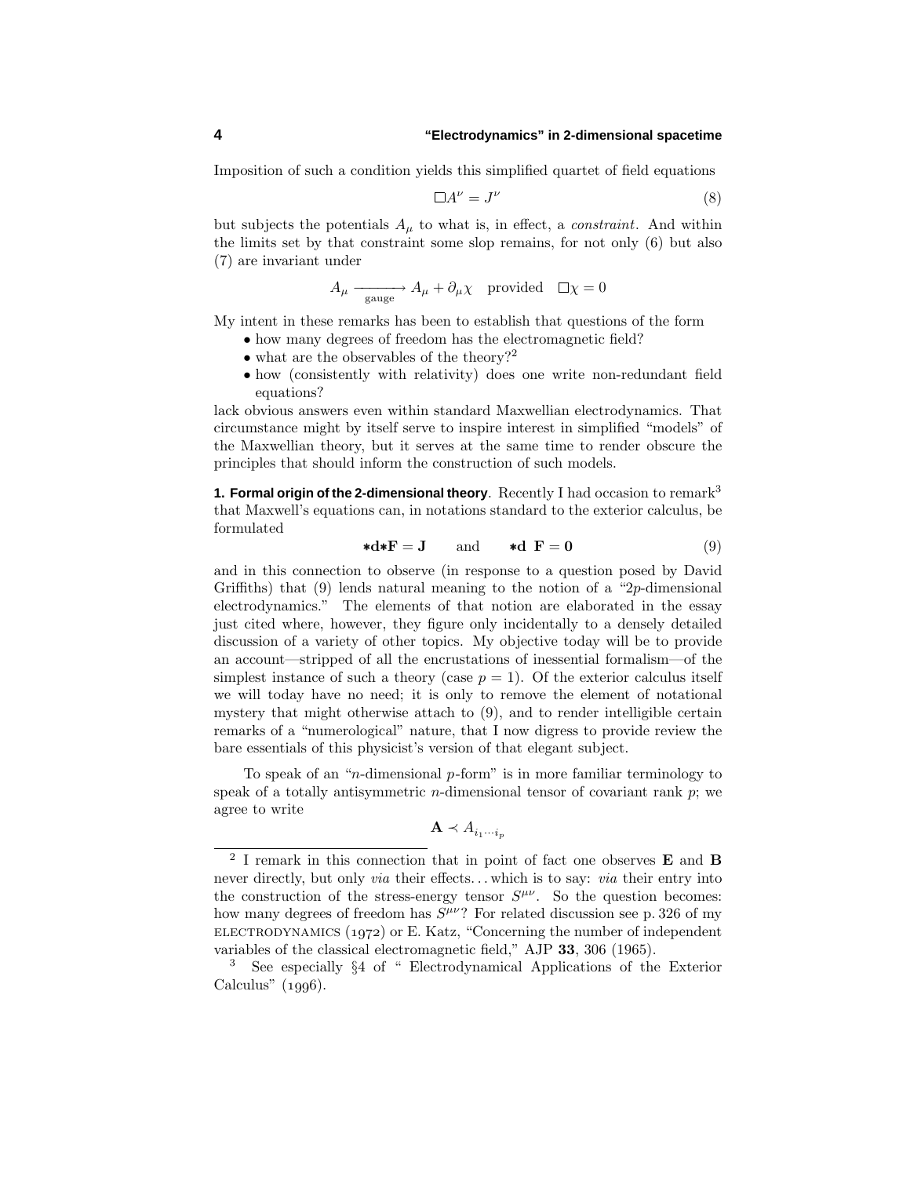Imposition of such a condition yields this simplified quartet of field equations

$$\Box A^\nu = J^\nu \tag{8}$$

but subjects the potentials $A_\mu$ to what is, in effect, a *constraint*. And within the limits set by that constraint some slop remains, for not only (6) but also (7) are invariant under

$$A_\mu \xrightarrow[\text{gauge}]{} A_\mu + \partial_\mu \chi \quad \text{provided} \quad \Box\chi = 0$$

My intent in these remarks has been to establish that questions of the form

- how many degrees of freedom has the electromagnetic field?
- what are the observables of the theory?[2]
- how (consistently with relativity) does one write non-redundant field equations?

lack obvious answers even within standard Maxwellian electrodynamics. That circumstance might by itself serve to inspire interest in simplified "models" of the Maxwellian theory, but it serves at the same time to render obscure the principles that should inform the construction of such models.

**1. Formal origin of the 2-dimensional theory**. Recently I had occasion to remark[3] that Maxwell's equations can, in notations standard to the exterior calculus, be formulated

$$\boldsymbol{*}\mathbf{d}\boldsymbol{*}\mathbf{F} = \mathbf{J} \qquad \text{and} \qquad \boldsymbol{*}\mathbf{d}\ \mathbf{F} = \mathbf{0} \tag{9}$$

and in this connection to observe (in response to a question posed by David Griffiths) that (9) lends natural meaning to the notion of a "$2p$-dimensional electrodynamics." The elements of that notion are elaborated in the essay just cited where, however, they figure only incidentally to a densely detailed discussion of a variety of other topics. My objective today will be to provide an account—stripped of all the encrustations of inessential formalism—of the simplest instance of such a theory (case $p = 1$). Of the exterior calculus itself we will today have no need; it is only to remove the element of notational mystery that might otherwise attach to (9), and to render intelligible certain remarks of a "numerological" nature, that I now digress to provide review the bare essentials of this physicist's version of that elegant subject.

To speak of an "$n$-dimensional $p$-form" is in more familiar terminology to speak of a totally antisymmetric $n$-dimensional tensor of covariant rank $p$; we agree to write

$$\mathbf{A} \prec A_{i_1 \cdots i_p}$$

[2] I remark in this connection that in point of fact one observes **E** and **B** never directly, but only *via* their effects... which is to say: *via* their entry into the construction of the stress-energy tensor $S^{\mu\nu}$. So the question becomes: how many degrees of freedom has $S^{\mu\nu}$? For related discussion see p. 326 of my ELECTRODYNAMICS (1972) or E. Katz, "Concerning the number of independent variables of the classical electromagnetic field," AJP **33**, 306 (1965).

[3] See especially §4 of " Electrodynamical Applications of the Exterior Calculus" (1996).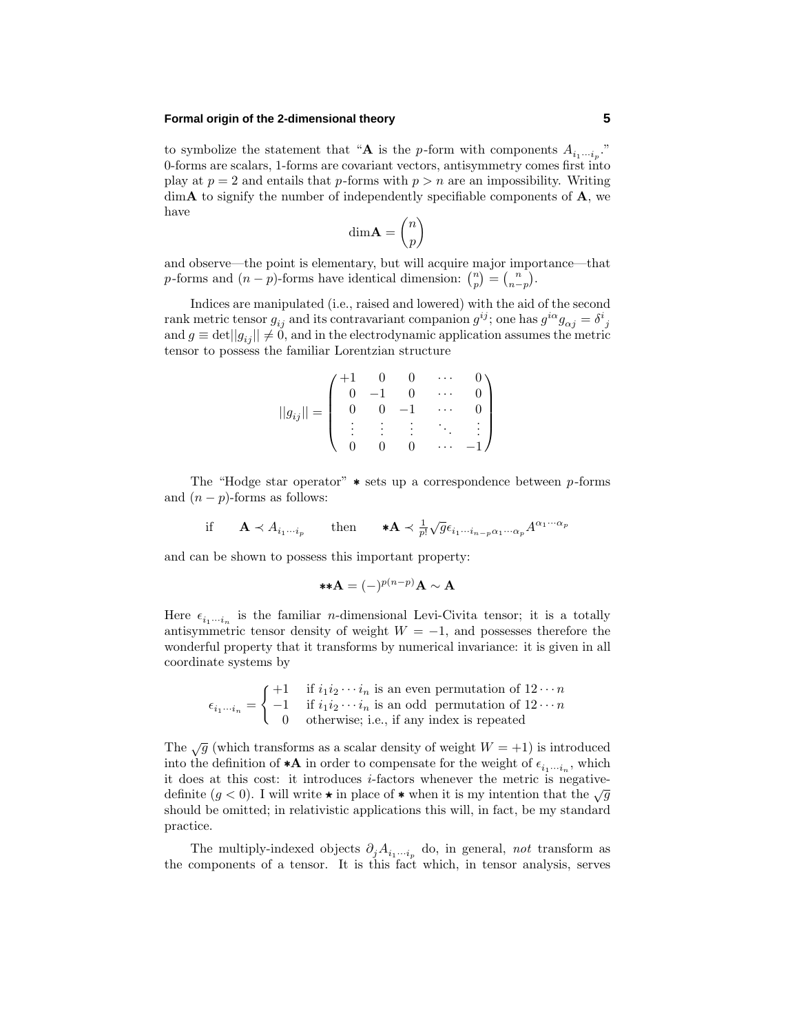to symbolize the statement that "**A** is the $p$-form with components $A_{i_1\cdots i_p}$." 0-forms are scalars, 1-forms are covariant vectors, antisymmetry comes first into play at $p = 2$ and entails that $p$-forms with $p > n$ are an impossibility. Writing dim**A** to signify the number of independently specifiable components of **A**, we have

$$\text{dim}\mathbf{A} = \binom{n}{p}$$

and observe—the point is elementary, but will acquire major importance—that $p$-forms and $(n-p)$-forms have identical dimension: $\binom{n}{p} = \binom{n}{n-p}$.

Indices are manipulated (i.e., raised and lowered) with the aid of the second rank metric tensor $g_{ij}$ and its contravariant companion $g^{ij}$; one has $g^{i\alpha}g_{\alpha j} = \delta^i{}_j$ and $g \equiv \det||g_{ij}|| \neq 0$, and in the electrodynamic application assumes the metric tensor to possess the familiar Lorentzian structure

$$||g_{ij}|| = \begin{pmatrix} +1 & 0 & 0 & \cdots & 0 \\ 0 & -1 & 0 & \cdots & 0 \\ 0 & 0 & -1 & \cdots & 0 \\ \vdots & \vdots & \vdots & \ddots & \vdots \\ 0 & 0 & 0 & \cdots & -1 \end{pmatrix}$$

The "Hodge star operator" $*$ sets up a correspondence between $p$-forms and $(n-p)$-forms as follows:

$$\text{if} \qquad \mathbf{A} \prec A_{i_1\cdots i_p} \qquad \text{then} \qquad *\mathbf{A} \prec \tfrac{1}{p!}\sqrt{g}\,\epsilon_{i_1\cdots i_{n-p}\alpha_1\cdots\alpha_p}A^{\alpha_1\cdots\alpha_p}$$

and can be shown to possess this important property:

$$**\mathbf{A} = (-)^{p(n-p)}\mathbf{A} \sim \mathbf{A}$$

Here $\epsilon_{i_1\cdots i_n}$ is the familiar $n$-dimensional Levi-Civita tensor; it is a totally antisymmetric tensor density of weight $W = -1$, and possesses therefore the wonderful property that it transforms by numerical invariance: it is given in all coordinate systems by

$$\epsilon_{i_1\cdots i_n} = \begin{cases} +1 & \text{if } i_1 i_2 \cdots i_n \text{ is an even permutation of } 12\cdots n \\ -1 & \text{if } i_1 i_2 \cdots i_n \text{ is an odd permutation of } 12\cdots n \\ \;\;\,0 & \text{otherwise; i.e., if any index is repeated} \end{cases}$$

The $\sqrt{g}$ (which transforms as a scalar density of weight $W = +1$) is introduced into the definition of $*\mathbf{A}$ in order to compensate for the weight of $\epsilon_{i_1\cdots i_n}$, which it does at this cost: it introduces $i$-factors whenever the metric is negative-definite ($g < 0$). I will write $\star$ in place of $*$ when it is my intention that the $\sqrt{g}$ should be omitted; in relativistic applications this will, in fact, be my standard practice.

The multiply-indexed objects $\partial_j A_{i_1\cdots i_p}$ do, in general, *not* transform as the components of a tensor. It is this fact which, in tensor analysis, serves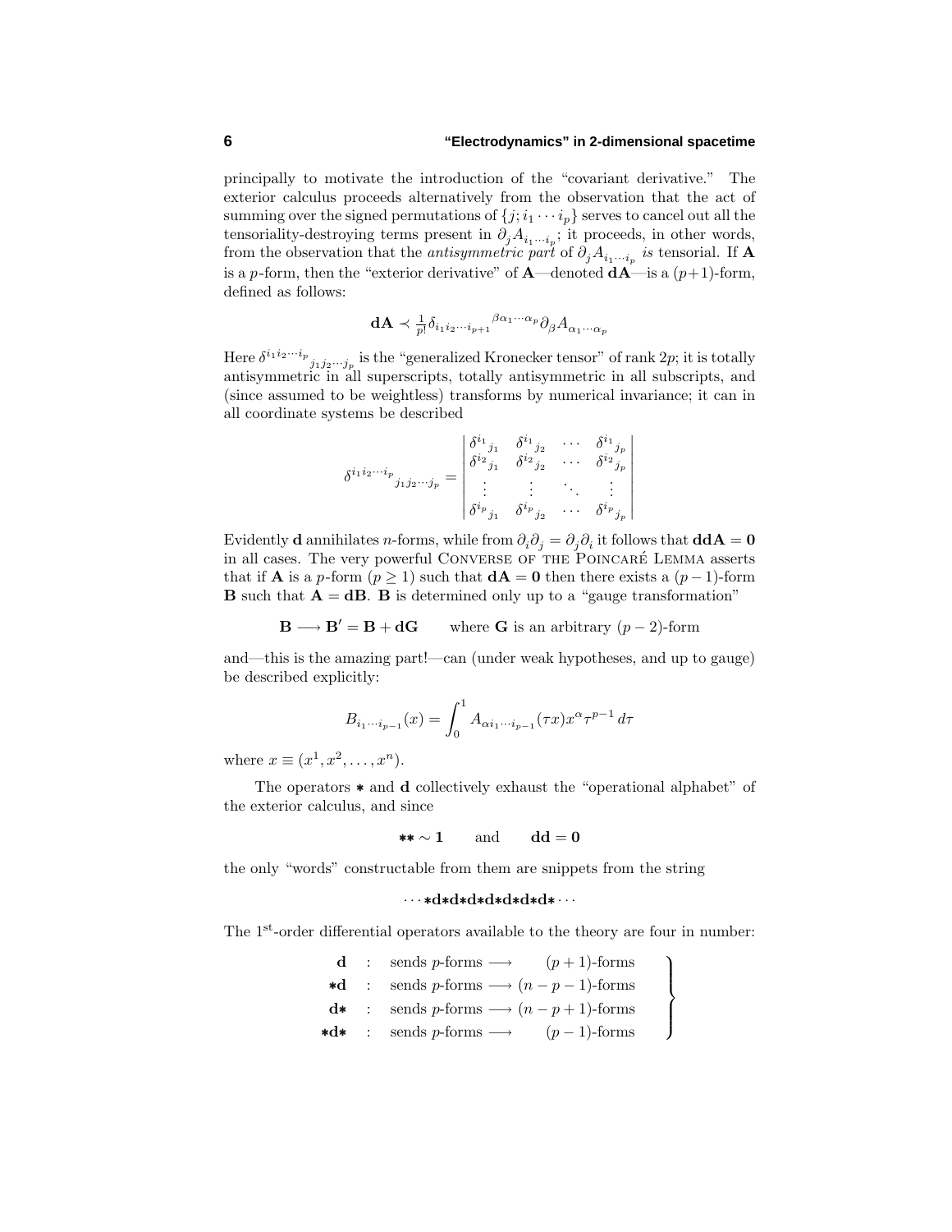principally to motivate the introduction of the "covariant derivative." The exterior calculus proceeds alternatively from the observation that the act of summing over the signed permutations of $\{j; i_1 \cdots i_p\}$ serves to cancel out all the tensoriality-destroying terms present in $\partial_j A_{i_1 \cdots i_p}$; it proceeds, in other words, from the observation that the *antisymmetric part* of $\partial_j A_{i_1 \cdots i_p}$ *is* tensorial. If $\mathbf{A}$ is a $p$-form, then the "exterior derivative" of $\mathbf{A}$—denoted $\mathbf{dA}$—is a $(p+1)$-form, defined as follows:

$$\mathbf{dA} \prec \tfrac{1}{p!}\delta_{i_1 i_2 \cdots i_{p+1}}{}^{\beta\alpha_1\cdots\alpha_p}\partial_\beta A_{\alpha_1\cdots\alpha_p}$$

Here $\delta^{i_1 i_2 \cdots i_p}{}_{j_1 j_2 \cdots j_p}$ is the "generalized Kronecker tensor" of rank $2p$; it is totally antisymmetric in all superscripts, totally antisymmetric in all subscripts, and (since assumed to be weightless) transforms by numerical invariance; it can in all coordinate systems be described

$$\delta^{i_1 i_2 \cdots i_p}{}_{j_1 j_2 \cdots j_p} = \begin{vmatrix} \delta^{i_1}{}_{j_1} & \delta^{i_1}{}_{j_2} & \cdots & \delta^{i_1}{}_{j_p} \\ \delta^{i_2}{}_{j_1} & \delta^{i_2}{}_{j_2} & \cdots & \delta^{i_2}{}_{j_p} \\ \vdots & \vdots & \ddots & \vdots \\ \delta^{i_p}{}_{j_1} & \delta^{i_p}{}_{j_2} & \cdots & \delta^{i_p}{}_{j_p} \end{vmatrix}$$

Evidently $\mathbf{d}$ annihilates $n$-forms, while from $\partial_i\partial_j = \partial_j\partial_i$ it follows that $\mathbf{ddA} = \mathbf{0}$ in all cases. The very powerful CONVERSE OF THE POINCARÉ LEMMA asserts that if $\mathbf{A}$ is a $p$-form ($p \geq 1$) such that $\mathbf{dA} = \mathbf{0}$ then there exists a $(p-1)$-form $\mathbf{B}$ such that $\mathbf{A} = \mathbf{dB}$. $\mathbf{B}$ is determined only up to a "gauge transformation"

$$\mathbf{B} \longrightarrow \mathbf{B}' = \mathbf{B} + \mathbf{dG} \qquad \text{where } \mathbf{G} \text{ is an arbitrary } (p-2)\text{-form}$$

and—this is the amazing part!—can (under weak hypotheses, and up to gauge) be described explicitly:

$$B_{i_1\cdots i_{p-1}}(x) = \int_0^1 A_{\alpha i_1 \cdots i_{p-1}}(\tau x) x^\alpha \tau^{p-1}\, d\tau$$

where $x \equiv (x^1, x^2, \ldots, x^n)$.

The operators $\ast$ and $\mathbf{d}$ collectively exhaust the "operational alphabet" of the exterior calculus, and since

$$\ast\ast \sim \mathbf{1} \qquad \text{and} \qquad \mathbf{dd} = \mathbf{0}$$

the only "words" constructable from them are snippets from the string

$$\cdots \ast\mathbf{d}\ast\mathbf{d}\ast\mathbf{d}\ast\mathbf{d}\ast\mathbf{d}\ast\mathbf{d}\ast \cdots$$

The 1st-order differential operators available to the theory are four in number:

$$\left.\begin{array}{rcl} \mathbf{d} & : & \text{sends } p\text{-forms} \longrightarrow \quad (p+1)\text{-forms} \\ \ast\mathbf{d} & : & \text{sends } p\text{-forms} \longrightarrow (n-p-1)\text{-forms} \\ \mathbf{d}\ast & : & \text{sends } p\text{-forms} \longrightarrow (n-p+1)\text{-forms} \\ \ast\mathbf{d}\ast & : & \text{sends } p\text{-forms} \longrightarrow \quad (p-1)\text{-forms} \end{array}\right\}$$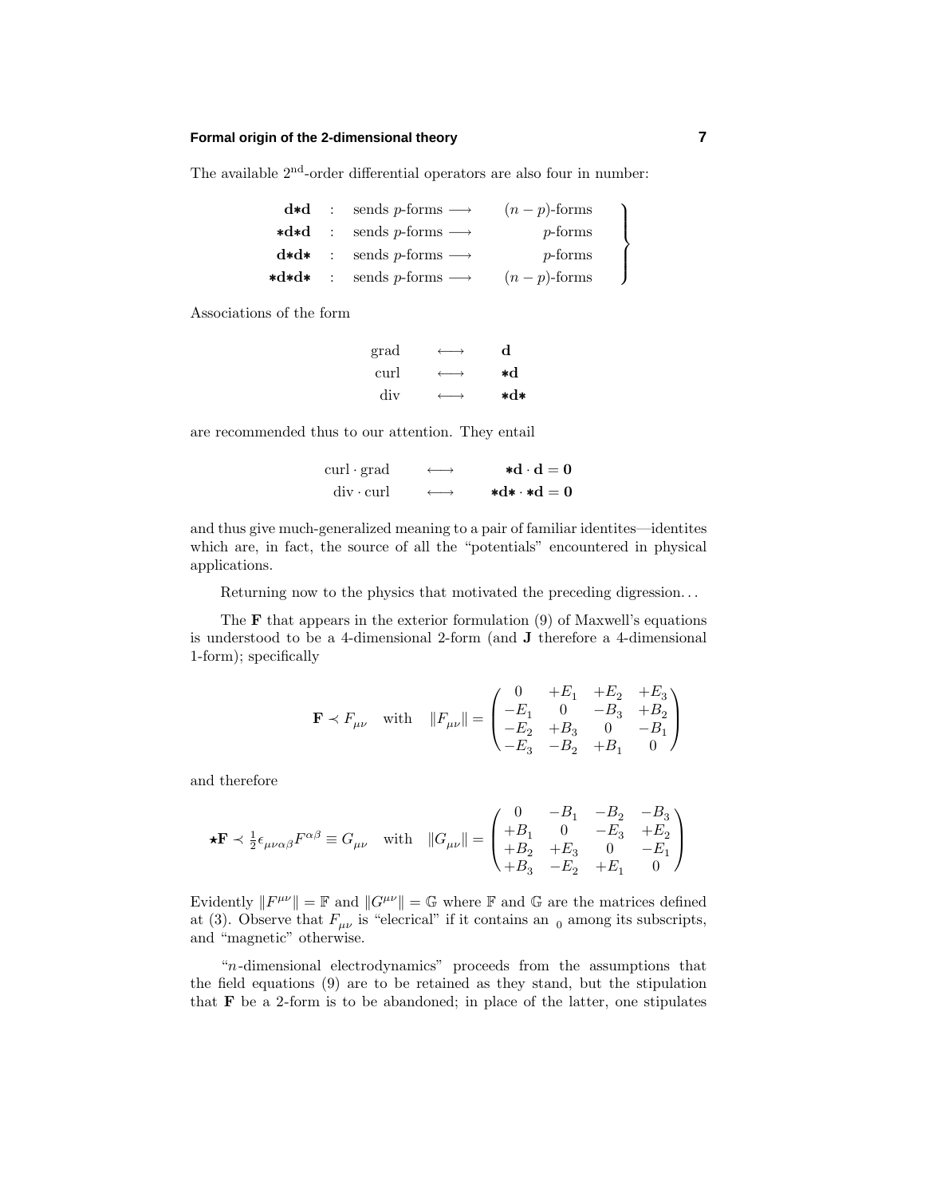The available 2[nd]-order differential operators are also four in number:

$$\left.\begin{array}{rcll}
\mathbf{d{*}d} & : & \text{sends } p\text{-forms} \longrightarrow & (n-p)\text{-forms} \\
\mathbf{{*}d{*}d} & : & \text{sends } p\text{-forms} \longrightarrow & p\text{-forms} \\
\mathbf{d{*}d{*}} & : & \text{sends } p\text{-forms} \longrightarrow & p\text{-forms} \\
\mathbf{{*}d{*}d{*}} & : & \text{sends } p\text{-forms} \longrightarrow & (n-p)\text{-forms}
\end{array}\right\}$$

Associations of the form

$$\begin{array}{ccc}
\text{grad} & \longleftrightarrow & \mathbf{d} \\
\text{curl} & \longleftrightarrow & \mathbf{{*}d} \\
\text{div} & \longleftrightarrow & \mathbf{{*}d{*}}
\end{array}$$

are recommended thus to our attention. They entail

$$\begin{array}{ccc}
\text{curl}\cdot\text{grad} & \longleftrightarrow & \mathbf{{*}d}\cdot\mathbf{d} = \mathbf{0} \\
\text{div}\cdot\text{curl} & \longleftrightarrow & \mathbf{{*}d{*}}\cdot\mathbf{{*}d} = \mathbf{0}
\end{array}$$

and thus give much-generalized meaning to a pair of familiar identites—identites which are, in fact, the source of all the "potentials" encountered in physical applications.

Returning now to the physics that motivated the preceding digression. . .

The $\mathbf{F}$ that appears in the exterior formulation (9) of Maxwell's equations is understood to be a 4-dimensional 2-form (and $\mathbf{J}$ therefore a 4-dimensional 1-form); specifically

$$\mathbf{F} \prec F_{\mu\nu} \quad \text{with} \quad \|F_{\mu\nu}\| = \begin{pmatrix} 0 & +E_1 & +E_2 & +E_3 \\ -E_1 & 0 & -B_3 & +B_2 \\ -E_2 & +B_3 & 0 & -B_1 \\ -E_3 & -B_2 & +B_1 & 0 \end{pmatrix}$$

and therefore

$$\star\mathbf{F} \prec \tfrac{1}{2}\epsilon_{\mu\nu\alpha\beta}F^{\alpha\beta} \equiv G_{\mu\nu} \quad \text{with} \quad \|G_{\mu\nu}\| = \begin{pmatrix} 0 & -B_1 & -B_2 & -B_3 \\ +B_1 & 0 & -E_3 & +E_2 \\ +B_2 & +E_3 & 0 & -E_1 \\ +B_3 & -E_2 & +E_1 & 0 \end{pmatrix}$$

Evidently $\|F^{\mu\nu}\| = \mathbb{F}$ and $\|G^{\mu\nu}\| = \mathbb{G}$ where $\mathbb{F}$ and $\mathbb{G}$ are the matrices defined at (3). Observe that $F_{\mu\nu}$ is "elecrical" if it contains an $_0$ among its subscripts, and "magnetic" otherwise.

"$n$-dimensional electrodynamics" proceeds from the assumptions that the field equations (9) are to be retained as they stand, but the stipulation that $\mathbf{F}$ be a 2-form is to be abandoned; in place of the latter, one stipulates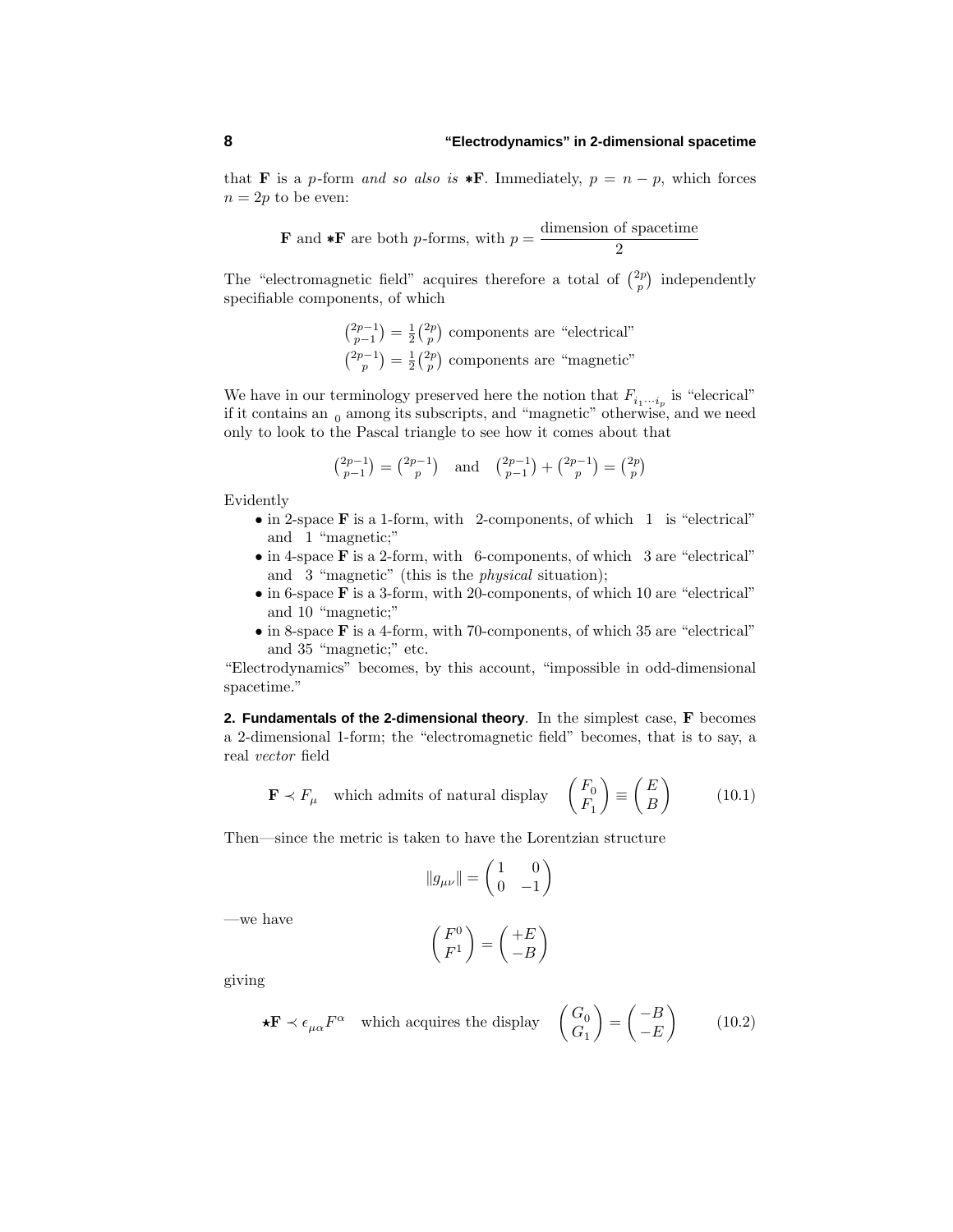that $\mathbf{F}$ is a $p$-form *and so also is* $*\mathbf{F}$. Immediately, $p = n - p$, which forces $n = 2p$ to be even:

$$\mathbf{F} \text{ and } *\mathbf{F} \text{ are both } p\text{-forms, with } p = \frac{\text{dimension of spacetime}}{2}$$

The "electromagnetic field" acquires therefore a total of $\binom{2p}{p}$ independently specifiable components, of which

$$\binom{2p-1}{p-1} = \tfrac{1}{2}\binom{2p}{p} \text{ components are "electrical"}$$
$$\binom{2p-1}{p} = \tfrac{1}{2}\binom{2p}{p} \text{ components are "magnetic"}$$

We have in our terminology preserved here the notion that $F_{i_1 \cdots i_p}$ is "elecrical" if it contains an $_0$ among its subscripts, and "magnetic" otherwise, and we need only to look to the Pascal triangle to see how it comes about that

$$\binom{2p-1}{p-1} = \binom{2p-1}{p} \quad \text{and} \quad \binom{2p-1}{p-1} + \binom{2p-1}{p} = \binom{2p}{p}$$

Evidently

- in 2-space $\mathbf{F}$ is a 1-form, with 2-components, of which 1 is "electrical" and 1 "magnetic;"
- in 4-space $\mathbf{F}$ is a 2-form, with 6-components, of which 3 are "electrical" and 3 "magnetic" (this is the *physical* situation);
- in 6-space $\mathbf{F}$ is a 3-form, with 20-components, of which 10 are "electrical" and 10 "magnetic;"
- in 8-space $\mathbf{F}$ is a 4-form, with 70-components, of which 35 are "electrical" and 35 "magnetic;" etc.

"Electrodynamics" becomes, by this account, "impossible in odd-dimensional spacetime."

**2. Fundamentals of the 2-dimensional theory**. In the simplest case, $\mathbf{F}$ becomes a 2-dimensional 1-form; the "electromagnetic field" becomes, that is to say, a real *vector* field

$$\mathbf{F} \prec F_\mu \quad \text{which admits of natural display} \quad \begin{pmatrix} F_0 \\ F_1 \end{pmatrix} \equiv \begin{pmatrix} E \\ B \end{pmatrix} \tag{10.1}$$

Then—since the metric is taken to have the Lorentzian structure

$$\|g_{\mu\nu}\| = \begin{pmatrix} 1 & 0 \\ 0 & -1 \end{pmatrix}$$

—we have

$$\begin{pmatrix} F^0 \\ F^1 \end{pmatrix} = \begin{pmatrix} +E \\ -B \end{pmatrix}$$

giving

$$\star\mathbf{F} \prec \epsilon_{\mu\alpha} F^\alpha \quad \text{which acquires the display} \quad \begin{pmatrix} G_0 \\ G_1 \end{pmatrix} = \begin{pmatrix} -B \\ -E \end{pmatrix} \tag{10.2}$$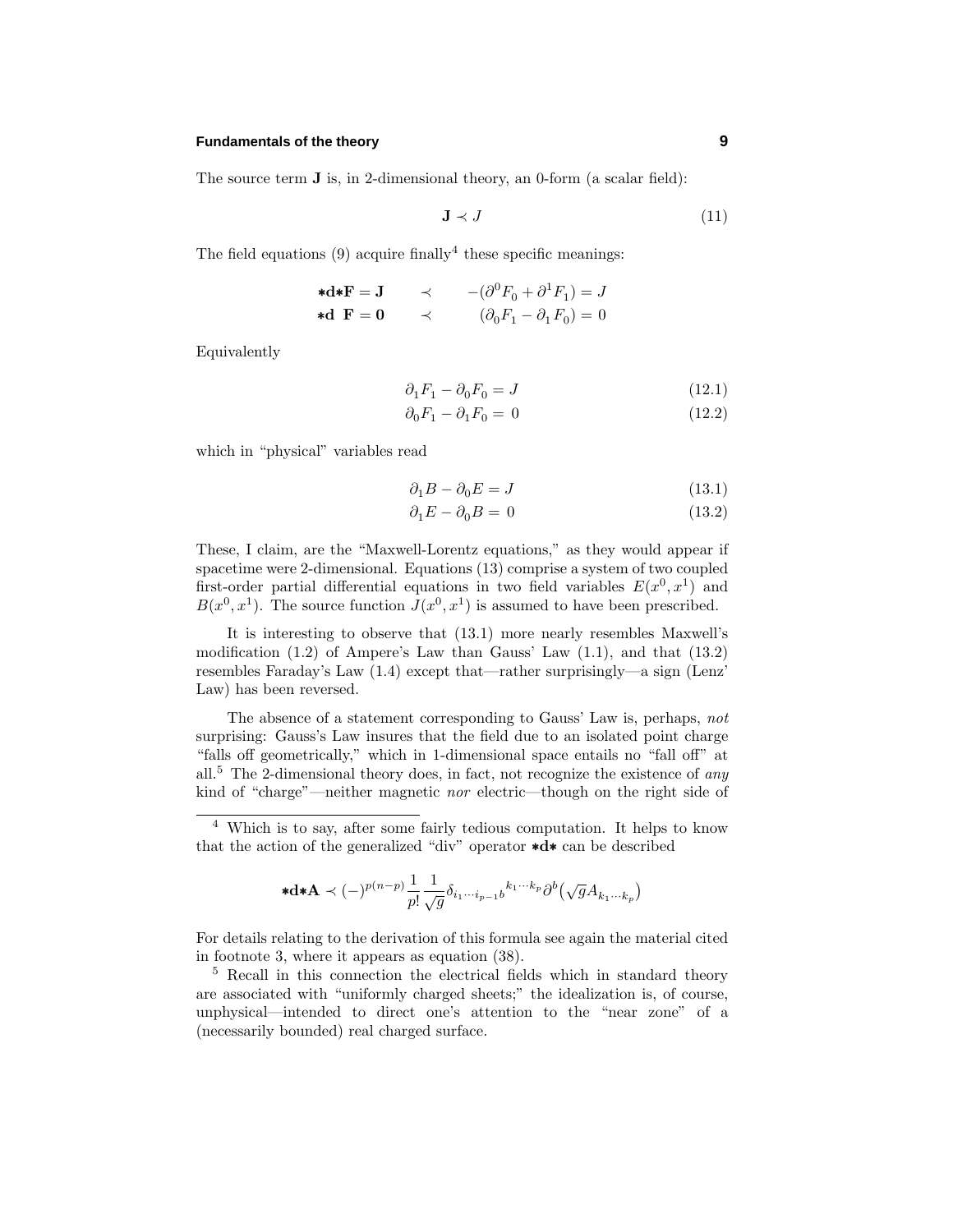The source term $\mathbf{J}$ is, in 2-dimensional theory, an 0-form (a scalar field):

$$\mathbf{J} \prec J \tag{11}$$

The field equations (9) acquire finally[4] these specific meanings:

$$\begin{aligned}
\boldsymbol{*}\mathbf{d}\boldsymbol{*}\mathbf{F} = \mathbf{J} \qquad &\prec \qquad -(\partial^0 F_0 + \partial^1 F_1) = J \\
\boldsymbol{*}\mathbf{d}\ \ \mathbf{F} = \mathbf{0} \qquad &\prec \qquad\ \ (\partial_0 F_1 - \partial_1 F_0) = 0
\end{aligned}$$

Equivalently

$$\partial_1 F_1 - \partial_0 F_0 = J \tag{12.1}$$

$$\partial_0 F_1 - \partial_1 F_0 = 0 \tag{12.2}$$

which in "physical" variables read

$$\partial_1 B - \partial_0 E = J \tag{13.1}$$

$$\partial_1 E - \partial_0 B = 0 \tag{13.2}$$

These, I claim, are the "Maxwell-Lorentz equations," as they would appear if spacetime were 2-dimensional. Equations (13) comprise a system of two coupled first-order partial differential equations in two field variables $E(x^0, x^1)$ and $B(x^0, x^1)$. The source function $J(x^0, x^1)$ is assumed to have been prescribed.

It is interesting to observe that (13.1) more nearly resembles Maxwell's modification (1.2) of Ampere's Law than Gauss' Law (1.1), and that (13.2) resembles Faraday's Law (1.4) except that—rather surprisingly—a sign (Lenz' Law) has been reversed.

The absence of a statement corresponding to Gauss' Law is, perhaps, *not* surprising: Gauss's Law insures that the field due to an isolated point charge "falls off geometrically," which in 1-dimensional space entails no "fall off" at all.[5] The 2-dimensional theory does, in fact, not recognize the existence of *any* kind of "charge"—neither magnetic *nor* electric—though on the right side of

---

[4] Which is to say, after some fairly tedious computation. It helps to know that the action of the generalized "div" operator $\boldsymbol{*}\mathbf{d}\boldsymbol{*}$ can be described

$$\boldsymbol{*}\mathbf{d}\boldsymbol{*}\mathbf{A} \prec (-)^{p(n-p)} \frac{1}{p!} \frac{1}{\sqrt{g}} \delta_{i_1 \cdots i_{p-1} b}{}^{k_1 \cdots k_p} \partial^b \big( \sqrt{g} A_{k_1 \cdots k_p} \big)$$

For details relating to the derivation of this formula see again the material cited in footnote 3, where it appears as equation (38).

[5] Recall in this connection the electrical fields which in standard theory are associated with "uniformly charged sheets;" the idealization is, of course, unphysical—intended to direct one's attention to the "near zone" of a (necessarily bounded) real charged surface.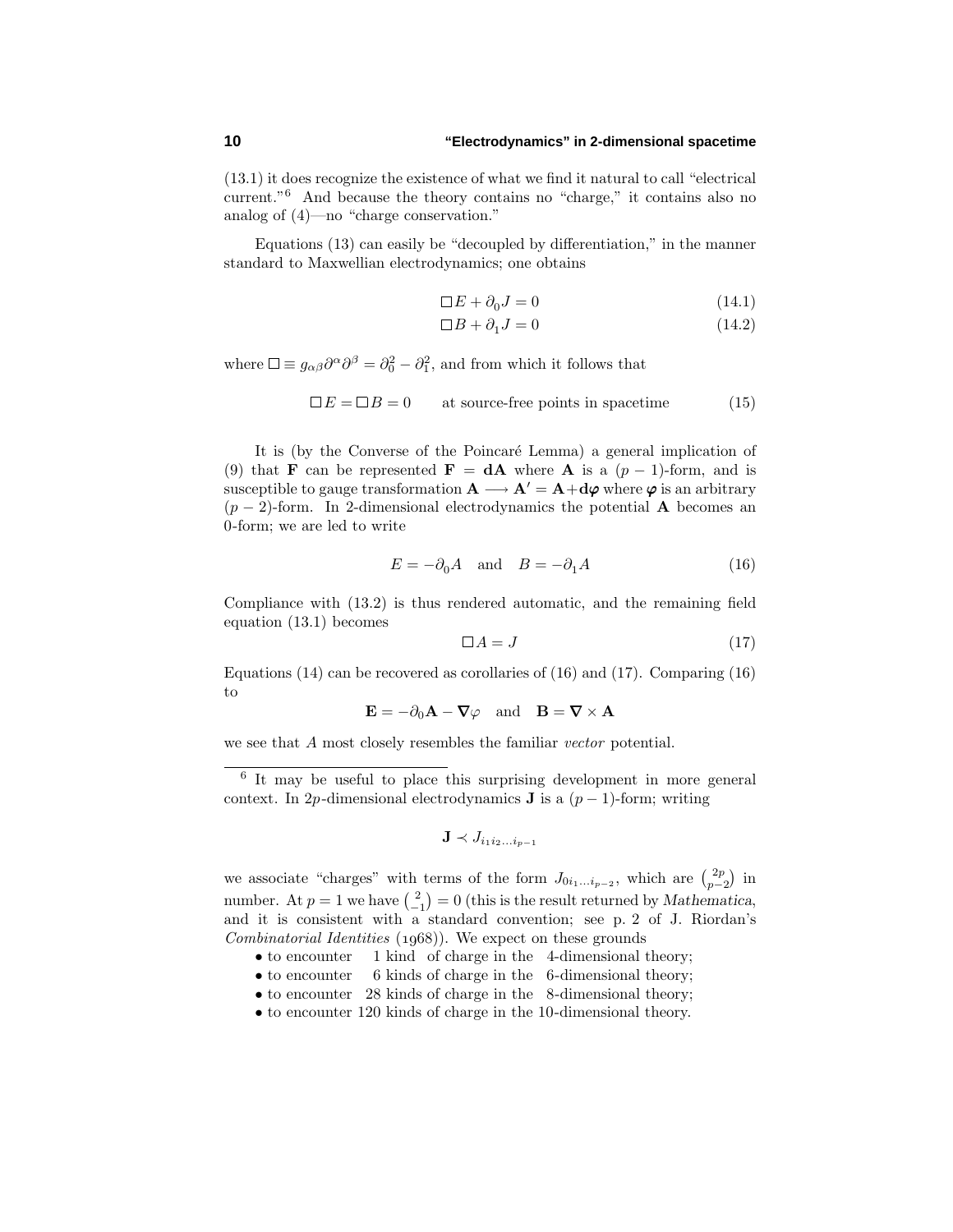(13.1) it does recognize the existence of what we find it natural to call "electrical current."[6] And because the theory contains no "charge," it contains also no analog of (4)—no "charge conservation."

Equations (13) can easily be "decoupled by differentiation," in the manner standard to Maxwellian electrodynamics; one obtains

$$\Box E + \partial_0 J = 0 \tag{14.1}$$

$$\Box B + \partial_1 J = 0 \tag{14.2}$$

where $\Box \equiv g_{\alpha\beta}\partial^\alpha\partial^\beta = \partial_0^2 - \partial_1^2$, and from which it follows that

$$\Box E = \Box B = 0 \qquad \text{at source-free points in spacetime} \tag{15}$$

It is (by the Converse of the Poincaré Lemma) a general implication of (9) that $\mathbf{F}$ can be represented $\mathbf{F} = \mathbf{dA}$ where $\mathbf{A}$ is a $(p-1)$-form, and is susceptible to gauge transformation $\mathbf{A} \longrightarrow \mathbf{A}' = \mathbf{A} + \mathbf{d}\boldsymbol{\varphi}$ where $\boldsymbol{\varphi}$ is an arbitrary $(p-2)$-form. In 2-dimensional electrodynamics the potential $\mathbf{A}$ becomes an 0-form; we are led to write

$$E = -\partial_0 A \quad \text{and} \quad B = -\partial_1 A \tag{16}$$

Compliance with (13.2) is thus rendered automatic, and the remaining field equation (13.1) becomes

$$\Box A = J \tag{17}$$

Equations (14) can be recovered as corollaries of (16) and (17). Comparing (16) to

$$\mathbf{E} = -\partial_0 \mathbf{A} - \boldsymbol{\nabla}\varphi \quad \text{and} \quad \mathbf{B} = \boldsymbol{\nabla} \times \mathbf{A}$$

we see that $A$ most closely resembles the familiar *vector* potential.

---

[6] It may be useful to place this surprising development in more general context. In $2p$-dimensional electrodynamics $\mathbf{J}$ is a $(p-1)$-form; writing

$$\mathbf{J} \prec J_{i_1 i_2 \ldots i_{p-1}}$$

we associate "charges" with terms of the form $J_{0 i_1 \ldots i_{p-2}}$, which are $\binom{2p}{p-2}$ in number. At $p = 1$ we have $\binom{2}{-1} = 0$ (this is the result returned by *Mathematica*, and it is consistent with a standard convention; see p. 2 of J. Riordan's *Combinatorial Identities* (1968)). We expect on these grounds

- to encounter 1 kind of charge in the 4-dimensional theory;
- to encounter 6 kinds of charge in the 6-dimensional theory;
- to encounter 28 kinds of charge in the 8-dimensional theory;
- to encounter 120 kinds of charge in the 10-dimensional theory.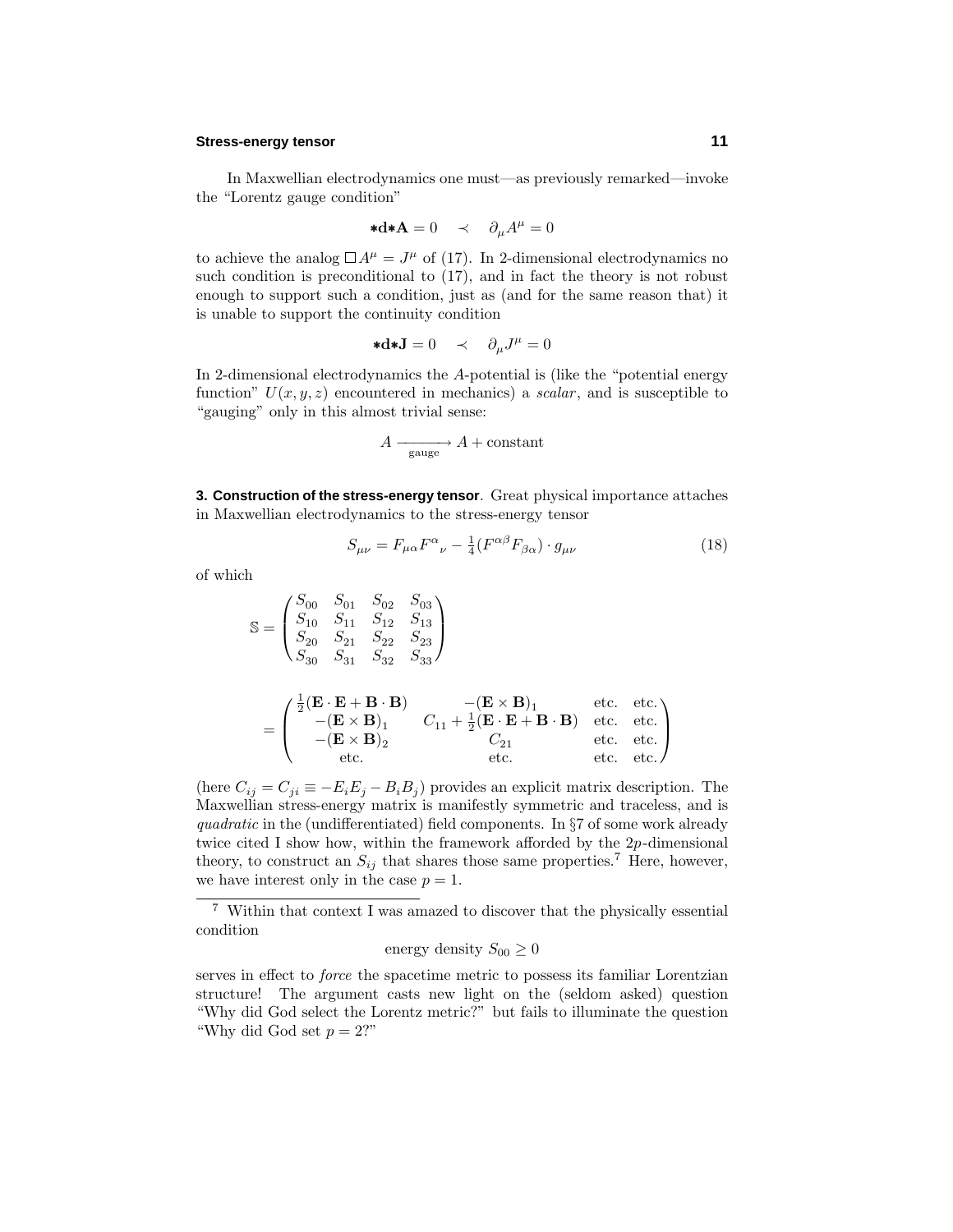In Maxwellian electrodynamics one must—as previously remarked—invoke the "Lorentz gauge condition"

$$\boldsymbol{*}\mathbf{d}\boldsymbol{*}\mathbf{A} = 0 \quad \prec \quad \partial_\mu A^\mu = 0$$

to achieve the analog $\Box A^\mu = J^\mu$ of (17). In 2-dimensional electrodynamics no such condition is preconditional to (17), and in fact the theory is not robust enough to support such a condition, just as (and for the same reason that) it is unable to support the continuity condition

$$\boldsymbol{*}\mathbf{d}\boldsymbol{*}\mathbf{J} = 0 \quad \prec \quad \partial_\mu J^\mu = 0$$

In 2-dimensional electrodynamics the $A$-potential is (like the "potential energy function" $U(x, y, z)$ encountered in mechanics) a *scalar*, and is susceptible to "gauging" only in this almost trivial sense:

$$A \xrightarrow[\text{gauge}]{} A + \text{constant}$$

**3. Construction of the stress-energy tensor**. Great physical importance attaches in Maxwellian electrodynamics to the stress-energy tensor

$$S_{\mu\nu} = F_{\mu\alpha}F^\alpha{}_\nu - \tfrac{1}{4}(F^{\alpha\beta}F_{\beta\alpha})\cdot g_{\mu\nu} \tag{18}$$

of which

$$\mathbb{S} = \begin{pmatrix} S_{00} & S_{01} & S_{02} & S_{03} \\ S_{10} & S_{11} & S_{12} & S_{13} \\ S_{20} & S_{21} & S_{22} & S_{23} \\ S_{30} & S_{31} & S_{32} & S_{33} \end{pmatrix}$$

$$= \begin{pmatrix} \frac{1}{2}(\mathbf{E}\cdot\mathbf{E} + \mathbf{B}\cdot\mathbf{B}) & -(\mathbf{E}\times\mathbf{B})_1 & \text{etc.} & \text{etc.} \\ -(\mathbf{E}\times\mathbf{B})_1 & C_{11} + \frac{1}{2}(\mathbf{E}\cdot\mathbf{E} + \mathbf{B}\cdot\mathbf{B}) & \text{etc.} & \text{etc.} \\ -(\mathbf{E}\times\mathbf{B})_2 & C_{21} & \text{etc.} & \text{etc.} \\ \text{etc.} & \text{etc.} & \text{etc.} & \text{etc.} \end{pmatrix}$$

(here $C_{ij} = C_{ji} \equiv -E_iE_j - B_iB_j$) provides an explicit matrix description. The Maxwellian stress-energy matrix is manifestly symmetric and traceless, and is *quadratic* in the (undifferentiated) field components. In §7 of some work already twice cited I show how, within the framework afforded by the $2p$-dimensional theory, to construct an $S_{ij}$ that shares those same properties.[7] Here, however, we have interest only in the case $p = 1$.

---

[7] Within that context I was amazed to discover that the physically essential condition

$$\text{energy density } S_{00} \geq 0$$

serves in effect to *force* the spacetime metric to possess its familiar Lorentzian structure! The argument casts new light on the (seldom asked) question "Why did God select the Lorentz metric?" but fails to illuminate the question "Why did God set $p = 2$?"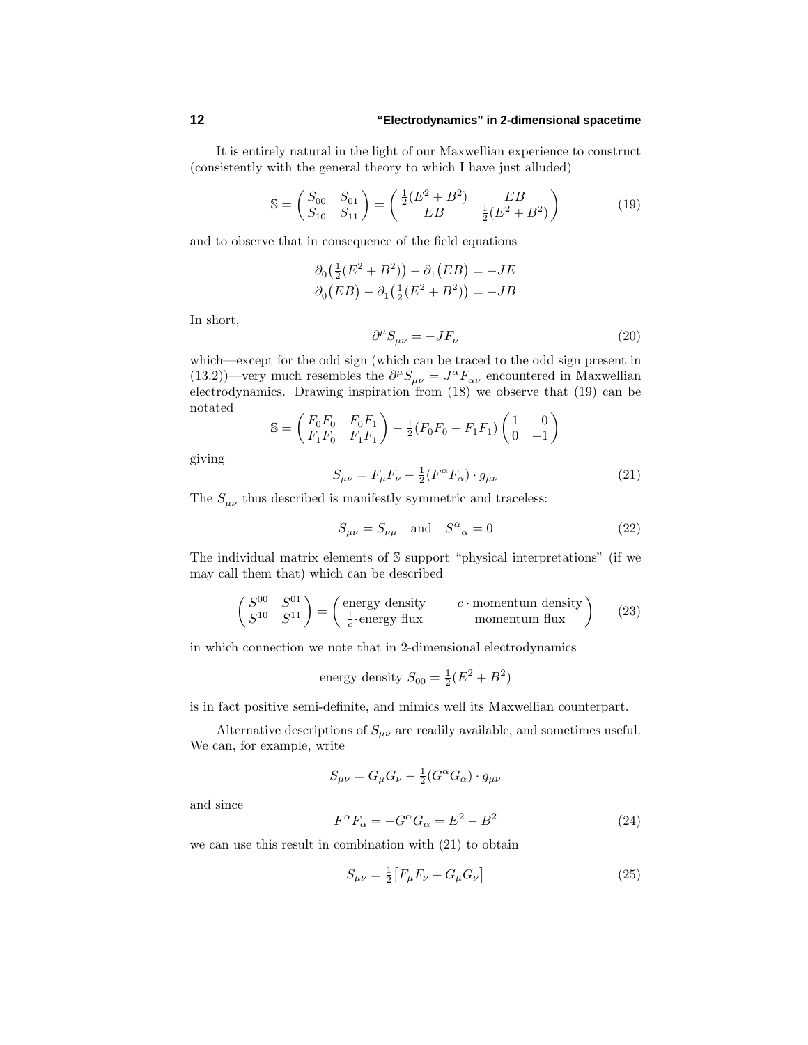It is entirely natural in the light of our Maxwellian experience to construct (consistently with the general theory to which I have just alluded)

$$\mathbb{S} = \begin{pmatrix} S_{00} & S_{01} \\ S_{10} & S_{11} \end{pmatrix} = \begin{pmatrix} \frac{1}{2}(E^2 + B^2) & EB \\ EB & \frac{1}{2}(E^2 + B^2) \end{pmatrix} \tag{19}$$

and to observe that in consequence of the field equations

$$\begin{aligned} \partial_0\big(\tfrac{1}{2}(E^2 + B^2)\big) - \partial_1\big(EB\big) &= -JE \\ \partial_0\big(EB\big) - \partial_1\big(\tfrac{1}{2}(E^2 + B^2)\big) &= -JB \end{aligned}$$

In short,

$$\partial^\mu S_{\mu\nu} = -JF_\nu \tag{20}$$

which—except for the odd sign (which can be traced to the odd sign present in (13.2))—very much resembles the $\partial^\mu S_{\mu\nu} = J^\alpha F_{\alpha\nu}$ encountered in Maxwellian electrodynamics. Drawing inspiration from (18) we observe that (19) can be notated

$$\mathbb{S} = \begin{pmatrix} F_0F_0 & F_0F_1 \\ F_1F_0 & F_1F_1 \end{pmatrix} - \tfrac{1}{2}(F_0F_0 - F_1F_1)\begin{pmatrix} 1 & 0 \\ 0 & -1 \end{pmatrix}$$

giving

$$S_{\mu\nu} = F_\mu F_\nu - \tfrac{1}{2}(F^\alpha F_\alpha)\cdot g_{\mu\nu} \tag{21}$$

The $S_{\mu\nu}$ thus described is manifestly symmetric and traceless:

$$S_{\mu\nu} = S_{\nu\mu} \quad \text{and} \quad S^\alpha{}_\alpha = 0 \tag{22}$$

The individual matrix elements of $\mathbb{S}$ support "physical interpretations" (if we may call them that) which can be described

$$\begin{pmatrix} S^{00} & S^{01} \\ S^{10} & S^{11} \end{pmatrix} = \begin{pmatrix} \text{energy density} & c\cdot\text{momentum density} \\ \frac{1}{c}\cdot\text{energy flux} & \text{momentum flux} \end{pmatrix} \tag{23}$$

in which connection we note that in 2-dimensional electrodynamics

$$\text{energy density } S_{00} = \tfrac{1}{2}(E^2 + B^2)$$

is in fact positive semi-definite, and mimics well its Maxwellian counterpart.

Alternative descriptions of $S_{\mu\nu}$ are readily available, and sometimes useful. We can, for example, write

$$S_{\mu\nu} = G_\mu G_\nu - \tfrac{1}{2}(G^\alpha G_\alpha)\cdot g_{\mu\nu}$$

and since

$$F^\alpha F_\alpha = -G^\alpha G_\alpha = E^2 - B^2 \tag{24}$$

we can use this result in combination with (21) to obtain

$$S_{\mu\nu} = \tfrac{1}{2}\big[F_\mu F_\nu + G_\mu G_\nu\big] \tag{25}$$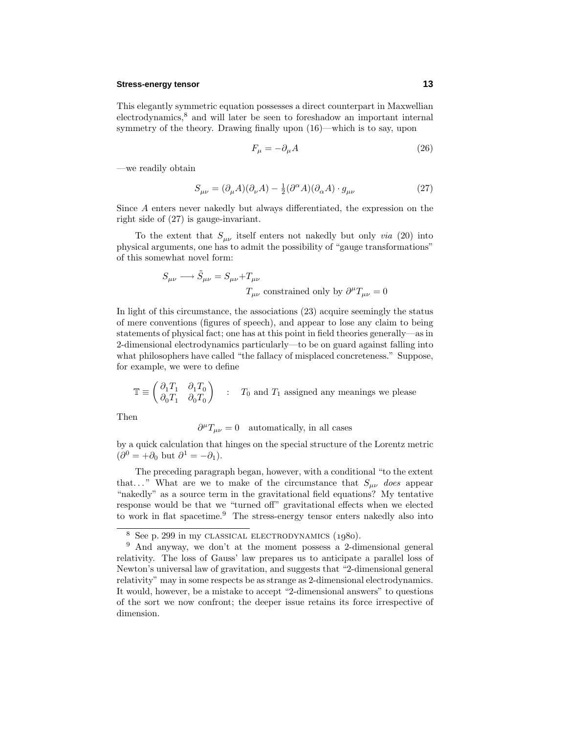This elegantly symmetric equation possesses a direct counterpart in Maxwellian electrodynamics,[8] and will later be seen to foreshadow an important internal symmetry of the theory. Drawing finally upon (16)—which is to say, upon

$$F_\mu = -\partial_\mu A \tag{26}$$

—we readily obtain

$$S_{\mu\nu} = (\partial_\mu A)(\partial_\nu A) - \tfrac{1}{2}(\partial^\alpha A)(\partial_\alpha A)\cdot g_{\mu\nu} \tag{27}$$

Since $A$ enters never nakedly but always differentiated, the expression on the right side of (27) is gauge-invariant.

To the extent that $S_{\mu\nu}$ itself enters not nakedly but only *via* (20) into physical arguments, one has to admit the possibility of "gauge transformations" of this somewhat novel form:

$$S_{\mu\nu} \longrightarrow \tilde{S}_{\mu\nu} = S_{\mu\nu} + T_{\mu\nu}$$
$$T_{\mu\nu} \text{ constrained only by } \partial^\mu T_{\mu\nu} = 0$$

In light of this circumstance, the associations (23) acquire seemingly the status of mere conventions (figures of speech), and appear to lose any claim to being statements of physical fact; one has at this point in field theories generally—as in 2-dimensional electrodynamics particularly—to be on guard against falling into what philosophers have called "the fallacy of misplaced concreteness." Suppose, for example, we were to define

$$\mathbb{T} \equiv \begin{pmatrix} \partial_1 T_1 & \partial_1 T_0 \\ \partial_0 T_1 & \partial_0 T_0 \end{pmatrix} \quad : \quad T_0 \text{ and } T_1 \text{ assigned any meanings we please}$$

Then

$$\partial^\mu T_{\mu\nu} = 0 \quad \text{automatically, in all cases}$$

by a quick calculation that hinges on the special structure of the Lorentz metric ($\partial^0 = +\partial_0$ but $\partial^1 = -\partial_1$).

The preceding paragraph began, however, with a conditional "to the extent that..." What are we to make of the circumstance that $S_{\mu\nu}$ *does* appear "nakedly" as a source term in the gravitational field equations? My tentative response would be that we "turned off" gravitational effects when we elected to work in flat spacetime.[9] The stress-energy tensor enters nakedly also into

---

[8] See p. 299 in my CLASSICAL ELECTRODYNAMICS (1980).

[9] And anyway, we don't at the moment possess a 2-dimensional general relativity. The loss of Gauss' law prepares us to anticipate a parallel loss of Newton's universal law of gravitation, and suggests that "2-dimensional general relativity" may in some respects be as strange as 2-dimensional electrodynamics. It would, however, be a mistake to accept "2-dimensional answers" to questions of the sort we now confront; the deeper issue retains its force irrespective of dimension.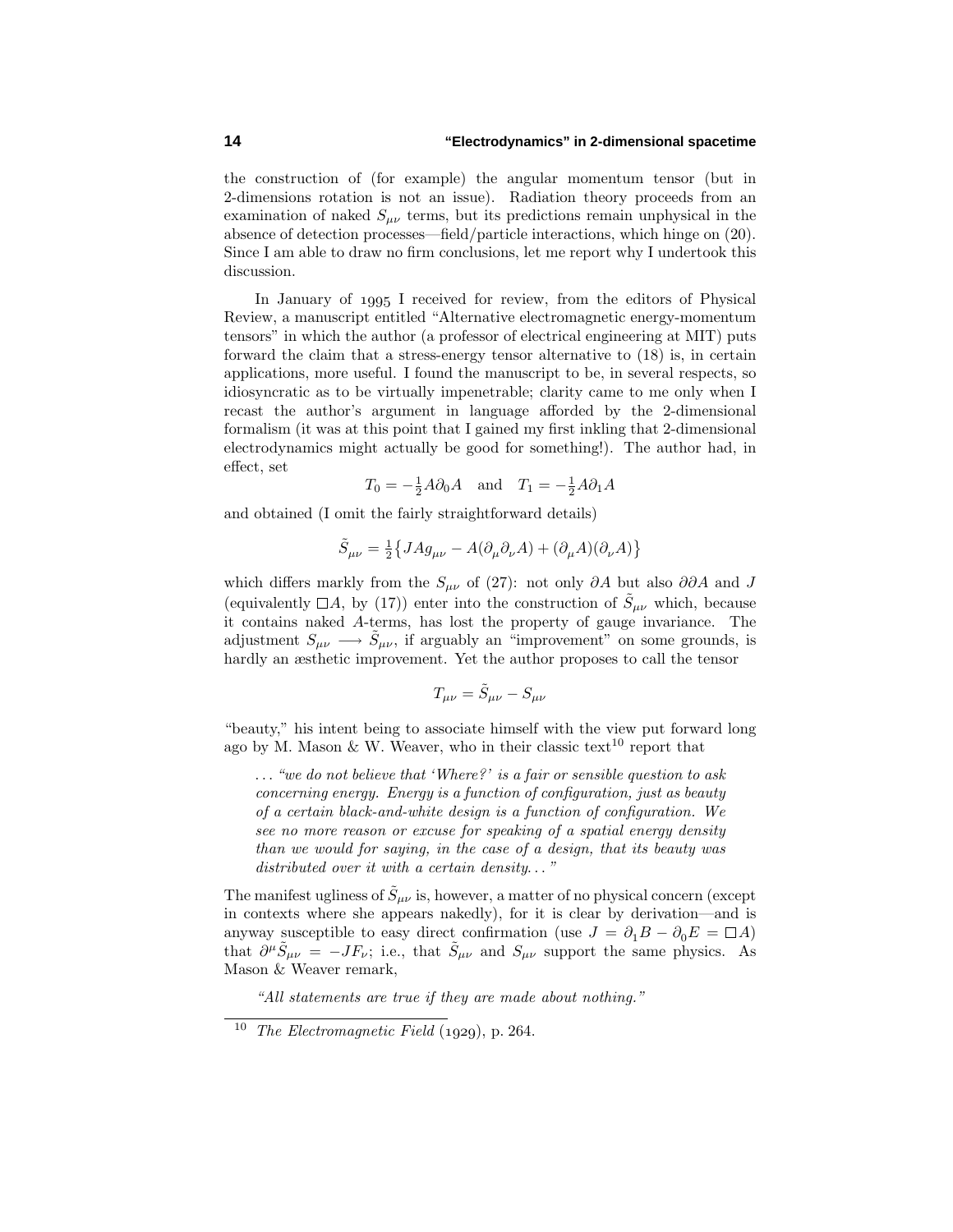the construction of (for example) the angular momentum tensor (but in 2-dimensions rotation is not an issue). Radiation theory proceeds from an examination of naked $S_{\mu\nu}$ terms, but its predictions remain unphysical in the absence of detection processes—field/particle interactions, which hinge on (20). Since I am able to draw no firm conclusions, let me report why I undertook this discussion.

In January of 1995 I received for review, from the editors of Physical Review, a manuscript entitled "Alternative electromagnetic energy-momentum tensors" in which the author (a professor of electrical engineering at MIT) puts forward the claim that a stress-energy tensor alternative to (18) is, in certain applications, more useful. I found the manuscript to be, in several respects, so idiosyncratic as to be virtually impenetrable; clarity came to me only when I recast the author's argument in language afforded by the 2-dimensional formalism (it was at this point that I gained my first inkling that 2-dimensional electrodynamics might actually be good for something!). The author had, in effect, set

$$T_0 = -\tfrac{1}{2}A\partial_0 A \quad \text{and} \quad T_1 = -\tfrac{1}{2}A\partial_1 A$$

and obtained (I omit the fairly straightforward details)

$$\tilde{S}_{\mu\nu} = \tfrac{1}{2}\big\{JAg_{\mu\nu} - A(\partial_\mu\partial_\nu A) + (\partial_\mu A)(\partial_\nu A)\big\}$$

which differs markly from the $S_{\mu\nu}$ of (27): not only $\partial A$ but also $\partial\partial A$ and $J$ (equivalently $\square A$, by (17)) enter into the construction of $\tilde{S}_{\mu\nu}$ which, because it contains naked $A$-terms, has lost the property of gauge invariance. The adjustment $S_{\mu\nu} \longrightarrow \tilde{S}_{\mu\nu}$, if arguably an "improvement" on some grounds, is hardly an æsthetic improvement. Yet the author proposes to call the tensor

$$T_{\mu\nu} = \tilde{S}_{\mu\nu} - S_{\mu\nu}$$

"beauty," his intent being to associate himself with the view put forward long ago by M. Mason & W. Weaver, who in their classic text[10] report that

> . . . *"we do not believe that 'Where?' is a fair or sensible question to ask concerning energy. Energy is a function of configuration, just as beauty of a certain black-and-white design is a function of configuration. We see no more reason or excuse for speaking of a spatial energy density than we would for saying, in the case of a design, that its beauty was distributed over it with a certain density. . . "*

The manifest ugliness of $\tilde{S}_{\mu\nu}$ is, however, a matter of no physical concern (except in contexts where she appears nakedly), for it is clear by derivation—and is anyway susceptible to easy direct confirmation (use $J = \partial_1 B - \partial_0 E = \square A$) that $\partial^\mu \tilde{S}_{\mu\nu} = -JF_\nu$; i.e., that $\tilde{S}_{\mu\nu}$ and $S_{\mu\nu}$ support the same physics. As Mason & Weaver remark,

> *"All statements are true if they are made about nothing."*

---

[10] *The Electromagnetic Field* (1929), p. 264.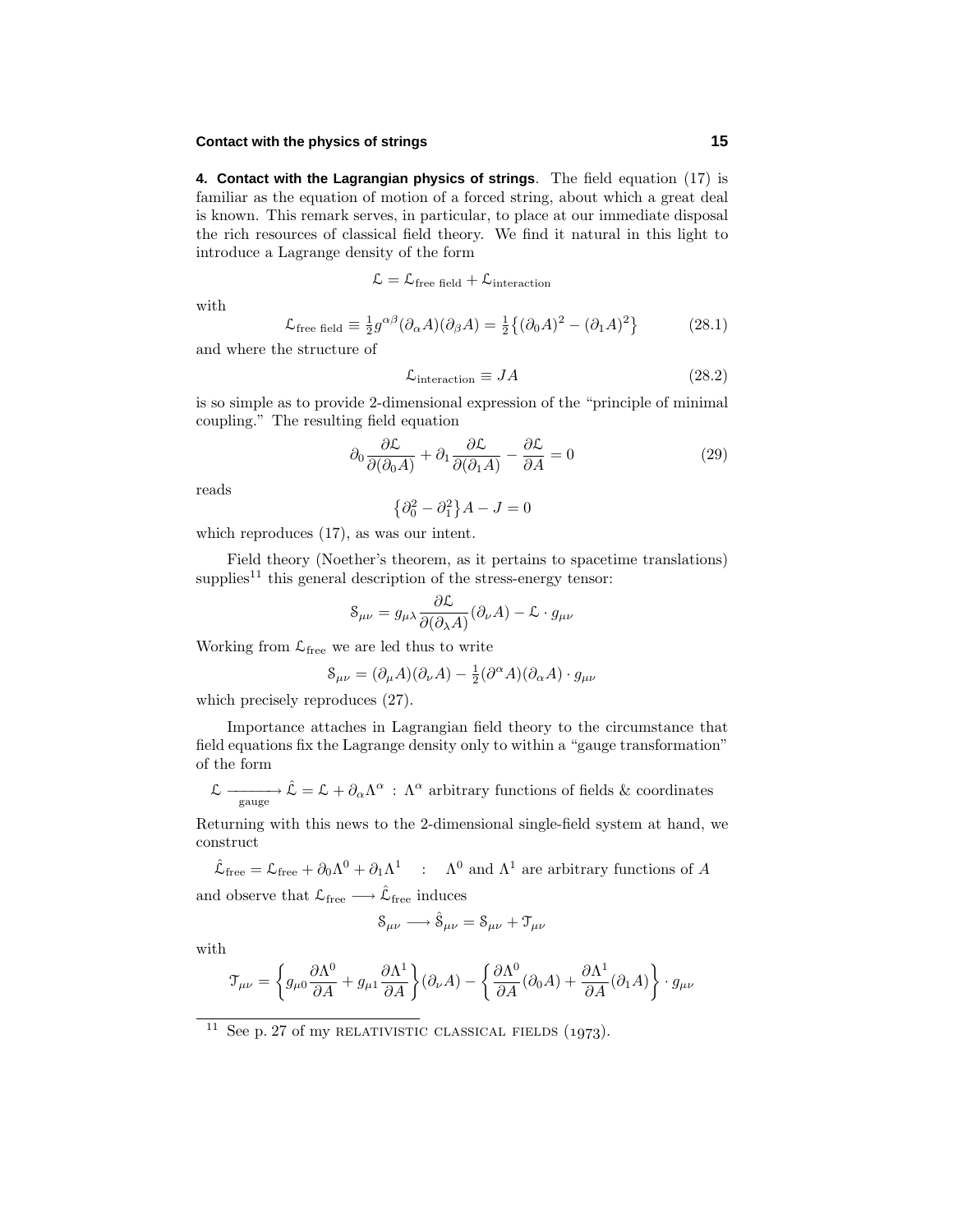**4. Contact with the Lagrangian physics of strings**. The field equation (17) is familiar as the equation of motion of a forced string, about which a great deal is known. This remark serves, in particular, to place at our immediate disposal the rich resources of classical field theory. We find it natural in this light to introduce a Lagrange density of the form

$$\mathcal{L} = \mathcal{L}_{\text{free field}} + \mathcal{L}_{\text{interaction}}$$

with

$$\mathcal{L}_{\text{free field}} \equiv \tfrac{1}{2}g^{\alpha\beta}(\partial_\alpha A)(\partial_\beta A) = \tfrac{1}{2}\big\{(\partial_0 A)^2 - (\partial_1 A)^2\big\} \tag{28.1}$$

and where the structure of

$$\mathcal{L}_{\text{interaction}} \equiv JA \tag{28.2}$$

is so simple as to provide 2-dimensional expression of the "principle of minimal coupling." The resulting field equation

$$\partial_0 \frac{\partial \mathcal{L}}{\partial(\partial_0 A)} + \partial_1 \frac{\partial \mathcal{L}}{\partial(\partial_1 A)} - \frac{\partial \mathcal{L}}{\partial A} = 0 \tag{29}$$

reads

$$\big\{\partial_0^2 - \partial_1^2\big\}A - J = 0$$

which reproduces (17), as was our intent.

Field theory (Noether's theorem, as it pertains to spacetime translations) supplies[11] this general description of the stress-energy tensor:

$$\mathcal{S}_{\mu\nu} = g_{\mu\lambda}\frac{\partial \mathcal{L}}{\partial(\partial_\lambda A)}(\partial_\nu A) - \mathcal{L}\cdot g_{\mu\nu}$$

Working from $\mathcal{L}_{\text{free}}$ we are led thus to write

$$\mathcal{S}_{\mu\nu} = (\partial_\mu A)(\partial_\nu A) - \tfrac{1}{2}(\partial^\alpha A)(\partial_\alpha A)\cdot g_{\mu\nu}$$

which precisely reproduces (27).

Importance attaches in Lagrangian field theory to the circumstance that field equations fix the Lagrange density only to within a "gauge transformation" of the form

$$\mathcal{L} \xrightarrow[\text{gauge}]{} \hat{\mathcal{L}} = \mathcal{L} + \partial_\alpha \Lambda^\alpha \;:\; \Lambda^\alpha \text{ arbitrary functions of fields \& coordinates}$$

Returning with this news to the 2-dimensional single-field system at hand, we construct

$$\hat{\mathcal{L}}_{\text{free}} = \mathcal{L}_{\text{free}} + \partial_0\Lambda^0 + \partial_1\Lambda^1 \quad : \quad \Lambda^0 \text{ and } \Lambda^1 \text{ are arbitrary functions of } A$$

and observe that $\mathcal{L}_{\text{free}} \longrightarrow \hat{\mathcal{L}}_{\text{free}}$ induces

$$\mathcal{S}_{\mu\nu} \longrightarrow \hat{\mathcal{S}}_{\mu\nu} = \mathcal{S}_{\mu\nu} + \mathcal{T}_{\mu\nu}$$

with

$$\mathcal{T}_{\mu\nu} = \left\{g_{\mu 0}\frac{\partial \Lambda^0}{\partial A} + g_{\mu 1}\frac{\partial \Lambda^1}{\partial A}\right\}(\partial_\nu A) - \left\{\frac{\partial \Lambda^0}{\partial A}(\partial_0 A) + \frac{\partial \Lambda^1}{\partial A}(\partial_1 A)\right\}\cdot g_{\mu\nu}$$

---

[11] See p. 27 of my RELATIVISTIC CLASSICAL FIELDS (1973).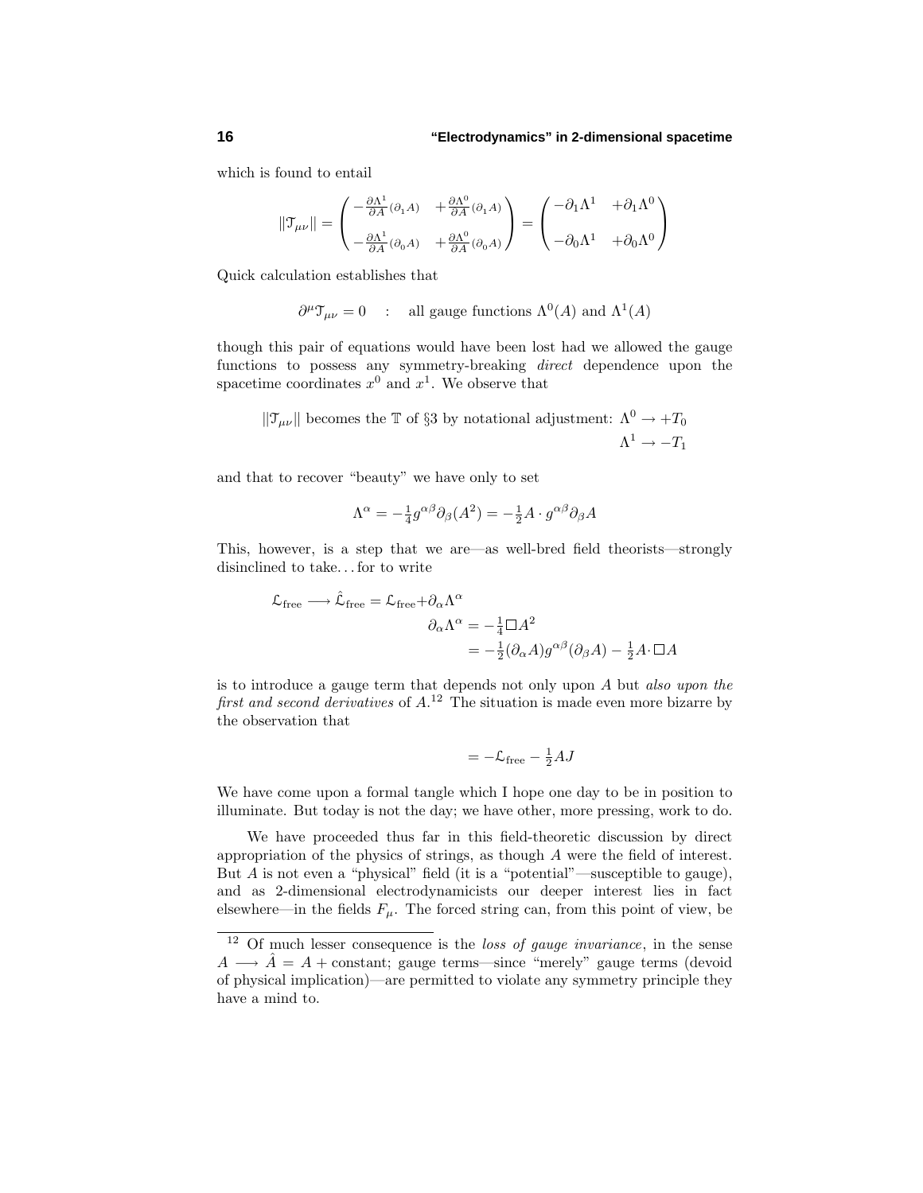which is found to entail

$$
\|\mathcal{T}_{\mu\nu}\| = \begin{pmatrix} -\frac{\partial\Lambda^1}{\partial A}(\partial_1 A) & +\frac{\partial\Lambda^0}{\partial A}(\partial_1 A) \\ -\frac{\partial\Lambda^1}{\partial A}(\partial_0 A) & +\frac{\partial\Lambda^0}{\partial A}(\partial_0 A) \end{pmatrix} = \begin{pmatrix} -\partial_1\Lambda^1 & +\partial_1\Lambda^0 \\ -\partial_0\Lambda^1 & +\partial_0\Lambda^0 \end{pmatrix}
$$

Quick calculation establishes that

$$
\partial^\mu \mathcal{T}_{\mu\nu} = 0 \quad : \quad \text{all gauge functions } \Lambda^0(A) \text{ and } \Lambda^1(A)
$$

though this pair of equations would have been lost had we allowed the gauge functions to possess any symmetry-breaking *direct* dependence upon the spacetime coordinates $x^0$ and $x^1$. We observe that

$$
\|\mathcal{T}_{\mu\nu}\| \text{ becomes the } \mathbb{T} \text{ of §3 by notational adjustment: } \begin{aligned} \Lambda^0 &\rightarrow +T_0 \\ \Lambda^1 &\rightarrow -T_1 \end{aligned}
$$

and that to recover "beauty" we have only to set

$$
\Lambda^\alpha = -\tfrac{1}{4}g^{\alpha\beta}\partial_\beta(A^2) = -\tfrac{1}{2}A\cdot g^{\alpha\beta}\partial_\beta A
$$

This, however, is a step that we are—as well-bred field theorists—strongly disinclined to take. . . for to write

$$
\begin{aligned}
\mathcal{L}_{\text{free}} \longrightarrow \hat{\mathcal{L}}_{\text{free}} = \mathcal{L}_{\text{free}} + \partial_\alpha\Lambda^\alpha& \\
\partial_\alpha\Lambda^\alpha &= -\tfrac{1}{4}\Box A^2 \\
&= -\tfrac{1}{2}(\partial_\alpha A)g^{\alpha\beta}(\partial_\beta A) - \tfrac{1}{2}A\cdot\Box A
\end{aligned}
$$

is to introduce a gauge term that depends not only upon $A$ but *also upon the first and second derivatives* of $A$.[12] The situation is made even more bizarre by the observation that

$$
= -\mathcal{L}_{\text{free}} - \tfrac{1}{2}AJ
$$

We have come upon a formal tangle which I hope one day to be in position to illuminate. But today is not the day; we have other, more pressing, work to do.

We have proceeded thus far in this field-theoretic discussion by direct appropriation of the physics of strings, as though $A$ were the field of interest. But $A$ is not even a "physical" field (it is a "potential"—susceptible to gauge), and as 2-dimensional electrodynamicists our deeper interest lies in fact elsewhere—in the fields $F_\mu$. The forced string can, from this point of view, be

---

[12] Of much lesser consequence is the *loss of gauge invariance*, in the sense $A \longrightarrow \hat{A} = A + \text{constant}$; gauge terms—since "merely" gauge terms (devoid of physical implication)—are permitted to violate any symmetry principle they have a mind to.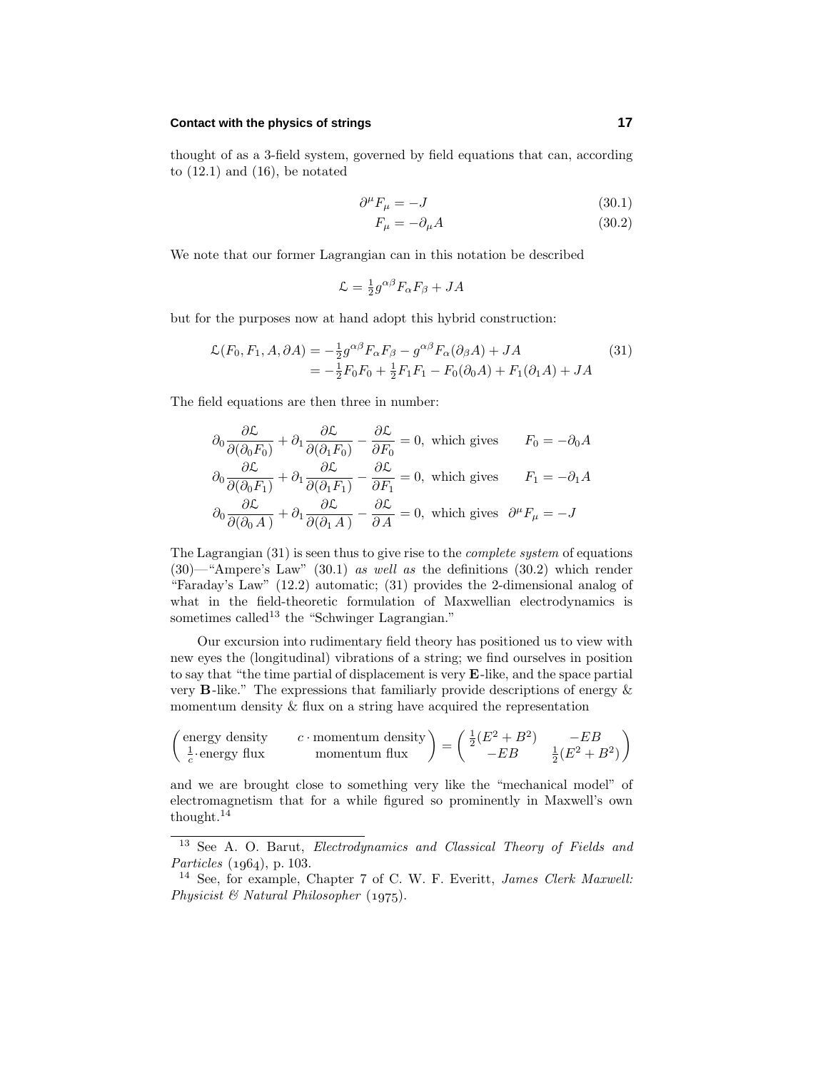thought of as a 3-field system, governed by field equations that can, according to (12.1) and (16), be notated

$$\partial^\mu F_\mu = -J \tag{30.1}$$

$$F_\mu = -\partial_\mu A \tag{30.2}$$

We note that our former Lagrangian can in this notation be described

$$\mathcal{L} = \tfrac{1}{2} g^{\alpha\beta} F_\alpha F_\beta + JA$$

but for the purposes now at hand adopt this hybrid construction:

$$\begin{aligned}\mathcal{L}(F_0, F_1, A, \partial A) &= -\tfrac{1}{2} g^{\alpha\beta} F_\alpha F_\beta - g^{\alpha\beta} F_\alpha(\partial_\beta A) + JA \\ &= -\tfrac{1}{2} F_0 F_0 + \tfrac{1}{2} F_1 F_1 - F_0(\partial_0 A) + F_1(\partial_1 A) + JA\end{aligned} \tag{31}$$

The field equations are then three in number:

$$\partial_0 \frac{\partial \mathcal{L}}{\partial(\partial_0 F_0)} + \partial_1 \frac{\partial \mathcal{L}}{\partial(\partial_1 F_0)} - \frac{\partial \mathcal{L}}{\partial F_0} = 0, \text{ which gives} \qquad F_0 = -\partial_0 A$$

$$\partial_0 \frac{\partial \mathcal{L}}{\partial(\partial_0 F_1)} + \partial_1 \frac{\partial \mathcal{L}}{\partial(\partial_1 F_1)} - \frac{\partial \mathcal{L}}{\partial F_1} = 0, \text{ which gives} \qquad F_1 = -\partial_1 A$$

$$\partial_0 \frac{\partial \mathcal{L}}{\partial(\partial_0 A)} + \partial_1 \frac{\partial \mathcal{L}}{\partial(\partial_1 A)} - \frac{\partial \mathcal{L}}{\partial A} = 0, \text{ which gives} \quad \partial^\mu F_\mu = -J$$

The Lagrangian (31) is seen thus to give rise to the *complete system* of equations (30)—"Ampere's Law" (30.1) *as well as* the definitions (30.2) which render "Faraday's Law" (12.2) automatic; (31) provides the 2-dimensional analog of what in the field-theoretic formulation of Maxwellian electrodynamics is sometimes called[13] the "Schwinger Lagrangian."

Our excursion into rudimentary field theory has positioned us to view with new eyes the (longitudinal) vibrations of a string; we find ourselves in position to say that "the time partial of displacement is very **E**-like, and the space partial very **B**-like." The expressions that familiarly provide descriptions of energy & momentum density & flux on a string have acquired the representation

$$\begin{pmatrix} \text{energy density} & c \cdot \text{momentum density} \\ \frac{1}{c} \cdot \text{energy flux} & \text{momentum flux} \end{pmatrix} = \begin{pmatrix} \frac{1}{2}(E^2 + B^2) & -EB \\ -EB & \frac{1}{2}(E^2 + B^2) \end{pmatrix}$$

and we are brought close to something very like the "mechanical model" of electromagnetism that for a while figured so prominently in Maxwell's own thought.[14]

---

[13] See A. O. Barut, *Electrodynamics and Classical Theory of Fields and Particles* (1964), p. 103.

[14] See, for example, Chapter 7 of C. W. F. Everitt, *James Clerk Maxwell: Physicist & Natural Philosopher* (1975).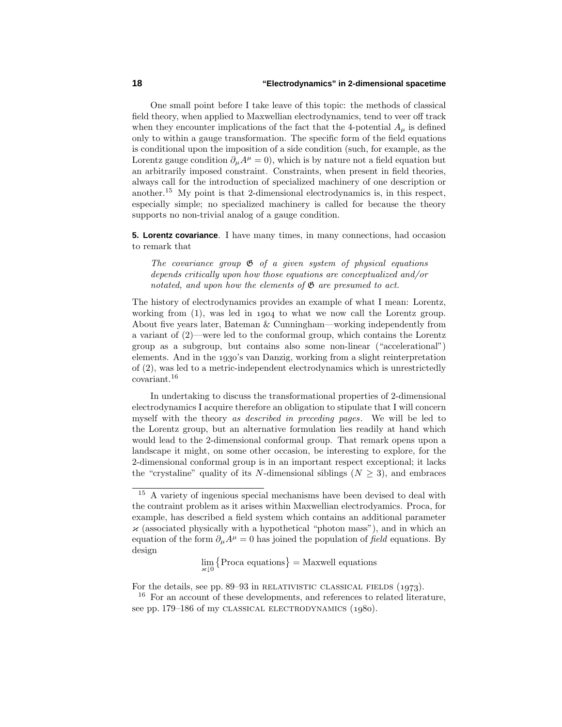One small point before I take leave of this topic: the methods of classical field theory, when applied to Maxwellian electrodynamics, tend to veer off track when they encounter implications of the fact that the 4-potential $A_\mu$ is defined only to within a gauge transformation. The specific form of the field equations is conditional upon the imposition of a side condition (such, for example, as the Lorentz gauge condition $\partial_\mu A^\mu = 0$), which is by nature not a field equation but an arbitrarily imposed constraint. Constraints, when present in field theories, always call for the introduction of specialized machinery of one description or another.[15] My point is that 2-dimensional electrodynamics is, in this respect, especially simple; no specialized machinery is called for because the theory supports no non-trivial analog of a gauge condition.

**5. Lorentz covariance**. I have many times, in many connections, had occasion to remark that

> *The covariance group $\mathfrak{G}$ of a given system of physical equations depends critically upon how those equations are conceptualized and/or notated, and upon how the elements of $\mathfrak{G}$ are presumed to act.*

The history of electrodynamics provides an example of what I mean: Lorentz, working from (1), was led in 1904 to what we now call the Lorentz group. About five years later, Bateman & Cunningham—working independently from a variant of (2)—were led to the conformal group, which contains the Lorentz group as a subgroup, but contains also some non-linear ("accelerational") elements. And in the 1930's van Danzig, working from a slight reinterpretation of (2), was led to a metric-independent electrodynamics which is unrestrictedly covariant.[16]

In undertaking to discuss the transformational properties of 2-dimensional electrodynamics I acquire therefore an obligation to stipulate that I will concern myself with the theory *as described in preceding pages*. We will be led to the Lorentz group, but an alternative formulation lies readily at hand which would lead to the 2-dimensional conformal group. That remark opens upon a landscape it might, on some other occasion, be interesting to explore, for the 2-dimensional conformal group is in an important respect exceptional; it lacks the "crystaline" quality of its $N$-dimensional siblings ($N \geq 3$), and embraces

---

[15] A variety of ingenious special mechanisms have been devised to deal with the contraint problem as it arises within Maxwellian electrodyamics. Proca, for example, has described a field system which contains an additional parameter $\varkappa$ (associated physically with a hypothetical "photon mass"), and in which an equation of the form $\partial_\mu A^\mu = 0$ has joined the population of *field* equations. By design

$$\lim_{\varkappa \downarrow 0} \big\{ \text{Proca equations} \big\} = \text{Maxwell equations}$$

For the details, see pp. 89–93 in RELATIVISTIC CLASSICAL FIELDS (1973).

[16] For an account of these developments, and references to related literature, see pp. 179–186 of my CLASSICAL ELECTRODYNAMICS (1980).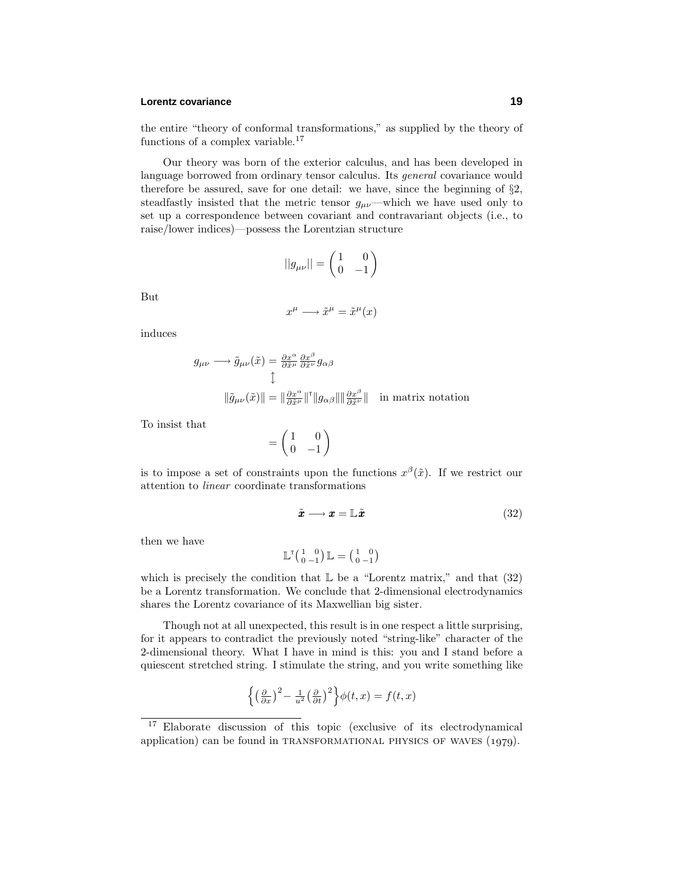the entire "theory of conformal transformations," as supplied by the theory of functions of a complex variable.[17]

Our theory was born of the exterior calculus, and has been developed in language borrowed from ordinary tensor calculus. Its *general* covariance would therefore be assured, save for one detail: we have, since the beginning of §2, steadfastly insisted that the metric tensor $g_{\mu\nu}$—which we have used only to set up a correspondence between covariant and contravariant objects (i.e., to raise/lower indices)—possess the Lorentzian structure

$$\|g_{\mu\nu}\| = \begin{pmatrix} 1 & 0 \\ 0 & -1 \end{pmatrix}$$

But

$$x^\mu \longrightarrow \tilde{x}^\mu = \tilde{x}^\mu(x)$$

induces

$$\begin{aligned} g_{\mu\nu} \longrightarrow \tilde{g}_{\mu\nu}(\tilde{x}) &= \tfrac{\partial x^\alpha}{\partial \tilde{x}^\mu}\tfrac{\partial x^\beta}{\partial \tilde{x}^\nu} g_{\alpha\beta} \\ &\updownarrow \\ \|\tilde{g}_{\mu\nu}(\tilde{x})\| &= \|\tfrac{\partial x^\alpha}{\partial \tilde{x}^\mu}\|^{\mathsf{T}} \|g_{\alpha\beta}\| \|\tfrac{\partial x^\beta}{\partial \tilde{x}^\nu}\| \quad \text{in matrix notation} \end{aligned}$$

To insist that

$$= \begin{pmatrix} 1 & 0 \\ 0 & -1 \end{pmatrix}$$

is to impose a set of constraints upon the functions $x^\beta(\tilde{x})$. If we restrict our attention to *linear* coordinate transformations

$$\tilde{\boldsymbol{x}} \longrightarrow \boldsymbol{x} = \mathbb{L}\tilde{\boldsymbol{x}} \tag{32}$$

then we have

$$\mathbb{L}^{\mathsf{T}} \left(\begin{smallmatrix} 1 & 0 \\ 0 & -1 \end{smallmatrix}\right) \mathbb{L} = \left(\begin{smallmatrix} 1 & 0 \\ 0 & -1 \end{smallmatrix}\right)$$

which is precisely the condition that $\mathbb{L}$ be a "Lorentz matrix," and that (32) be a Lorentz transformation. We conclude that 2-dimensional electrodynamics shares the Lorentz covariance of its Maxwellian big sister.

Though not at all unexpected, this result is in one respect a little surprising, for it appears to contradict the previously noted "string-like" character of the 2-dimensional theory. What I have in mind is this: you and I stand before a quiescent stretched string. I stimulate the string, and you write something like

$$\Big\{ \big(\tfrac{\partial}{\partial x}\big)^2 - \tfrac{1}{u^2}\big(\tfrac{\partial}{\partial t}\big)^2 \Big\} \phi(t,x) = f(t,x)$$

---

[17] Elaborate discussion of this topic (exclusive of its electrodynamical application) can be found in TRANSFORMATIONAL PHYSICS OF WAVES (1979).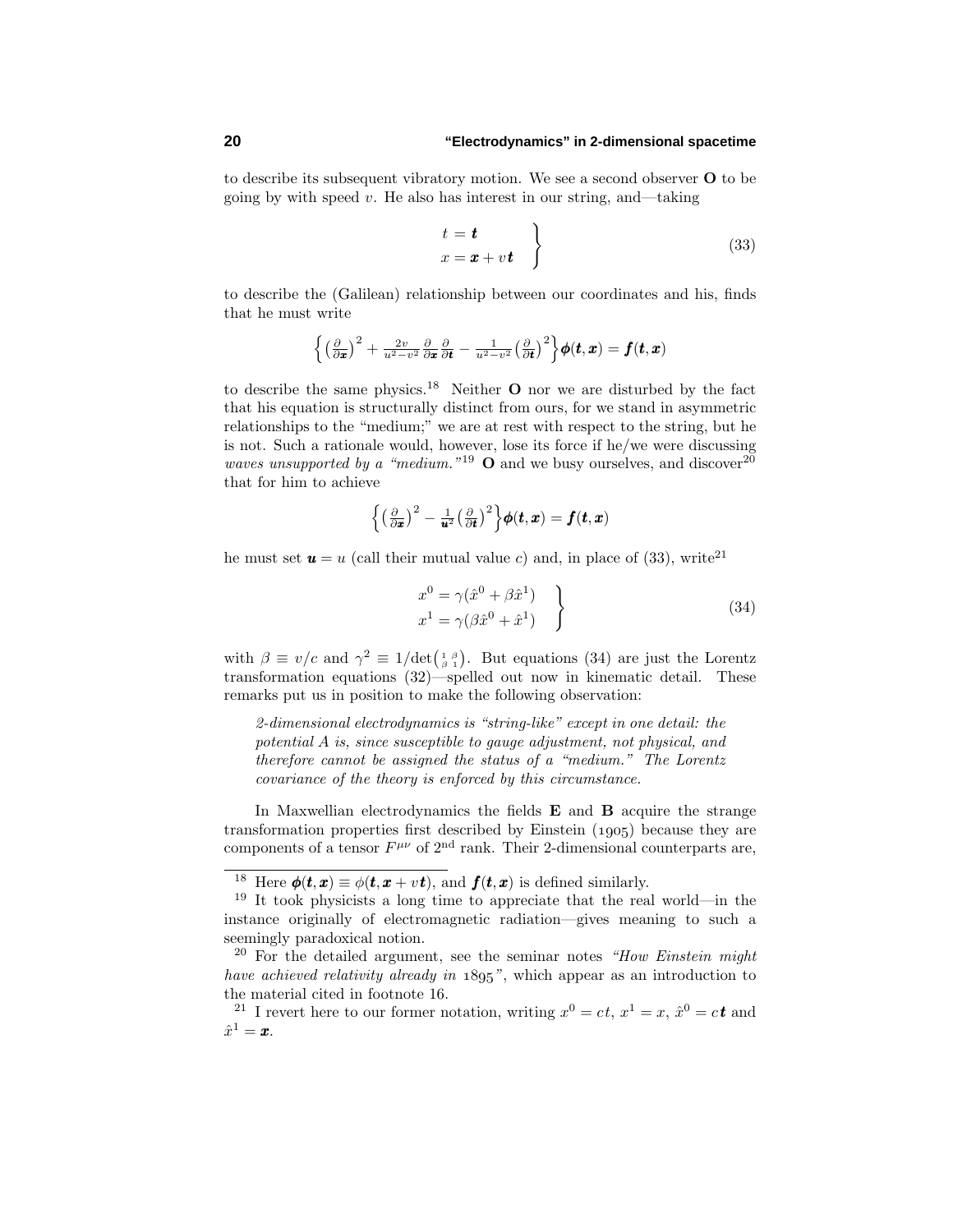to describe its subsequent vibratory motion. We see a second observer **O** to be going by with speed $v$. He also has interest in our string, and—taking

$$\left.\begin{aligned} t &= \boldsymbol{t} \\ x &= \boldsymbol{x} + v\boldsymbol{t} \end{aligned}\right\} \tag{33}$$

to describe the (Galilean) relationship between our coordinates and his, finds that he must write

$$\Big\{\big(\tfrac{\partial}{\partial \boldsymbol{x}}\big)^2 + \tfrac{2v}{u^2 - v^2}\tfrac{\partial}{\partial \boldsymbol{x}}\tfrac{\partial}{\partial \boldsymbol{t}} - \tfrac{1}{u^2-v^2}\big(\tfrac{\partial}{\partial \boldsymbol{t}}\big)^2\Big\}\boldsymbol{\phi}(\boldsymbol{t},\boldsymbol{x}) = \boldsymbol{f}(\boldsymbol{t},\boldsymbol{x})$$

to describe the same physics.[18] Neither **O** nor we are disturbed by the fact that his equation is structurally distinct from ours, for we stand in asymmetric relationships to the "medium;" we are at rest with respect to the string, but he is not. Such a rationale would, however, lose its force if he/we were discussing *waves unsupported by a "medium."*[19] **O** and we busy ourselves, and discover[20] that for him to achieve

$$\Big\{\big(\tfrac{\partial}{\partial \boldsymbol{x}}\big)^2 - \tfrac{1}{\boldsymbol{u}^2}\big(\tfrac{\partial}{\partial \boldsymbol{t}}\big)^2\Big\}\boldsymbol{\phi}(\boldsymbol{t},\boldsymbol{x}) = \boldsymbol{f}(\boldsymbol{t},\boldsymbol{x})$$

he must set $\boldsymbol{u} = u$ (call their mutual value $c$) and, in place of (33), write[21]

$$\left.\begin{aligned} x^0 &= \gamma(\hat{x}^0 + \beta\hat{x}^1) \\ x^1 &= \gamma(\beta\hat{x}^0 + \hat{x}^1) \end{aligned}\right\} \tag{34}$$

with $\beta \equiv v/c$ and $\gamma^2 \equiv 1/\det\begin{pmatrix} 1 & \beta \\ \beta & 1\end{pmatrix}$. But equations (34) are just the Lorentz transformation equations (32)—spelled out now in kinematic detail. These remarks put us in position to make the following observation:

> *2-dimensional electrodynamics is "string-like" except in one detail: the potential $A$ is, since susceptible to gauge adjustment, not physical, and therefore cannot be assigned the status of a "medium." The Lorentz covariance of the theory is enforced by this circumstance.*

In Maxwellian electrodynamics the fields **E** and **B** acquire the strange transformation properties first described by Einstein (1905) because they are components of a tensor $F^{\mu\nu}$ of 2nd rank. Their 2-dimensional counterparts are,

---

[18] Here $\boldsymbol{\phi}(\boldsymbol{t},\boldsymbol{x}) \equiv \phi(\boldsymbol{t},\boldsymbol{x}+v\boldsymbol{t})$, and $\boldsymbol{f}(\boldsymbol{t},\boldsymbol{x})$ is defined similarly.

[19] It took physicists a long time to appreciate that the real world—in the instance originally of electromagnetic radiation—gives meaning to such a seemingly paradoxical notion.

[20] For the detailed argument, see the seminar notes *"How Einstein might have achieved relativity already in 1895"*, which appear as an introduction to the material cited in footnote 16.

[21] I revert here to our former notation, writing $x^0 = ct$, $x^1 = x$, $\hat{x}^0 = c\boldsymbol{t}$ and $\hat{x}^1 = \boldsymbol{x}$.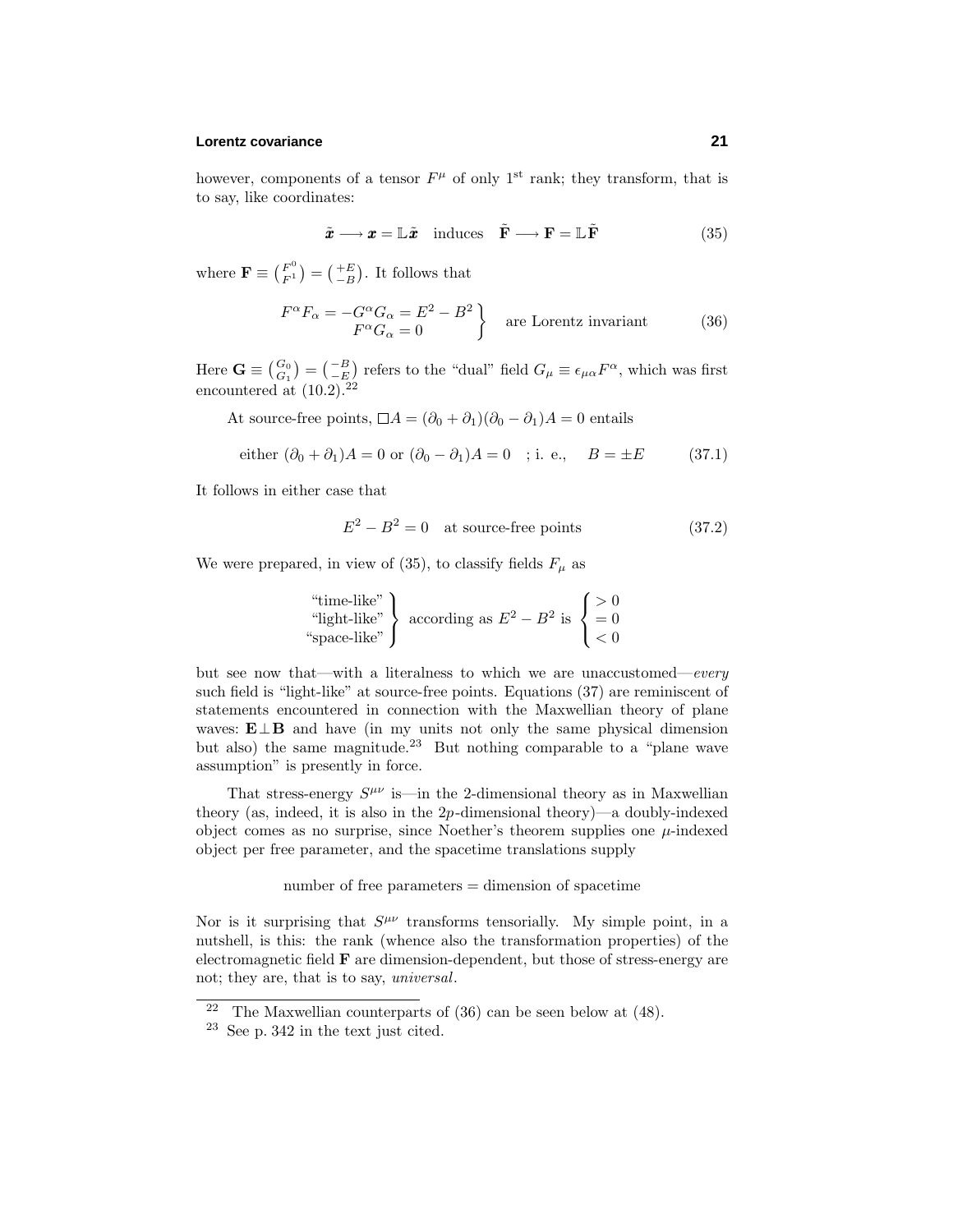however, components of a tensor $F^\mu$ of only 1[st] rank; they transform, that is to say, like coordinates:

$$\tilde{\boldsymbol{x}} \longrightarrow \boldsymbol{x} = \mathbb{L}\tilde{\boldsymbol{x}} \quad \text{induces} \quad \tilde{\mathbf{F}} \longrightarrow \mathbf{F} = \mathbb{L}\tilde{\mathbf{F}} \tag{35}$$

where $\mathbf{F} \equiv \binom{F^0}{F^1} = \binom{+E}{-B}$. It follows that

$$\left.\begin{array}{c} F^\alpha F_\alpha = -G^\alpha G_\alpha = E^2 - B^2 \\ F^\alpha G_\alpha = 0 \end{array}\right\} \quad \text{are Lorentz invariant} \tag{36}$$

Here $\mathbf{G} \equiv \binom{G_0}{G_1} = \binom{-B}{-E}$ refers to the "dual" field $G_\mu \equiv \epsilon_{\mu\alpha}F^\alpha$, which was first encountered at (10.2).[22]

At source-free points, $\Box A = (\partial_0 + \partial_1)(\partial_0 - \partial_1)A = 0$ entails

$$\text{either } (\partial_0 + \partial_1)A = 0 \text{ or } (\partial_0 - \partial_1)A = 0 \quad ; \text{i. e.,} \quad B = \pm E \tag{37.1}$$

It follows in either case that

$$E^2 - B^2 = 0 \quad \text{at source-free points} \tag{37.2}$$

We were prepared, in view of (35), to classify fields $F_\mu$ as

$$\left.\begin{array}{r} \text{"time-like"} \\ \text{"light-like"} \\ \text{"space-like"} \end{array}\right\} \text{ according as } E^2 - B^2 \text{ is } \begin{cases} > 0 \\ = 0 \\ < 0 \end{cases}$$

but see now that—with a literalness to which we are unaccustomed—*every* such field is "light-like" at source-free points. Equations (37) are reminiscent of statements encountered in connection with the Maxwellian theory of plane waves: $\mathbf{E} \perp \mathbf{B}$ and have (in my units not only the same physical dimension but also) the same magnitude.[23] But nothing comparable to a "plane wave assumption" is presently in force.

That stress-energy $S^{\mu\nu}$ is—in the 2-dimensional theory as in Maxwellian theory (as, indeed, it is also in the $2p$-dimensional theory)—a doubly-indexed object comes as no surprise, since Noether's theorem supplies one $\mu$-indexed object per free parameter, and the spacetime translations supply

$$\text{number of free parameters} = \text{dimension of spacetime}$$

Nor is it surprising that $S^{\mu\nu}$ transforms tensorially. My simple point, in a nutshell, is this: the rank (whence also the transformation properties) of the electromagnetic field $\mathbf{F}$ are dimension-dependent, but those of stress-energy are not; they are, that is to say, *universal*.

---

[22] The Maxwellian counterparts of (36) can be seen below at (48).

[23] See p. 342 in the text just cited.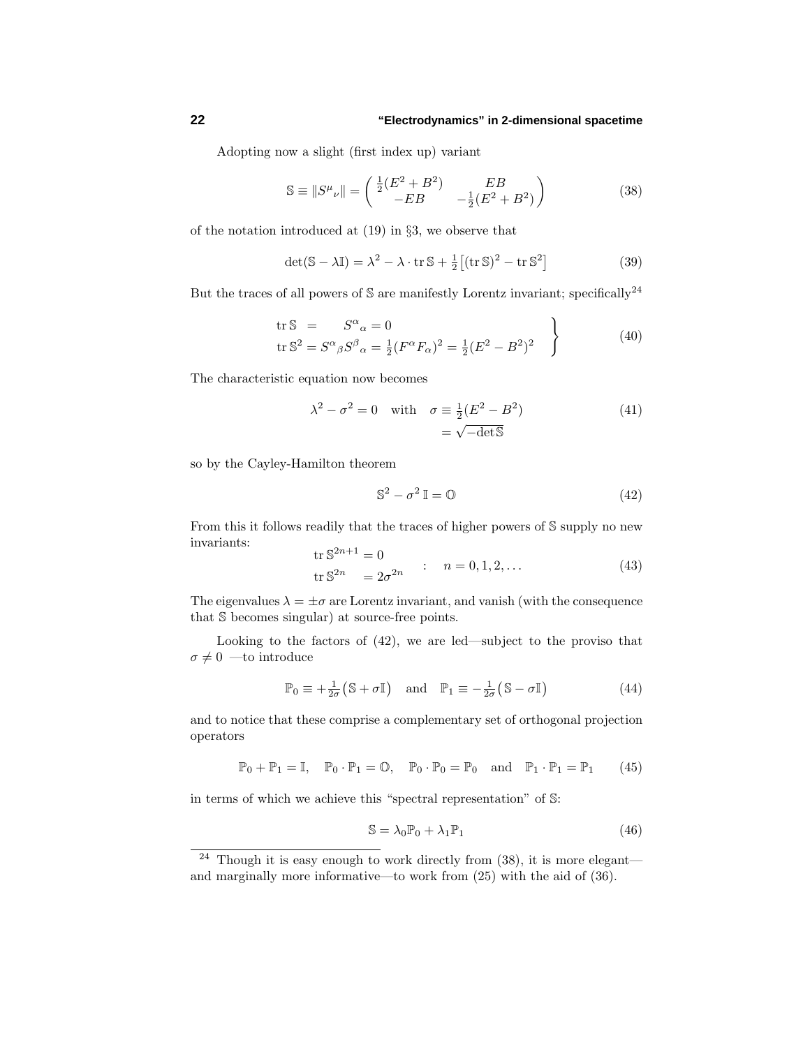Adopting now a slight (first index up) variant

$$\mathbb{S} \equiv \|S^\mu{}_\nu\| = \begin{pmatrix} \frac{1}{2}(E^2+B^2) & EB \\ -EB & -\frac{1}{2}(E^2+B^2) \end{pmatrix} \tag{38}$$

of the notation introduced at (19) in §3, we observe that

$$\det(\mathbb{S}-\lambda\mathbb{I}) = \lambda^2 - \lambda\cdot \operatorname{tr}\mathbb{S} + \tfrac{1}{2}\big[(\operatorname{tr}\mathbb{S})^2 - \operatorname{tr}\mathbb{S}^2\big] \tag{39}$$

But the traces of all powers of $\mathbb{S}$ are manifestly Lorentz invariant; specifically[24]

$$\left.\begin{aligned} \operatorname{tr}\mathbb{S} &= \quad S^\alpha{}_\alpha = 0 \\ \operatorname{tr}\mathbb{S}^2 &= S^\alpha{}_\beta S^\beta{}_\alpha = \tfrac{1}{2}(F^\alpha F_\alpha)^2 = \tfrac{1}{2}(E^2-B^2)^2 \end{aligned}\right\} \tag{40}$$

The characteristic equation now becomes

$$\lambda^2 - \sigma^2 = 0 \quad \text{with} \quad \begin{aligned}\sigma &\equiv \tfrac{1}{2}(E^2-B^2) \\ &= \sqrt{-\det\mathbb{S}}\end{aligned} \tag{41}$$

so by the Cayley-Hamilton theorem

$$\mathbb{S}^2 - \sigma^2\,\mathbb{I} = \mathbb{O} \tag{42}$$

From this it follows readily that the traces of higher powers of $\mathbb{S}$ supply no new invariants:

$$\begin{aligned} \operatorname{tr}\mathbb{S}^{2n+1} &= 0 \\ \operatorname{tr}\mathbb{S}^{2n} \quad &= 2\sigma^{2n} \end{aligned} \quad : \quad n = 0,1,2,\ldots \tag{43}$$

The eigenvalues $\lambda = \pm\sigma$ are Lorentz invariant, and vanish (with the consequence that $\mathbb{S}$ becomes singular) at source-free points.

Looking to the factors of (42), we are led—subject to the proviso that $\sigma \neq 0$ —to introduce

$$\mathbb{P}_0 \equiv +\tfrac{1}{2\sigma}\big(\mathbb{S}+\sigma\mathbb{I}\big) \quad \text{and} \quad \mathbb{P}_1 \equiv -\tfrac{1}{2\sigma}\big(\mathbb{S}-\sigma\mathbb{I}\big) \tag{44}$$

and to notice that these comprise a complementary set of orthogonal projection operators

$$\mathbb{P}_0 + \mathbb{P}_1 = \mathbb{I}, \quad \mathbb{P}_0\cdot\mathbb{P}_1 = \mathbb{O}, \quad \mathbb{P}_0\cdot\mathbb{P}_0 = \mathbb{P}_0 \quad \text{and} \quad \mathbb{P}_1\cdot\mathbb{P}_1 = \mathbb{P}_1 \tag{45}$$

in terms of which we achieve this "spectral representation" of $\mathbb{S}$:

$$\mathbb{S} = \lambda_0\mathbb{P}_0 + \lambda_1\mathbb{P}_1 \tag{46}$$

---

[24] Though it is easy enough to work directly from (38), it is more elegant—and marginally more informative—to work from (25) with the aid of (36).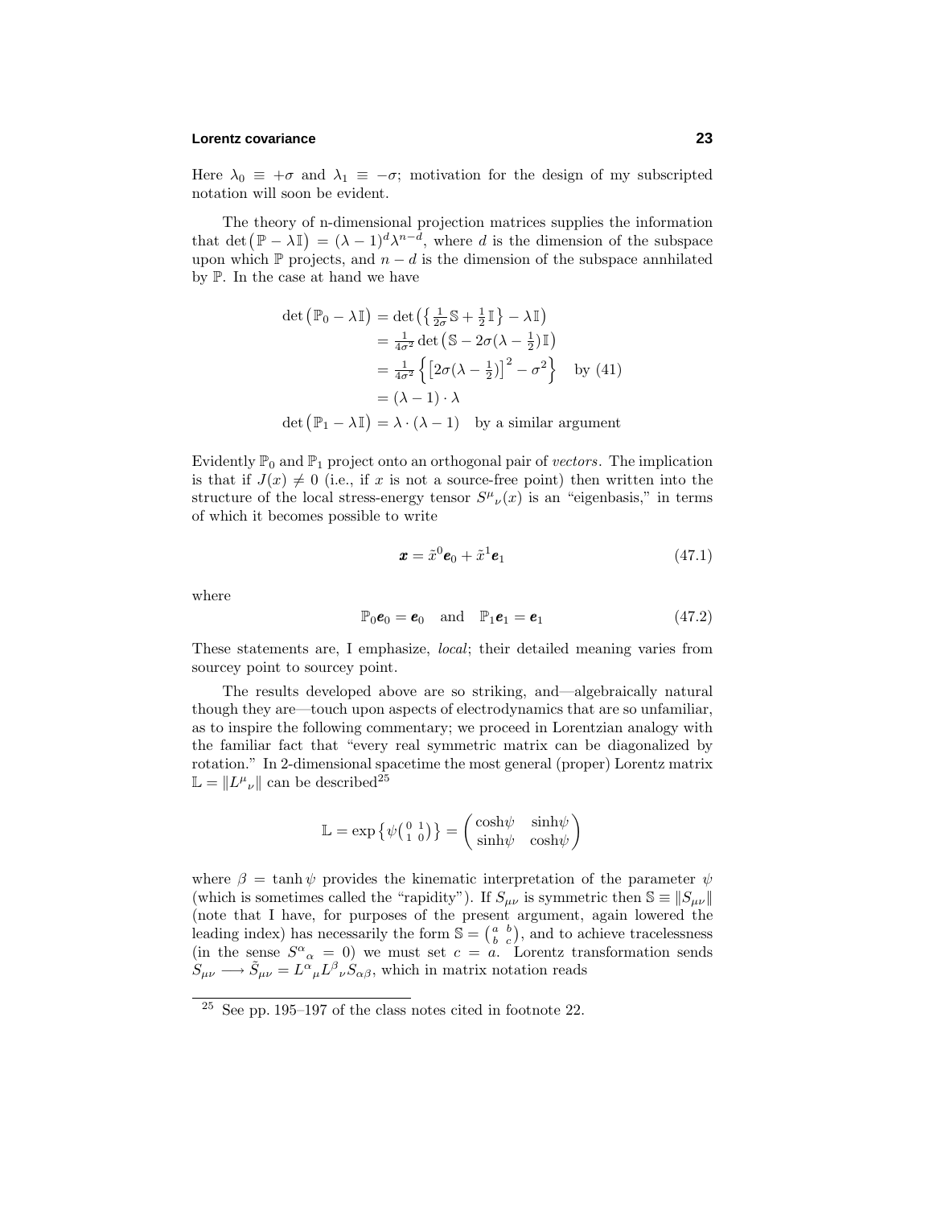Here $\lambda_0 \equiv +\sigma$ and $\lambda_1 \equiv -\sigma$; motivation for the design of my subscripted notation will soon be evident.

The theory of n-dimensional projection matrices supplies the information that $\det\big(\mathbb{P} - \lambda\mathbb{I}\big) = (\lambda - 1)^d \lambda^{n-d}$, where $d$ is the dimension of the subspace upon which $\mathbb{P}$ projects, and $n - d$ is the dimension of the subspace annhilated by $\mathbb{P}$. In the case at hand we have

$$\begin{aligned}
\det\big(\mathbb{P}_0 - \lambda\mathbb{I}\big) &= \det\big(\big\{\tfrac{1}{2\sigma}\mathbb{S} + \tfrac{1}{2}\mathbb{I}\big\} - \lambda\mathbb{I}\big) \\
&= \tfrac{1}{4\sigma^2}\det\big(\mathbb{S} - 2\sigma(\lambda - \tfrac{1}{2})\mathbb{I}\big) \\
&= \tfrac{1}{4\sigma^2}\Big\{\big[2\sigma(\lambda - \tfrac{1}{2})\big]^2 - \sigma^2\Big\} \quad \text{by (41)} \\
&= (\lambda - 1)\cdot\lambda \\
\det\big(\mathbb{P}_1 - \lambda\mathbb{I}\big) &= \lambda\cdot(\lambda - 1) \quad \text{by a similar argument}
\end{aligned}$$

Evidently $\mathbb{P}_0$ and $\mathbb{P}_1$ project onto an orthogonal pair of *vectors*. The implication is that if $J(x) \neq 0$ (i.e., if $x$ is not a source-free point) then written into the structure of the local stress-energy tensor $S^\mu{}_\nu(x)$ is an "eigenbasis," in terms of which it becomes possible to write

$$\boldsymbol{x} = \tilde{x}^0\boldsymbol{e}_0 + \tilde{x}^1\boldsymbol{e}_1 \tag{47.1}$$

where

$$\mathbb{P}_0\boldsymbol{e}_0 = \boldsymbol{e}_0 \quad \text{and} \quad \mathbb{P}_1\boldsymbol{e}_1 = \boldsymbol{e}_1 \tag{47.2}$$

These statements are, I emphasize, *local*; their detailed meaning varies from sourcey point to sourcey point.

The results developed above are so striking, and—algebraically natural though they are—touch upon aspects of electrodynamics that are so unfamiliar, as to inspire the following commentary; we proceed in Lorentzian analogy with the familiar fact that "every real symmetric matrix can be diagonalized by rotation." In 2-dimensional spacetime the most general (proper) Lorentz matrix $\mathbb{L} = \|L^\mu{}_\nu\|$ can be described[25]

$$\mathbb{L} = \exp\big\{\psi\big(\begin{smallmatrix}0 & 1\\ 1 & 0\end{smallmatrix}\big)\big\} = \begin{pmatrix}\cosh\psi & \sinh\psi\\ \sinh\psi & \cosh\psi\end{pmatrix}$$

where $\beta = \tanh\psi$ provides the kinematic interpretation of the parameter $\psi$ (which is sometimes called the "rapidity"). If $S_{\mu\nu}$ is symmetric then $\mathbb{S} \equiv \|S_{\mu\nu}\|$ (note that I have, for purposes of the present argument, again lowered the leading index) has necessarily the form $\mathbb{S} = \big(\begin{smallmatrix}a & b\\ b & c\end{smallmatrix}\big)$, and to achieve tracelessness (in the sense $S^\alpha{}_\alpha = 0$) we must set $c = a$. Lorentz transformation sends $S_{\mu\nu} \longrightarrow \tilde{S}_{\mu\nu} = L^\alpha{}_\mu L^\beta{}_\nu S_{\alpha\beta}$, which in matrix notation reads

---

[25] See pp. 195–197 of the class notes cited in footnote 22.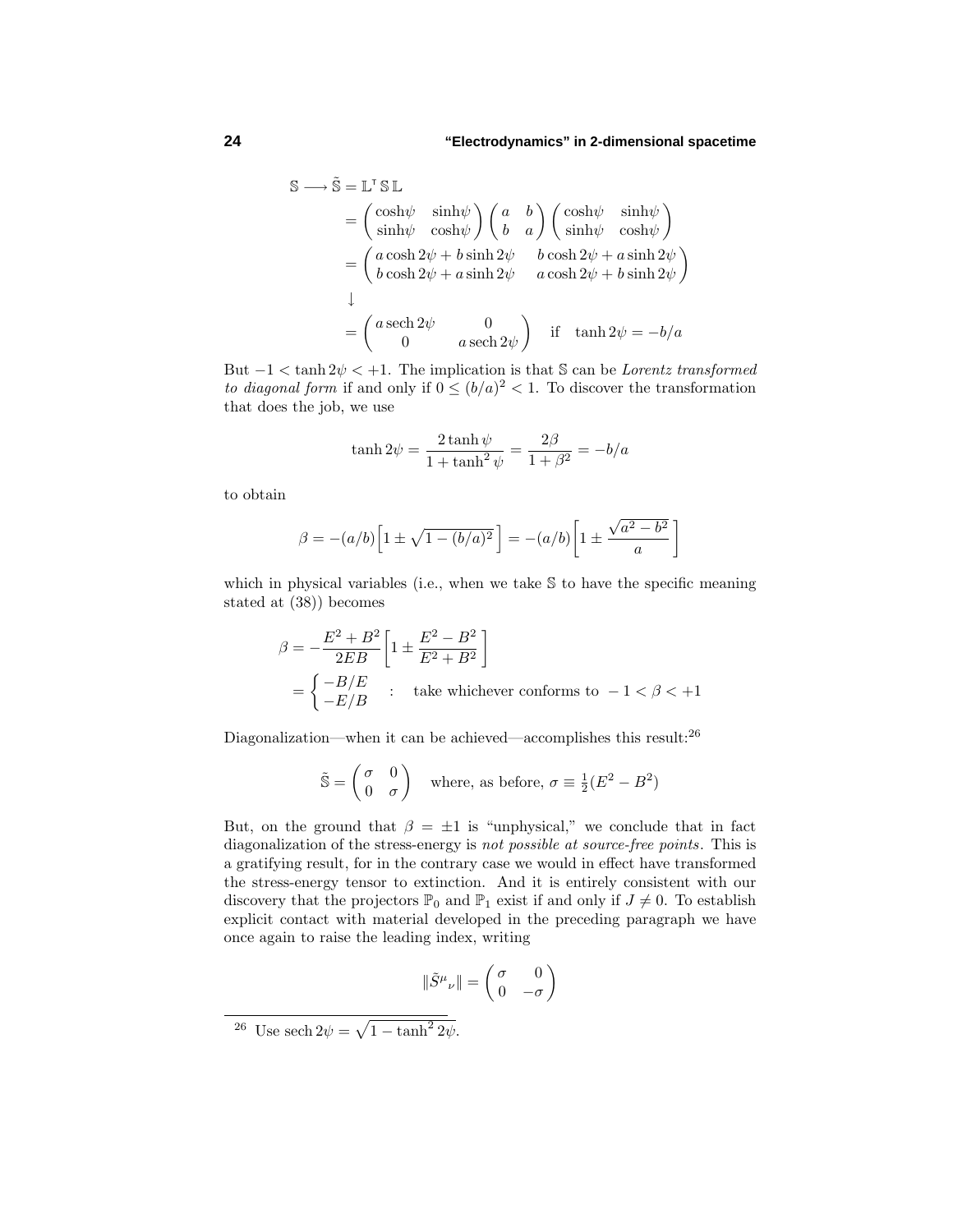$$
\begin{aligned}
\mathbb{S} \longrightarrow \tilde{\mathbb{S}} &= \mathbb{L}^{\mathsf{T}}\,\mathbb{S}\,\mathbb{L} \\
&= \begin{pmatrix} \cosh\psi & \sinh\psi \\ \sinh\psi & \cosh\psi \end{pmatrix} \begin{pmatrix} a & b \\ b & a \end{pmatrix} \begin{pmatrix} \cosh\psi & \sinh\psi \\ \sinh\psi & \cosh\psi \end{pmatrix} \\
&= \begin{pmatrix} a\cosh 2\psi + b\sinh 2\psi & b\cosh 2\psi + a\sinh 2\psi \\ b\cosh 2\psi + a\sinh 2\psi & a\cosh 2\psi + b\sinh 2\psi \end{pmatrix} \\
&\downarrow \\
&= \begin{pmatrix} a\,\mathrm{sech}\,2\psi & 0 \\ 0 & a\,\mathrm{sech}\,2\psi \end{pmatrix} \quad \text{if} \quad \tanh 2\psi = -b/a
\end{aligned}
$$

But $-1 < \tanh 2\psi < +1$. The implication is that $\mathbb{S}$ can be *Lorentz transformed to diagonal form* if and only if $0 \leq (b/a)^2 < 1$. To discover the transformation that does the job, we use

$$
\tanh 2\psi = \frac{2\tanh\psi}{1+\tanh^2\psi} = \frac{2\beta}{1+\beta^2} = -b/a
$$

to obtain

$$
\beta = -(a/b)\Big[1 \pm \sqrt{1-(b/a)^2}\,\Big] = -(a/b)\bigg[1 \pm \frac{\sqrt{a^2-b^2}}{a}\bigg]
$$

which in physical variables (i.e., when we take $\mathbb{S}$ to have the specific meaning stated at (38)) becomes

$$
\begin{aligned}
\beta &= -\frac{E^2+B^2}{2EB}\bigg[1 \pm \frac{E^2-B^2}{E^2+B^2}\bigg] \\
&= \begin{cases} -B/E \\ -E/B \end{cases} : \quad \text{take whichever conforms to } -1 < \beta < +1
\end{aligned}
$$

Diagonalization—when it can be achieved—accomplishes this result:[26]

$$
\tilde{\mathbb{S}} = \begin{pmatrix} \sigma & 0 \\ 0 & \sigma \end{pmatrix} \quad \text{where, as before, } \sigma \equiv \tfrac{1}{2}(E^2 - B^2)
$$

But, on the ground that $\beta = \pm 1$ is "unphysical," we conclude that in fact diagonalization of the stress-energy is *not possible at source-free points*. This is a gratifying result, for in the contrary case we would in effect have transformed the stress-energy tensor to extinction. And it is entirely consistent with our discovery that the projectors $\mathbb{P}_0$ and $\mathbb{P}_1$ exist if and only if $J \neq 0$. To establish explicit contact with material developed in the preceding paragraph we have once again to raise the leading index, writing

$$
\|\tilde{S}^{\mu}{}_{\nu}\| = \begin{pmatrix} \sigma & 0 \\ 0 & -\sigma \end{pmatrix}
$$

---

[26] Use $\mathrm{sech}\,2\psi = \sqrt{1-\tanh^2 2\psi}$.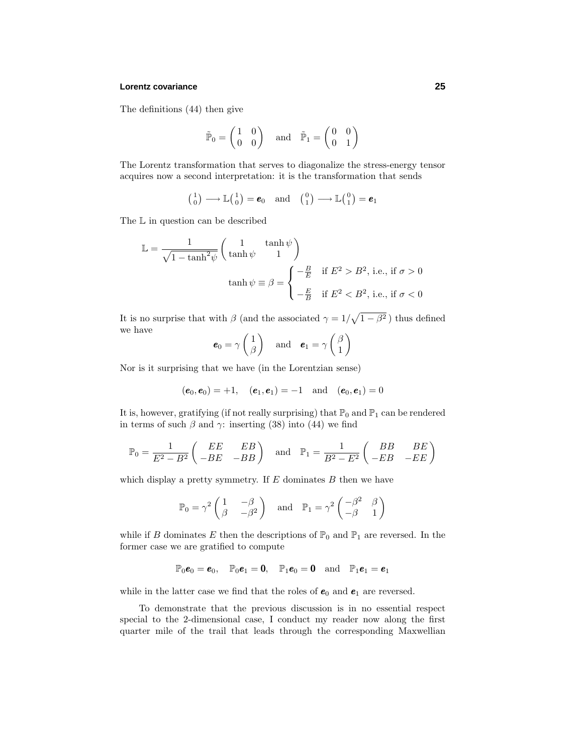The definitions (44) then give

$$\tilde{\mathbb{P}}_0 = \begin{pmatrix} 1 & 0 \\ 0 & 0 \end{pmatrix} \quad \text{and} \quad \tilde{\mathbb{P}}_1 = \begin{pmatrix} 0 & 0 \\ 0 & 1 \end{pmatrix}$$

The Lorentz transformation that serves to diagonalize the stress-energy tensor acquires now a second interpretation: it is the transformation that sends

$$\left(\begin{smallmatrix} 1 \\ 0 \end{smallmatrix}\right) \longrightarrow \mathbb{L}\left(\begin{smallmatrix} 1 \\ 0 \end{smallmatrix}\right) = \boldsymbol{e}_0 \quad \text{and} \quad \left(\begin{smallmatrix} 0 \\ 1 \end{smallmatrix}\right) \longrightarrow \mathbb{L}\left(\begin{smallmatrix} 0 \\ 1 \end{smallmatrix}\right) = \boldsymbol{e}_1$$

The $\mathbb{L}$ in question can be described

$$\mathbb{L} = \frac{1}{\sqrt{1-\tanh^2\!\psi}} \begin{pmatrix} 1 & \tanh\psi \\ \tanh\psi & 1 \end{pmatrix}$$

$$\tanh\psi \equiv \beta = \begin{cases} -\frac{B}{E} & \text{if } E^2 > B^2\text{, i.e., if } \sigma > 0 \\[2mm] -\frac{E}{B} & \text{if } E^2 < B^2\text{, i.e., if } \sigma < 0 \end{cases}$$

It is no surprise that with $\beta$ (and the associated $\gamma = 1/\sqrt{1-\beta^2}\,$) thus defined we have

$$\boldsymbol{e}_0 = \gamma \begin{pmatrix} 1 \\ \beta \end{pmatrix} \quad \text{and} \quad \boldsymbol{e}_1 = \gamma \begin{pmatrix} \beta \\ 1 \end{pmatrix}$$

Nor is it surprising that we have (in the Lorentzian sense)

$$(\boldsymbol{e}_0, \boldsymbol{e}_0) = +1, \quad (\boldsymbol{e}_1, \boldsymbol{e}_1) = -1 \quad \text{and} \quad (\boldsymbol{e}_0, \boldsymbol{e}_1) = 0$$

It is, however, gratifying (if not really surprising) that $\mathbb{P}_0$ and $\mathbb{P}_1$ can be rendered in terms of such $\beta$ and $\gamma$: inserting (38) into (44) we find

$$\mathbb{P}_0 = \frac{1}{E^2 - B^2} \begin{pmatrix} EE & EB \\ -BE & -BB \end{pmatrix} \quad \text{and} \quad \mathbb{P}_1 = \frac{1}{B^2 - E^2} \begin{pmatrix} BB & BE \\ -EB & -EE \end{pmatrix}$$

which display a pretty symmetry. If $E$ dominates $B$ then we have

$$\mathbb{P}_0 = \gamma^2 \begin{pmatrix} 1 & -\beta \\ \beta & -\beta^2 \end{pmatrix} \quad \text{and} \quad \mathbb{P}_1 = \gamma^2 \begin{pmatrix} -\beta^2 & \beta \\ -\beta & 1 \end{pmatrix}$$

while if $B$ dominates $E$ then the descriptions of $\mathbb{P}_0$ and $\mathbb{P}_1$ are reversed. In the former case we are gratified to compute

$$\mathbb{P}_0 \boldsymbol{e}_0 = \boldsymbol{e}_0, \quad \mathbb{P}_0 \boldsymbol{e}_1 = \boldsymbol{0}, \quad \mathbb{P}_1 \boldsymbol{e}_0 = \boldsymbol{0} \quad \text{and} \quad \mathbb{P}_1 \boldsymbol{e}_1 = \boldsymbol{e}_1$$

while in the latter case we find that the roles of $\boldsymbol{e}_0$ and $\boldsymbol{e}_1$ are reversed.

To demonstrate that the previous discussion is in no essential respect special to the 2-dimensional case, I conduct my reader now along the first quarter mile of the trail that leads through the corresponding Maxwellian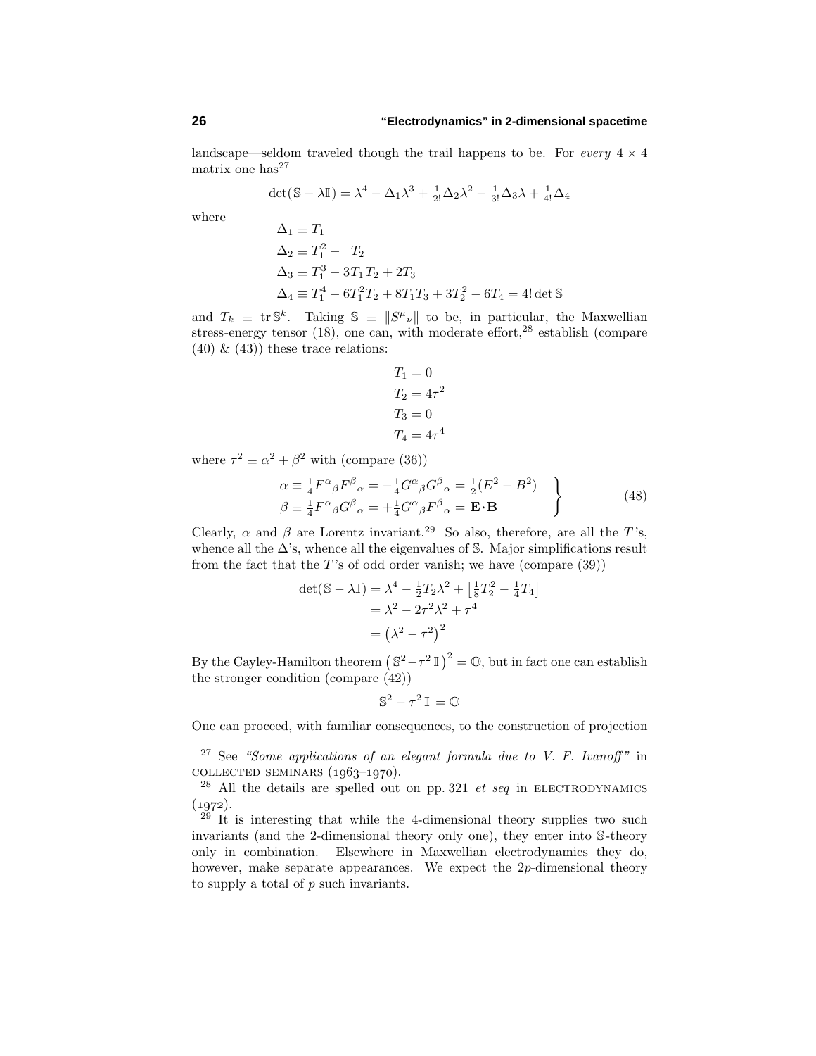landscape—seldom traveled though the trail happens to be. For *every* $4\times 4$ matrix one has[27]

$$\det(\mathbb{S}-\lambda\mathbb{I}) = \lambda^4 - \Delta_1\lambda^3 + \tfrac{1}{2!}\Delta_2\lambda^2 - \tfrac{1}{3!}\Delta_3\lambda + \tfrac{1}{4!}\Delta_4$$

where

$$\begin{aligned}
\Delta_1 &\equiv T_1\\
\Delta_2 &\equiv T_1^2 - \ \ T_2\\
\Delta_3 &\equiv T_1^3 - 3T_1T_2 + 2T_3\\
\Delta_4 &\equiv T_1^4 - 6T_1^2T_2 + 8T_1T_3 + 3T_2^2 - 6T_4 = 4!\det\mathbb{S}
\end{aligned}$$

and $T_k \equiv \operatorname{tr}\mathbb{S}^k$. Taking $\mathbb{S}\equiv \|S^\mu{}_\nu\|$ to be, in particular, the Maxwellian stress-energy tensor (18), one can, with moderate effort,[28] establish (compare (40) & (43)) these trace relations:

$$\begin{aligned}
T_1 &= 0\\
T_2 &= 4\tau^2\\
T_3 &= 0\\
T_4 &= 4\tau^4
\end{aligned}$$

where $\tau^2 \equiv \alpha^2+\beta^2$ with (compare (36))

$$\left.\begin{aligned}
\alpha &\equiv \tfrac{1}{4}F^\alpha{}_\beta F^\beta{}_\alpha = -\tfrac{1}{4}G^\alpha{}_\beta G^\beta{}_\alpha = \tfrac{1}{2}(E^2-B^2)\\
\beta &\equiv \tfrac{1}{4}F^\alpha{}_\beta G^\beta{}_\alpha = +\tfrac{1}{4}G^\alpha{}_\beta F^\beta{}_\alpha = \mathbf{E}\cdot\mathbf{B}
\end{aligned}\right\}\tag{48}$$

Clearly, $\alpha$ and $\beta$ are Lorentz invariant.[29] So also, therefore, are all the $T$'s, whence all the $\Delta$'s, whence all the eigenvalues of $\mathbb{S}$. Major simplifications result from the fact that the $T$'s of odd order vanish; we have (compare (39))

$$\begin{aligned}
\det(\mathbb{S}-\lambda\mathbb{I}) &= \lambda^4 - \tfrac{1}{2}T_2\lambda^2 + \left[\tfrac{1}{8}T_2^2 - \tfrac{1}{4}T_4\right]\\
&= \lambda^2 - 2\tau^2\lambda^2 + \tau^4\\
&= \left(\lambda^2-\tau^2\right)^2
\end{aligned}$$

By the Cayley-Hamilton theorem $\left(\mathbb{S}^2-\tau^2\,\mathbb{I}\right)^2 = \mathbb{O}$, but in fact one can establish the stronger condition (compare (42))

$$\mathbb{S}^2 - \tau^2\,\mathbb{I} = \mathbb{O}$$

One can proceed, with familiar consequences, to the construction of projection

---

[27] See *"Some applications of an elegant formula due to V. F. Ivanoff"* in COLLECTED SEMINARS (1963–1970).

[28] All the details are spelled out on pp. 321 *et seq* in ELECTRODYNAMICS (1972).

[29] It is interesting that while the 4-dimensional theory supplies two such invariants (and the 2-dimensional theory only one), they enter into $\mathbb{S}$-theory only in combination. Elsewhere in Maxwellian electrodynamics they do, however, make separate appearances. We expect the $2p$-dimensional theory to supply a total of $p$ such invariants.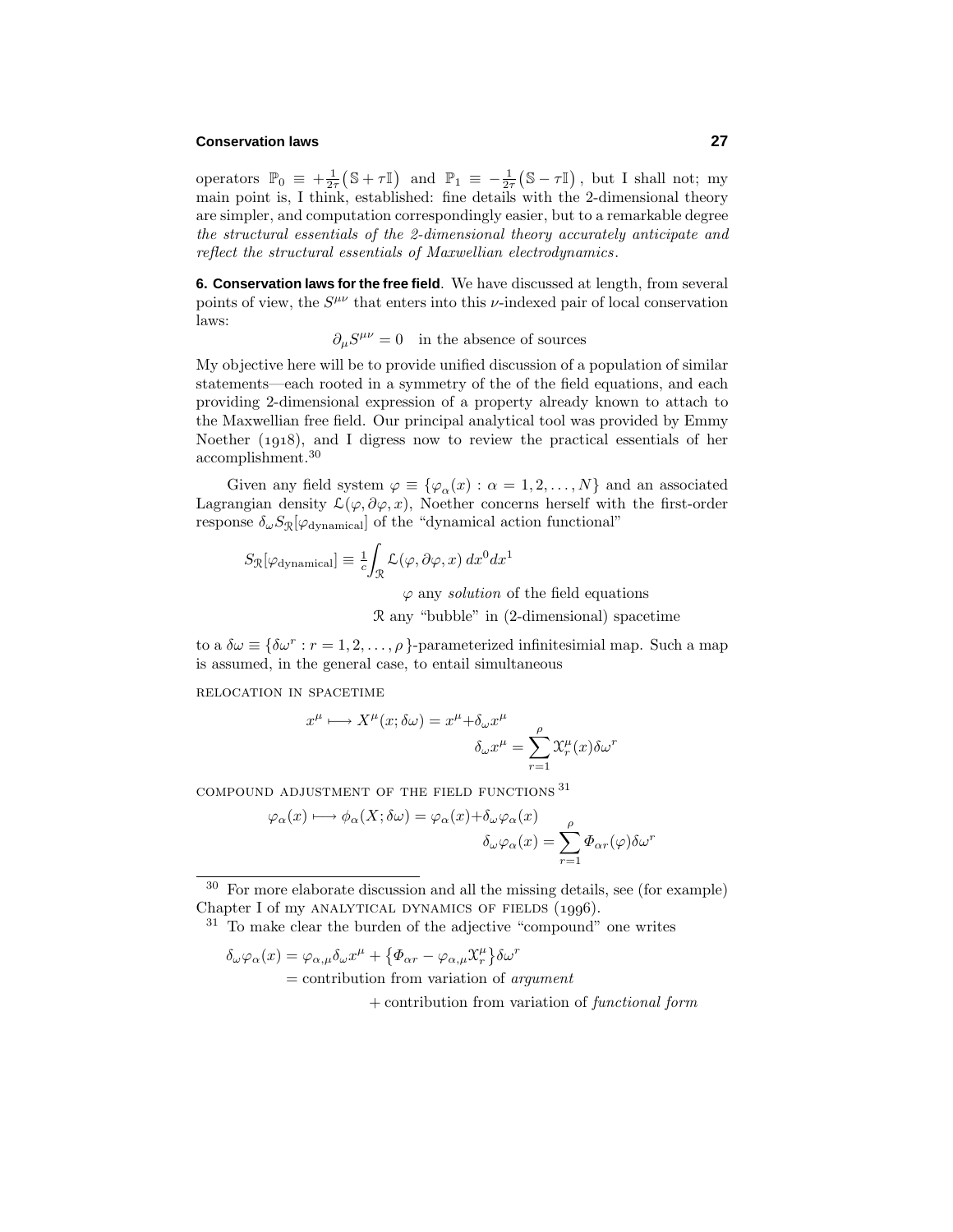operators $\mathbb{P}_0 \equiv +\frac{1}{2\tau}\big(\mathbb{S}+\tau\mathbb{I}\big)$ and $\mathbb{P}_1 \equiv -\frac{1}{2\tau}\big(\mathbb{S}-\tau\mathbb{I}\big)$, but I shall not; my main point is, I think, established: fine details with the 2-dimensional theory are simpler, and computation correspondingly easier, but to a remarkable degree *the structural essentials of the 2-dimensional theory accurately anticipate and reflect the structural essentials of Maxwellian electrodynamics.*

**6. Conservation laws for the free field**. We have discussed at length, from several points of view, the $S^{\mu\nu}$ that enters into this $\nu$-indexed pair of local conservation laws:

$$\partial_\mu S^{\mu\nu} = 0 \quad \text{in the absence of sources}$$

My objective here will be to provide unified discussion of a population of similar statements—each rooted in a symmetry of the of the field equations, and each providing 2-dimensional expression of a property already known to attach to the Maxwellian free field. Our principal analytical tool was provided by Emmy Noether (1918), and I digress now to review the practical essentials of her accomplishment.[30]

Given any field system $\varphi \equiv \{\varphi_\alpha(x) : \alpha = 1, 2, \ldots, N\}$ and an associated Lagrangian density $\mathcal{L}(\varphi, \partial\varphi, x)$, Noether concerns herself with the first-order response $\delta_\omega S_\mathcal{R}[\varphi_\text{dynamical}]$ of the "dynamical action functional"

$$S_\mathcal{R}[\varphi_\text{dynamical}] \equiv \tfrac{1}{c}\int_\mathcal{R} \mathcal{L}(\varphi, \partial\varphi, x)\, dx^0 dx^1$$

$$\varphi \text{ any } \textit{solution} \text{ of the field equations}$$

$$\mathcal{R} \text{ any "bubble" in (2-dimensional) spacetime}$$

to a $\delta\omega \equiv \{\delta\omega^r : r = 1, 2, \ldots, \rho\}$-parameterized infinitesimial map. Such a map is assumed, in the general case, to entail simultaneous

RELOCATION IN SPACETIME

$$x^\mu \longmapsto X^\mu(x;\delta\omega) = x^\mu + \delta_\omega x^\mu$$
$$\delta_\omega x^\mu = \sum_{r=1}^{\rho} \mathcal{X}^\mu_r(x)\delta\omega^r$$

COMPOUND ADJUSTMENT OF THE FIELD FUNCTIONS[31]

$$\varphi_\alpha(x) \longmapsto \phi_\alpha(X;\delta\omega) = \varphi_\alpha(x) + \delta_\omega\varphi_\alpha(x)$$
$$\delta_\omega\varphi_\alpha(x) = \sum_{r=1}^{\rho} \Phi_{\alpha r}(\varphi)\delta\omega^r$$

---

[30] For more elaborate discussion and all the missing details, see (for example) Chapter I of my ANALYTICAL DYNAMICS OF FIELDS (1996).

[31] To make clear the burden of the adjective "compound" one writes

$$\begin{aligned}\delta_\omega\varphi_\alpha(x) &= \varphi_{\alpha,\mu}\delta_\omega x^\mu + \big\{\Phi_{\alpha r} - \varphi_{\alpha,\mu}\mathcal{X}^\mu_r\big\}\delta\omega^r \\ &= \text{contribution from variation of } \textit{argument} \\ &\qquad + \text{contribution from variation of } \textit{functional form}\end{aligned}$$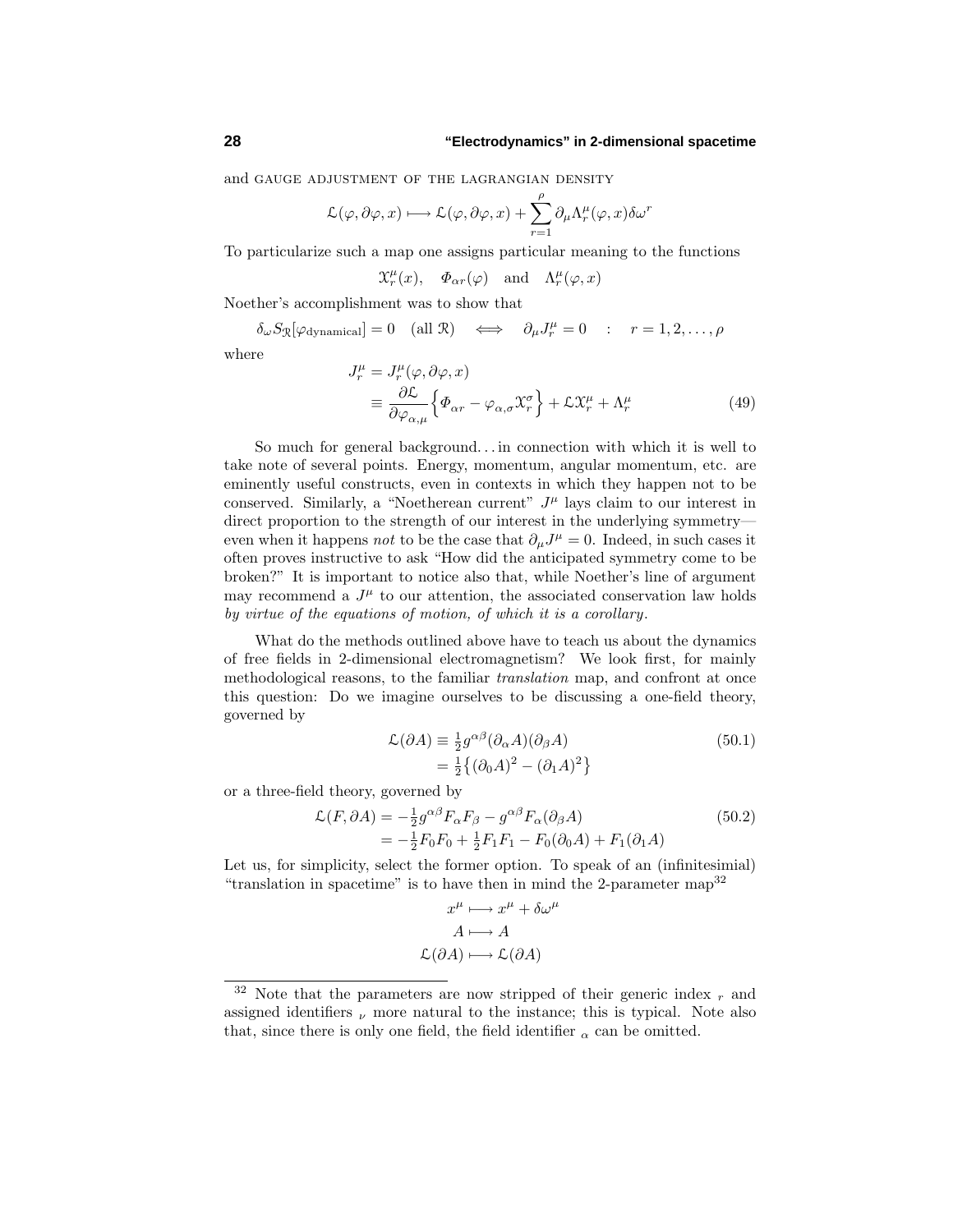and GAUGE ADJUSTMENT OF THE LAGRANGIAN DENSITY

$$\mathcal{L}(\varphi, \partial\varphi, x) \longmapsto \mathcal{L}(\varphi, \partial\varphi, x) + \sum_{r=1}^{\rho} \partial_\mu \Lambda_r^\mu(\varphi, x)\delta\omega^r$$

To particularize such a map one assigns particular meaning to the functions

$$\mathcal{X}_r^\mu(x), \quad \Phi_{\alpha r}(\varphi) \quad \text{and} \quad \Lambda_r^\mu(\varphi, x)$$

Noether's accomplishment was to show that

$$\delta_\omega S_{\mathcal{R}}[\varphi_{\text{dynamical}}] = 0 \quad (\text{all } \mathcal{R}) \quad \Longleftrightarrow \quad \partial_\mu J_r^\mu = 0 \quad : \quad r = 1, 2, \ldots, \rho$$

where

$$\begin{aligned} J_r^\mu &= J_r^\mu(\varphi, \partial\varphi, x) \\ &\equiv \frac{\partial\mathcal{L}}{\partial\varphi_{\alpha,\mu}}\Big\{\Phi_{\alpha r} - \varphi_{\alpha,\sigma}\mathcal{X}_r^\sigma\Big\} + \mathcal{L}\mathcal{X}_r^\mu + \Lambda_r^\mu \end{aligned} \tag{49}$$

So much for general background. . . in connection with which it is well to take note of several points. Energy, momentum, angular momentum, etc. are eminently useful constructs, even in contexts in which they happen not to be conserved. Similarly, a "Noetherean current" $J^\mu$ lays claim to our interest in direct proportion to the strength of our interest in the underlying symmetry—even when it happens *not* to be the case that $\partial_\mu J^\mu = 0$. Indeed, in such cases it often proves instructive to ask "How did the anticipated symmetry come to be broken?" It is important to notice also that, while Noether's line of argument may recommend a $J^\mu$ to our attention, the associated conservation law holds *by virtue of the equations of motion, of which it is a corollary*.

What do the methods outlined above have to teach us about the dynamics of free fields in 2-dimensional electromagnetism? We look first, for mainly methodological reasons, to the familiar *translation* map, and confront at once this question: Do we imagine ourselves to be discussing a one-field theory, governed by

$$\begin{aligned} \mathcal{L}(\partial A) &\equiv \tfrac{1}{2}g^{\alpha\beta}(\partial_\alpha A)(\partial_\beta A) \\ &= \tfrac{1}{2}\big\{(\partial_0 A)^2 - (\partial_1 A)^2\big\} \end{aligned} \tag{50.1}$$

or a three-field theory, governed by

$$\begin{aligned} \mathcal{L}(F, \partial A) &= -\tfrac{1}{2}g^{\alpha\beta}F_\alpha F_\beta - g^{\alpha\beta}F_\alpha(\partial_\beta A) \\ &= -\tfrac{1}{2}F_0F_0 + \tfrac{1}{2}F_1F_1 - F_0(\partial_0 A) + F_1(\partial_1 A) \end{aligned} \tag{50.2}$$

Let us, for simplicity, select the former option. To speak of an (infinitesimial) "translation in spacetime" is to have then in mind the 2-parameter map[32]

$$\begin{aligned} x^\mu &\longmapsto x^\mu + \delta\omega^\mu \\ A &\longmapsto A \\ \mathcal{L}(\partial A) &\longmapsto \mathcal{L}(\partial A) \end{aligned}$$

---

[32] Note that the parameters are now stripped of their generic index $_r$ and assigned identifiers $_\nu$ more natural to the instance; this is typical. Note also that, since there is only one field, the field identifier $_\alpha$ can be omitted.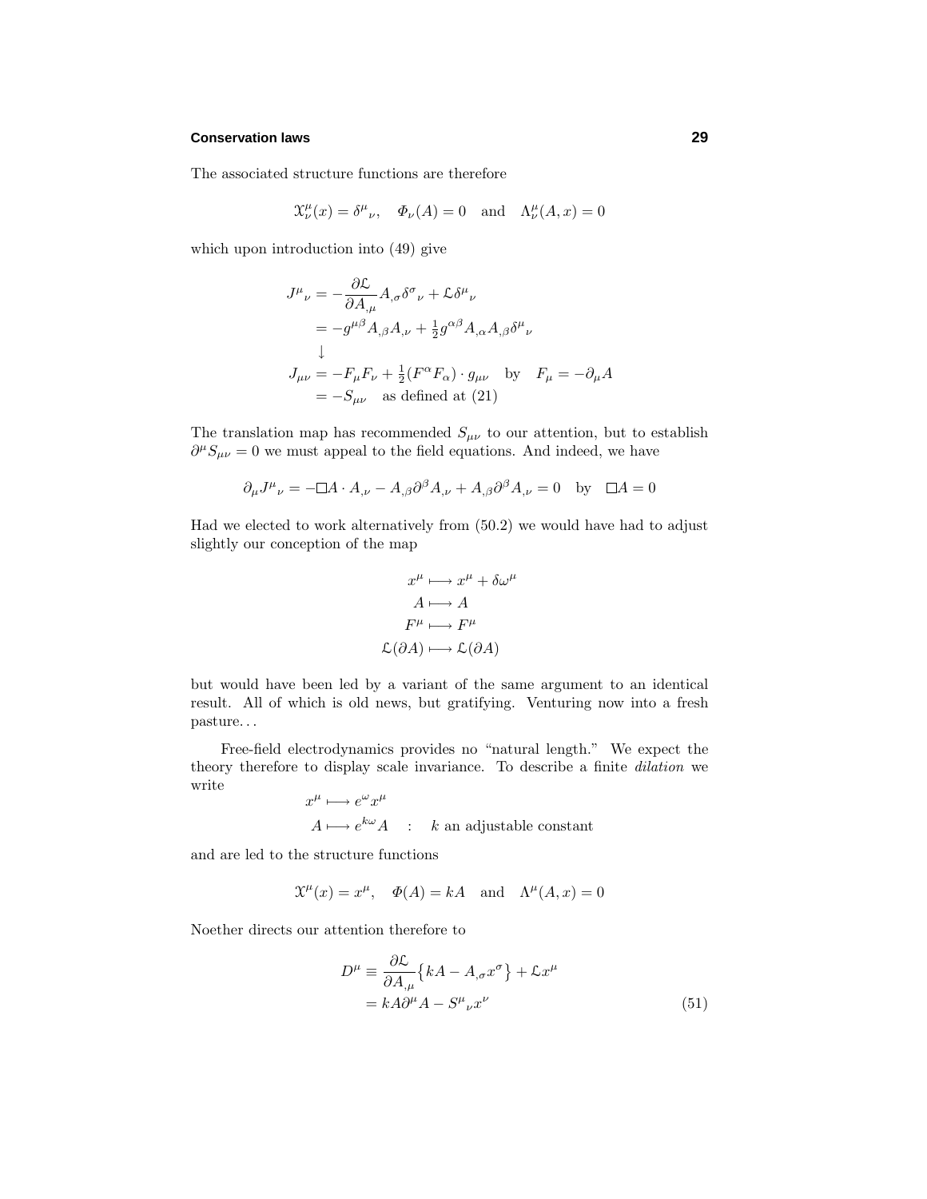The associated structure functions are therefore

$$\mathcal{X}^\mu_\nu(x) = \delta^\mu{}_\nu, \quad \Phi_\nu(A) = 0 \quad \text{and} \quad \Lambda^\mu_\nu(A,x) = 0$$

which upon introduction into (49) give

$$\begin{aligned}
J^\mu{}_\nu &= -\frac{\partial \mathcal{L}}{\partial A_{,\mu}} A_{,\sigma}\delta^\sigma{}_\nu + \mathcal{L}\delta^\mu{}_\nu \\
&= -g^{\mu\beta}A_{,\beta}A_{,\nu} + \tfrac{1}{2}g^{\alpha\beta}A_{,\alpha}A_{,\beta}\delta^\mu{}_\nu \\
&\downarrow \\
J_{\mu\nu} &= -F_\mu F_\nu + \tfrac{1}{2}(F^\alpha F_\alpha)\cdot g_{\mu\nu} \quad \text{by} \quad F_\mu = -\partial_\mu A \\
&= -S_{\mu\nu} \quad \text{as defined at (21)}
\end{aligned}$$

The translation map has recommended $S_{\mu\nu}$ to our attention, but to establish $\partial^\mu S_{\mu\nu} = 0$ we must appeal to the field equations. And indeed, we have

$$\partial_\mu J^\mu{}_\nu = -\Box A \cdot A_{,\nu} - A_{,\beta}\partial^\beta A_{,\nu} + A_{,\beta}\partial^\beta A_{,\nu} = 0 \quad \text{by} \quad \Box A = 0$$

Had we elected to work alternatively from (50.2) we would have had to adjust slightly our conception of the map

$$\begin{aligned}
x^\mu &\longmapsto x^\mu + \delta\omega^\mu \\
A &\longmapsto A \\
F^\mu &\longmapsto F^\mu \\
\mathcal{L}(\partial A) &\longmapsto \mathcal{L}(\partial A)
\end{aligned}$$

but would have been led by a variant of the same argument to an identical result. All of which is old news, but gratifying. Venturing now into a fresh pasture. . .

Free-field electrodynamics provides no "natural length." We expect the theory therefore to display scale invariance. To describe a finite *dilation* we write

$$\begin{aligned}
x^\mu &\longmapsto e^\omega x^\mu \\
A &\longmapsto e^{k\omega} A \quad : \quad k \text{ an adjustable constant}
\end{aligned}$$

and are led to the structure functions

$$\mathcal{X}^\mu(x) = x^\mu, \quad \Phi(A) = kA \quad \text{and} \quad \Lambda^\mu(A,x) = 0$$

Noether directs our attention therefore to

$$\begin{aligned}
D^\mu &\equiv \frac{\partial \mathcal{L}}{\partial A_{,\mu}}\big\{kA - A_{,\sigma}x^\sigma\big\} + \mathcal{L}x^\mu \\
&= kA\partial^\mu A - S^\mu{}_\nu x^\nu
\end{aligned} \tag{51}$$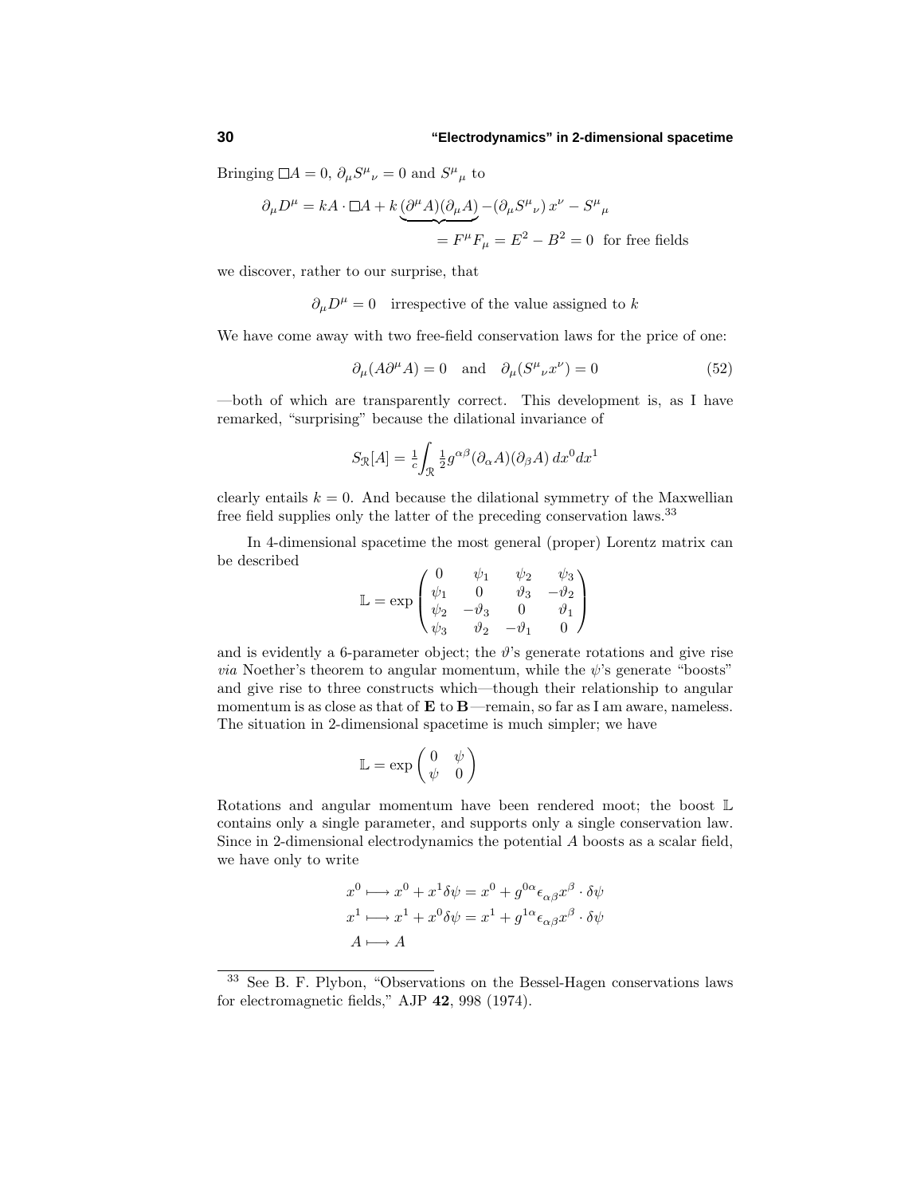Bringing $\Box A = 0$, $\partial_\mu S^\mu{}_\nu = 0$ and $S^\mu{}_\mu$ to

$$\partial_\mu D^\mu = kA \cdot \Box A + k \underbrace{(\partial^\mu A)(\partial_\mu A)} - (\partial_\mu S^\mu{}_\nu)\, x^\nu - S^\mu{}_\mu$$

$$= F^\mu F_\mu = E^2 - B^2 = 0 \;\text{ for free fields}$$

we discover, rather to our surprise, that

$$\partial_\mu D^\mu = 0 \quad \text{irrespective of the value assigned to } k$$

We have come away with two free-field conservation laws for the price of one:

$$\partial_\mu (A \partial^\mu A) = 0 \quad \text{and} \quad \partial_\mu (S^\mu{}_\nu x^\nu) = 0 \tag{52}$$

—both of which are transparently correct. This development is, as I have remarked, "surprising" because the dilational invariance of

$$S_{\mathcal{R}}[A] = \tfrac{1}{c}\int_{\mathcal{R}} \tfrac{1}{2} g^{\alpha\beta}(\partial_\alpha A)(\partial_\beta A)\, dx^0 dx^1$$

clearly entails $k = 0$. And because the dilational symmetry of the Maxwellian free field supplies only the latter of the preceding conservation laws.[33]

In 4-dimensional spacetime the most general (proper) Lorentz matrix can be described

$$\mathbb{L} = \exp \begin{pmatrix} 0 & \psi_1 & \psi_2 & \psi_3 \\ \psi_1 & 0 & \vartheta_3 & -\vartheta_2 \\ \psi_2 & -\vartheta_3 & 0 & \vartheta_1 \\ \psi_3 & \vartheta_2 & -\vartheta_1 & 0 \end{pmatrix}$$

and is evidently a 6-parameter object; the $\vartheta$'s generate rotations and give rise *via* Noether's theorem to angular momentum, while the $\psi$'s generate "boosts" and give rise to three constructs which—though their relationship to angular momentum is as close as that of $\mathbf{E}$ to $\mathbf{B}$—remain, so far as I am aware, nameless. The situation in 2-dimensional spacetime is much simpler; we have

$$\mathbb{L} = \exp \begin{pmatrix} 0 & \psi \\ \psi & 0 \end{pmatrix}$$

Rotations and angular momentum have been rendered moot; the boost $\mathbb{L}$ contains only a single parameter, and supports only a single conservation law. Since in 2-dimensional electrodynamics the potential $A$ boosts as a scalar field, we have only to write

$$\begin{aligned} x^0 &\longmapsto x^0 + x^1 \delta\psi = x^0 + g^{0\alpha}\epsilon_{\alpha\beta}x^\beta \cdot \delta\psi \\ x^1 &\longmapsto x^1 + x^0 \delta\psi = x^1 + g^{1\alpha}\epsilon_{\alpha\beta}x^\beta \cdot \delta\psi \\ A &\longmapsto A \end{aligned}$$

---

[33] See B. F. Plybon, "Observations on the Bessel-Hagen conservations laws for electromagnetic fields," AJP **42**, 998 (1974).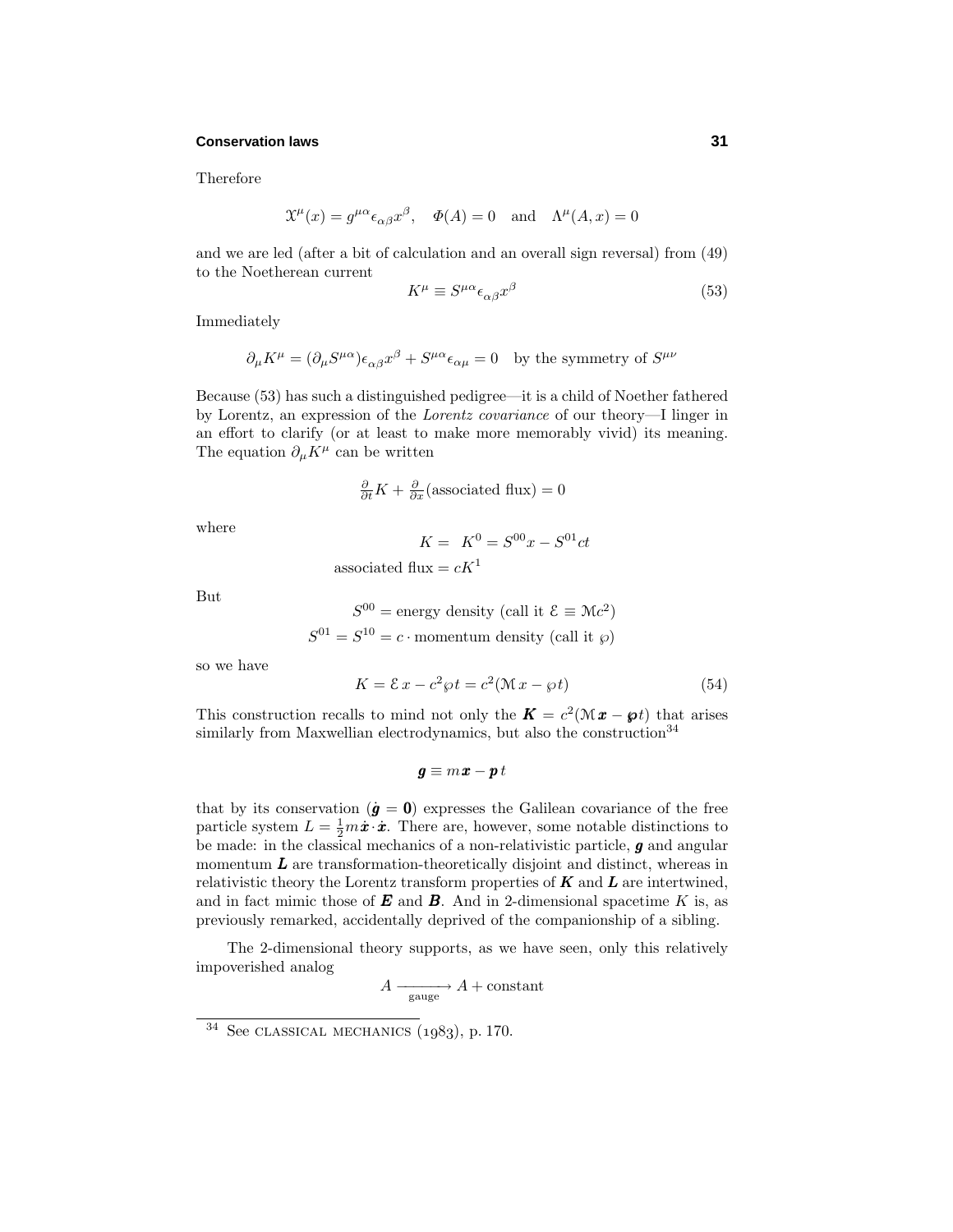Therefore

$$\mathcal{X}^\mu(x) = g^{\mu\alpha}\epsilon_{\alpha\beta}x^\beta, \quad \Phi(A) = 0 \quad \text{and} \quad \Lambda^\mu(A,x) = 0$$

and we are led (after a bit of calculation and an overall sign reversal) from (49) to the Noetherean current

$$K^\mu \equiv S^{\mu\alpha}\epsilon_{\alpha\beta}x^\beta \tag{53}$$

Immediately

$$\partial_\mu K^\mu = (\partial_\mu S^{\mu\alpha})\epsilon_{\alpha\beta}x^\beta + S^{\mu\alpha}\epsilon_{\alpha\mu} = 0 \quad \text{by the symmetry of } S^{\mu\nu}$$

Because (53) has such a distinguished pedigree—it is a child of Noether fathered by Lorentz, an expression of the *Lorentz covariance* of our theory—I linger in an effort to clarify (or at least to make more memorably vivid) its meaning. The equation $\partial_\mu K^\mu$ can be written

$$\tfrac{\partial}{\partial t}K + \tfrac{\partial}{\partial x}(\text{associated flux}) = 0$$

where

$$K = \ K^0 = S^{00}x - S^{01}ct$$

$$\text{associated flux} = cK^1$$

But

$$S^{00} = \text{energy density (call it } \mathcal{E} \equiv \mathcal{M}c^2)$$

$$S^{01} = S^{10} = c\cdot\text{momentum density (call it } \wp)$$

so we have

$$K = \mathcal{E}\,x - c^2\wp t = c^2(\mathcal{M}\,x - \wp t) \tag{54}$$

This construction recalls to mind not only the $\boldsymbol{K} = c^2(\mathcal{M}\,\boldsymbol{x} - \boldsymbol{\wp}t)$ that arises similarly from Maxwellian electrodynamics, but also the construction[34]

$$\boldsymbol{g} \equiv m\boldsymbol{x} - \boldsymbol{p}\,t$$

that by its conservation ($\dot{\boldsymbol{g}} = \boldsymbol{0}$) expresses the Galilean covariance of the free particle system $L = \frac{1}{2}m\dot{\boldsymbol{x}}\cdot\dot{\boldsymbol{x}}$. There are, however, some notable distinctions to be made: in the classical mechanics of a non-relativistic particle, $\boldsymbol{g}$ and angular momentum $\boldsymbol{L}$ are transformation-theoretically disjoint and distinct, whereas in relativistic theory the Lorentz transform properties of $\boldsymbol{K}$ and $\boldsymbol{L}$ are intertwined, and in fact mimic those of $\boldsymbol{E}$ and $\boldsymbol{B}$. And in 2-dimensional spacetime $K$ is, as previously remarked, accidentally deprived of the companionship of a sibling.

The 2-dimensional theory supports, as we have seen, only this relatively impoverished analog

$$A \xrightarrow[\text{gauge}]{} A + \text{constant}$$

[34] See CLASSICAL MECHANICS (1983), p. 170.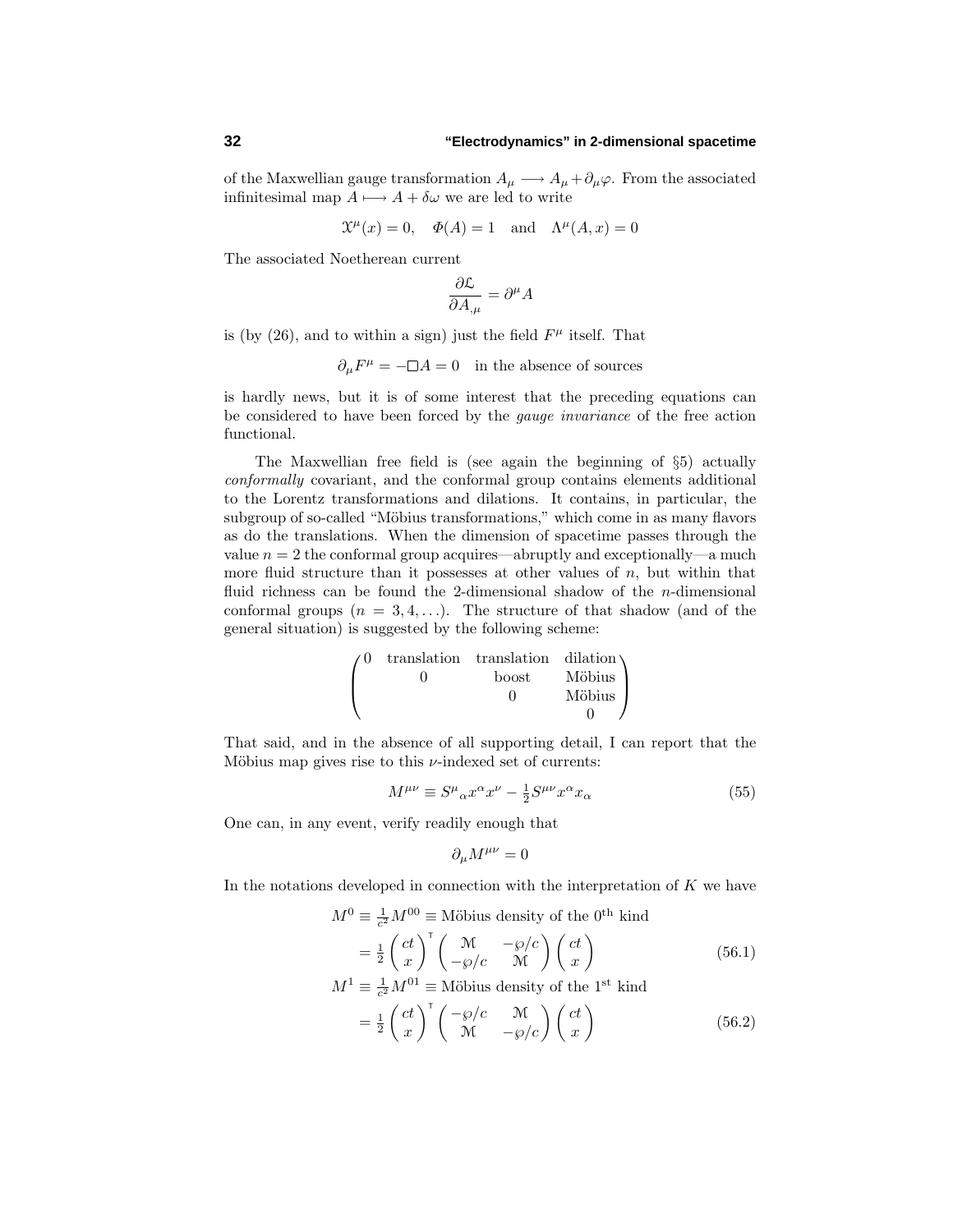of the Maxwellian gauge transformation $A_\mu \longrightarrow A_\mu + \partial_\mu \varphi$. From the associated infinitesimal map $A \longmapsto A + \delta\omega$ we are led to write

$$\mathcal{X}^\mu(x) = 0, \quad \Phi(A) = 1 \quad \text{and} \quad \Lambda^\mu(A, x) = 0$$

The associated Noetherean current

$$\frac{\partial \mathcal{L}}{\partial A_{,\mu}} = \partial^\mu A$$

is (by (26), and to within a sign) just the field $F^\mu$ itself. That

$$\partial_\mu F^\mu = -\Box A = 0 \quad \text{in the absence of sources}$$

is hardly news, but it is of some interest that the preceding equations can be considered to have been forced by the *gauge invariance* of the free action functional.

The Maxwellian free field is (see again the beginning of §5) actually *conformally* covariant, and the conformal group contains elements additional to the Lorentz transformations and dilations. It contains, in particular, the subgroup of so-called "Möbius transformations," which come in as many flavors as do the translations. When the dimension of spacetime passes through the value $n = 2$ the conformal group acquires—abruptly and exceptionally—a much more fluid structure than it possesses at other values of $n$, but within that fluid richness can be found the 2-dimensional shadow of the $n$-dimensional conformal groups ($n = 3, 4, \ldots$). The structure of that shadow (and of the general situation) is suggested by the following scheme:

$$\begin{pmatrix} 0 & \text{translation} & \text{translation} & \text{dilation} \\ & 0 & \text{boost} & \text{Möbius} \\ & & 0 & \text{Möbius} \\ & & & 0 \end{pmatrix}$$

That said, and in the absence of all supporting detail, I can report that the Möbius map gives rise to this $\nu$-indexed set of currents:

$$M^{\mu\nu} \equiv S^\mu{}_\alpha x^\alpha x^\nu - \tfrac{1}{2} S^{\mu\nu} x^\alpha x_\alpha \tag{55}$$

One can, in any event, verify readily enough that

$$\partial_\mu M^{\mu\nu} = 0$$

In the notations developed in connection with the interpretation of $K$ we have

$$\begin{aligned}
M^0 &\equiv \tfrac{1}{c^2} M^{00} \equiv \text{Möbius density of the } 0^{\text{th}} \text{ kind} \\
&= \tfrac{1}{2} \begin{pmatrix} ct \\ x \end{pmatrix}^{\mathsf{T}} \begin{pmatrix} \mathcal{M} & -\wp/c \\ -\wp/c & \mathcal{M} \end{pmatrix} \begin{pmatrix} ct \\ x \end{pmatrix}
\end{aligned} \tag{56.1}$$

$$\begin{aligned}
M^1 &\equiv \tfrac{1}{c^2} M^{01} \equiv \text{Möbius density of the } 1^{\text{st}} \text{ kind} \\
&= \tfrac{1}{2} \begin{pmatrix} ct \\ x \end{pmatrix}^{\mathsf{T}} \begin{pmatrix} -\wp/c & \mathcal{M} \\ \mathcal{M} & -\wp/c \end{pmatrix} \begin{pmatrix} ct \\ x \end{pmatrix}
\end{aligned} \tag{56.2}$$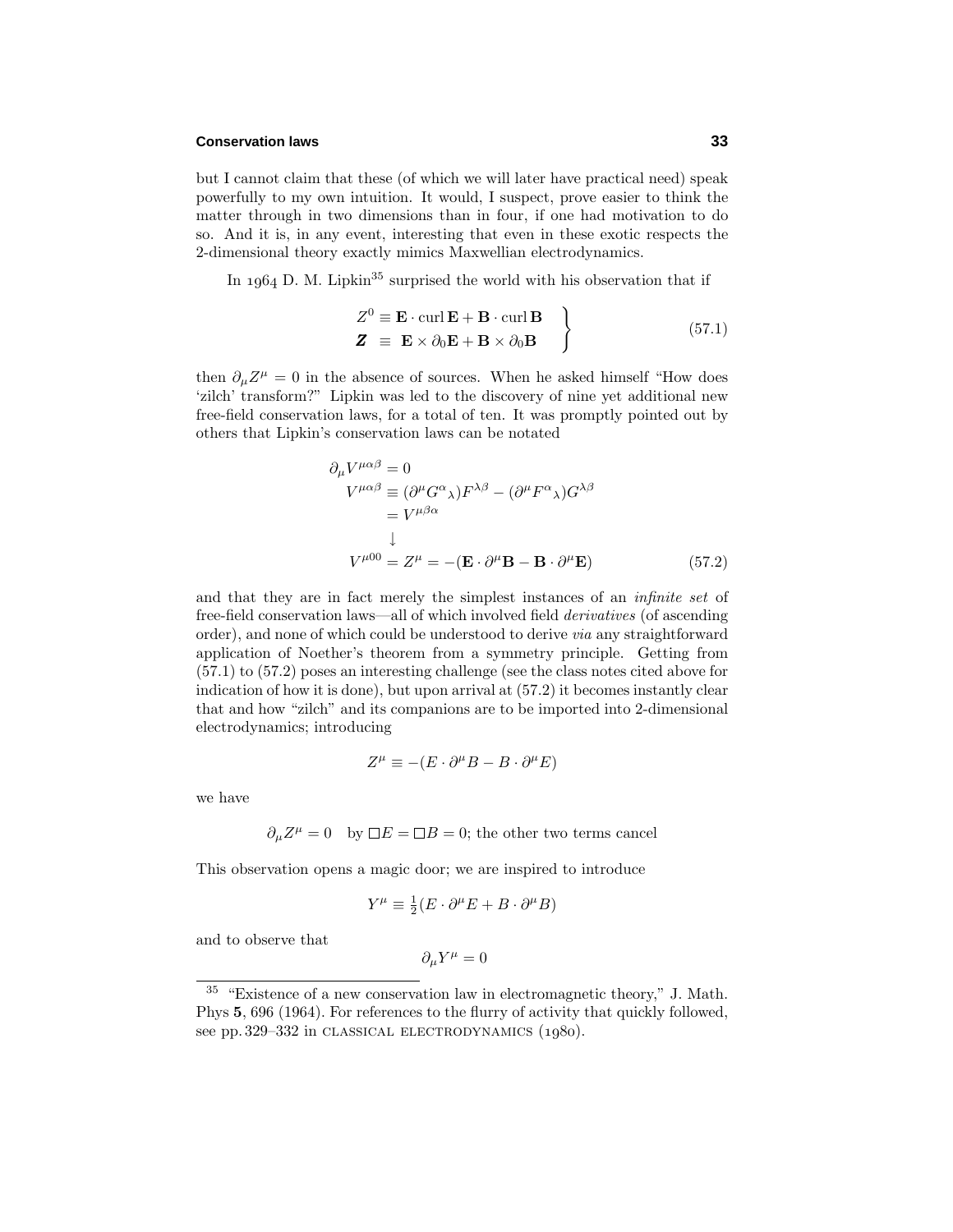but I cannot claim that these (of which we will later have practical need) speak powerfully to my own intuition. It would, I suspect, prove easier to think the matter through in two dimensions than in four, if one had motivation to do so. And it is, in any event, interesting that even in these exotic respects the 2-dimensional theory exactly mimics Maxwellian electrodynamics.

In 1964 D. M. Lipkin[35] surprised the world with his observation that if

$$\left.\begin{aligned} Z^0 &\equiv \mathbf{E}\cdot\operatorname{curl}\mathbf{E} + \mathbf{B}\cdot\operatorname{curl}\mathbf{B} \\ \boldsymbol{Z} &\equiv \mathbf{E}\times\partial_0\mathbf{E} + \mathbf{B}\times\partial_0\mathbf{B} \end{aligned}\right\} \tag{57.1}$$

then $\partial_\mu Z^\mu = 0$ in the absence of sources. When he asked himself "How does 'zilch' transform?" Lipkin was led to the discovery of nine yet additional new free-field conservation laws, for a total of ten. It was promptly pointed out by others that Lipkin's conservation laws can be notated

$$\begin{aligned} \partial_\mu V^{\mu\alpha\beta} &= 0 \\ V^{\mu\alpha\beta} &\equiv (\partial^\mu G^\alpha{}_\lambda)F^{\lambda\beta} - (\partial^\mu F^\alpha{}_\lambda)G^{\lambda\beta} \\ &= V^{\mu\beta\alpha} \\ &\downarrow \\ V^{\mu 00} &= Z^\mu = -(\mathbf{E}\cdot\partial^\mu\mathbf{B} - \mathbf{B}\cdot\partial^\mu\mathbf{E}) \end{aligned} \tag{57.2}$$

and that they are in fact merely the simplest instances of an *infinite set* of free-field conservation laws—all of which involved field *derivatives* (of ascending order), and none of which could be understood to derive *via* any straightforward application of Noether's theorem from a symmetry principle. Getting from (57.1) to (57.2) poses an interesting challenge (see the class notes cited above for indication of how it is done), but upon arrival at (57.2) it becomes instantly clear that and how "zilch" and its companions are to be imported into 2-dimensional electrodynamics; introducing

$$Z^\mu \equiv -(E\cdot\partial^\mu B - B\cdot\partial^\mu E)$$

we have

$$\partial_\mu Z^\mu = 0 \quad \text{by } \Box E = \Box B = 0\text{; the other two terms cancel}$$

This observation opens a magic door; we are inspired to introduce

$$Y^\mu \equiv \tfrac{1}{2}(E\cdot\partial^\mu E + B\cdot\partial^\mu B)$$

and to observe that

$$\partial_\mu Y^\mu = 0$$

[35] "Existence of a new conservation law in electromagnetic theory," J. Math. Phys **5**, 696 (1964). For references to the flurry of activity that quickly followed, see pp. 329–332 in CLASSICAL ELECTRODYNAMICS (1980).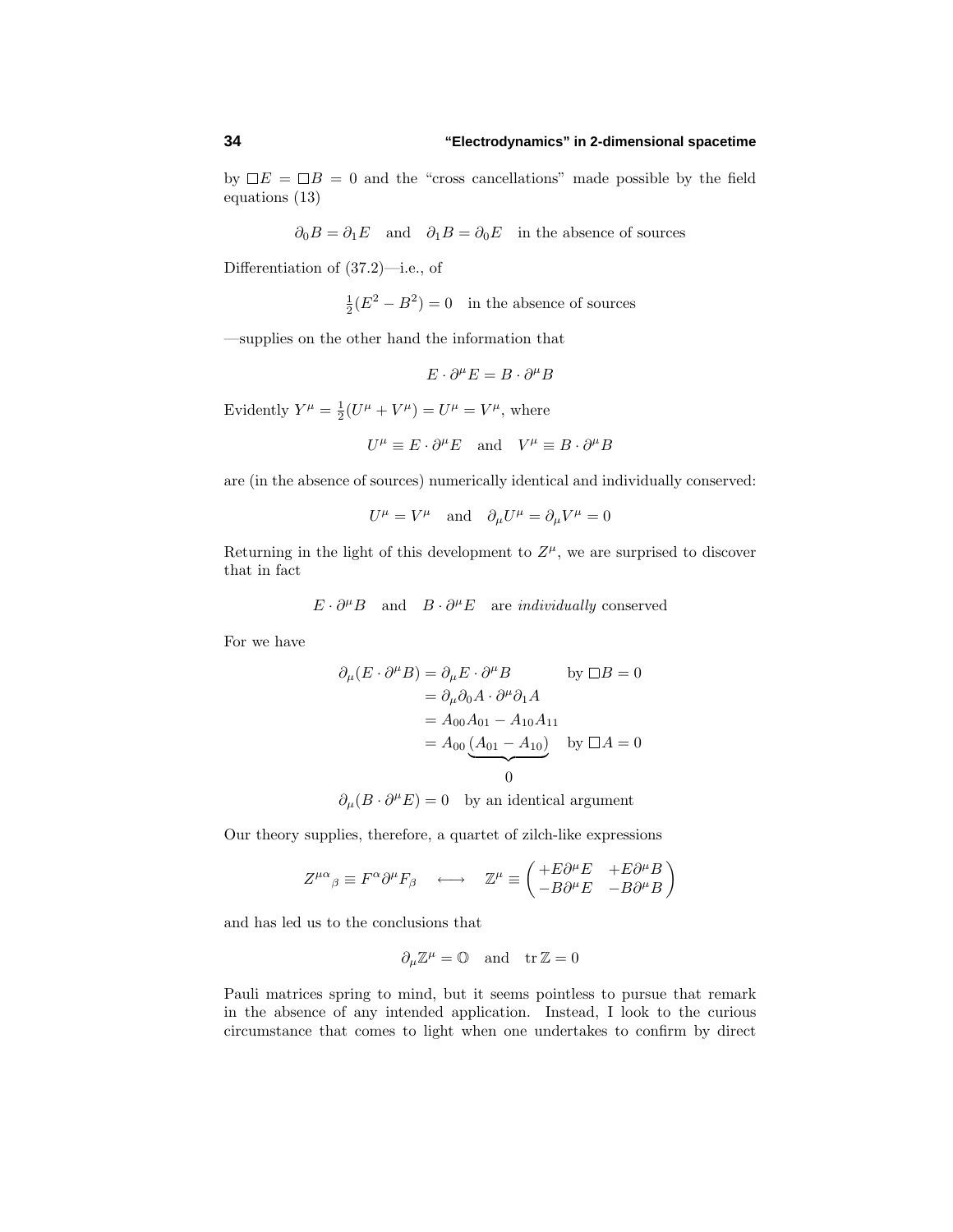by $\Box E = \Box B = 0$ and the "cross cancellations" made possible by the field equations (13)

$$\partial_0 B = \partial_1 E \quad \text{and} \quad \partial_1 B = \partial_0 E \quad \text{in the absence of sources}$$

Differentiation of (37.2)—i.e., of

$$\tfrac{1}{2}(E^2 - B^2) = 0 \quad \text{in the absence of sources}$$

—supplies on the other hand the information that

$$E \cdot \partial^\mu E = B \cdot \partial^\mu B$$

Evidently $Y^\mu = \frac{1}{2}(U^\mu + V^\mu) = U^\mu = V^\mu$, where

$$U^\mu \equiv E \cdot \partial^\mu E \quad \text{and} \quad V^\mu \equiv B \cdot \partial^\mu B$$

are (in the absence of sources) numerically identical and individually conserved:

$$U^\mu = V^\mu \quad \text{and} \quad \partial_\mu U^\mu = \partial_\mu V^\mu = 0$$

Returning in the light of this development to $Z^\mu$, we are surprised to discover that in fact

$$E \cdot \partial^\mu B \quad \text{and} \quad B \cdot \partial^\mu E \quad \text{are } \textit{individually} \text{ conserved}$$

For we have

$$\begin{aligned}
\partial_\mu(E \cdot \partial^\mu B) &= \partial_\mu E \cdot \partial^\mu B \qquad \text{by } \Box B = 0 \\
&= \partial_\mu \partial_0 A \cdot \partial^\mu \partial_1 A \\
&= A_{00} A_{01} - A_{10} A_{11} \\
&= A_{00} \underbrace{(A_{01} - A_{10})}_{0} \quad \text{by } \Box A = 0 \\
\partial_\mu(B \cdot \partial^\mu E) &= 0 \quad \text{by an identical argument}
\end{aligned}$$

Our theory supplies, therefore, a quartet of zilch-like expressions

$$Z^{\mu\alpha}{}_\beta \equiv F^\alpha \partial^\mu F_\beta \quad \longleftrightarrow \quad \mathbb{Z}^\mu \equiv \begin{pmatrix} +E\partial^\mu E & +E\partial^\mu B \\ -B\partial^\mu E & -B\partial^\mu B \end{pmatrix}$$

and has led us to the conclusions that

$$\partial_\mu \mathbb{Z}^\mu = \mathbb{O} \quad \text{and} \quad \text{tr}\, \mathbb{Z} = 0$$

Pauli matrices spring to mind, but it seems pointless to pursue that remark in the absence of any intended application. Instead, I look to the curious circumstance that comes to light when one undertakes to confirm by direct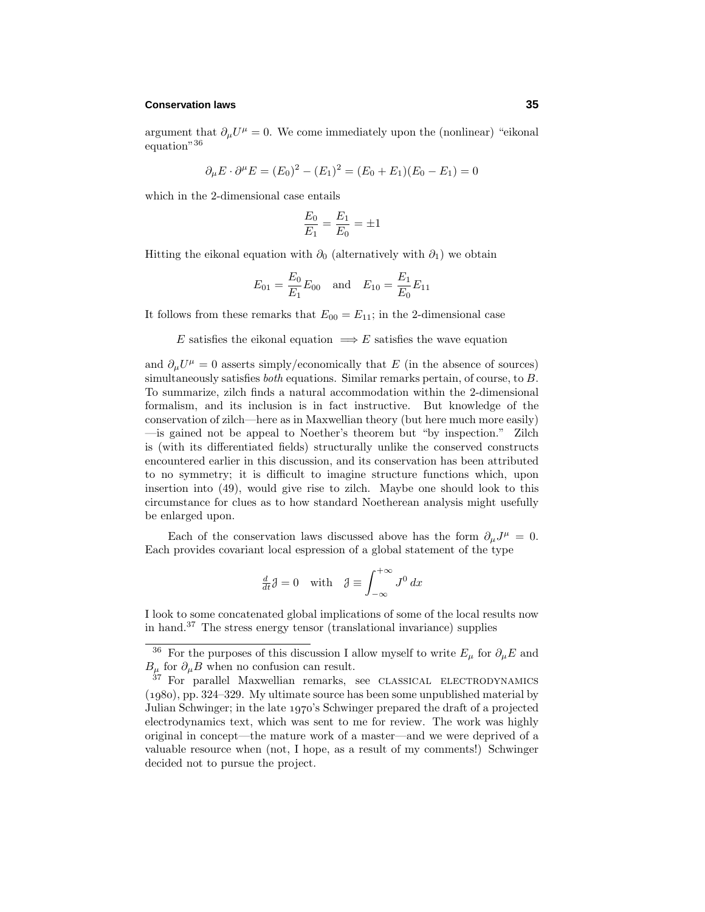argument that $\partial_\mu U^\mu = 0$. We come immediately upon the (nonlinear) "eikonal equation"[36]

$$\partial_\mu E \cdot \partial^\mu E = (E_0)^2 - (E_1)^2 = (E_0 + E_1)(E_0 - E_1) = 0$$

which in the 2-dimensional case entails

$$\frac{E_0}{E_1} = \frac{E_1}{E_0} = \pm 1$$

Hitting the eikonal equation with $\partial_0$ (alternatively with $\partial_1$) we obtain

$$E_{01} = \frac{E_0}{E_1} E_{00} \quad \text{and} \quad E_{10} = \frac{E_1}{E_0} E_{11}$$

It follows from these remarks that $E_{00} = E_{11}$; in the 2-dimensional case

$$E \text{ satisfies the eikonal equation } \Longrightarrow E \text{ satisfies the wave equation}$$

and $\partial_\mu U^\mu = 0$ asserts simply/economically that $E$ (in the absence of sources) simultaneously satisfies *both* equations. Similar remarks pertain, of course, to $B$. To summarize, zilch finds a natural accommodation within the 2-dimensional formalism, and its inclusion is in fact instructive. But knowledge of the conservation of zilch—here as in Maxwellian theory (but here much more easily)—is gained not be appeal to Noether's theorem but "by inspection." Zilch is (with its differentiated fields) structurally unlike the conserved constructs encountered earlier in this discussion, and its conservation has been attributed to no symmetry; it is difficult to imagine structure functions which, upon insertion into (49), would give rise to zilch. Maybe one should look to this circumstance for clues as to how standard Noetherean analysis might usefully be enlarged upon.

Each of the conservation laws discussed above has the form $\partial_\mu J^\mu = 0$. Each provides covariant local espression of a global statement of the type

$$\tfrac{d}{dt}\mathcal{J} = 0 \quad \text{with} \quad \mathcal{J} \equiv \int_{-\infty}^{+\infty} J^0 \, dx$$

I look to some concatenated global implications of some of the local results now in hand.[37] The stress energy tensor (translational invariance) supplies

---

[36] For the purposes of this discussion I allow myself to write $E_\mu$ for $\partial_\mu E$ and $B_\mu$ for $\partial_\mu B$ when no confusion can result.

[37] For parallel Maxwellian remarks, see CLASSICAL ELECTRODYNAMICS (1980), pp. 324–329. My ultimate source has been some unpublished material by Julian Schwinger; in the late 1970's Schwinger prepared the draft of a projected electrodynamics text, which was sent to me for review. The work was highly original in concept—the mature work of a master—and we were deprived of a valuable resource when (not, I hope, as a result of my comments!) Schwinger decided not to pursue the project.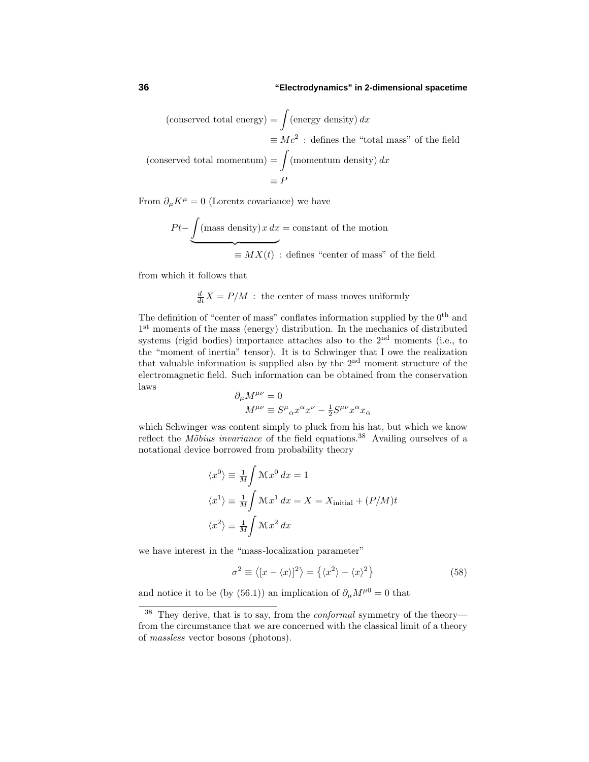$$
\begin{aligned}
(\text{conserved total energy}) &= \int (\text{energy density})\, dx \\
&\equiv Mc^2 \;:\; \text{defines the “total mass” of the field} \\
(\text{conserved total momentum}) &= \int (\text{momentum density})\, dx \\
&\equiv P
\end{aligned}
$$

From $\partial_\mu K^\mu = 0$ (Lorentz covariance) we have

$$
Pt - \underbrace{\int (\text{mass density})\, x\, dx}_{\equiv\, MX(t)\;:\;\text{defines “center of mass” of the field}} = \text{constant of the motion}
$$

from which it follows that

$$
\tfrac{d}{dt}X = P/M \;:\; \text{the center of mass moves uniformly}
$$

The definition of "center of mass" conflates information supplied by the 0th and 1st moments of the mass (energy) distribution. In the mechanics of distributed systems (rigid bodies) importance attaches also to the 2nd moments (i.e., to the "moment of inertia" tensor). It is to Schwinger that I owe the realization that valuable information is supplied also by the 2nd moment structure of the electromagnetic field. Such information can be obtained from the conservation laws

$$
\begin{aligned}
&\partial_\mu M^{\mu\nu} = 0 \\
&\quad M^{\mu\nu} \equiv S^\mu{}_\alpha x^\alpha x^\nu - \tfrac{1}{2} S^{\mu\nu} x^\alpha x_\alpha
\end{aligned}
$$

which Schwinger was content simply to pluck from his hat, but which we know reflect the *Möbius invariance* of the field equations.[38] Availing ourselves of a notational device borrowed from probability theory

$$
\begin{aligned}
\langle x^0 \rangle &\equiv \tfrac{1}{M} \int \mathcal{M} x^0 \, dx = 1 \\
\langle x^1 \rangle &\equiv \tfrac{1}{M} \int \mathcal{M} x^1 \, dx = X = X_{\text{initial}} + (P/M)t \\
\langle x^2 \rangle &\equiv \tfrac{1}{M} \int \mathcal{M} x^2 \, dx
\end{aligned}
$$

we have interest in the "mass-localization parameter"

$$
\sigma^2 \equiv \big\langle [x - \langle x \rangle]^2 \big\rangle = \big\{ \langle x^2 \rangle - \langle x \rangle^2 \big\} \tag{58}
$$

and notice it to be (by (56.1)) an implication of $\partial_\mu M^{\mu 0} = 0$ that

---

[38] They derive, that is to say, from the *conformal* symmetry of the theory—from the circumstance that we are concerned with the classical limit of a theory of *massless* vector bosons (photons).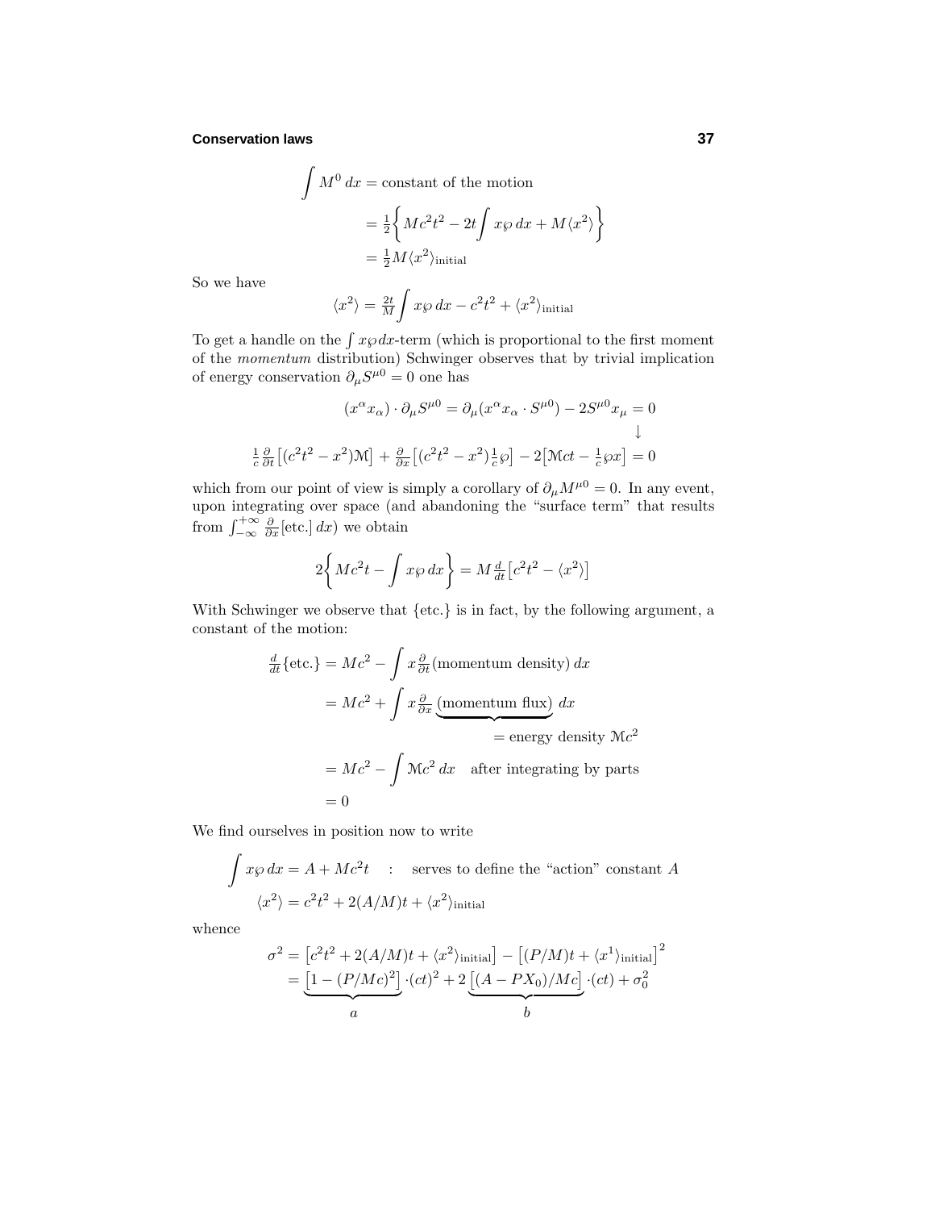$$\begin{aligned}\int M^0\,dx &= \text{constant of the motion}\\ &= \tfrac{1}{2}\bigg\{Mc^2t^2 - 2t\!\int x\wp\,dx + M\langle x^2\rangle\bigg\}\\ &= \tfrac{1}{2}M\langle x^2\rangle_{\text{initial}}\end{aligned}$$

So we have

$$\langle x^2\rangle = \tfrac{2t}{M}\int x\wp\,dx - c^2t^2 + \langle x^2\rangle_{\text{initial}}$$

To get a handle on the $\int x\wp\,dx$-term (which is proportional to the first moment of the *momentum* distribution) Schwinger observes that by trivial implication of energy conservation $\partial_\mu S^{\mu 0} = 0$ one has

$$\begin{gathered}(x^\alpha x_\alpha)\cdot\partial_\mu S^{\mu 0} = \partial_\mu(x^\alpha x_\alpha\cdot S^{\mu 0}) - 2S^{\mu 0}x_\mu = 0\\ \downarrow\\ \tfrac{1}{c}\tfrac{\partial}{\partial t}\big[(c^2t^2 - x^2)\mathcal{M}\big] + \tfrac{\partial}{\partial x}\big[(c^2t^2 - x^2)\tfrac{1}{c}\wp\big] - 2\big[\mathcal{M}ct - \tfrac{1}{c}\wp x\big] = 0\end{gathered}$$

which from our point of view is simply a corollary of $\partial_\mu M^{\mu 0} = 0$. In any event, upon integrating over space (and abandoning the "surface term" that results from $\int_{-\infty}^{+\infty}\frac{\partial}{\partial x}[\text{etc.}]\,dx$) we obtain

$$2\bigg\{Mc^2t - \int x\wp\,dx\bigg\} = M\tfrac{d}{dt}\big[c^2t^2 - \langle x^2\rangle\big]$$

With Schwinger we observe that {etc.} is in fact, by the following argument, a constant of the motion:

$$\begin{aligned}\tfrac{d}{dt}\{\text{etc.}\} &= Mc^2 - \int x\tfrac{\partial}{\partial t}(\text{momentum density})\,dx\\ &= Mc^2 + \int x\tfrac{\partial}{\partial x}\underbrace{(\text{momentum flux})}_{=\ \text{energy density}\ \mathcal{M}c^2}\,dx\\ &= Mc^2 - \int \mathcal{M}c^2\,dx \quad \text{after integrating by parts}\\ &= 0\end{aligned}$$

We find ourselves in position now to write

$$\begin{aligned}\int x\wp\,dx &= A + Mc^2t \quad : \quad \text{serves to define the "action" constant } A\\ \langle x^2\rangle &= c^2t^2 + 2(A/M)t + \langle x^2\rangle_{\text{initial}}\end{aligned}$$

whence

$$\begin{aligned}\sigma^2 &= \big[c^2t^2 + 2(A/M)t + \langle x^2\rangle_{\text{initial}}\big] - \big[(P/M)t + \langle x^1\rangle_{\text{initial}}\big]^2\\ &= \underbrace{\big[1 - (P/Mc)^2\big]}_{a}\cdot(ct)^2 + 2\underbrace{\big[(A - PX_0)/Mc\big]}_{b}\cdot(ct) + \sigma_0^2\end{aligned}$$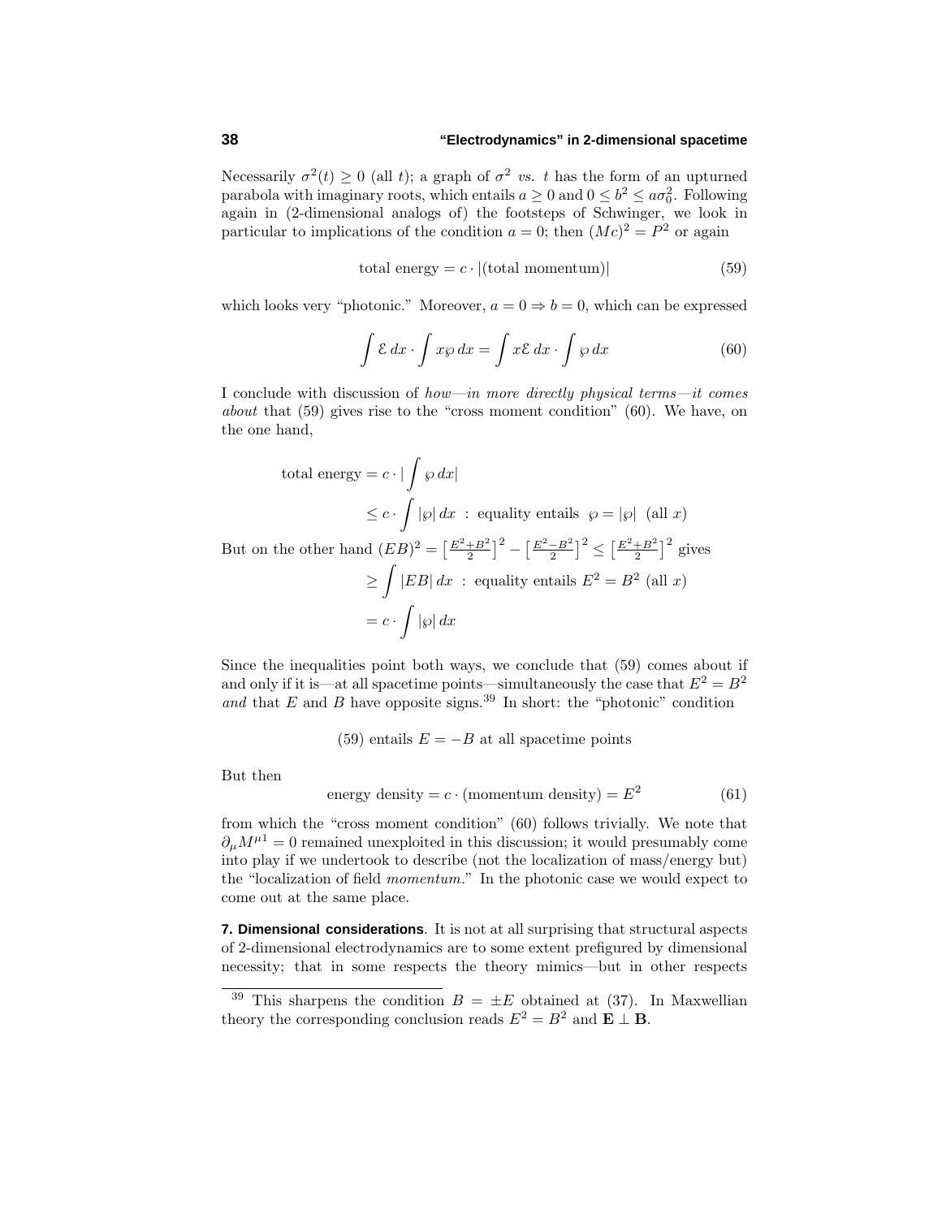Necessarily $\sigma^2(t) \geq 0$ (all $t$); a graph of $\sigma^2$ *vs.* $t$ has the form of an upturned parabola with imaginary roots, which entails $a \geq 0$ and $0 \leq b^2 \leq a\sigma_0^2$. Following again in (2-dimensional analogs of) the footsteps of Schwinger, we look in particular to implications of the condition $a = 0$; then $(Mc)^2 = P^2$ or again

$$\text{total energy} = c \cdot |(\text{total momentum})| \tag{59}$$

which looks very "photonic." Moreover, $a = 0 \Rightarrow b = 0$, which can be expressed

$$\int \mathcal{E}\, dx \cdot \int x\wp\, dx = \int x\mathcal{E}\, dx \cdot \int \wp\, dx \tag{60}$$

I conclude with discussion of *how—in more directly physical terms—it comes about* that (59) gives rise to the "cross moment condition" (60). We have, on the one hand,

$$
\begin{aligned}
\text{total energy} &= c \cdot \Big|\int \wp\, dx\Big| \\
&\leq c \cdot \int |\wp|\, dx \;:\; \text{equality entails } \wp = |\wp| \text{ (all } x)
\end{aligned}
$$

But on the other hand $(EB)^2 = \big[\frac{E^2+B^2}{2}\big]^2 - \big[\frac{E^2-B^2}{2}\big]^2 \leq \big[\frac{E^2+B^2}{2}\big]^2$ gives

$$
\begin{aligned}
&\geq \int |EB|\, dx \;:\; \text{equality entails } E^2 = B^2 \text{ (all } x) \\
&= c \cdot \int |\wp|\, dx
\end{aligned}
$$

Since the inequalities point both ways, we conclude that (59) comes about if and only if it is—at all spacetime points—simultaneously the case that $E^2 = B^2$ *and* that $E$ and $B$ have opposite signs.[39] In short: the "photonic" condition

$$\text{(59) entails } E = -B \text{ at all spacetime points}$$

But then

$$\text{energy density} = c \cdot (\text{momentum density}) = E^2 \tag{61}$$

from which the "cross moment condition" (60) follows trivially. We note that $\partial_\mu M^{\mu 1} = 0$ remained unexploited in this discussion; it would presumably come into play if we undertook to describe (not the localization of mass/energy but) the "localization of field *momentum*." In the photonic case we would expect to come out at the same place.

**7. Dimensional considerations**. It is not at all surprising that structural aspects of 2-dimensional electrodynamics are to some extent prefigured by dimensional necessity; that in some respects the theory mimics—but in other respects

---

[39] This sharpens the condition $B = \pm E$ obtained at (37). In Maxwellian theory the corresponding conclusion reads $E^2 = B^2$ and $\mathbf{E} \perp \mathbf{B}$.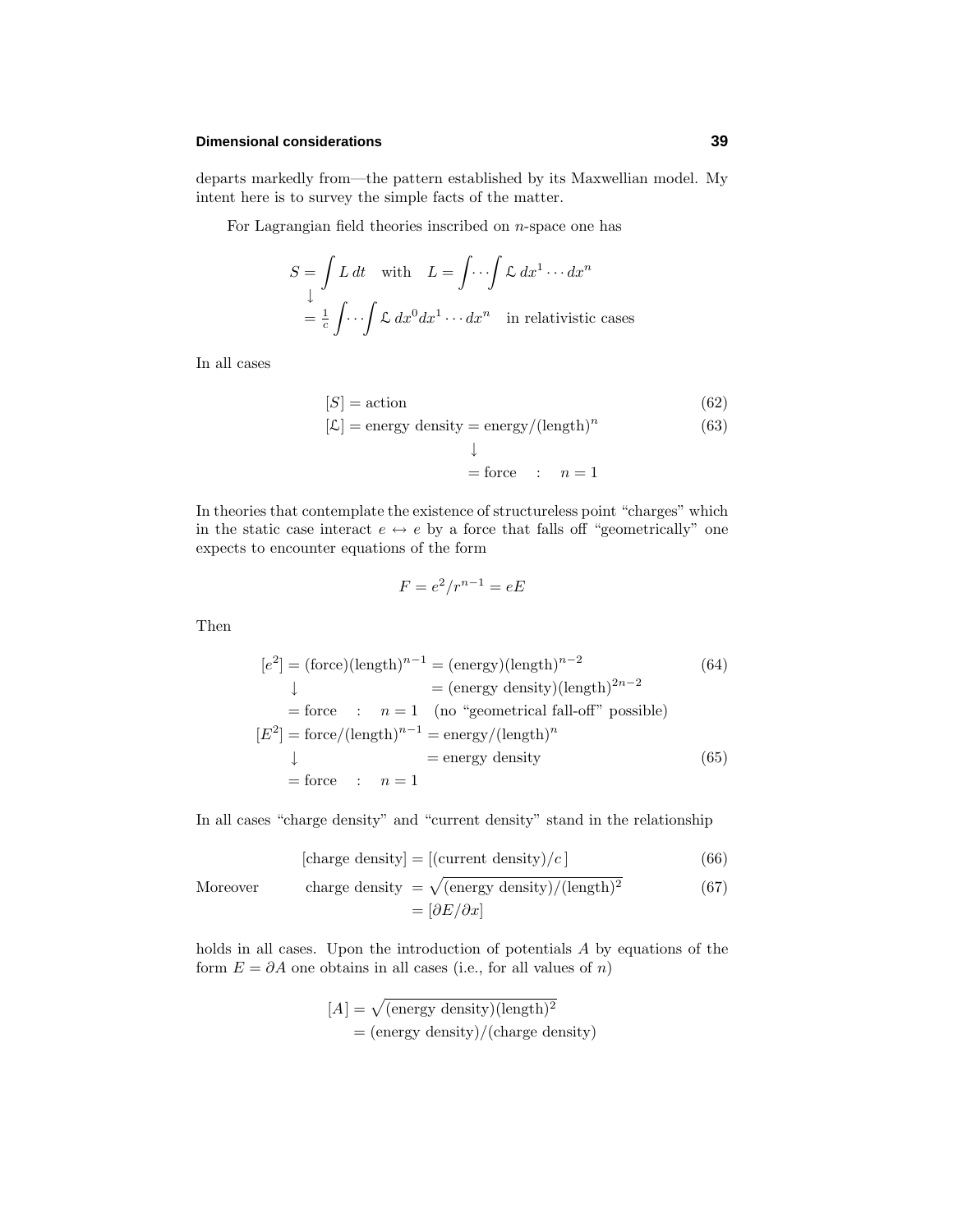departs markedly from—the pattern established by its Maxwellian model. My intent here is to survey the simple facts of the matter.

For Lagrangian field theories inscribed on $n$-space one has

$$
\begin{aligned}
S &= \int L\,dt \quad \text{with} \quad L = \int\!\cdots\!\int \mathcal{L}\,dx^1\cdots dx^n\\
&\downarrow\\
&= \tfrac{1}{c}\int\!\cdots\!\int \mathcal{L}\,dx^0dx^1\cdots dx^n \quad \text{in relativistic cases}
\end{aligned}
$$

In all cases

$$[S] = \text{action} \tag{62}$$

$$
\begin{aligned}
[\mathcal{L}] &= \text{energy density} = \text{energy}/(\text{length})^n\\
&\qquad\qquad\qquad\downarrow\\
&\qquad\qquad\qquad= \text{force} \quad : \quad n = 1
\end{aligned} \tag{63}
$$

In theories that contemplate the existence of structureless point "charges" which in the static case interact $e \leftrightarrow e$ by a force that falls off "geometrically" one expects to encounter equations of the form

$$F = e^2/r^{n-1} = eE$$

Then

$$
\begin{aligned}
[e^2] &= (\text{force})(\text{length})^{n-1} = (\text{energy})(\text{length})^{n-2}\\
&\downarrow \qquad\qquad\qquad\qquad\quad = (\text{energy density})(\text{length})^{2n-2}\\
&= \text{force} \quad : \quad n = 1 \quad (\text{no "geometrical fall-off" possible})
\end{aligned} \tag{64}
$$

$$
\begin{aligned}
[E^2] &= \text{force}/(\text{length})^{n-1} = \text{energy}/(\text{length})^n\\
&\downarrow \qquad\qquad\qquad\qquad\quad = \text{energy density}\\
&= \text{force} \quad : \quad n = 1
\end{aligned} \tag{65}
$$

In all cases "charge density" and "current density" stand in the relationship

$$[\text{charge density}] = [(\text{current density})/c\,] \tag{66}$$

Moreover

$$
\begin{aligned}
\text{charge density} &= \sqrt{(\text{energy density})/(\text{length})^2}\\
&= [\partial E/\partial x]
\end{aligned} \tag{67}
$$

holds in all cases. Upon the introduction of potentials $A$ by equations of the form $E = \partial A$ one obtains in all cases (i.e., for all values of $n$)

$$
\begin{aligned}
[A] &= \sqrt{(\text{energy density})(\text{length})^2}\\
&= (\text{energy density})/(\text{charge density})
\end{aligned}
$$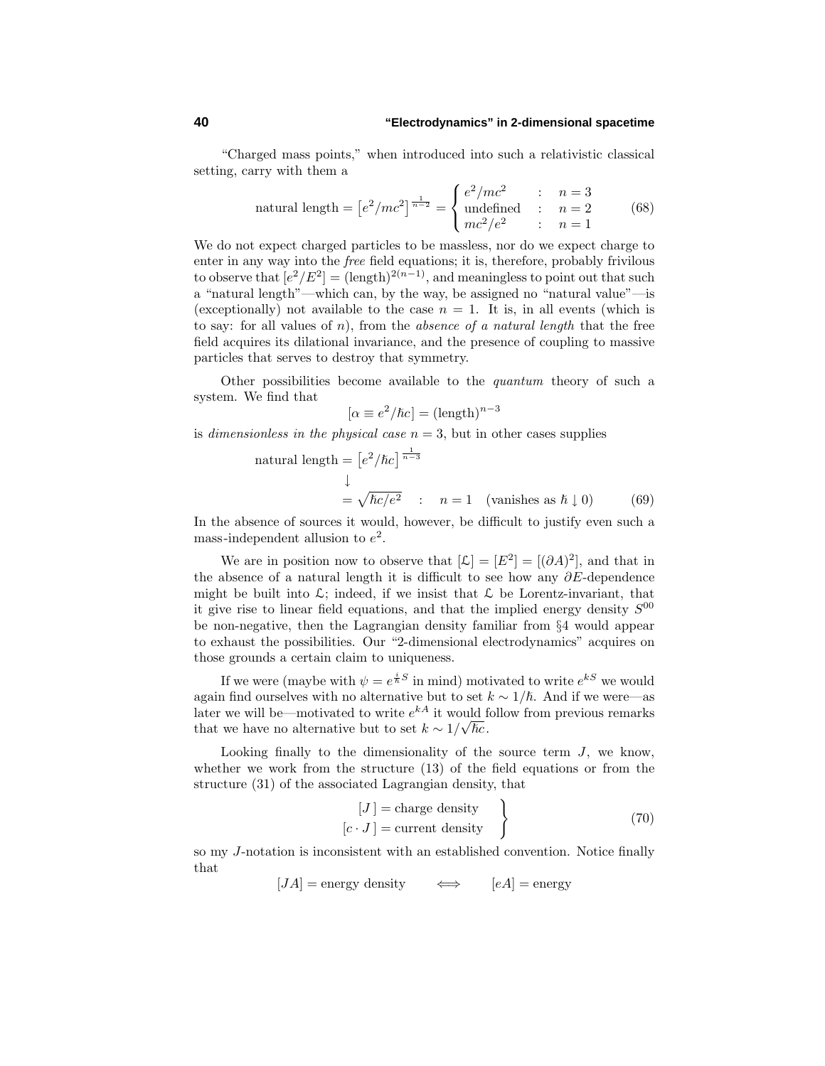"Charged mass points," when introduced into such a relativistic classical setting, carry with them a

$$\text{natural length} = \left[e^2/mc^2\right]^{\frac{1}{n-2}} = \begin{cases} e^2/mc^2 & : \quad n=3 \\ \text{undefined} & : \quad n=2 \\ mc^2/e^2 & : \quad n=1 \end{cases} \tag{68}$$

We do not expect charged particles to be massless, nor do we expect charge to enter in any way into the *free* field equations; it is, therefore, probably frivilous to observe that $[e^2/E^2] = (\text{length})^{2(n-1)}$, and meaningless to point out that such a "natural length"—which can, by the way, be assigned no "natural value"—is (exceptionally) not available to the case $n=1$. It is, in all events (which is to say: for all values of $n$), from the *absence of a natural length* that the free field acquires its dilational invariance, and the presence of coupling to massive particles that serves to destroy that symmetry.

Other possibilities become available to the *quantum* theory of such a system. We find that

$$[\alpha \equiv e^2/\hbar c] = (\text{length})^{n-3}$$

is *dimensionless in the physical case* $n=3$, but in other cases supplies

$$\begin{aligned} \text{natural length} &= \left[e^2/\hbar c\right]^{\frac{1}{n-3}} \\ &\downarrow \\ &= \sqrt{\hbar c/e^2} \quad : \quad n=1 \quad (\text{vanishes as } \hbar \downarrow 0) \end{aligned} \tag{69}$$

In the absence of sources it would, however, be difficult to justify even such a mass-independent allusion to $e^2$.

We are in position now to observe that $[\mathcal{L}] = [E^2] = [(\partial A)^2]$, and that in the absence of a natural length it is difficult to see how any $\partial E$-dependence might be built into $\mathcal{L}$; indeed, if we insist that $\mathcal{L}$ be Lorentz-invariant, that it give rise to linear field equations, and that the implied energy density $S^{00}$ be non-negative, then the Lagrangian density familiar from §4 would appear to exhaust the possibilities. Our "2-dimensional electrodynamics" acquires on those grounds a certain claim to uniqueness.

If we were (maybe with $\psi = e^{\frac{i}{\hbar}S}$ in mind) motivated to write $e^{kS}$ we would again find ourselves with no alternative but to set $k \sim 1/\hbar$. And if we were—as later we will be—motivated to write $e^{kA}$ it would follow from previous remarks that we have no alternative but to set $k \sim 1/\sqrt{\hbar c}$.

Looking finally to the dimensionality of the source term $J$, we know, whether we work from the structure (13) of the field equations or from the structure (31) of the associated Lagrangian density, that

$$\left.\begin{aligned} [J\,] &= \text{charge density} \\ [c \cdot J\,] &= \text{current density} \end{aligned}\right\} \tag{70}$$

so my $J$-notation is inconsistent with an established convention. Notice finally that

$$[JA] = \text{energy density} \qquad \Longleftrightarrow \qquad [eA] = \text{energy}$$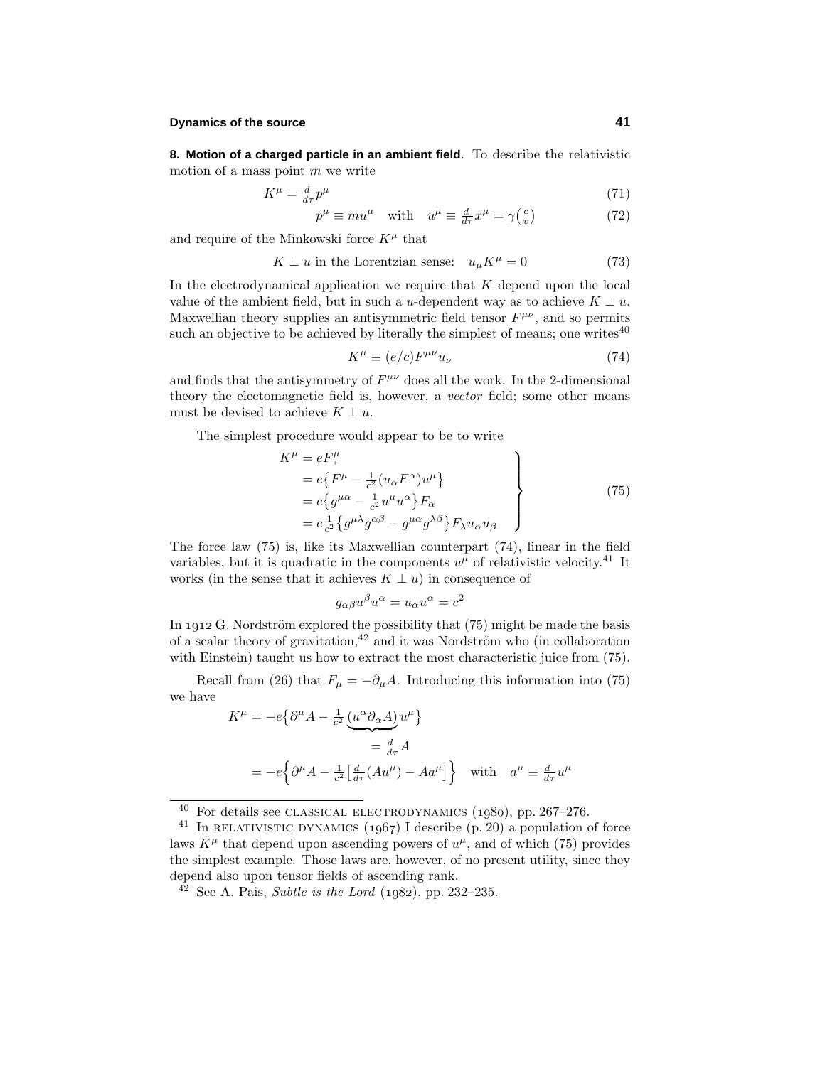**8. Motion of a charged particle in an ambient field**. To describe the relativistic motion of a mass point $m$ we write

$$K^\mu = \tfrac{d}{d\tau}p^\mu \tag{71}$$

$$p^\mu \equiv mu^\mu \quad \text{with} \quad u^\mu \equiv \tfrac{d}{d\tau}x^\mu = \gamma\begin{pmatrix} c \\ v \end{pmatrix} \tag{72}$$

and require of the Minkowski force $K^\mu$ that

$$K \perp u \text{ in the Lorentzian sense:} \quad u_\mu K^\mu = 0 \tag{73}$$

In the electrodynamical application we require that $K$ depend upon the local value of the ambient field, but in such a $u$-dependent way as to achieve $K \perp u$. Maxwellian theory supplies an antisymmetric field tensor $F^{\mu\nu}$, and so permits such an objective to be achieved by literally the simplest of means; one writes[40]

$$K^\mu \equiv (e/c)F^{\mu\nu}u_\nu \tag{74}$$

and finds that the antisymmetry of $F^{\mu\nu}$ does all the work. In the 2-dimensional theory the electomagnetic field is, however, a *vector* field; some other means must be devised to achieve $K \perp u$.

The simplest procedure would appear to be to write

$$\left.\begin{aligned}
K^\mu &= eF^\mu_{\perp} \\
&= e\big\{F^\mu - \tfrac{1}{c^2}(u_\alpha F^\alpha)u^\mu\big\} \\
&= e\big\{g^{\mu\alpha} - \tfrac{1}{c^2}u^\mu u^\alpha\big\}F_\alpha \\
&= e\tfrac{1}{c^2}\big\{g^{\mu\lambda}g^{\alpha\beta} - g^{\mu\alpha}g^{\lambda\beta}\big\}F_\lambda u_\alpha u_\beta
\end{aligned}\right\} \tag{75}$$

The force law (75) is, like its Maxwellian counterpart (74), linear in the field variables, but it is quadratic in the components $u^\mu$ of relativistic velocity.[41] It works (in the sense that it achieves $K \perp u$) in consequence of

$$g_{\alpha\beta}u^\beta u^\alpha = u_\alpha u^\alpha = c^2$$

In 1912 G. Nordström explored the possibility that (75) might be made the basis of a scalar theory of gravitation,[42] and it was Nordström who (in collaboration with Einstein) taught us how to extract the most characteristic juice from (75).

Recall from (26) that $F_\mu = -\partial_\mu A$. Introducing this information into (75) we have

$$\begin{aligned}
K^\mu &= -e\big\{\partial^\mu A - \tfrac{1}{c^2}\underbrace{(u^\alpha\partial_\alpha A)}_{=\,\frac{d}{d\tau}A}u^\mu\big\} \\
&= -e\Big\{\partial^\mu A - \tfrac{1}{c^2}\big[\tfrac{d}{d\tau}(Au^\mu) - Aa^\mu\big]\Big\} \quad \text{with} \quad a^\mu \equiv \tfrac{d}{d\tau}u^\mu
\end{aligned}$$

---

[40] For details see CLASSICAL ELECTRODYNAMICS (1980), pp. 267–276.

[41] In RELATIVISTIC DYNAMICS (1967) I describe (p. 20) a population of force laws $K^\mu$ that depend upon ascending powers of $u^\mu$, and of which (75) provides the simplest example. Those laws are, however, of no present utility, since they depend also upon tensor fields of ascending rank.

[42] See A. Pais, *Subtle is the Lord* (1982), pp. 232–235.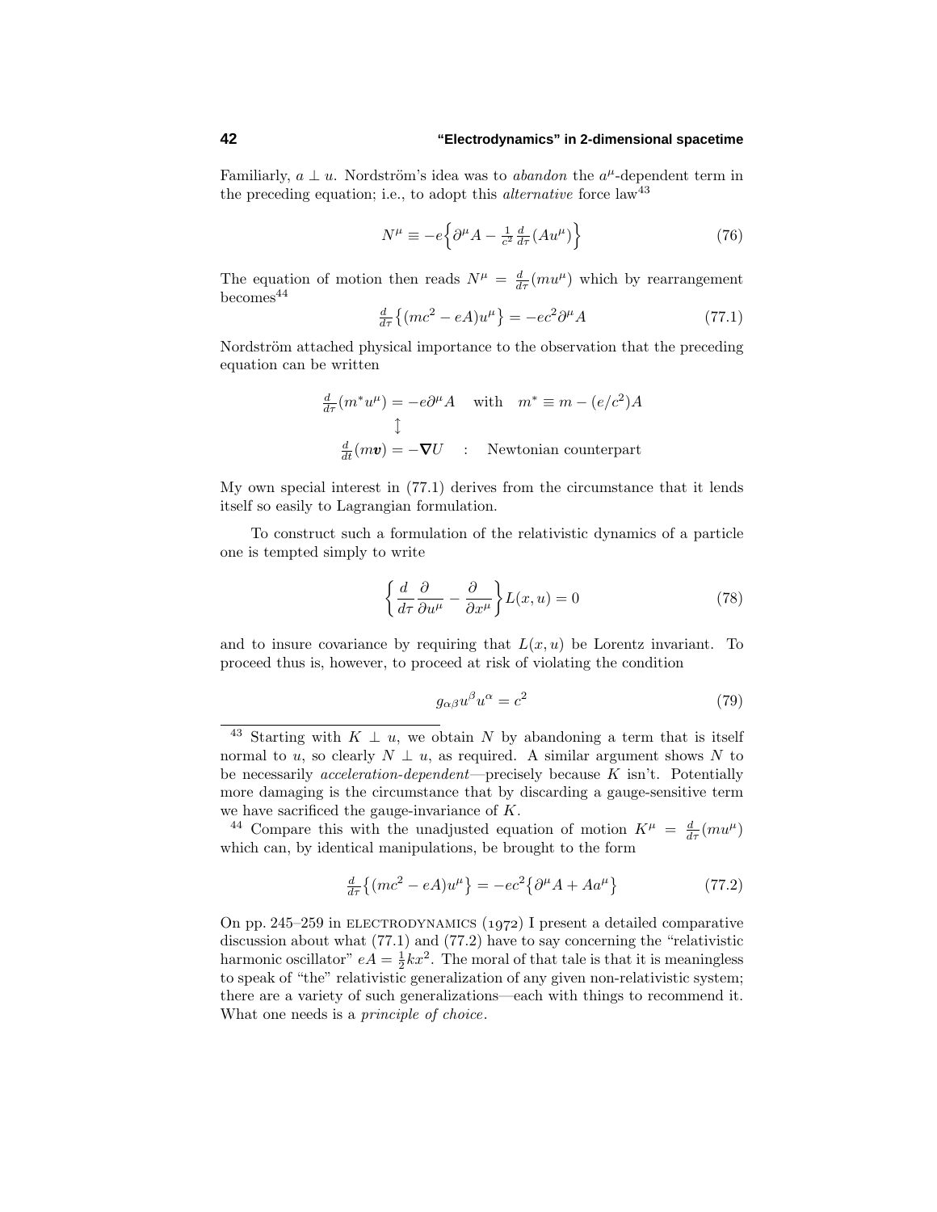Familiarly, $a \perp u$. Nordström's idea was to *abandon* the $a^\mu$-dependent term in the preceding equation; i.e., to adopt this *alternative* force law[43]

$$N^\mu \equiv -e\Big\{\partial^\mu A - \tfrac{1}{c^2}\tfrac{d}{d\tau}(Au^\mu)\Big\} \tag{76}$$

The equation of motion then reads $N^\mu = \frac{d}{d\tau}(mu^\mu)$ which by rearrangement becomes[44]

$$\tfrac{d}{d\tau}\big\{(mc^2 - eA)u^\mu\big\} = -ec^2\partial^\mu A \tag{77.1}$$

Nordström attached physical importance to the observation that the preceding equation can be written

$$\begin{aligned}
\tfrac{d}{d\tau}(m^*u^\mu) &= -e\partial^\mu A \quad \text{with} \quad m^* \equiv m - (e/c^2)A\\
&\updownarrow\\
\tfrac{d}{dt}(m\boldsymbol{v}) &= -\boldsymbol{\nabla}U \quad : \quad \text{Newtonian counterpart}
\end{aligned}$$

My own special interest in (77.1) derives from the circumstance that it lends itself so easily to Lagrangian formulation.

To construct such a formulation of the relativistic dynamics of a particle one is tempted simply to write

$$\left\{\frac{d}{d\tau}\frac{\partial}{\partial u^\mu} - \frac{\partial}{\partial x^\mu}\right\}L(x,u) = 0 \tag{78}$$

and to insure covariance by requiring that $L(x,u)$ be Lorentz invariant. To proceed thus is, however, to proceed at risk of violating the condition

$$g_{\alpha\beta}u^\beta u^\alpha = c^2 \tag{79}$$

---

[43] Starting with $K \perp u$, we obtain $N$ by abandoning a term that is itself normal to $u$, so clearly $N \perp u$, as required. A similar argument shows $N$ to be necessarily *acceleration-dependent*—precisely because $K$ isn't. Potentially more damaging is the circumstance that by discarding a gauge-sensitive term we have sacrificed the gauge-invariance of $K$.

[44] Compare this with the unadjusted equation of motion $K^\mu = \frac{d}{d\tau}(mu^\mu)$ which can, by identical manipulations, be brought to the form

$$\tfrac{d}{d\tau}\big\{(mc^2 - eA)u^\mu\big\} = -ec^2\big\{\partial^\mu A + Aa^\mu\big\} \tag{77.2}$$

On pp. 245–259 in ELECTRODYNAMICS (1972) I present a detailed comparative discussion about what (77.1) and (77.2) have to say concerning the "relativistic harmonic oscillator" $eA = \frac{1}{2}kx^2$. The moral of that tale is that it is meaningless to speak of "the" relativistic generalization of any given non-relativistic system; there are a variety of such generalizations—each with things to recommend it. What one needs is a *principle of choice*.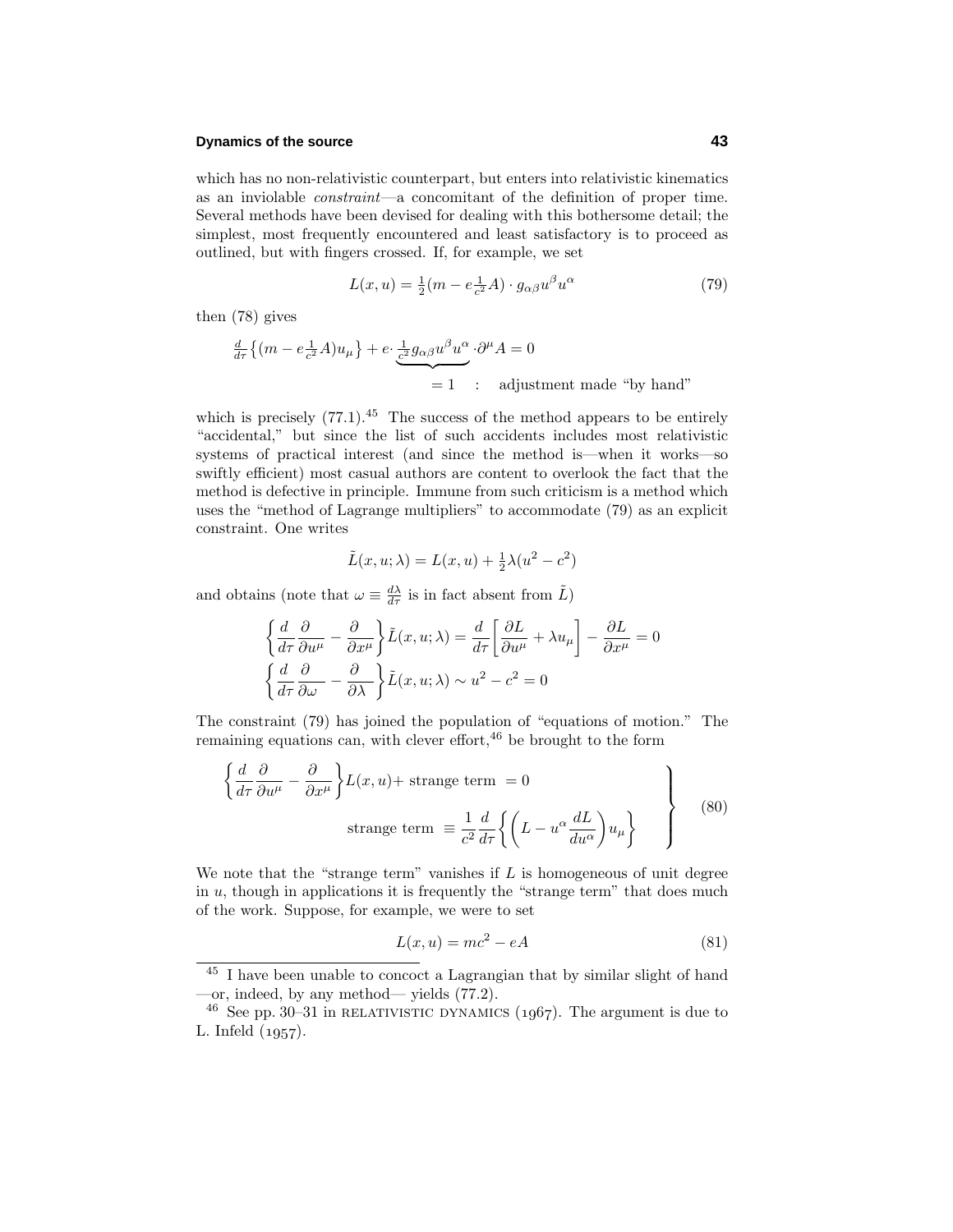which has no non-relativistic counterpart, but enters into relativistic kinematics as an inviolable *constraint*—a concomitant of the definition of proper time. Several methods have been devised for dealing with this bothersome detail; the simplest, most frequently encountered and least satisfactory is to proceed as outlined, but with fingers crossed. If, for example, we set

$$L(x,u) = \tfrac{1}{2}(m - e\tfrac{1}{c^2}A)\cdot g_{\alpha\beta}u^\beta u^\alpha \tag{79}$$

then (78) gives

$$\tfrac{d}{d\tau}\big\{(m - e\tfrac{1}{c^2}A)u_\mu\big\} + e\cdot\underbrace{\tfrac{1}{c^2}g_{\alpha\beta}u^\beta u^\alpha}_{=\,1\quad:\quad \text{adjustment made "by hand"}}\cdot\partial^\mu A = 0$$

which is precisely (77.1).[45] The success of the method appears to be entirely "accidental," but since the list of such accidents includes most relativistic systems of practical interest (and since the method is—when it works—so swiftly efficient) most casual authors are content to overlook the fact that the method is defective in principle. Immune from such criticism is a method which uses the "method of Lagrange multipliers" to accommodate (79) as an explicit constraint. One writes

$$\tilde{L}(x,u;\lambda) = L(x,u) + \tfrac{1}{2}\lambda(u^2 - c^2)$$

and obtains (note that $\omega \equiv \frac{d\lambda}{d\tau}$ is in fact absent from $\tilde{L}$)

$$\left\{\frac{d}{d\tau}\frac{\partial}{\partial u^\mu} - \frac{\partial}{\partial x^\mu}\right\}\tilde{L}(x,u;\lambda) = \frac{d}{d\tau}\left[\frac{\partial L}{\partial u^\mu} + \lambda u_\mu\right] - \frac{\partial L}{\partial x^\mu} = 0$$

$$\left\{\frac{d}{d\tau}\frac{\partial}{\partial \omega} - \frac{\partial}{\partial \lambda}\right\}\tilde{L}(x,u;\lambda) \sim u^2 - c^2 = 0$$

The constraint (79) has joined the population of "equations of motion." The remaining equations can, with clever effort,[46] be brought to the form

$$\left.\begin{aligned}\left\{\frac{d}{d\tau}\frac{\partial}{\partial u^\mu} - \frac{\partial}{\partial x^\mu}\right\}&L(x,u) + \text{strange term } = 0\\ \text{strange term } &\equiv \frac{1}{c^2}\frac{d}{d\tau}\left\{\left(L - u^\alpha\frac{dL}{du^\alpha}\right)u_\mu\right\}\end{aligned}\right\} \tag{80}$$

We note that the "strange term" vanishes if $L$ is homogeneous of unit degree in $u$, though in applications it is frequently the "strange term" that does much of the work. Suppose, for example, we were to set

$$L(x,u) = mc^2 - eA \tag{81}$$

---

[45] I have been unable to concoct a Lagrangian that by similar slight of hand —or, indeed, by any method— yields (77.2).

[46] See pp. 30–31 in RELATIVISTIC DYNAMICS (1967). The argument is due to L. Infeld (1957).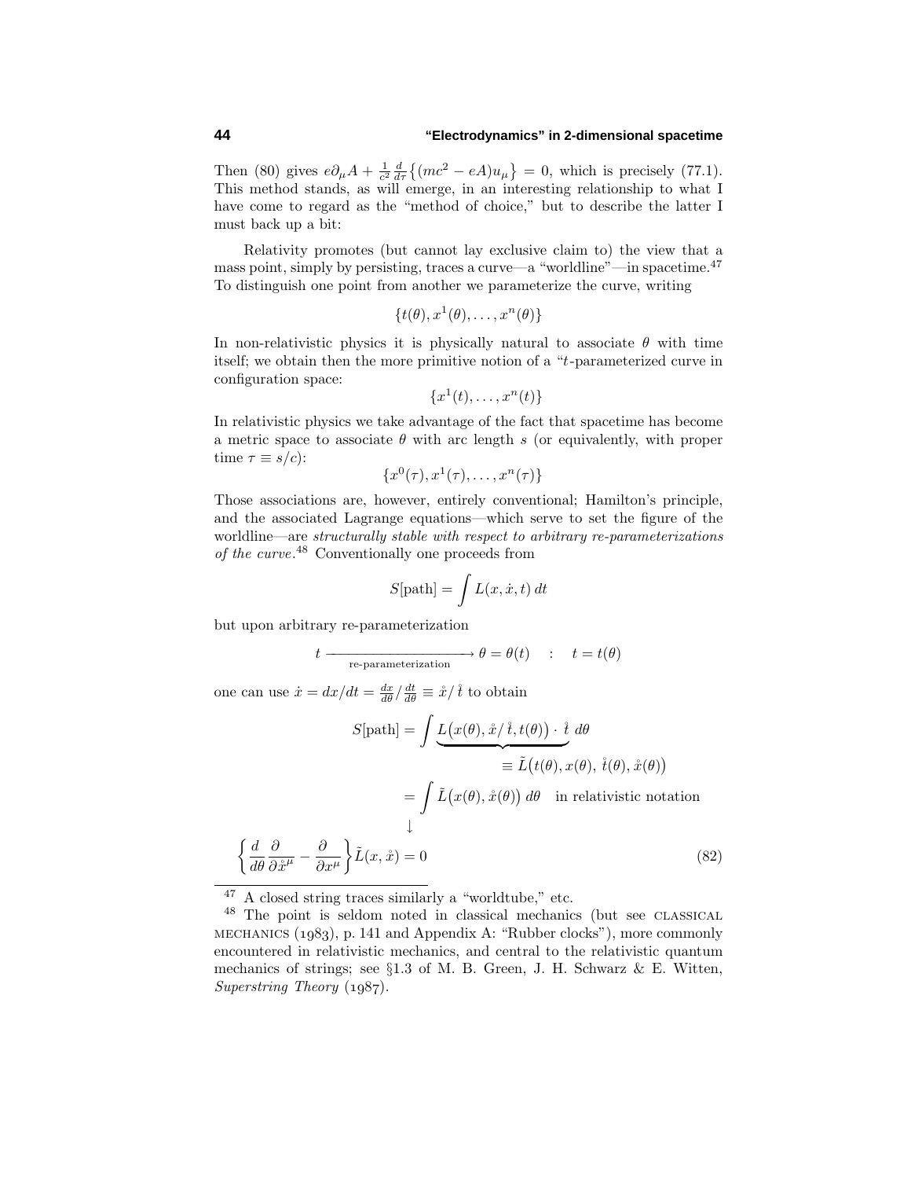Then (80) gives $e\partial_\mu A + \frac{1}{c^2}\frac{d}{d\tau}\big\{(mc^2 - eA)u_\mu\big\} = 0$, which is precisely (77.1). This method stands, as will emerge, in an interesting relationship to what I have come to regard as the "method of choice," but to describe the latter I must back up a bit:

Relativity promotes (but cannot lay exclusive claim to) the view that a mass point, simply by persisting, traces a curve—a "worldline"—in spacetime.[47] To distinguish one point from another we parameterize the curve, writing

$$\{t(\theta), x^1(\theta), \ldots, x^n(\theta)\}$$

In non-relativistic physics it is physically natural to associate $\theta$ with time itself; we obtain then the more primitive notion of a "$t$-parameterized curve in configuration space:

$$\{x^1(t), \ldots, x^n(t)\}$$

In relativistic physics we take advantage of the fact that spacetime has become a metric space to associate $\theta$ with arc length $s$ (or equivalently, with proper time $\tau \equiv s/c$):

$$\{x^0(\tau), x^1(\tau), \ldots, x^n(\tau)\}$$

Those associations are, however, entirely conventional; Hamilton's principle, and the associated Lagrange equations—which serve to set the figure of the worldline—are *structurally stable with respect to arbitrary re-parameterizations of the curve*.[48] Conventionally one proceeds from

$$S[\text{path}] = \int L(x, \dot{x}, t)\, dt$$

but upon arbitrary re-parameterization

$$t \xrightarrow[\text{re-parameterization}]{} \theta = \theta(t) \quad : \quad t = t(\theta)$$

one can use $\dot{x} = dx/dt = \frac{dx}{d\theta}/\frac{dt}{d\theta} \equiv \mathring{x}/\mathring{t}$ to obtain

$$\begin{aligned}
S[\text{path}] &= \int \underbrace{L\big(x(\theta), \mathring{x}/\mathring{t}, t(\theta)\big)\cdot \mathring{t}}\, d\theta \\
&\qquad\qquad \equiv \tilde{L}\big(t(\theta), x(\theta),\, \mathring{t}(\theta), \mathring{x}(\theta)\big) \\
&= \int \tilde{L}\big(x(\theta), \mathring{x}(\theta)\big)\, d\theta \quad \text{in relativistic notation} \\
&\qquad \downarrow \\
\left\{\frac{d}{d\theta}\frac{\partial}{\partial \mathring{x}^\mu} - \frac{\partial}{\partial x^\mu}\right\}&\tilde{L}(x, \mathring{x}) = 0 \qquad (82)
\end{aligned}$$

---

[47] A closed string traces similarly a "worldtube," etc.

[48] The point is seldom noted in classical mechanics (but see CLASSICAL MECHANICS (1983), p. 141 and Appendix A: "Rubber clocks"), more commonly encountered in relativistic mechanics, and central to the relativistic quantum mechanics of strings; see §1.3 of M. B. Green, J. H. Schwarz & E. Witten, *Superstring Theory* (1987).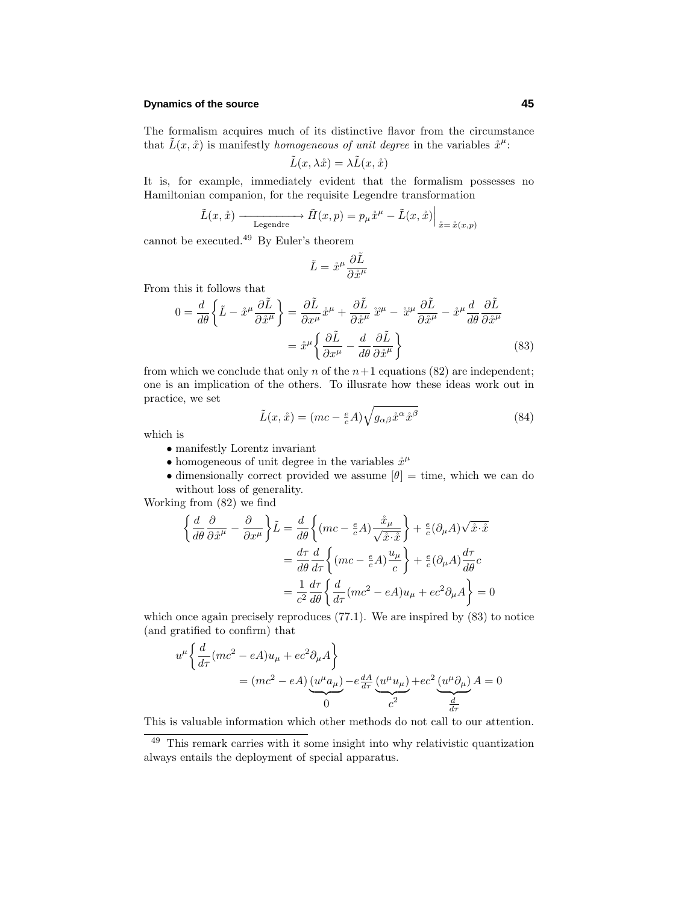The formalism acquires much of its distinctive flavor from the circumstance that $\tilde{L}(x,\mathring{x})$ is manifestly *homogeneous of unit degree* in the variables $\mathring{x}^\mu$:

$$\tilde{L}(x,\lambda\mathring{x}) = \lambda\tilde{L}(x,\mathring{x})$$

It is, for example, immediately evident that the formalism possesses no Hamiltonian companion, for the requisite Legendre transformation

$$\tilde{L}(x,\mathring{x}) \xrightarrow[\text{Legendre}]{\hspace{2cm}} \tilde{H}(x,p) = p_\mu \mathring{x}^\mu - \tilde{L}(x,\mathring{x})\Big|_{\mathring{x}=\mathring{x}(x,p)}$$

cannot be executed.[49] By Euler's theorem

$$\tilde{L} = \mathring{x}^\mu \frac{\partial \tilde{L}}{\partial \mathring{x}^\mu}$$

From this it follows that

$$\begin{aligned}
0 = \frac{d}{d\theta}\left\{\tilde{L} - \mathring{x}^\mu \frac{\partial \tilde{L}}{\partial \mathring{x}^\mu}\right\} &= \frac{\partial \tilde{L}}{\partial x^\mu}\mathring{x}^\mu + \frac{\partial \tilde{L}}{\partial \mathring{x}^\mu}\,\mathring{\mathring{x}}^\mu - \,\mathring{\mathring{x}}^\mu \frac{\partial \tilde{L}}{\partial \mathring{x}^\mu} - \mathring{x}^\mu \frac{d}{d\theta}\frac{\partial \tilde{L}}{\partial \mathring{x}^\mu} \\
&= \mathring{x}^\mu \left\{\frac{\partial \tilde{L}}{\partial x^\mu} - \frac{d}{d\theta}\frac{\partial \tilde{L}}{\partial \mathring{x}^\mu}\right\} \qquad (83)
\end{aligned}$$

from which we conclude that only $n$ of the $n+1$ equations (82) are independent; one is an implication of the others. To illusrate how these ideas work out in practice, we set

$$\tilde{L}(x,\mathring{x}) = (mc - \tfrac{e}{c}A)\sqrt{g_{\alpha\beta}\mathring{x}^\alpha \mathring{x}^\beta} \qquad (84)$$

which is

- manifestly Lorentz invariant
- homogeneous of unit degree in the variables $\mathring{x}^\mu$
- dimensionally correct provided we assume $[\theta] = \text{time}$, which we can do without loss of generality.

Working from (82) we find

$$\begin{aligned}
\left\{\frac{d}{d\theta}\frac{\partial}{\partial \mathring{x}^\mu} - \frac{\partial}{\partial x^\mu}\right\}\tilde{L} &= \frac{d}{d\theta}\left\{(mc - \tfrac{e}{c}A)\frac{\mathring{x}_\mu}{\sqrt{\mathring{x}\cdot\mathring{x}}}\right\} + \tfrac{e}{c}(\partial_\mu A)\sqrt{\mathring{x}\cdot\mathring{x}} \\
&= \frac{d\tau}{d\theta}\frac{d}{d\tau}\left\{(mc - \tfrac{e}{c}A)\frac{u_\mu}{c}\right\} + \tfrac{e}{c}(\partial_\mu A)\frac{d\tau}{d\theta}c \\
&= \frac{1}{c^2}\frac{d\tau}{d\theta}\left\{\frac{d}{d\tau}(mc^2 - eA)u_\mu + ec^2\partial_\mu A\right\} = 0
\end{aligned}$$

which once again precisely reproduces (77.1). We are inspired by (83) to notice (and gratified to confirm) that

$$\begin{aligned}
u^\mu &\left\{\frac{d}{d\tau}(mc^2 - eA)u_\mu + ec^2\partial_\mu A\right\} \\
&= (mc^2 - eA)\underbrace{(u^\mu a_\mu)}_{0} - e\tfrac{dA}{d\tau}\underbrace{(u^\mu u_\mu)}_{c^2} + ec^2\underbrace{(u^\mu \partial_\mu)}_{\frac{d}{d\tau}}A = 0
\end{aligned}$$

This is valuable information which other methods do not call to our attention.

---

[49] This remark carries with it some insight into why relativistic quantization always entails the deployment of special apparatus.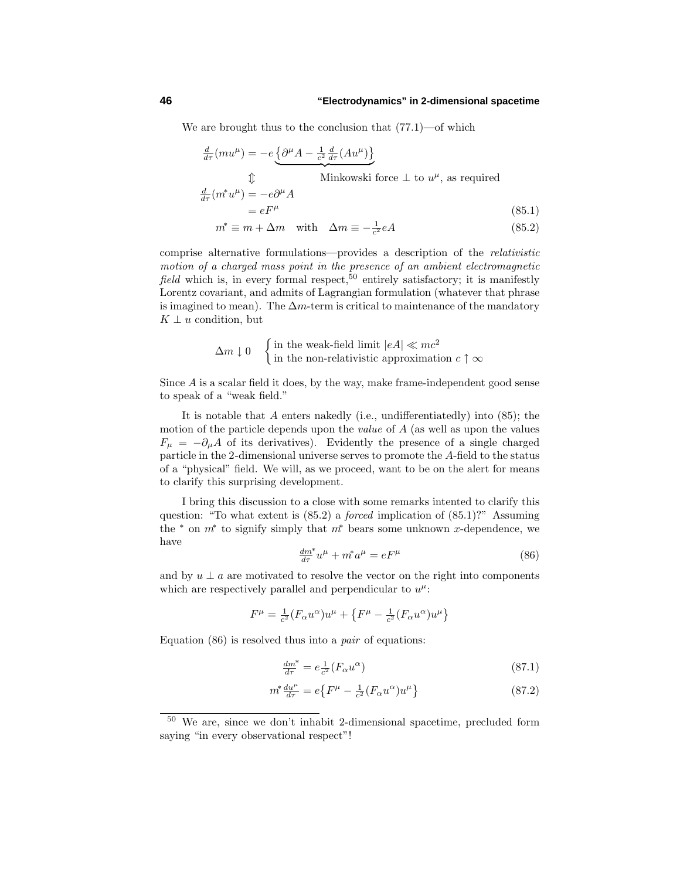We are brought thus to the conclusion that (77.1)—of which

$$
\begin{aligned}
\tfrac{d}{d\tau}(mu^\mu) &= -e\underbrace{\left\{\partial^\mu A - \tfrac{1}{c^2}\tfrac{d}{d\tau}(Au^\mu)\right\}}_{\text{Minkowski force }\perp\text{ to }u^\mu\text{, as required}}\\
&\Updownarrow\\
\tfrac{d}{d\tau}(m^*u^\mu) &= -e\partial^\mu A\\
&= eF^\mu \qquad (85.1)\\
m^* &\equiv m + \Delta m \quad\text{with}\quad \Delta m \equiv -\tfrac{1}{c^2}eA \qquad (85.2)
\end{aligned}
$$

comprise alternative formulations—provides a description of the *relativistic motion of a charged mass point in the presence of an ambient electromagnetic field* which is, in every formal respect,[50] entirely satisfactory; it is manifestly Lorentz covariant, and admits of Lagrangian formulation (whatever that phrase is imagined to mean). The $\Delta m$-term is critical to maintenance of the mandatory $K \perp u$ condition, but

$$
\Delta m \downarrow 0 \quad \begin{cases} \text{in the weak-field limit } |eA| \ll mc^2 \\ \text{in the non-relativistic approximation } c \uparrow \infty \end{cases}
$$

Since $A$ is a scalar field it does, by the way, make frame-independent good sense to speak of a "weak field."

It is notable that $A$ enters nakedly (i.e., undifferentiatedly) into (85); the motion of the particle depends upon the *value* of $A$ (as well as upon the values $F_\mu = -\partial_\mu A$ of its derivatives). Evidently the presence of a single charged particle in the 2-dimensional universe serves to promote the $A$-field to the status of a "physical" field. We will, as we proceed, want to be on the alert for means to clarify this surprising development.

I bring this discussion to a close with some remarks intented to clarify this question: "To what extent is (85.2) a *forced* implication of (85.1)?" Assuming the $^*$ on $m^*$ to signify simply that $m^*$ bears some unknown $x$-dependence, we have

$$
\tfrac{dm^*}{d\tau}u^\mu + m^*a^\mu = eF^\mu \tag{86}
$$

and by $u \perp a$ are motivated to resolve the vector on the right into components which are respectively parallel and perpendicular to $u^\mu$:

$$
F^\mu = \tfrac{1}{c^2}(F_\alpha u^\alpha)u^\mu + \left\{F^\mu - \tfrac{1}{c^2}(F_\alpha u^\alpha)u^\mu\right\}
$$

Equation (86) is resolved thus into a *pair* of equations:

$$
\tfrac{dm^*}{d\tau} = e\tfrac{1}{c^2}(F_\alpha u^\alpha) \tag{87.1}
$$

$$
m^*\tfrac{du^\mu}{d\tau} = e\left\{F^\mu - \tfrac{1}{c^2}(F_\alpha u^\alpha)u^\mu\right\} \tag{87.2}
$$

---

[50] We are, since we don't inhabit 2-dimensional spacetime, precluded form saying "in every observational respect"!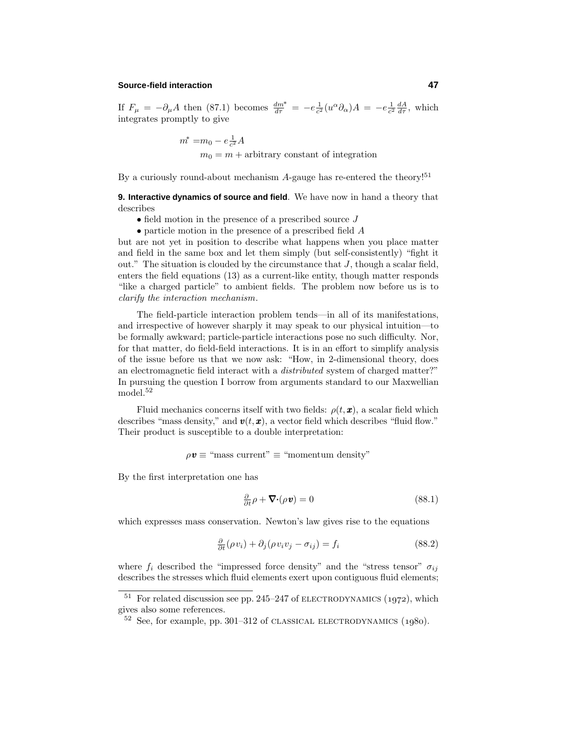If $F_\mu = -\partial_\mu A$ then (87.1) becomes $\frac{dm^*}{d\tau} = -e\frac{1}{c^2}(u^\alpha \partial_\alpha)A = -e\frac{1}{c^2}\frac{dA}{d\tau}$, which integrates promptly to give

$$
\begin{aligned}
m^* &= m_0 - e\tfrac{1}{c^2}A \\
&\qquad m_0 = m + \text{arbitrary constant of integration}
\end{aligned}
$$

By a curiously round-about mechanism $A$-gauge has re-entered the theory![51]

**9. Interactive dynamics of source and field**. We have now in hand a theory that describes

- field motion in the presence of a prescribed source $J$
- particle motion in the presence of a prescribed field $A$

but are not yet in position to describe what happens when you place matter and field in the same box and let them simply (but self-consistently) "fight it out." The situation is clouded by the circumstance that $J$, though a scalar field, enters the field equations (13) as a current-like entity, though matter responds "like a charged particle" to ambient fields. The problem now before us is to *clarify the interaction mechanism*.

The field-particle interaction problem tends—in all of its manifestations, and irrespective of however sharply it may speak to our physical intuition—to be formally awkward; particle-particle interactions pose no such difficulty. Nor, for that matter, do field-field interactions. It is in an effort to simplify analysis of the issue before us that we now ask: "How, in 2-dimensional theory, does an electromagnetic field interact with a *distributed* system of charged matter?" In pursuing the question I borrow from arguments standard to our Maxwellian model.[52]

Fluid mechanics concerns itself with two fields: $\rho(t, \boldsymbol{x})$, a scalar field which describes "mass density," and $\boldsymbol{v}(t, \boldsymbol{x})$, a vector field which describes "fluid flow." Their product is susceptible to a double interpretation:

$$
\rho\boldsymbol{v} \equiv \text{"mass current"} \equiv \text{"momentum density"}
$$

By the first interpretation one has

$$
\tfrac{\partial}{\partial t}\rho + \boldsymbol{\nabla}\boldsymbol{\cdot}(\rho\boldsymbol{v}) = 0 \tag{88.1}
$$

which expresses mass conservation. Newton's law gives rise to the equations

$$
\tfrac{\partial}{\partial t}(\rho v_i) + \partial_j(\rho v_i v_j - \sigma_{ij}) = f_i \tag{88.2}
$$

where $f_i$ described the "impressed force density" and the "stress tensor" $\sigma_{ij}$ describes the stresses which fluid elements exert upon contiguous fluid elements;

---

[51] For related discussion see pp. 245–247 of ELECTRODYNAMICS (1972), which gives also some references.

[52] See, for example, pp. 301–312 of CLASSICAL ELECTRODYNAMICS (1980).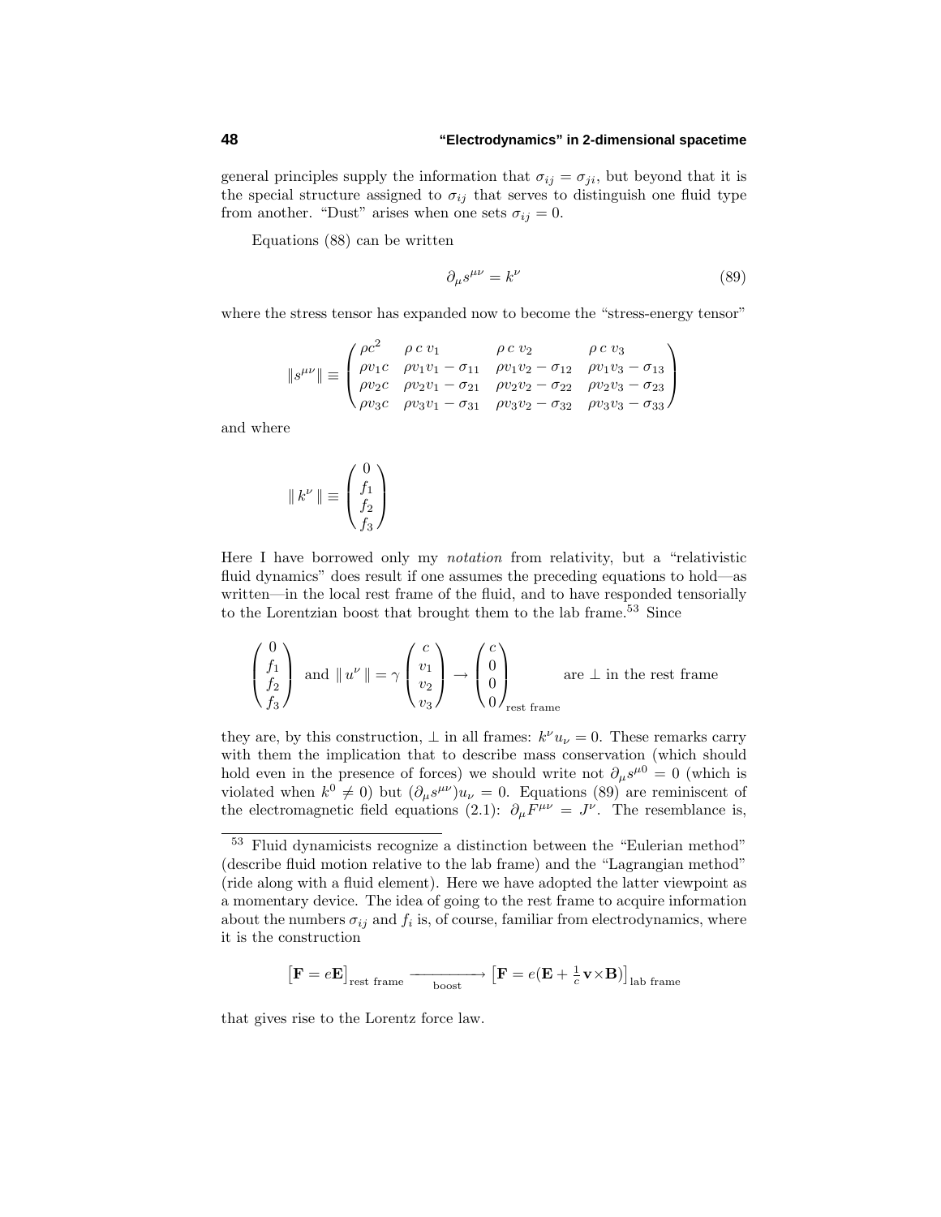general principles supply the information that $\sigma_{ij} = \sigma_{ji}$, but beyond that it is the special structure assigned to $\sigma_{ij}$ that serves to distinguish one fluid type from another. "Dust" arises when one sets $\sigma_{ij} = 0$.

Equations (88) can be written

$$\partial_\mu s^{\mu\nu} = k^\nu \tag{89}$$

where the stress tensor has expanded now to become the "stress-energy tensor"

$$\| s^{\mu\nu} \| \equiv \begin{pmatrix} \rho c^2 & \rho\, c\, v_1 & \rho\, c\, v_2 & \rho\, c\, v_3 \\ \rho v_1 c & \rho v_1 v_1 - \sigma_{11} & \rho v_1 v_2 - \sigma_{12} & \rho v_1 v_3 - \sigma_{13} \\ \rho v_2 c & \rho v_2 v_1 - \sigma_{21} & \rho v_2 v_2 - \sigma_{22} & \rho v_2 v_3 - \sigma_{23} \\ \rho v_3 c & \rho v_3 v_1 - \sigma_{31} & \rho v_3 v_2 - \sigma_{32} & \rho v_3 v_3 - \sigma_{33} \end{pmatrix}$$

and where

$$\| \, k^\nu \, \| \equiv \begin{pmatrix} 0 \\ f_1 \\ f_2 \\ f_3 \end{pmatrix}$$

Here I have borrowed only my *notation* from relativity, but a "relativistic fluid dynamics" does result if one assumes the preceding equations to hold—as written—in the local rest frame of the fluid, and to have responded tensorially to the Lorentzian boost that brought them to the lab frame.[53] Since

$$\begin{pmatrix} 0 \\ f_1 \\ f_2 \\ f_3 \end{pmatrix} \text{ and } \| \, u^\nu \, \| = \gamma \begin{pmatrix} c \\ v_1 \\ v_2 \\ v_3 \end{pmatrix} \rightarrow \begin{pmatrix} c \\ 0 \\ 0 \\ 0 \end{pmatrix}_{\text{rest frame}} \qquad \text{are } \perp \text{ in the rest frame}$$

they are, by this construction, $\perp$ in all frames: $k^\nu u_\nu = 0$. These remarks carry with them the implication that to describe mass conservation (which should hold even in the presence of forces) we should write not $\partial_\mu s^{\mu 0} = 0$ (which is violated when $k^0 \neq 0$) but $(\partial_\mu s^{\mu\nu}) u_\nu = 0$. Equations (89) are reminiscent of the electromagnetic field equations (2.1): $\partial_\mu F^{\mu\nu} = J^\nu$. The resemblance is,

[53] Fluid dynamicists recognize a distinction between the "Eulerian method" (describe fluid motion relative to the lab frame) and the "Lagrangian method" (ride along with a fluid element). Here we have adopted the latter viewpoint as a momentary device. The idea of going to the rest frame to acquire information about the numbers $\sigma_{ij}$ and $f_i$ is, of course, familiar from electrodynamics, where it is the construction

$$\big[\mathbf{F} = e\mathbf{E}\big]_{\text{rest frame}} \xrightarrow[\text{boost}]{\hspace{2em}} \big[\mathbf{F} = e(\mathbf{E} + \tfrac{1}{c}\mathbf{v}\times\mathbf{B})\big]_{\text{lab frame}}$$

that gives rise to the Lorentz force law.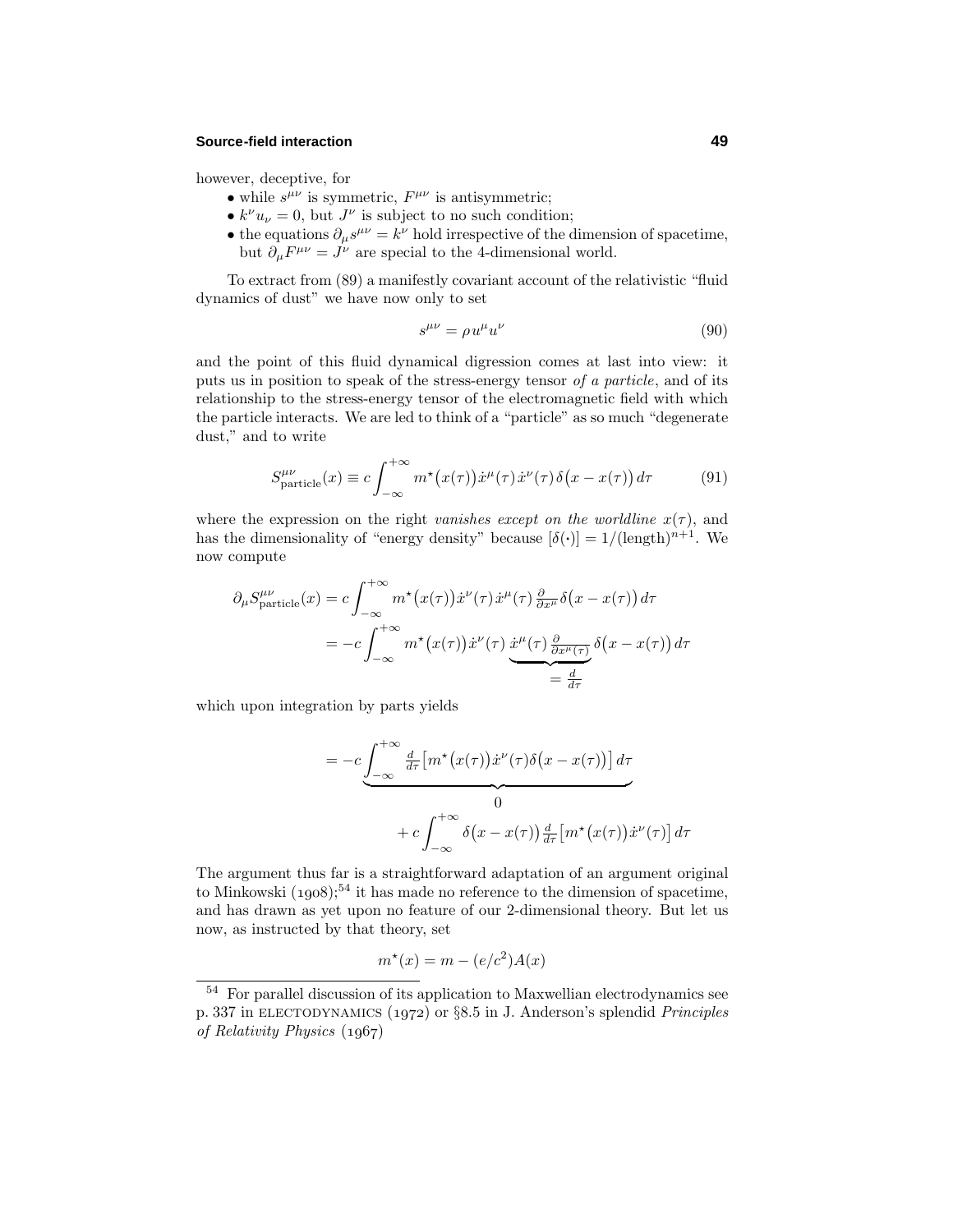however, deceptive, for

- while $s^{\mu\nu}$ is symmetric, $F^{\mu\nu}$ is antisymmetric;
- $k^\nu u_\nu = 0$, but $J^\nu$ is subject to no such condition;
- the equations $\partial_\mu s^{\mu\nu} = k^\nu$ hold irrespective of the dimension of spacetime, but $\partial_\mu F^{\mu\nu} = J^\nu$ are special to the 4-dimensional world.

To extract from (89) a manifestly covariant account of the relativistic "fluid dynamics of dust" we have now only to set

$$s^{\mu\nu} = \rho u^\mu u^\nu \tag{90}$$

and the point of this fluid dynamical digression comes at last into view: it puts us in position to speak of the stress-energy tensor *of a particle*, and of its relationship to the stress-energy tensor of the electromagnetic field with which the particle interacts. We are led to think of a "particle" as so much "degenerate dust," and to write

$$S^{\mu\nu}_{\text{particle}}(x) \equiv c\int_{-\infty}^{+\infty} m^\star\big(x(\tau)\big)\dot{x}^\mu(\tau)\,\dot{x}^\nu(\tau)\,\delta\big(x - x(\tau)\big)\,d\tau \tag{91}$$

where the expression on the right *vanishes except on the worldline* $x(\tau)$, and has the dimensionality of "energy density" because $[\delta(\bullet)] = 1/(\text{length})^{n+1}$. We now compute

$$\begin{aligned}
\partial_\mu S^{\mu\nu}_{\text{particle}}(x) &= c\int_{-\infty}^{+\infty} m^\star\big(x(\tau)\big)\dot{x}^\nu(\tau)\,\dot{x}^\mu(\tau)\,\tfrac{\partial}{\partial x^\mu}\delta\big(x - x(\tau)\big)\,d\tau \\
&= -c\int_{-\infty}^{+\infty} m^\star\big(x(\tau)\big)\dot{x}^\nu(\tau)\,\underbrace{\dot{x}^\mu(\tau)\,\tfrac{\partial}{\partial x^\mu(\tau)}}_{=\,\frac{d}{d\tau}}\,\delta\big(x - x(\tau)\big)\,d\tau
\end{aligned}$$

which upon integration by parts yields

$$\begin{aligned}
&= \underbrace{-c\int_{-\infty}^{+\infty} \tfrac{d}{d\tau}\big[m^\star\big(x(\tau)\big)\dot{x}^\nu(\tau)\delta\big(x - x(\tau)\big)\big]\,d\tau}_{0} \\
&\qquad + c\int_{-\infty}^{+\infty} \delta\big(x - x(\tau)\big)\,\tfrac{d}{d\tau}\big[m^\star\big(x(\tau)\big)\dot{x}^\nu(\tau)\big]\,d\tau
\end{aligned}$$

The argument thus far is a straightforward adaptation of an argument original to Minkowski (1908);[54] it has made no reference to the dimension of spacetime, and has drawn as yet upon no feature of our 2-dimensional theory. But let us now, as instructed by that theory, set

$$m^\star(x) = m - (e/c^2)A(x)$$

[54] For parallel discussion of its application to Maxwellian electrodynamics see p. 337 in ELECTODYNAMICS (1972) or §8.5 in J. Anderson's splendid *Principles of Relativity Physics* (1967)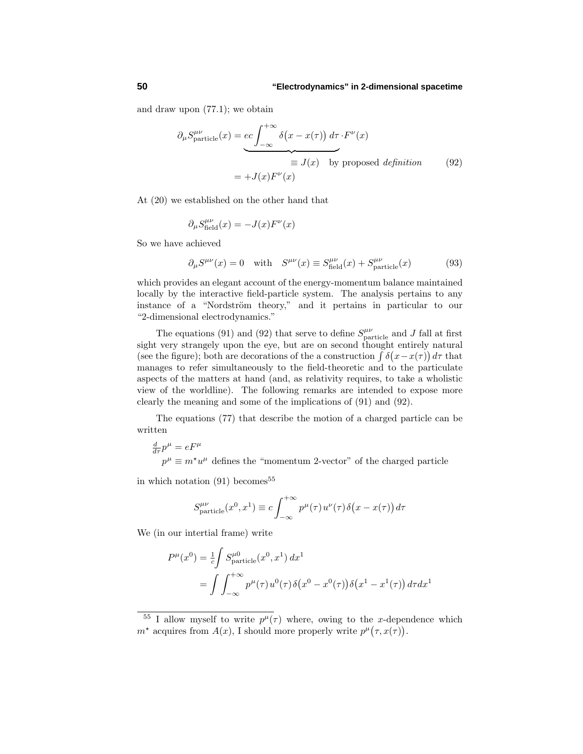and draw upon (77.1); we obtain

$$
\begin{aligned}
\partial_\mu S^{\mu\nu}_{\text{particle}}(x) &= \underbrace{ec\int_{-\infty}^{+\infty}\delta\big(x-x(\tau)\big)\,d\tau}_{\equiv\, J(x)\quad\text{by proposed } \textit{definition}}\cdot F^\nu(x) \\
&= +J(x)F^\nu(x)
\end{aligned}
\tag{92}
$$

At (20) we established on the other hand that

$$
\partial_\mu S^{\mu\nu}_{\text{field}}(x) = -J(x)F^\nu(x)
$$

So we have achieved

$$
\partial_\mu S^{\mu\nu}(x) = 0 \quad\text{with}\quad S^{\mu\nu}(x) \equiv S^{\mu\nu}_{\text{field}}(x) + S^{\mu\nu}_{\text{particle}}(x) \tag{93}
$$

which provides an elegant account of the energy-momentum balance maintained locally by the interactive field-particle system. The analysis pertains to any instance of a "Nordström theory," and it pertains in particular to our "2-dimensional electrodynamics."

The equations (91) and (92) that serve to define $S^{\mu\nu}_{\text{particle}}$ and $J$ fall at first sight very strangely upon the eye, but are on second thought entirely natural (see the figure); both are decorations of the a construction $\int\delta\big(x-x(\tau)\big)\,d\tau$ that manages to refer simultaneously to the field-theoretic and to the particulate aspects of the matters at hand (and, as relativity requires, to take a wholistic view of the worldline). The following remarks are intended to expose more clearly the meaning and some of the implications of (91) and (92).

The equations (77) that describe the motion of a charged particle can be written

$$
\begin{aligned}
&\tfrac{d}{d\tau}p^\mu = eF^\mu \\
&\quad p^\mu \equiv m^\star u^\mu \text{ defines the "momentum 2-vector" of the charged particle}
\end{aligned}
$$

in which notation (91) becomes[55]

$$
S^{\mu\nu}_{\text{particle}}(x^0,x^1) \equiv c\int_{-\infty}^{+\infty} p^\mu(\tau)\,u^\nu(\tau)\,\delta\big(x-x(\tau)\big)\,d\tau
$$

We (in our intertial frame) write

$$
\begin{aligned}
P^\mu(x^0) &= \tfrac{1}{c}\int S^{\mu 0}_{\text{particle}}(x^0,x^1)\,dx^1 \\
&= \int\int_{-\infty}^{+\infty} p^\mu(\tau)\,u^0(\tau)\,\delta\big(x^0-x^0(\tau)\big)\,\delta\big(x^1-x^1(\tau)\big)\,d\tau dx^1
\end{aligned}
$$

---

[55] I allow myself to write $p^\mu(\tau)$ where, owing to the $x$-dependence which $m^\star$ acquires from $A(x)$, I should more properly write $p^\mu\big(\tau, x(\tau)\big)$.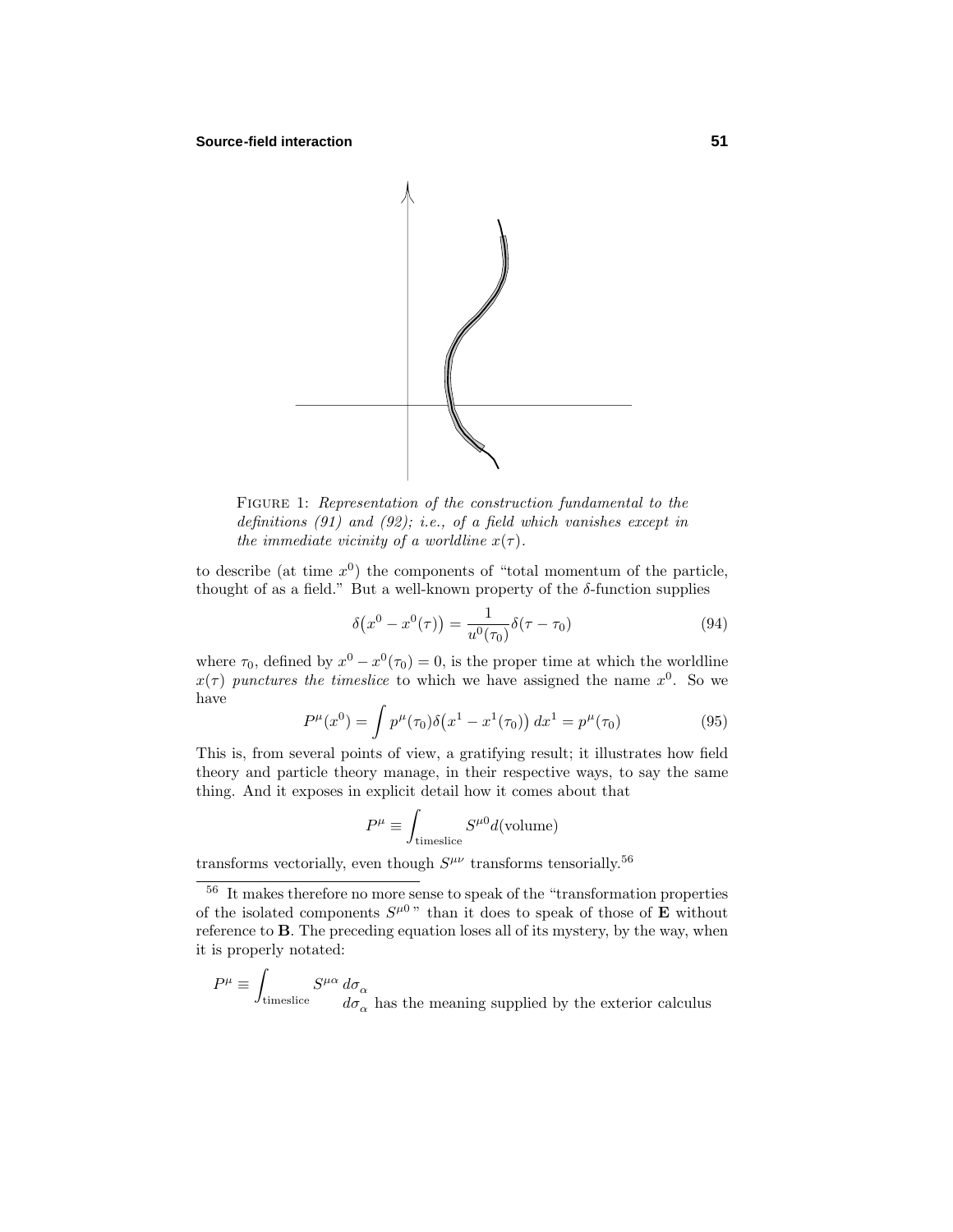FIGURE 1: *Representation of the construction fundamental to the definitions (91) and (92); i.e., of a field which vanishes except in the immediate vicinity of a worldline $x(\tau)$.*

to describe (at time $x^0$) the components of "total momentum of the particle, thought of as a field." But a well-known property of the $\delta$-function supplies

$$\delta\big(x^0 - x^0(\tau)\big) = \frac{1}{u^0(\tau_0)}\delta(\tau - \tau_0) \tag{94}$$

where $\tau_0$, defined by $x^0 - x^0(\tau_0) = 0$, is the proper time at which the worldline $x(\tau)$ *punctures the timeslice* to which we have assigned the name $x^0$. So we have

$$P^\mu(x^0) = \int p^\mu(\tau_0)\delta\big(x^1 - x^1(\tau_0)\big)\,dx^1 = p^\mu(\tau_0) \tag{95}$$

This is, from several points of view, a gratifying result; it illustrates how field theory and particle theory manage, in their respective ways, to say the same thing. And it exposes in explicit detail how it comes about that

$$P^\mu \equiv \int_{\text{timeslice}} S^{\mu 0} d(\text{volume})$$

transforms vectorially, even though $S^{\mu\nu}$ transforms tensorially.[56]

---

[56] It makes therefore no more sense to speak of the "transformation properties of the isolated components $S^{\mu 0}$" than it does to speak of those of $\mathbf{E}$ without reference to $\mathbf{B}$. The preceding equation loses all of its mystery, by the way, when it is properly notated:

$$P^\mu \equiv \int_{\text{timeslice}} S^{\mu\alpha}\, d\sigma_\alpha$$

$d\sigma_\alpha$ has the meaning supplied by the exterior calculus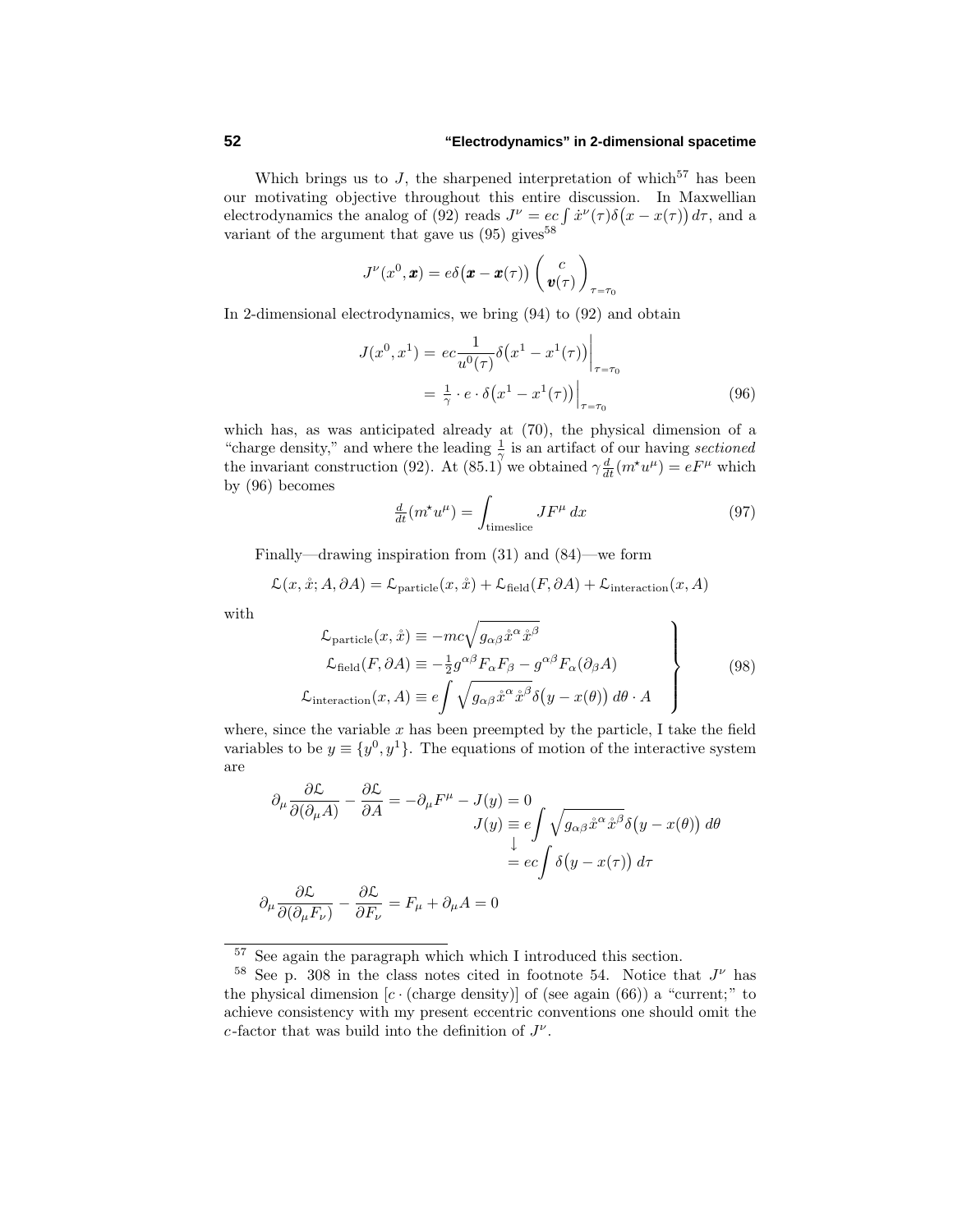Which brings us to $J$, the sharpened interpretation of which[57] has been our motivating objective throughout this entire discussion. In Maxwellian electrodynamics the analog of (92) reads $J^\nu = ec\int \dot{x}^\nu(\tau)\delta\big(x - x(\tau)\big)\,d\tau$, and a variant of the argument that gave us (95) gives[58]

$$J^\nu(x^0, \boldsymbol{x}) = e\delta\big(\boldsymbol{x} - \boldsymbol{x}(\tau)\big)\begin{pmatrix} c \\ \boldsymbol{v}(\tau) \end{pmatrix}_{\tau=\tau_0}$$

In 2-dimensional electrodynamics, we bring (94) to (92) and obtain

$$\begin{aligned} J(x^0, x^1) &= ec\frac{1}{u^0(\tau)}\delta\big(x^1 - x^1(\tau)\big)\Big|_{\tau=\tau_0} \\ &= \tfrac{1}{\gamma}\cdot e\cdot\delta\big(x^1 - x^1(\tau)\big)\Big|_{\tau=\tau_0} \end{aligned} \tag{96}$$

which has, as was anticipated already at (70), the physical dimension of a "charge density," and where the leading $\frac{1}{\gamma}$ is an artifact of our having *sectioned* the invariant construction (92). At (85.1) we obtained $\gamma\frac{d}{dt}(m^\star u^\mu) = eF^\mu$ which by (96) becomes

$$\tfrac{d}{dt}(m^\star u^\mu) = \int_{\text{timeslice}} JF^\mu\,dx \tag{97}$$

Finally—drawing inspiration from (31) and (84)—we form

$$\mathcal{L}(x, \mathring{x}; A, \partial A) = \mathcal{L}_{\text{particle}}(x, \mathring{x}) + \mathcal{L}_{\text{field}}(F, \partial A) + \mathcal{L}_{\text{interaction}}(x, A)$$

with

$$\left.\begin{aligned} \mathcal{L}_{\text{particle}}(x, \mathring{x}) &\equiv -mc\sqrt{g_{\alpha\beta}\mathring{x}^\alpha\mathring{x}^\beta} \\ \mathcal{L}_{\text{field}}(F, \partial A) &\equiv -\tfrac{1}{2}g^{\alpha\beta}F_\alpha F_\beta - g^{\alpha\beta}F_\alpha(\partial_\beta A) \\ \mathcal{L}_{\text{interaction}}(x, A) &\equiv e\int\sqrt{g_{\alpha\beta}\mathring{x}^\alpha\mathring{x}^\beta}\,\delta\big(y - x(\theta)\big)\,d\theta\cdot A \end{aligned}\right\} \tag{98}$$

where, since the variable $x$ has been preempted by the particle, I take the field variables to be $y \equiv \{y^0, y^1\}$. The equations of motion of the interactive system are

$$\begin{aligned} \partial_\mu\frac{\partial\mathcal{L}}{\partial(\partial_\mu A)} - \frac{\partial\mathcal{L}}{\partial A} &= -\partial_\mu F^\mu - J(y) = 0 \\ &\qquad J(y) \equiv e\int\sqrt{g_{\alpha\beta}\mathring{x}^\alpha\mathring{x}^\beta}\,\delta\big(y - x(\theta)\big)\,d\theta \\ &\qquad\quad\downarrow \\ &\qquad\quad = ec\int\delta\big(y - x(\tau)\big)\,d\tau \\ \partial_\mu\frac{\partial\mathcal{L}}{\partial(\partial_\mu F_\nu)} - \frac{\partial\mathcal{L}}{\partial F_\nu} &= F_\mu + \partial_\mu A = 0 \end{aligned}$$

---

[57] See again the paragraph which which I introduced this section.

[58] See p. 308 in the class notes cited in footnote 54. Notice that $J^\nu$ has the physical dimension $[c\cdot(\text{charge density})]$ of (see again (66)) a "current;" to achieve consistency with my present eccentric conventions one should omit the $c$-factor that was build into the definition of $J^\nu$.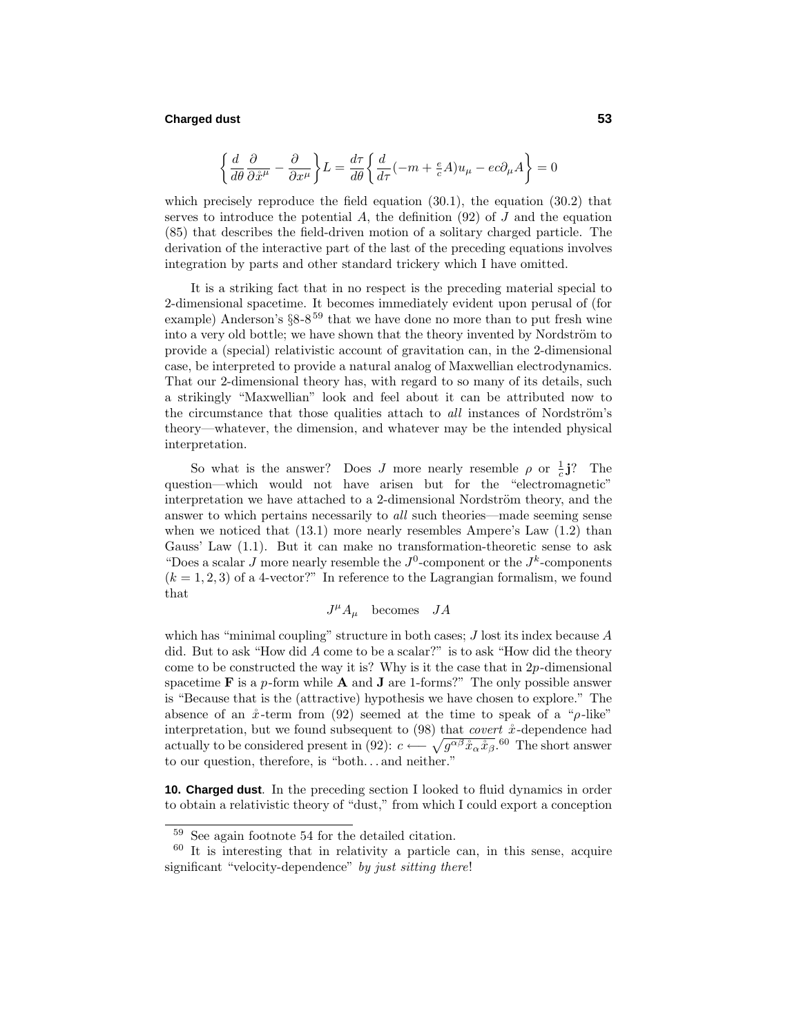$$\left\{\frac{d}{d\theta}\frac{\partial}{\partial \mathring{x}^\mu} - \frac{\partial}{\partial x^\mu}\right\}L = \frac{d\tau}{d\theta}\left\{\frac{d}{d\tau}(-m + \tfrac{e}{c}A)u_\mu - ec\partial_\mu A\right\} = 0$$

which precisely reproduce the field equation (30.1), the equation (30.2) that serves to introduce the potential $A$, the definition (92) of $J$ and the equation (85) that describes the field-driven motion of a solitary charged particle. The derivation of the interactive part of the last of the preceding equations involves integration by parts and other standard trickery which I have omitted.

It is a striking fact that in no respect is the preceding material special to 2-dimensional spacetime. It becomes immediately evident upon perusal of (for example) Anderson's §8-8[59] that we have done no more than to put fresh wine into a very old bottle; we have shown that the theory invented by Nordström to provide a (special) relativistic account of gravitation can, in the 2-dimensional case, be interpreted to provide a natural analog of Maxwellian electrodynamics. That our 2-dimensional theory has, with regard to so many of its details, such a strikingly "Maxwellian" look and feel about it can be attributed now to the circumstance that those qualities attach to *all* instances of Nordström's theory—whatever, the dimension, and whatever may be the intended physical interpretation.

So what is the answer? Does $J$ more nearly resemble $\rho$ or $\frac{1}{c}\mathbf{j}$? The question—which would not have arisen but for the "electromagnetic" interpretation we have attached to a 2-dimensional Nordström theory, and the answer to which pertains necessarily to *all* such theories—made seeming sense when we noticed that (13.1) more nearly resembles Ampere's Law (1.2) than Gauss' Law (1.1). But it can make no transformation-theoretic sense to ask "Does a scalar $J$ more nearly resemble the $J^0$-component or the $J^k$-components $(k = 1, 2, 3)$ of a 4-vector?" In reference to the Lagrangian formalism, we found that

$$J^\mu A_\mu \quad \text{becomes} \quad JA$$

which has "minimal coupling" structure in both cases; $J$ lost its index because $A$ did. But to ask "How did $A$ come to be a scalar?" is to ask "How did the theory come to be constructed the way it is? Why is it the case that in $2p$-dimensional spacetime $\mathbf{F}$ is a $p$-form while $\mathbf{A}$ and $\mathbf{J}$ are 1-forms?" The only possible answer is "Because that is the (attractive) hypothesis we have chosen to explore." The absence of an $\mathring{x}$-term from (92) seemed at the time to speak of a "$\rho$-like" interpretation, but we found subsequent to (98) that *covert* $\mathring{x}$-dependence had actually to be considered present in (92): $c \longleftarrow \sqrt{g^{\alpha\beta}\mathring{x}_\alpha\mathring{x}_\beta}$.[60] The short answer to our question, therefore, is "both. . . and neither."

**10. Charged dust**. In the preceding section I looked to fluid dynamics in order to obtain a relativistic theory of "dust," from which I could export a conception

---

[59] See again footnote 54 for the detailed citation.

[60] It is interesting that in relativity a particle can, in this sense, acquire significant "velocity-dependence" *by just sitting there*!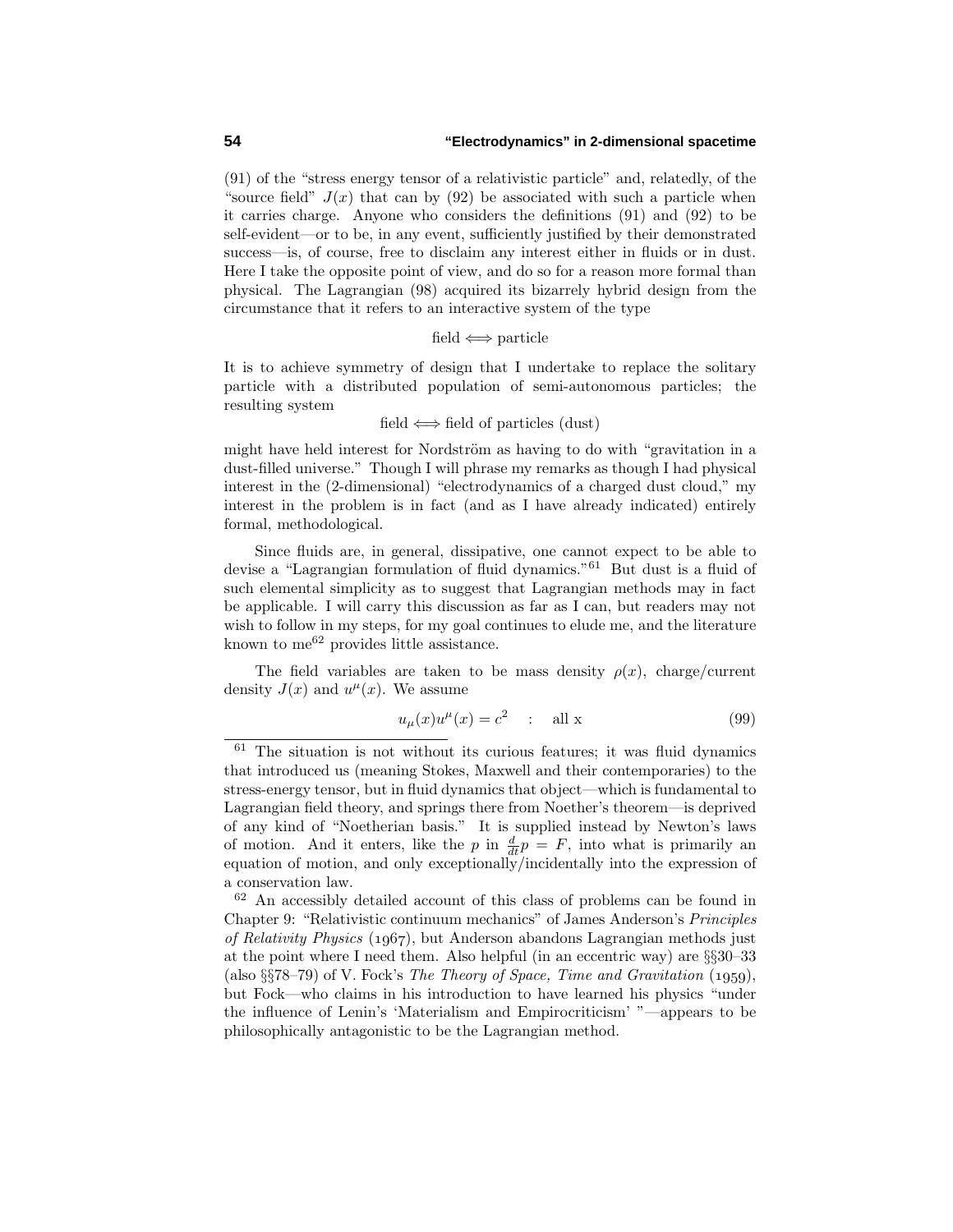(91) of the "stress energy tensor of a relativistic particle" and, relatedly, of the "source field" $J(x)$ that can by (92) be associated with such a particle when it carries charge. Anyone who considers the definitions (91) and (92) to be self-evident—or to be, in any event, sufficiently justified by their demonstrated success—is, of course, free to disclaim any interest either in fluids or in dust. Here I take the opposite point of view, and do so for a reason more formal than physical. The Lagrangian (98) acquired its bizarrely hybrid design from the circumstance that it refers to an interactive system of the type

$$\text{field} \Longleftrightarrow \text{particle}$$

It is to achieve symmetry of design that I undertake to replace the solitary particle with a distributed population of semi-autonomous particles; the resulting system

$$\text{field} \Longleftrightarrow \text{field of particles (dust)}$$

might have held interest for Nordström as having to do with "gravitation in a dust-filled universe." Though I will phrase my remarks as though I had physical interest in the (2-dimensional) "electrodynamics of a charged dust cloud," my interest in the problem is in fact (and as I have already indicated) entirely formal, methodological.

Since fluids are, in general, dissipative, one cannot expect to be able to devise a "Lagrangian formulation of fluid dynamics."[61] But dust is a fluid of such elemental simplicity as to suggest that Lagrangian methods may in fact be applicable. I will carry this discussion as far as I can, but readers may not wish to follow in my steps, for my goal continues to elude me, and the literature known to me[62] provides little assistance.

The field variables are taken to be mass density $\rho(x)$, charge/current density $J(x)$ and $u^\mu(x)$. We assume

$$u_\mu(x)u^\mu(x) = c^2 \quad : \quad \text{all x} \tag{99}$$

[61] The situation is not without its curious features; it was fluid dynamics that introduced us (meaning Stokes, Maxwell and their contemporaries) to the stress-energy tensor, but in fluid dynamics that object—which is fundamental to Lagrangian field theory, and springs there from Noether's theorem—is deprived of any kind of "Noetherian basis." It is supplied instead by Newton's laws of motion. And it enters, like the $p$ in $\frac{d}{dt}p = F$, into what is primarily an equation of motion, and only exceptionally/incidentally into the expression of a conservation law.

[62] An accessibly detailed account of this class of problems can be found in Chapter 9: "Relativistic continuum mechanics" of James Anderson's *Principles of Relativity Physics* (1967), but Anderson abandons Lagrangian methods just at the point where I need them. Also helpful (in an eccentric way) are §§30–33 (also §§78–79) of V. Fock's *The Theory of Space, Time and Gravitation* (1959), but Fock—who claims in his introduction to have learned his physics "under the influence of Lenin's 'Materialism and Empirocriticism' "—appears to be philosophically antagonistic to be the Lagrangian method.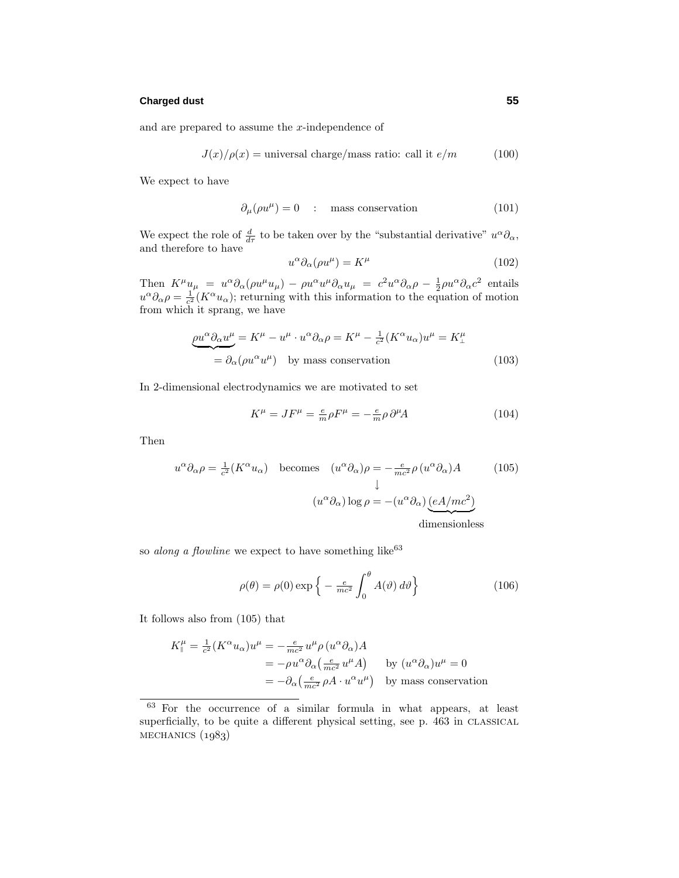and are prepared to assume the $x$-independence of

$$J(x)/\rho(x) = \text{universal charge/mass ratio: call it } e/m \tag{100}$$

We expect to have

$$\partial_\mu(\rho u^\mu) = 0 \quad : \quad \text{mass conservation} \tag{101}$$

We expect the role of $\frac{d}{d\tau}$ to be taken over by the "substantial derivative" $u^\alpha\partial_\alpha$, and therefore to have

$$u^\alpha\partial_\alpha(\rho u^\mu) = K^\mu \tag{102}$$

Then $K^\mu u_\mu = u^\alpha\partial_\alpha(\rho u^\mu u_\mu) - \rho u^\alpha u^\mu \partial_\alpha u_\mu = c^2 u^\alpha \partial_\alpha \rho - \frac{1}{2}\rho u^\alpha\partial_\alpha c^2$ entails $u^\alpha\partial_\alpha\rho = \frac{1}{c^2}(K^\alpha u_\alpha)$; returning with this information to the equation of motion from which it sprang, we have

$$\begin{aligned}
\underbrace{\rho u^\alpha\partial_\alpha u^\mu}\, &= K^\mu - u^\mu \cdot u^\alpha\partial_\alpha\rho = K^\mu - \tfrac{1}{c^2}(K^\alpha u_\alpha)u^\mu = K^\mu_\perp \\
&= \partial_\alpha(\rho u^\alpha u^\mu) \quad \text{by mass conservation}
\end{aligned} \tag{103}$$

In 2-dimensional electrodynamics we are motivated to set

$$K^\mu = JF^\mu = \tfrac{e}{m}\rho F^\mu = -\tfrac{e}{m}\rho\,\partial^\mu A \tag{104}$$

Then

$$\begin{aligned}
u^\alpha\partial_\alpha\rho = \tfrac{1}{c^2}(K^\alpha u_\alpha) \quad \text{becomes} \quad & (u^\alpha\partial_\alpha)\rho = -\tfrac{e}{mc^2}\rho\,(u^\alpha\partial_\alpha)A \\
& \qquad\qquad \downarrow \\
& (u^\alpha\partial_\alpha)\log\rho = -(u^\alpha\partial_\alpha)\underbrace{(eA/mc^2)}_{\text{dimensionless}}
\end{aligned} \tag{105}$$

so *along a flowline* we expect to have something like[63]

$$\rho(\theta) = \rho(0)\exp\Big\{-\tfrac{e}{mc^2}\int_0^\theta A(\vartheta)\,d\vartheta\Big\} \tag{106}$$

It follows also from (105) that

$$\begin{aligned}
K^\mu_\parallel = \tfrac{1}{c^2}(K^\alpha u_\alpha)u^\mu &= -\tfrac{e}{mc^2}\,u^\mu\rho\,(u^\alpha\partial_\alpha)A \\
&= -\rho\, u^\alpha\partial_\alpha\big(\tfrac{e}{mc^2}\,u^\mu A\big) \qquad \text{by } (u^\alpha\partial_\alpha)u^\mu = 0 \\
&= -\partial_\alpha\big(\tfrac{e}{mc^2}\,\rho A\cdot u^\alpha u^\mu\big) \quad \text{by mass conservation}
\end{aligned}$$

---

[63] For the occurrence of a similar formula in what appears, at least superficially, to be quite a different physical setting, see p. 463 in CLASSICAL MECHANICS (1983)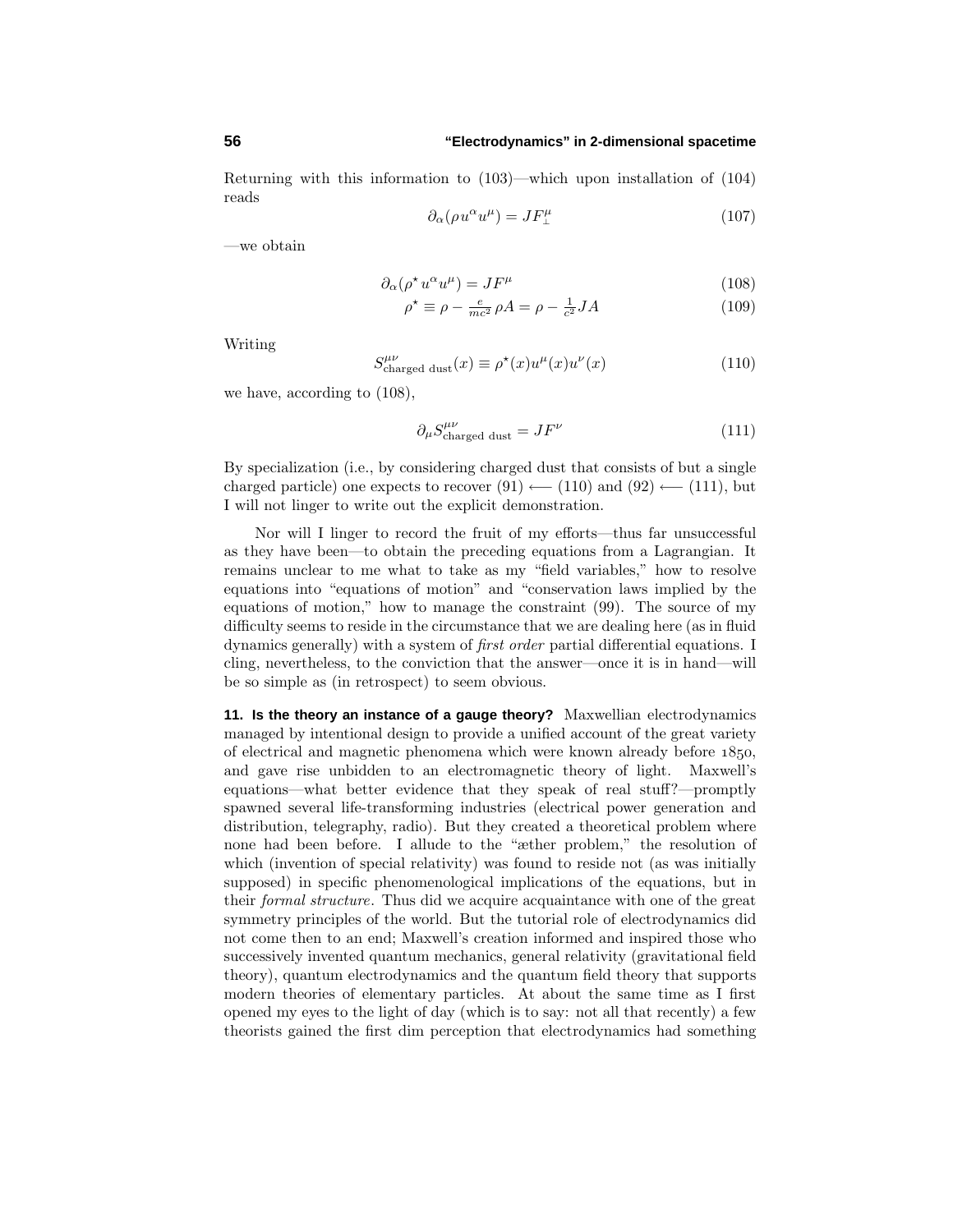Returning with this information to (103)—which upon installation of (104) reads

$$\partial_\alpha(\rho u^\alpha u^\mu) = JF_\perp^\mu \tag{107}$$

—we obtain

$$\partial_\alpha(\rho^\star u^\alpha u^\mu) = JF^\mu \tag{108}$$

$$\rho^\star \equiv \rho - \tfrac{e}{mc^2}\,\rho A = \rho - \tfrac{1}{c^2}JA \tag{109}$$

Writing

$$S^{\mu\nu}_{\text{charged dust}}(x) \equiv \rho^\star(x)u^\mu(x)u^\nu(x) \tag{110}$$

we have, according to (108),

$$\partial_\mu S^{\mu\nu}_{\text{charged dust}} = JF^\nu \tag{111}$$

By specialization (i.e., by considering charged dust that consists of but a single charged particle) one expects to recover (91) $\longleftarrow$ (110) and (92) $\longleftarrow$ (111), but I will not linger to write out the explicit demonstration.

Nor will I linger to record the fruit of my efforts—thus far unsuccessful as they have been—to obtain the preceding equations from a Lagrangian. It remains unclear to me what to take as my "field variables," how to resolve equations into "equations of motion" and "conservation laws implied by the equations of motion," how to manage the constraint (99). The source of my difficulty seems to reside in the circumstance that we are dealing here (as in fluid dynamics generally) with a system of *first order* partial differential equations. I cling, nevertheless, to the conviction that the answer—once it is in hand—will be so simple as (in retrospect) to seem obvious.

**11. Is the theory an instance of a gauge theory?** Maxwellian electrodynamics managed by intentional design to provide a unified account of the great variety of electrical and magnetic phenomena which were known already before 1850, and gave rise unbidden to an electromagnetic theory of light. Maxwell's equations—what better evidence that they speak of real stuff?—promptly spawned several life-transforming industries (electrical power generation and distribution, telegraphy, radio). But they created a theoretical problem where none had been before. I allude to the "æther problem," the resolution of which (invention of special relativity) was found to reside not (as was initially supposed) in specific phenomenological implications of the equations, but in their *formal structure*. Thus did we acquire acquaintance with one of the great symmetry principles of the world. But the tutorial role of electrodynamics did not come then to an end; Maxwell's creation informed and inspired those who successively invented quantum mechanics, general relativity (gravitational field theory), quantum electrodynamics and the quantum field theory that supports modern theories of elementary particles. At about the same time as I first opened my eyes to the light of day (which is to say: not all that recently) a few theorists gained the first dim perception that electrodynamics had something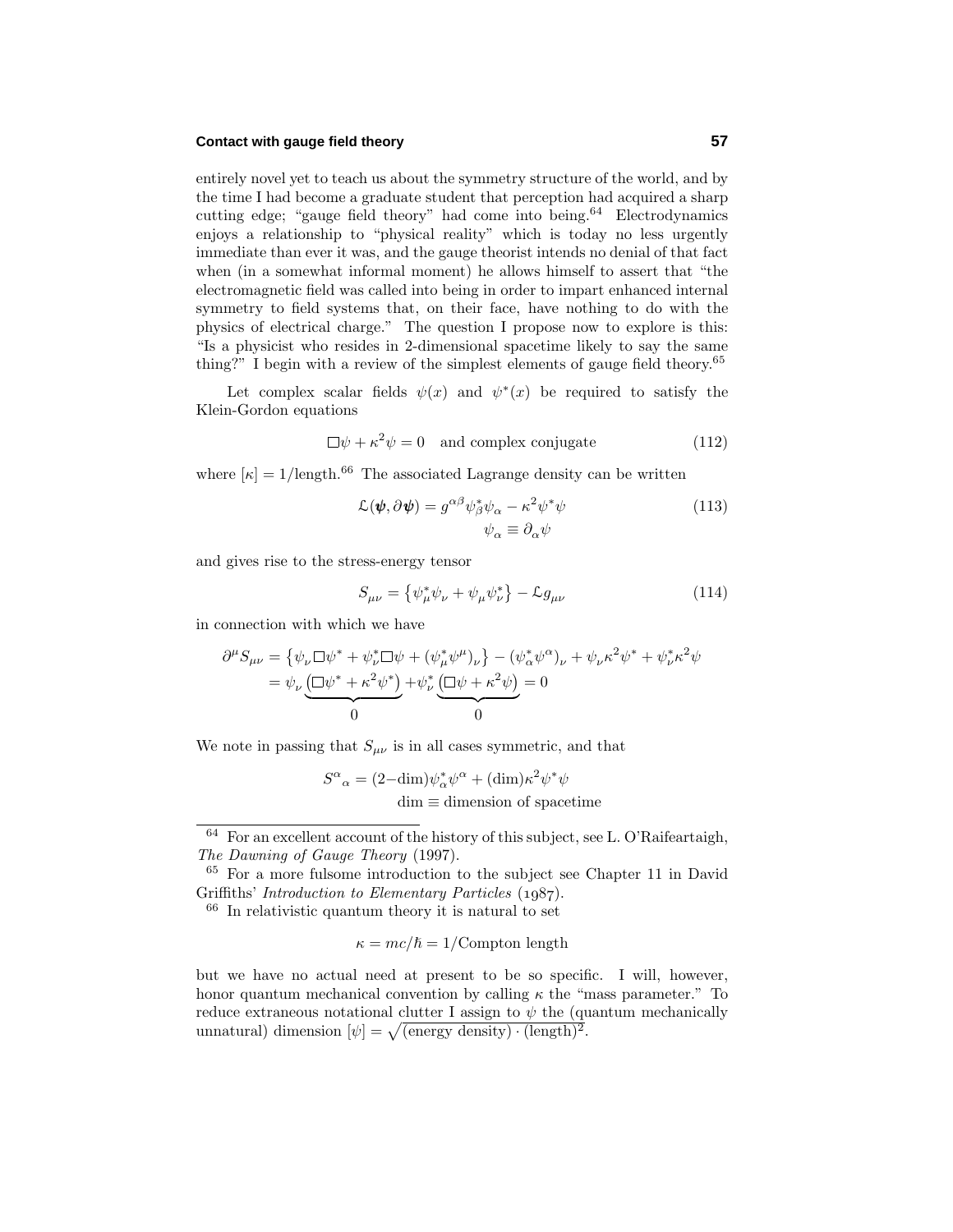entirely novel yet to teach us about the symmetry structure of the world, and by the time I had become a graduate student that perception had acquired a sharp cutting edge; "gauge field theory" had come into being.[64] Electrodynamics enjoys a relationship to "physical reality" which is today no less urgently immediate than ever it was, and the gauge theorist intends no denial of that fact when (in a somewhat informal moment) he allows himself to assert that "the electromagnetic field was called into being in order to impart enhanced internal symmetry to field systems that, on their face, have nothing to do with the physics of electrical charge." The question I propose now to explore is this: "Is a physicist who resides in 2-dimensional spacetime likely to say the same thing?" I begin with a review of the simplest elements of gauge field theory.[65]

Let complex scalar fields $\psi(x)$ and $\psi^*(x)$ be required to satisfy the Klein-Gordon equations

$$\Box\psi + \kappa^2\psi = 0 \quad \text{and complex conjugate} \tag{112}$$

where $[\kappa] = 1/\text{length}$.[66] The associated Lagrange density can be written

$$\mathcal{L}(\boldsymbol{\psi}, \partial\boldsymbol{\psi}) = g^{\alpha\beta}\psi^*_\beta\psi_\alpha - \kappa^2\psi^*\psi \tag{113}$$
$$\psi_\alpha \equiv \partial_\alpha\psi$$

and gives rise to the stress-energy tensor

$$S_{\mu\nu} = \left\{\psi^*_\mu\psi_\nu + \psi_\mu\psi^*_\nu\right\} - \mathcal{L}g_{\mu\nu} \tag{114}$$

in connection with which we have

$$\begin{aligned}
\partial^\mu S_{\mu\nu} &= \left\{\psi_\nu\Box\psi^* + \psi^*_\nu\Box\psi + (\psi^*_\mu\psi^\mu)_\nu\right\} - (\psi^*_\alpha\psi^\alpha)_\nu + \psi_\nu\kappa^2\psi^* + \psi^*_\nu\kappa^2\psi \\
&= \psi_\nu\underbrace{\left(\Box\psi^* + \kappa^2\psi^*\right)}_{0} + \psi^*_\nu\underbrace{\left(\Box\psi + \kappa^2\psi\right)}_{0} = 0
\end{aligned}$$

We note in passing that $S_{\mu\nu}$ is in all cases symmetric, and that

$$S^\alpha{}_\alpha = (2-\text{dim})\psi^*_\alpha\psi^\alpha + (\text{dim})\kappa^2\psi^*\psi$$
$$\text{dim} \equiv \text{dimension of spacetime}$$

---

[64] For an excellent account of the history of this subject, see L. O'Raifeartaigh, *The Dawning of Gauge Theory* (1997).

[65] For a more fulsome introduction to the subject see Chapter 11 in David Griffiths' *Introduction to Elementary Particles* (1987).

[66] In relativistic quantum theory it is natural to set

$$\kappa = mc/\hbar = 1/\text{Compton length}$$

but we have no actual need at present to be so specific. I will, however, honor quantum mechanical convention by calling $\kappa$ the "mass parameter." To reduce extraneous notational clutter I assign to $\psi$ the (quantum mechanically unnatural) dimension $[\psi] = \sqrt{(\text{energy density}) \cdot (\text{length})^2}$.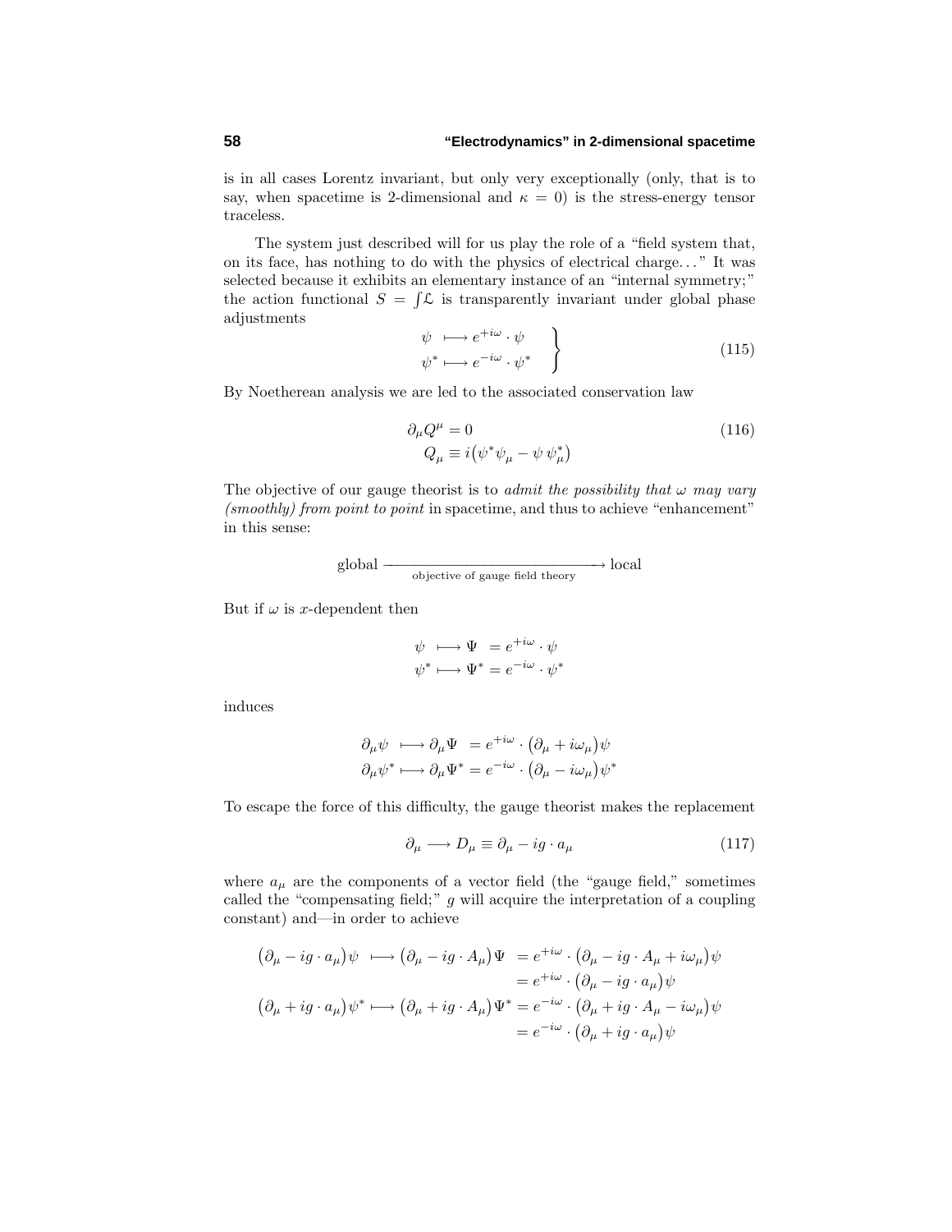is in all cases Lorentz invariant, but only very exceptionally (only, that is to say, when spacetime is 2-dimensional and $\kappa = 0$) is the stress-energy tensor traceless.

The system just described will for us play the role of a "field system that, on its face, has nothing to do with the physics of electrical charge..." It was selected because it exhibits an elementary instance of an "internal symmetry;" the action functional $S = \int \mathcal{L}$ is transparently invariant under global phase adjustments

$$\left.\begin{aligned} \psi \; &\longmapsto e^{+i\omega} \cdot \psi \\ \psi^* &\longmapsto e^{-i\omega} \cdot \psi^* \end{aligned}\right\} \tag{115}$$

By Noetherean analysis we are led to the associated conservation law

$$\begin{aligned} \partial_\mu Q^\mu &= 0 \\ Q_\mu &\equiv i\big(\psi^* \psi_\mu - \psi\, \psi^*_\mu\big) \end{aligned} \tag{116}$$

The objective of our gauge theorist is to *admit the possibility that $\omega$ may vary (smoothly) from point to point* in spacetime, and thus to achieve "enhancement" in this sense:

$$\text{global} \xrightarrow[\text{objective of gauge field theory}]{\hspace{6cm}} \text{local}$$

But if $\omega$ is $x$-dependent then

$$\begin{aligned} \psi \; &\longmapsto \Psi \; = e^{+i\omega} \cdot \psi \\ \psi^* &\longmapsto \Psi^* = e^{-i\omega} \cdot \psi^* \end{aligned}$$

induces

$$\begin{aligned} \partial_\mu \psi \; &\longmapsto \partial_\mu \Psi \; = e^{+i\omega} \cdot \big(\partial_\mu + i\omega_\mu\big)\psi \\ \partial_\mu \psi^* &\longmapsto \partial_\mu \Psi^* = e^{-i\omega} \cdot \big(\partial_\mu - i\omega_\mu\big)\psi^* \end{aligned}$$

To escape the force of this difficulty, the gauge theorist makes the replacement

$$\partial_\mu \longrightarrow D_\mu \equiv \partial_\mu - ig \cdot a_\mu \tag{117}$$

where $a_\mu$ are the components of a vector field (the "gauge field," sometimes called the "compensating field;" $g$ will acquire the interpretation of a coupling constant) and—in order to achieve

$$\begin{aligned} \big(\partial_\mu - ig \cdot a_\mu\big)\psi \; &\longmapsto \big(\partial_\mu - ig \cdot A_\mu\big)\Psi \; = e^{+i\omega} \cdot \big(\partial_\mu - ig \cdot A_\mu + i\omega_\mu\big)\psi \\ &\hspace{4.2cm} = e^{+i\omega} \cdot \big(\partial_\mu - ig \cdot a_\mu\big)\psi \\ \big(\partial_\mu + ig \cdot a_\mu\big)\psi^* &\longmapsto \big(\partial_\mu + ig \cdot A_\mu\big)\Psi^* = e^{-i\omega} \cdot \big(\partial_\mu + ig \cdot A_\mu - i\omega_\mu\big)\psi \\ &\hspace{4.2cm} = e^{-i\omega} \cdot \big(\partial_\mu + ig \cdot a_\mu\big)\psi \end{aligned}$$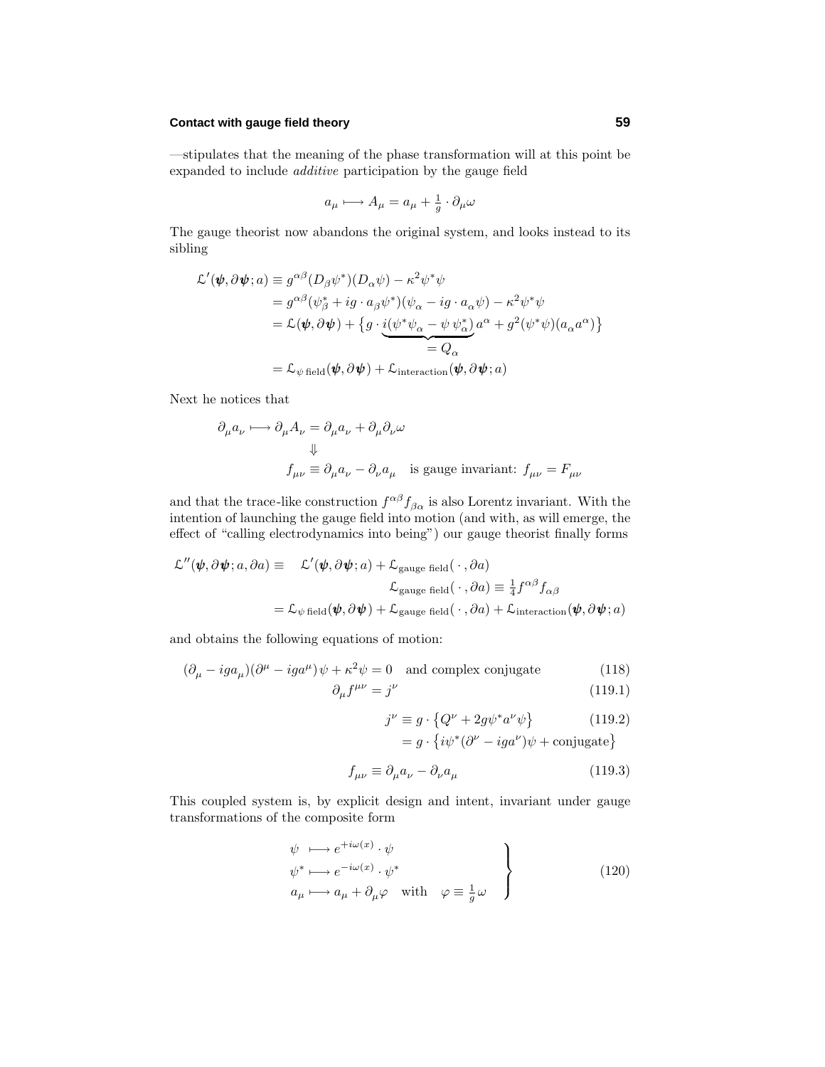—stipulates that the meaning of the phase transformation will at this point be expanded to include *additive* participation by the gauge field

$$a_\mu \longmapsto A_\mu = a_\mu + \tfrac{1}{g}\cdot \partial_\mu \omega$$

The gauge theorist now abandons the original system, and looks instead to its sibling

$$\begin{aligned}
\mathcal{L}'(\boldsymbol{\psi}, \partial\boldsymbol{\psi}; a) &\equiv g^{\alpha\beta}(D_\beta \psi^*)(D_\alpha \psi) - \kappa^2 \psi^*\psi \\
&= g^{\alpha\beta}(\psi^*_\beta + ig\cdot a_\beta \psi^*)(\psi_\alpha - ig\cdot a_\alpha \psi) - \kappa^2\psi^*\psi \\
&= \mathcal{L}(\boldsymbol{\psi}, \partial\boldsymbol{\psi}) + \big\{ g\cdot \underbrace{i(\psi^*\psi_\alpha - \psi\,\psi^*_\alpha)}_{=\,Q_\alpha} a^\alpha + g^2(\psi^*\psi)(a_\alpha a^\alpha)\big\} \\
&= \mathcal{L}_{\psi\text{ field}}(\boldsymbol{\psi}, \partial\boldsymbol{\psi}) + \mathcal{L}_{\text{interaction}}(\boldsymbol{\psi}, \partial\boldsymbol{\psi}; a)
\end{aligned}$$

Next he notices that

$$\begin{aligned}
\partial_\mu a_\nu \longmapsto \partial_\mu A_\nu &= \partial_\mu a_\nu + \partial_\mu\partial_\nu\omega \\
&\Downarrow \\
f_{\mu\nu} &\equiv \partial_\mu a_\nu - \partial_\nu a_\mu \quad \text{is gauge invariant: } f_{\mu\nu} = F_{\mu\nu}
\end{aligned}$$

and that the trace-like construction $f^{\alpha\beta}f_{\beta\alpha}$ is also Lorentz invariant. With the intention of launching the gauge field into motion (and with, as will emerge, the effect of "calling electrodynamics into being") our gauge theorist finally forms

$$\begin{aligned}
\mathcal{L}''(\boldsymbol{\psi}, \partial\boldsymbol{\psi}; a, \partial a) \equiv\ & \mathcal{L}'(\boldsymbol{\psi}, \partial\boldsymbol{\psi}; a) + \mathcal{L}_{\text{gauge field}}(\,\cdot\,, \partial a) \\
& \qquad\qquad \mathcal{L}_{\text{gauge field}}(\,\cdot\,, \partial a) \equiv \tfrac{1}{4} f^{\alpha\beta} f_{\alpha\beta} \\
=\ & \mathcal{L}_{\psi\text{ field}}(\boldsymbol{\psi}, \partial\boldsymbol{\psi}) + \mathcal{L}_{\text{gauge field}}(\,\cdot\,, \partial a) + \mathcal{L}_{\text{interaction}}(\boldsymbol{\psi}, \partial\boldsymbol{\psi}; a)
\end{aligned}$$

and obtains the following equations of motion:

$$(\partial_\mu - ig a_\mu)(\partial^\mu - ig a^\mu)\psi + \kappa^2\psi = 0 \quad \text{and complex conjugate} \tag{118}$$

$$\partial_\mu f^{\mu\nu} = j^\nu \tag{119.1}$$

$$\begin{aligned}
j^\nu &\equiv g\cdot\big\{Q^\nu + 2g\psi^* a^\nu \psi\big\} \\
&= g\cdot\big\{i\psi^*(\partial^\nu - ig a^\nu)\psi + \text{conjugate}\big\}
\end{aligned} \tag{119.2}$$

$$f_{\mu\nu} \equiv \partial_\mu a_\nu - \partial_\nu a_\mu \tag{119.3}$$

This coupled system is, by explicit design and intent, invariant under gauge transformations of the composite form

$$\left.\begin{aligned}
\psi\ &\longmapsto e^{+i\omega(x)}\cdot\psi \\
\psi^*\ &\longmapsto e^{-i\omega(x)}\cdot\psi^* \\
a_\mu\ &\longmapsto a_\mu + \partial_\mu\varphi \quad \text{with} \quad \varphi \equiv \tfrac{1}{g}\,\omega
\end{aligned}\right\} \tag{120}$$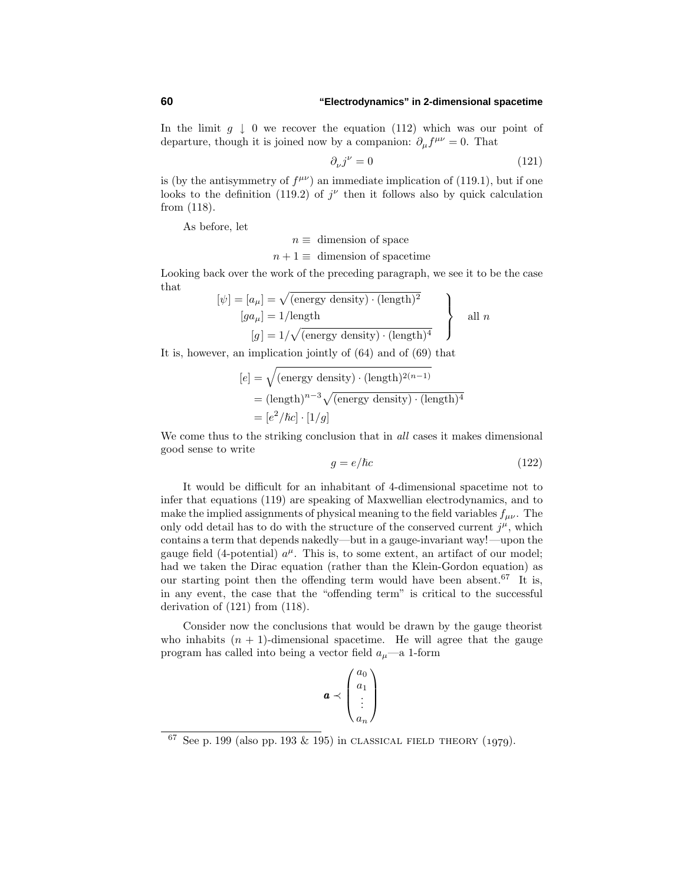In the limit $g \downarrow 0$ we recover the equation (112) which was our point of departure, though it is joined now by a companion: $\partial_\mu f^{\mu\nu} = 0$. That

$$\partial_\nu j^\nu = 0 \tag{121}$$

is (by the antisymmetry of $f^{\mu\nu}$) an immediate implication of (119.1), but if one looks to the definition (119.2) of $j^\nu$ then it follows also by quick calculation from (118).

As before, let

$$\begin{aligned} n &\equiv \text{ dimension of space} \\ n+1 &\equiv \text{ dimension of spacetime} \end{aligned}$$

Looking back over the work of the preceding paragraph, we see it to be the case that

$$\left.\begin{aligned} [\psi] = [a_\mu] &= \sqrt{(\text{energy density})\cdot(\text{length})^2} \\ [ga_\mu] &= 1/\text{length} \\ [g] &= 1/\sqrt{(\text{energy density})\cdot(\text{length})^4} \end{aligned}\right\} \quad \text{all } n$$

It is, however, an implication jointly of (64) and of (69) that

$$\begin{aligned} [e] &= \sqrt{(\text{energy density})\cdot(\text{length})^{2(n-1)}} \\ &= (\text{length})^{n-3}\sqrt{(\text{energy density})\cdot(\text{length})^4} \\ &= [e^2/\hbar c]\cdot[1/g] \end{aligned}$$

We come thus to the striking conclusion that in *all* cases it makes dimensional good sense to write

$$g = e/\hbar c \tag{122}$$

It would be difficult for an inhabitant of 4-dimensional spacetime not to infer that equations (119) are speaking of Maxwellian electrodynamics, and to make the implied assignments of physical meaning to the field variables $f_{\mu\nu}$. The only odd detail has to do with the structure of the conserved current $j^\mu$, which contains a term that depends nakedly—but in a gauge-invariant way!—upon the gauge field (4-potential) $a^\mu$. This is, to some extent, an artifact of our model; had we taken the Dirac equation (rather than the Klein-Gordon equation) as our starting point then the offending term would have been absent.[67] It is, in any event, the case that the "offending term" is critical to the successful derivation of (121) from (118).

Consider now the conclusions that would be drawn by the gauge theorist who inhabits $(n+1)$-dimensional spacetime. He will agree that the gauge program has called into being a vector field $a_\mu$—a 1-form

$$\boldsymbol{a} \prec \begin{pmatrix} a_0 \\ a_1 \\ \vdots \\ a_n \end{pmatrix}$$

---

[67] See p. 199 (also pp. 193 & 195) in CLASSICAL FIELD THEORY (1979).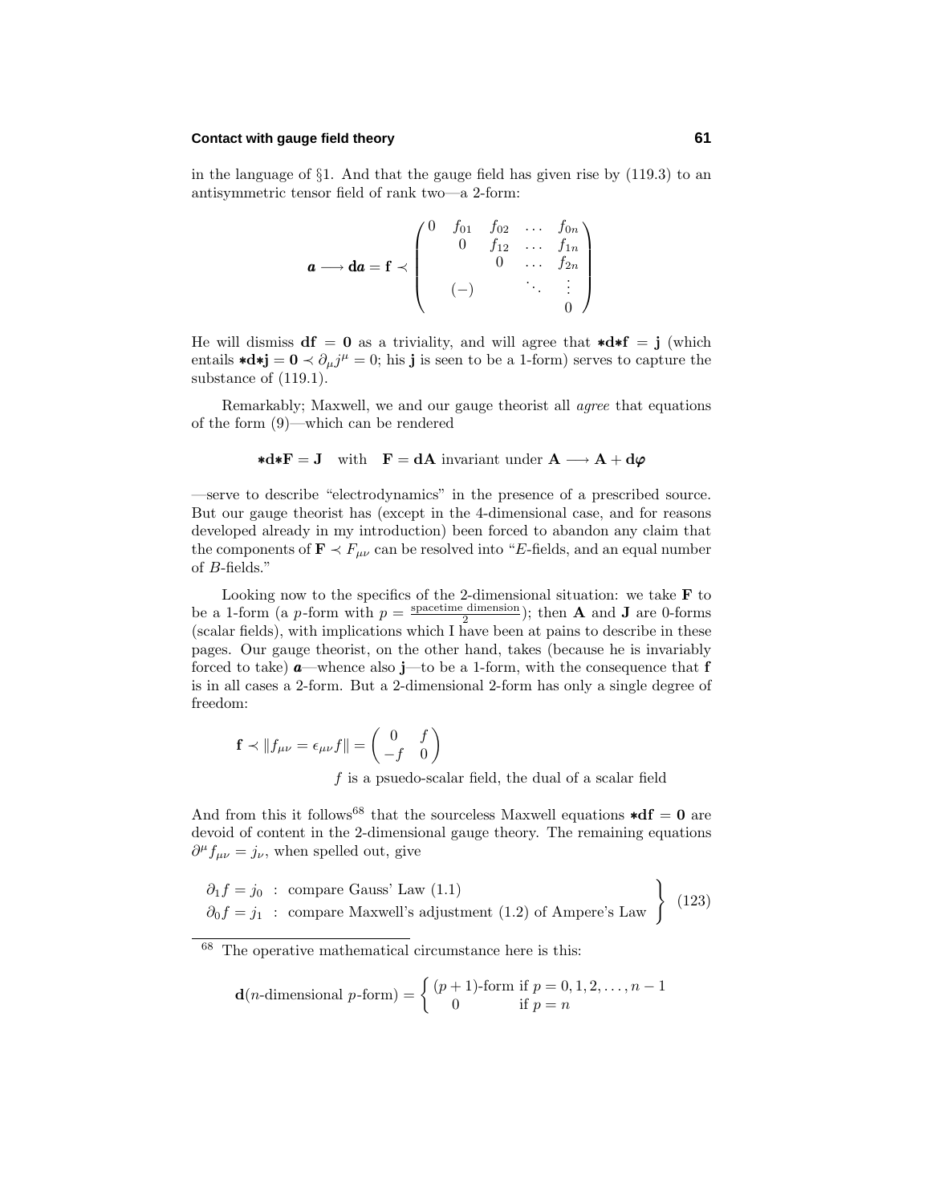in the language of §1. And that the gauge field has given rise by (119.3) to an antisymmetric tensor field of rank two—a 2-form:

$$\boldsymbol{a} \longrightarrow \mathbf{d}\boldsymbol{a} = \mathbf{f} \prec \begin{pmatrix} 0 & f_{01} & f_{02} & \dots & f_{0n} \\ & 0 & f_{12} & \dots & f_{1n} \\ & & 0 & \dots & f_{2n} \\ & (-) & & \ddots & \vdots \\ & & & & 0 \end{pmatrix}$$

He will dismiss $\mathbf{df} = \mathbf{0}$ as a triviality, and will agree that $\ast\mathbf{d}\ast\mathbf{f} = \mathbf{j}$ (which entails $\ast\mathbf{d}\ast\mathbf{j} = \mathbf{0} \prec \partial_\mu j^\mu = 0$; his $\mathbf{j}$ is seen to be a 1-form) serves to capture the substance of (119.1).

Remarkably; Maxwell, we and our gauge theorist all *agree* that equations of the form (9)—which can be rendered

$$\ast\mathbf{d}\ast\mathbf{F} = \mathbf{J} \quad \text{with} \quad \mathbf{F} = \mathbf{dA} \text{ invariant under } \mathbf{A} \longrightarrow \mathbf{A} + \mathbf{d}\boldsymbol{\varphi}$$

—serve to describe "electrodynamics" in the presence of a prescribed source. But our gauge theorist has (except in the 4-dimensional case, and for reasons developed already in my introduction) been forced to abandon any claim that the components of $\mathbf{F} \prec F_{\mu\nu}$ can be resolved into "$E$-fields, and an equal number of $B$-fields."

Looking now to the specifics of the 2-dimensional situation: we take $\mathbf{F}$ to be a 1-form (a $p$-form with $p = \frac{\text{spacetime dimension}}{2}$); then $\mathbf{A}$ and $\mathbf{J}$ are 0-forms (scalar fields), with implications which I have been at pains to describe in these pages. Our gauge theorist, on the other hand, takes (because he is invariably forced to take) $\boldsymbol{a}$—whence also $\mathbf{j}$—to be a 1-form, with the consequence that $\mathbf{f}$ is in all cases a 2-form. But a 2-dimensional 2-form has only a single degree of freedom:

$$\mathbf{f} \prec \|f_{\mu\nu} = \epsilon_{\mu\nu} f\| = \begin{pmatrix} 0 & f \\ -f & 0 \end{pmatrix}$$

$f$ is a psuedo-scalar field, the dual of a scalar field

And from this it follows[68] that the sourceless Maxwell equations $\ast\mathbf{df} = \mathbf{0}$ are devoid of content in the 2-dimensional gauge theory. The remaining equations $\partial^\mu f_{\mu\nu} = j_\nu$, when spelled out, give

$$\left.\begin{array}{l} \partial_1 f = j_0 \;\; : \;\text{compare Gauss' Law (1.1)} \\ \partial_0 f = j_1 \;\; : \;\text{compare Maxwell's adjustment (1.2) of Ampere's Law} \end{array}\right\} \quad (123)$$

---

[68] The operative mathematical circumstance here is this:

$$\mathbf{d}(n\text{-dimensional } p\text{-form}) = \begin{cases} (p+1)\text{-form if } p = 0, 1, 2, \dots, n-1 \\ 0 \qquad\qquad\;\; \text{if } p = n \end{cases}$$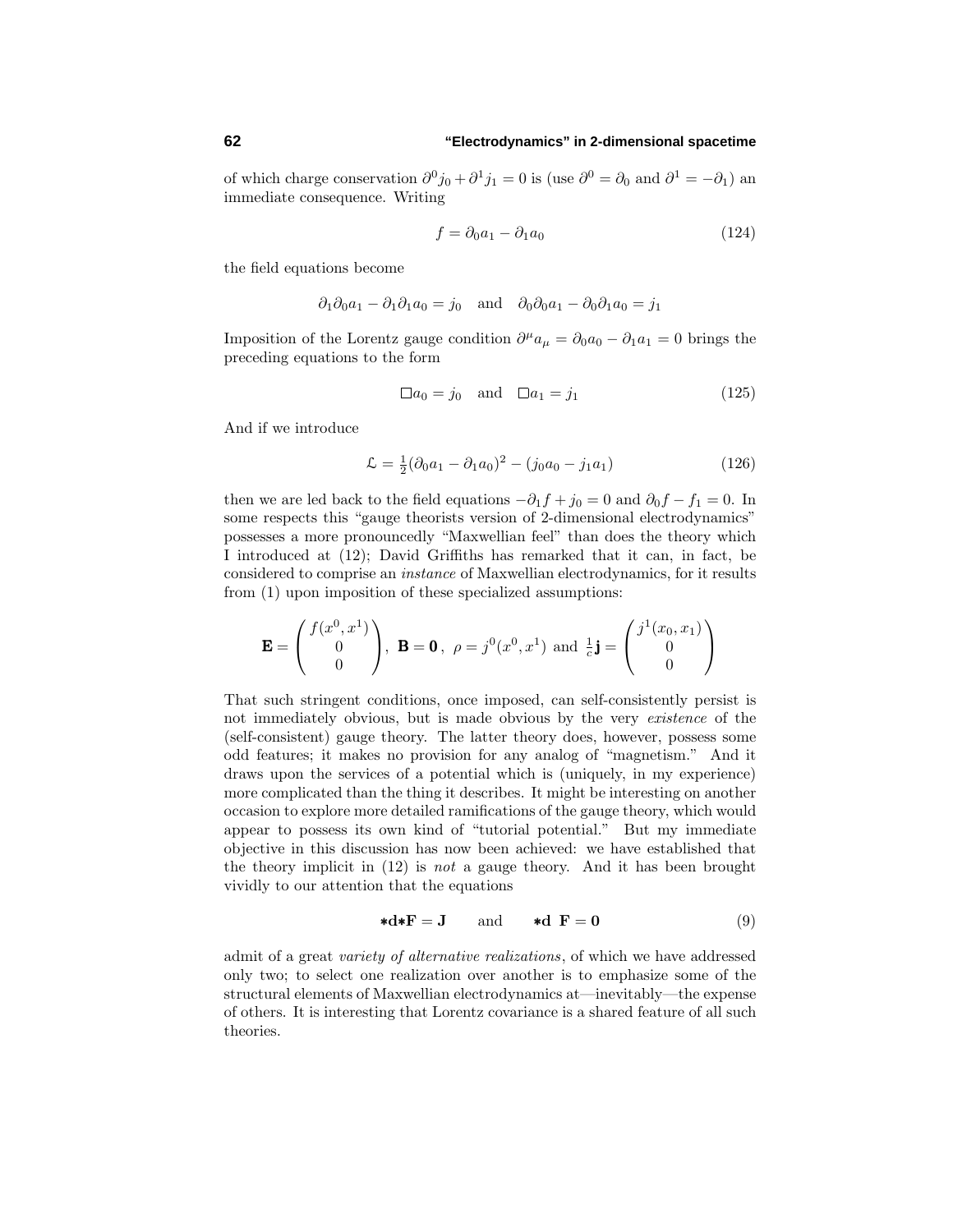of which charge conservation $\partial^0 j_0 + \partial^1 j_1 = 0$ is (use $\partial^0 = \partial_0$ and $\partial^1 = -\partial_1$) an immediate consequence. Writing

$$f = \partial_0 a_1 - \partial_1 a_0 \tag{124}$$

the field equations become

$$\partial_1\partial_0 a_1 - \partial_1\partial_1 a_0 = j_0 \quad \text{and} \quad \partial_0\partial_0 a_1 - \partial_0\partial_1 a_0 = j_1$$

Imposition of the Lorentz gauge condition $\partial^\mu a_\mu = \partial_0 a_0 - \partial_1 a_1 = 0$ brings the preceding equations to the form

$$\Box a_0 = j_0 \quad \text{and} \quad \Box a_1 = j_1 \tag{125}$$

And if we introduce

$$\mathcal{L} = \tfrac{1}{2}(\partial_0 a_1 - \partial_1 a_0)^2 - (j_0 a_0 - j_1 a_1) \tag{126}$$

then we are led back to the field equations $-\partial_1 f + j_0 = 0$ and $\partial_0 f - f_1 = 0$. In some respects this "gauge theorists version of 2-dimensional electrodynamics" possesses a more pronouncedly "Maxwellian feel" than does the theory which I introduced at (12); David Griffiths has remarked that it can, in fact, be considered to comprise an *instance* of Maxwellian electrodynamics, for it results from (1) upon imposition of these specialized assumptions:

$$\mathbf{E} = \begin{pmatrix} f(x^0, x^1) \\ 0 \\ 0 \end{pmatrix}, \;\; \mathbf{B} = \mathbf{0}\,, \;\; \rho = j^0(x^0, x^1) \text{ and } \tfrac{1}{c}\mathbf{j} = \begin{pmatrix} j^1(x_0, x_1) \\ 0 \\ 0 \end{pmatrix}$$

That such stringent conditions, once imposed, can self-consistently persist is not immediately obvious, but is made obvious by the very *existence* of the (self-consistent) gauge theory. The latter theory does, however, possess some odd features; it makes no provision for any analog of "magnetism." And it draws upon the services of a potential which is (uniquely, in my experience) more complicated than the thing it describes. It might be interesting on another occasion to explore more detailed ramifications of the gauge theory, which would appear to possess its own kind of "tutorial potential." But my immediate objective in this discussion has now been achieved: we have established that the theory implicit in (12) is *not* a gauge theory. And it has been brought vividly to our attention that the equations

$$\boldsymbol{*}\mathbf{d}\boldsymbol{*}\mathbf{F} = \mathbf{J} \qquad \text{and} \qquad \boldsymbol{*}\mathbf{d}\;\mathbf{F} = \mathbf{0} \tag{9}$$

admit of a great *variety of alternative realizations*, of which we have addressed only two; to select one realization over another is to emphasize some of the structural elements of Maxwellian electrodynamics at—inevitably—the expense of others. It is interesting that Lorentz covariance is a shared feature of all such theories.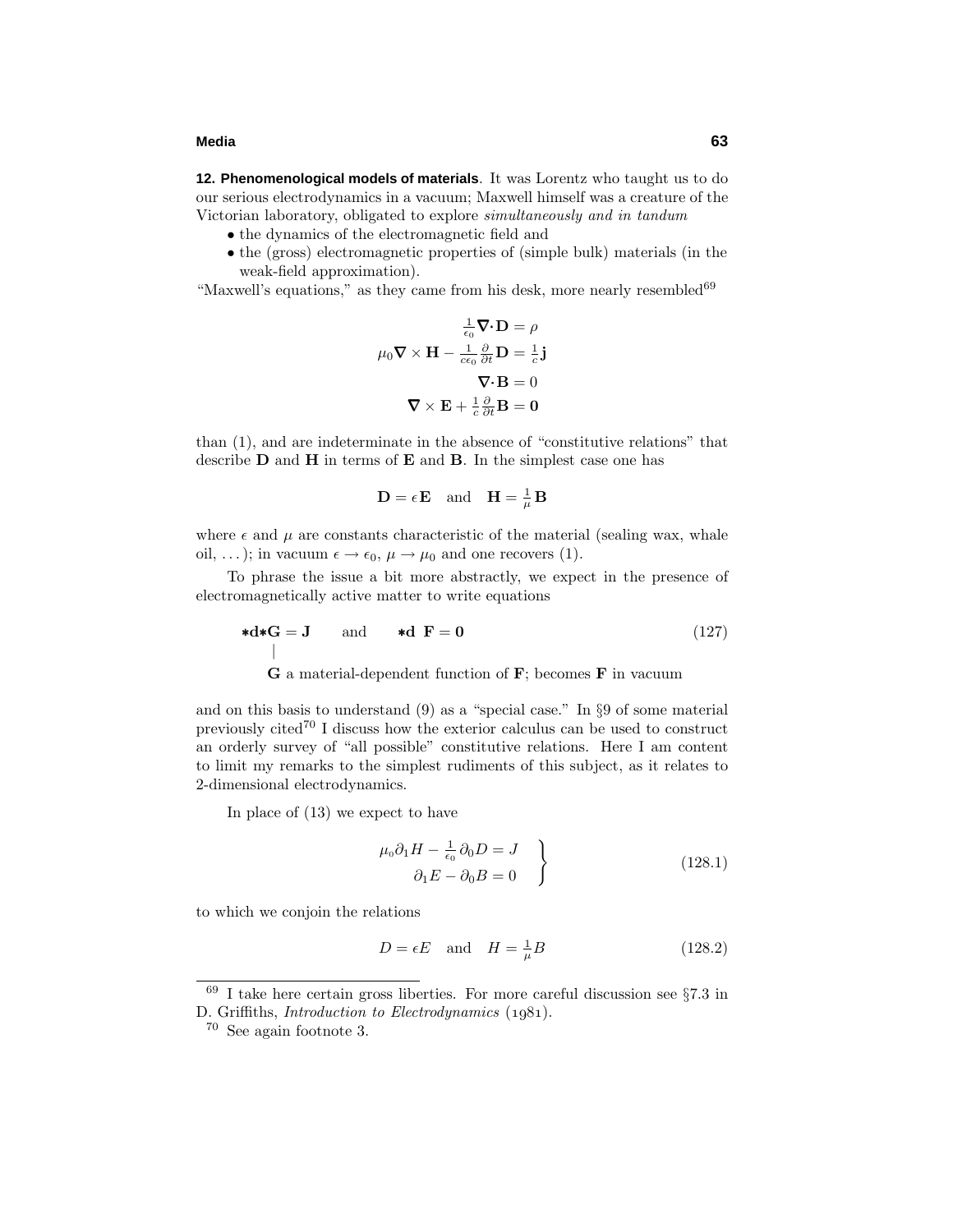**12. Phenomenological models of materials**. It was Lorentz who taught us to do our serious electrodynamics in a vacuum; Maxwell himself was a creature of the Victorian laboratory, obligated to explore *simultaneously and in tandum*

- the dynamics of the electromagnetic field and
- the (gross) electromagnetic properties of (simple bulk) materials (in the weak-field approximation).

"Maxwell's equations," as they came from his desk, more nearly resembled[69]

$$
\begin{aligned}
\tfrac{1}{\epsilon_0}\boldsymbol{\nabla}\cdot\mathbf{D} &= \rho \\
\mu_0\boldsymbol{\nabla}\times\mathbf{H} - \tfrac{1}{c\epsilon_0}\tfrac{\partial}{\partial t}\mathbf{D} &= \tfrac{1}{c}\mathbf{j} \\
\boldsymbol{\nabla}\cdot\mathbf{B} &= 0 \\
\boldsymbol{\nabla}\times\mathbf{E} + \tfrac{1}{c}\tfrac{\partial}{\partial t}\mathbf{B} &= \mathbf{0}
\end{aligned}
$$

than (1), and are indeterminate in the absence of "constitutive relations" that describe $\mathbf{D}$ and $\mathbf{H}$ in terms of $\mathbf{E}$ and $\mathbf{B}$. In the simplest case one has

$$
\mathbf{D} = \epsilon\mathbf{E} \quad \text{and} \quad \mathbf{H} = \tfrac{1}{\mu}\mathbf{B}
$$

where $\epsilon$ and $\mu$ are constants characteristic of the material (sealing wax, whale oil, ...); in vacuum $\epsilon \to \epsilon_0$, $\mu \to \mu_0$ and one recovers (1).

To phrase the issue a bit more abstractly, we expect in the presence of electromagnetically active matter to write equations

$$
{*}\mathbf{d}{*}\mathbf{G} = \mathbf{J} \qquad \text{and} \qquad {*}\mathbf{d}\ \mathbf{F} = \mathbf{0} \tag{127}
$$

$\mathbf{G}$ a material-dependent function of $\mathbf{F}$; becomes $\mathbf{F}$ in vacuum

and on this basis to understand (9) as a "special case." In §9 of some material previously cited[70] I discuss how the exterior calculus can be used to construct an orderly survey of "all possible" constitutive relations. Here I am content to limit my remarks to the simplest rudiments of this subject, as it relates to 2-dimensional electrodynamics.

In place of (13) we expect to have

$$
\left.
\begin{aligned}
\mu_0\partial_1 H - \tfrac{1}{\epsilon_0}\partial_0 D &= J \\
\partial_1 E - \partial_0 B &= 0
\end{aligned}
\right\} \tag{128.1}
$$

to which we conjoin the relations

$$
D = \epsilon E \quad \text{and} \quad H = \tfrac{1}{\mu}B \tag{128.2}
$$

---

[69] I take here certain gross liberties. For more careful discussion see §7.3 in D. Griffiths, *Introduction to Electrodynamics* (1981).

[70] See again footnote 3.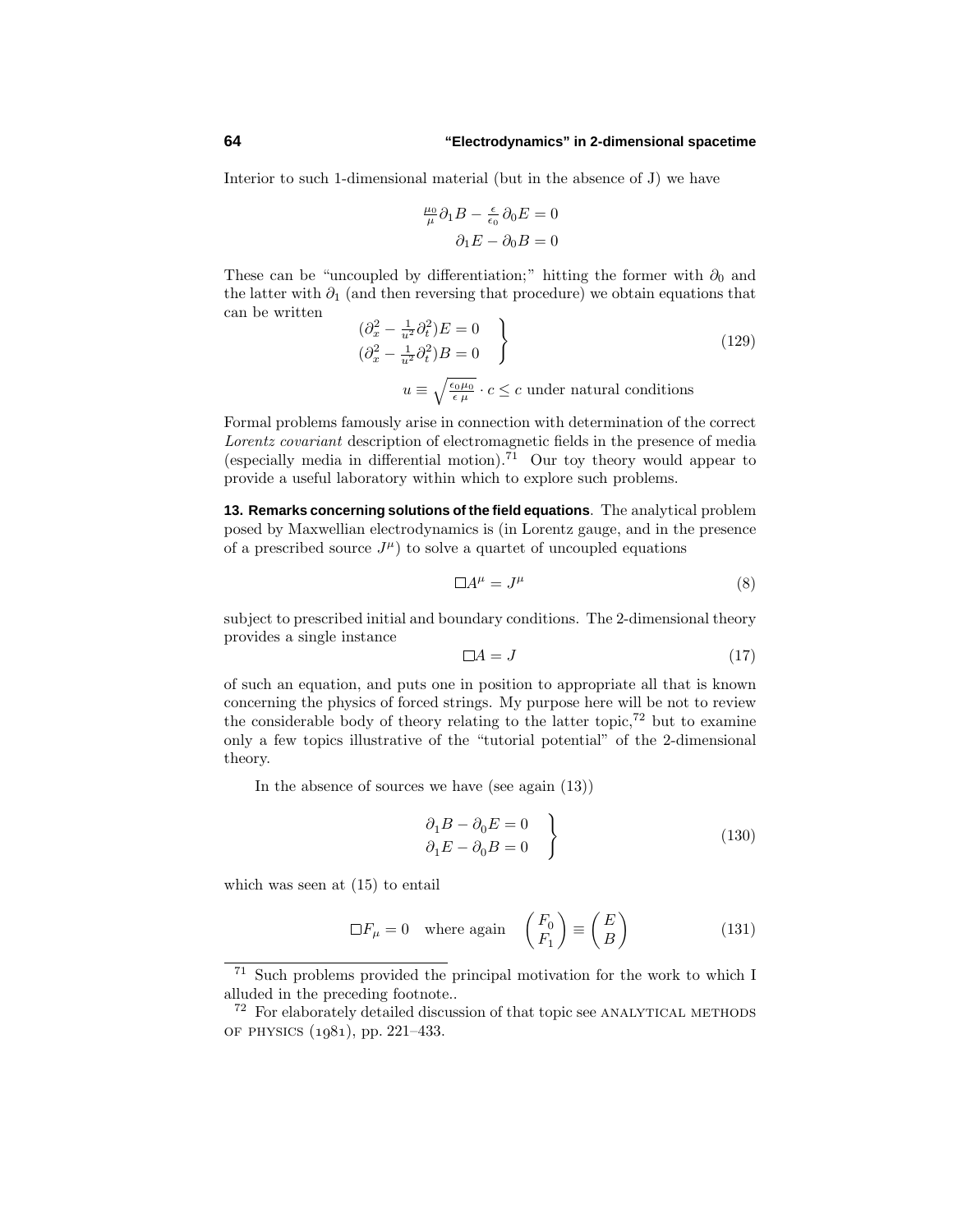Interior to such 1-dimensional material (but in the absence of J) we have

$$
\begin{aligned}
\tfrac{\mu_0}{\mu}\partial_1 B - \tfrac{\epsilon}{\epsilon_0}\,\partial_0 E &= 0\\
\partial_1 E - \partial_0 B &= 0
\end{aligned}
$$

These can be "uncoupled by differentiation;" hitting the former with $\partial_0$ and the latter with $\partial_1$ (and then reversing that procedure) we obtain equations that can be written

$$
\left.
\begin{aligned}
(\partial_x^2 - \tfrac{1}{u^2}\partial_t^2)E &= 0\\
(\partial_x^2 - \tfrac{1}{u^2}\partial_t^2)B &= 0
\end{aligned}
\right\} \tag{129}
$$

$$
u \equiv \sqrt{\tfrac{\epsilon_0\mu_0}{\epsilon\,\mu}}\cdot c \le c \text{ under natural conditions}
$$

Formal problems famously arise in connection with determination of the correct *Lorentz covariant* description of electromagnetic fields in the presence of media (especially media in differential motion).[71] Our toy theory would appear to provide a useful laboratory within which to explore such problems.

**13. Remarks concerning solutions of the field equations**. The analytical problem posed by Maxwellian electrodynamics is (in Lorentz gauge, and in the presence of a prescribed source $J^\mu$) to solve a quartet of uncoupled equations

$$
\square A^\mu = J^\mu \tag{8}
$$

subject to prescribed initial and boundary conditions. The 2-dimensional theory provides a single instance

$$
\square A = J \tag{17}
$$

of such an equation, and puts one in position to appropriate all that is known concerning the physics of forced strings. My purpose here will be not to review the considerable body of theory relating to the latter topic,[72] but to examine only a few topics illustrative of the "tutorial potential" of the 2-dimensional theory.

In the absence of sources we have (see again (13))

$$
\left.
\begin{aligned}
\partial_1 B - \partial_0 E &= 0\\
\partial_1 E - \partial_0 B &= 0
\end{aligned}
\right\} \tag{130}
$$

which was seen at (15) to entail

$$
\square F_\mu = 0 \quad \text{where again} \quad \begin{pmatrix} F_0\\ F_1\end{pmatrix} \equiv \begin{pmatrix} E\\ B\end{pmatrix} \tag{131}
$$

---

[71] Such problems provided the principal motivation for the work to which I alluded in the preceding footnote..

[72] For elaborately detailed discussion of that topic see ANALYTICAL METHODS OF PHYSICS (1981), pp. 221–433.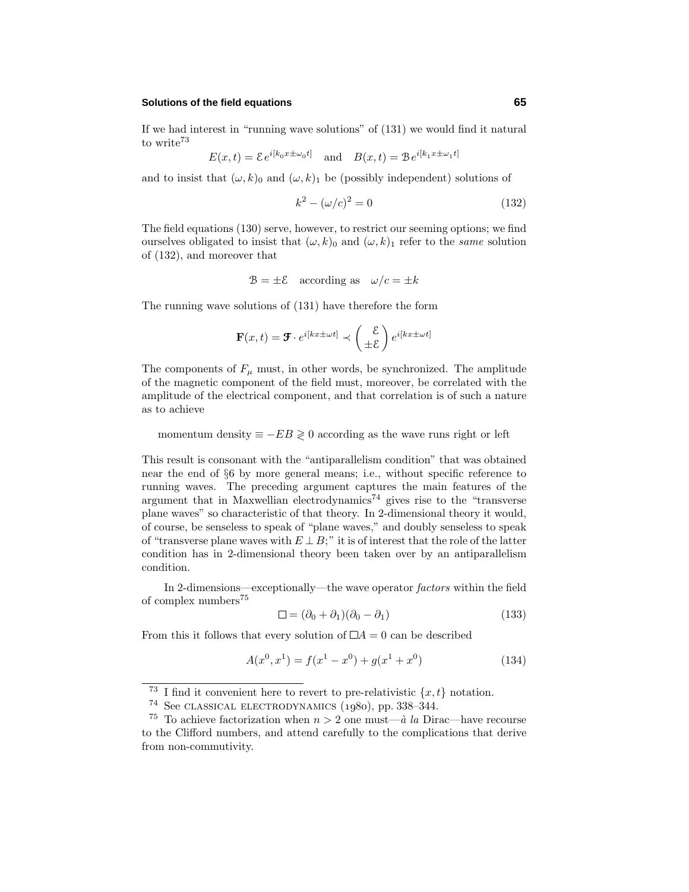If we had interest in "running wave solutions" of (131) we would find it natural to write[73]

$$E(x,t) = \mathcal{E}\, e^{i[k_0 x \pm \omega_0 t]} \quad \text{and} \quad B(x,t) = \mathcal{B}\, e^{i[k_1 x \pm \omega_1 t]}$$

and to insist that $(\omega, k)_0$ and $(\omega, k)_1$ be (possibly independent) solutions of

$$k^2 - (\omega/c)^2 = 0 \tag{132}$$

The field equations (130) serve, however, to restrict our seeming options; we find ourselves obligated to insist that $(\omega, k)_0$ and $(\omega, k)_1$ refer to the *same* solution of (132), and moreover that

$$\mathcal{B} = \pm\mathcal{E} \quad \text{according as} \quad \omega/c = \pm k$$

The running wave solutions of (131) have therefore the form

$$\mathbf{F}(x,t) = \boldsymbol{\mathcal{F}} \cdot e^{i[kx \pm \omega t]} \prec \begin{pmatrix} \mathcal{E} \\ \pm\mathcal{E} \end{pmatrix} e^{i[kx \pm \omega t]}$$

The components of $F_\mu$ must, in other words, be synchronized. The amplitude of the magnetic component of the field must, moreover, be correlated with the amplitude of the electrical component, and that correlation is of such a nature as to achieve

momentum density $\equiv -EB \gtrless 0$ according as the wave runs right or left

This result is consonant with the "antiparallelism condition" that was obtained near the end of §6 by more general means; i.e., without specific reference to running waves. The preceding argument captures the main features of the argument that in Maxwellian electrodynamics[74] gives rise to the "transverse plane waves" so characteristic of that theory. In 2-dimensional theory it would, of course, be senseless to speak of "plane waves," and doubly senseless to speak of "transverse plane waves with $E \perp B$;" it is of interest that the role of the latter condition has in 2-dimensional theory been taken over by an antiparallelism condition.

In 2-dimensions—exceptionally—the wave operator *factors* within the field of complex numbers[75]

$$\square = (\partial_0 + \partial_1)(\partial_0 - \partial_1) \tag{133}$$

From this it follows that every solution of $\square A = 0$ can be described

$$A(x^0, x^1) = f(x^1 - x^0) + g(x^1 + x^0) \tag{134}$$

---

[73] I find it convenient here to revert to pre-relativistic $\{x, t\}$ notation.

[74] See CLASSICAL ELECTRODYNAMICS (1980), pp. 338–344.

[75] To achieve factorization when $n > 2$ one must—*à la* Dirac—have recourse to the Clifford numbers, and attend carefully to the complications that derive from non-commutivity.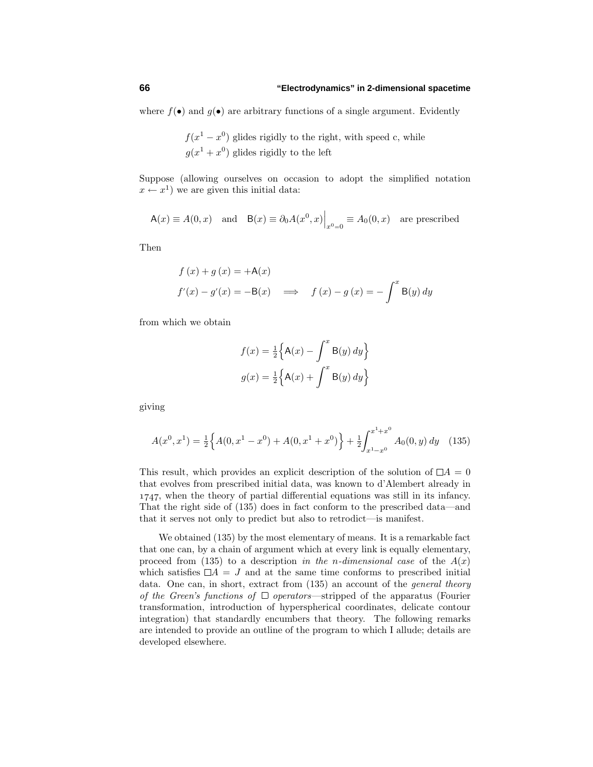where $f(\bullet)$ and $g(\bullet)$ are arbitrary functions of a single argument. Evidently

$$
\begin{aligned}
&f(x^1 - x^0) \text{ glides rigidly to the right, with speed c, while}\\
&g(x^1 + x^0) \text{ glides rigidly to the left}
\end{aligned}
$$

Suppose (allowing ourselves on occasion to adopt the simplified notation $x \leftarrow x^1$) we are given this initial data:

$$
\mathsf{A}(x) \equiv A(0, x) \quad \text{and} \quad \mathsf{B}(x) \equiv \partial_0 A(x^0, x)\Big|_{x^0=0} \equiv A_0(0, x) \quad \text{are prescribed}
$$

Then

$$
\begin{aligned}
&f\,(x) + g\,(x) = +\mathsf{A}(x)\\
&f'(x) - g'(x) = -\mathsf{B}(x) \quad \Longrightarrow \quad f\,(x) - g\,(x) = -\int^x \mathsf{B}(y)\,dy
\end{aligned}
$$

from which we obtain

$$
\begin{aligned}
f(x) &= \tfrac{1}{2}\Big\{\mathsf{A}(x) - \int^x \mathsf{B}(y)\,dy\Big\}\\
g(x) &= \tfrac{1}{2}\Big\{\mathsf{A}(x) + \int^x \mathsf{B}(y)\,dy\Big\}
\end{aligned}
$$

giving

$$
A(x^0, x^1) = \tfrac{1}{2}\Big\{A(0, x^1 - x^0) + A(0, x^1 + x^0)\Big\} + \tfrac{1}{2}\int_{x^1-x^0}^{x^1+x^0} A_0(0, y)\,dy \qquad (135)
$$

This result, which provides an explicit description of the solution of $\Box A = 0$ that evolves from prescribed initial data, was known to d'Alembert already in 1747, when the theory of partial differential equations was still in its infancy. That the right side of (135) does in fact conform to the prescribed data—and that it serves not only to predict but also to retrodict—is manifest.

We obtained (135) by the most elementary of means. It is a remarkable fact that one can, by a chain of argument which at every link is equally elementary, proceed from (135) to a description *in the n-dimensional case* of the $A(x)$ which satisfies $\Box A = J$ and at the same time conforms to prescribed initial data. One can, in short, extract from (135) an account of the *general theory of the Green's functions of* $\Box$ *operators*—stripped of the apparatus (Fourier transformation, introduction of hyperspherical coordinates, delicate contour integration) that standardly encumbers that theory. The following remarks are intended to provide an outline of the program to which I allude; details are developed elsewhere.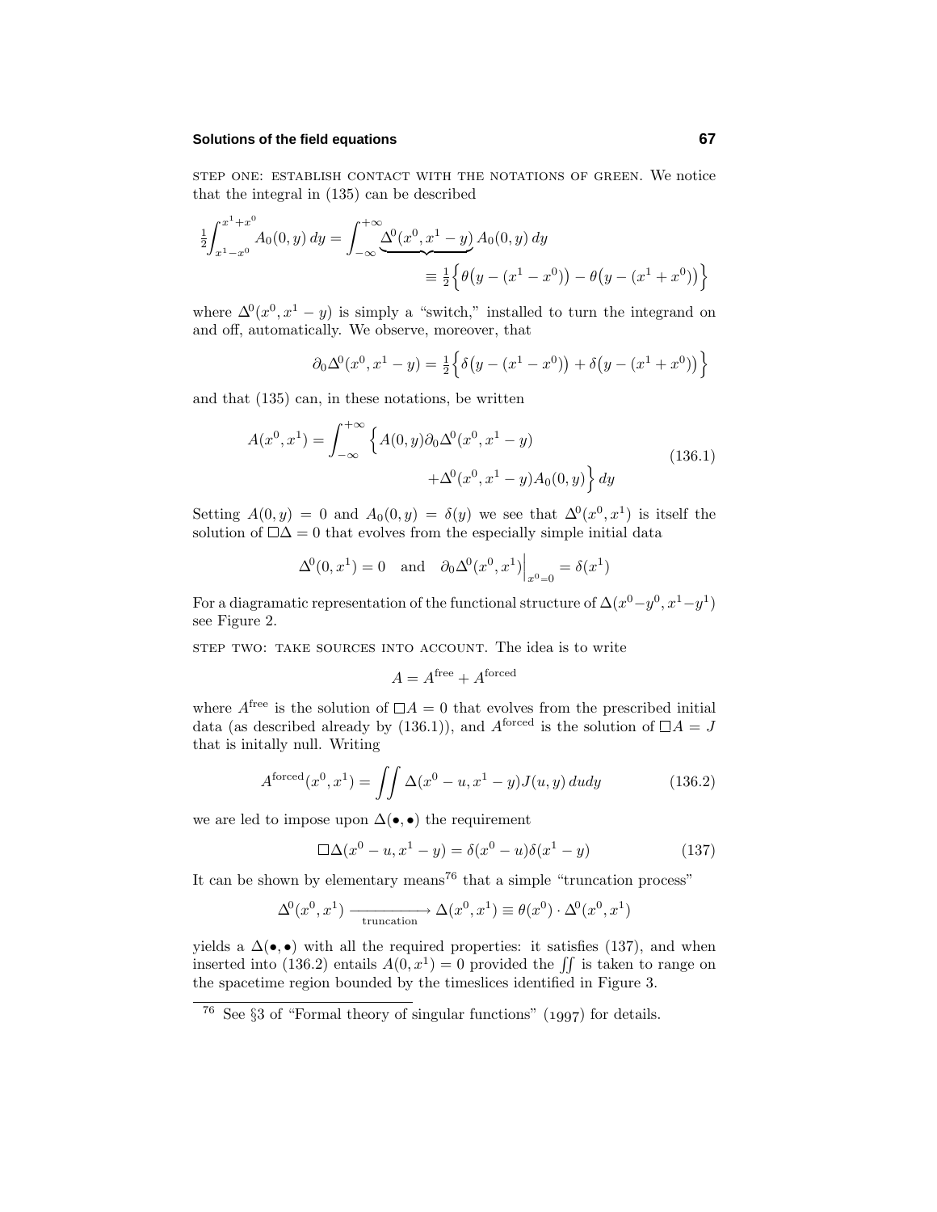STEP ONE: ESTABLISH CONTACT WITH THE NOTATIONS OF GREEN. We notice that the integral in (135) can be described

$$\tfrac{1}{2}\int_{x^1-x^0}^{x^1+x^0} A_0(0,y)\,dy = \int_{-\infty}^{+\infty} \underbrace{\Delta^0(x^0,x^1-y)}\, A_0(0,y)\,dy$$
$$\equiv \tfrac{1}{2}\Big\{\theta\big(y-(x^1-x^0)\big) - \theta\big(y-(x^1+x^0)\big)\Big\}$$

where $\Delta^0(x^0,x^1-y)$ is simply a "switch," installed to turn the integrand on and off, automatically. We observe, moreover, that

$$\partial_0\Delta^0(x^0,x^1-y) = \tfrac{1}{2}\Big\{\delta\big(y-(x^1-x^0)\big) + \delta\big(y-(x^1+x^0)\big)\Big\}$$

and that (135) can, in these notations, be written

$$A(x^0,x^1) = \int_{-\infty}^{+\infty}\Big\{A(0,y)\partial_0\Delta^0(x^0,x^1-y) + \Delta^0(x^0,x^1-y)A_0(0,y)\Big\}\,dy \tag{136.1}$$

Setting $A(0,y) = 0$ and $A_0(0,y) = \delta(y)$ we see that $\Delta^0(x^0,x^1)$ is itself the solution of $\Box\Delta = 0$ that evolves from the especially simple initial data

$$\Delta^0(0,x^1) = 0 \quad\text{and}\quad \partial_0\Delta^0(x^0,x^1)\Big|_{x^0=0} = \delta(x^1)$$

For a diagramatic representation of the functional structure of $\Delta(x^0-y^0,x^1-y^1)$ see Figure 2.

STEP TWO: TAKE SOURCES INTO ACCOUNT. The idea is to write

$$A = A^{\text{free}} + A^{\text{forced}}$$

where $A^{\text{free}}$ is the solution of $\Box A = 0$ that evolves from the prescribed initial data (as described already by (136.1)), and $A^{\text{forced}}$ is the solution of $\Box A = J$ that is initally null. Writing

$$A^{\text{forced}}(x^0,x^1) = \iint \Delta(x^0-u,x^1-y)J(u,y)\,dudy \tag{136.2}$$

we are led to impose upon $\Delta(\bullet,\bullet)$ the requirement

$$\Box\Delta(x^0-u,x^1-y) = \delta(x^0-u)\delta(x^1-y) \tag{137}$$

It can be shown by elementary means[76] that a simple "truncation process"

$$\Delta^0(x^0,x^1) \xrightarrow[\text{truncation}]{} \Delta(x^0,x^1) \equiv \theta(x^0)\cdot\Delta^0(x^0,x^1)$$

yields a $\Delta(\bullet,\bullet)$ with all the required properties: it satisfies (137), and when inserted into (136.2) entails $A(0,x^1) = 0$ provided the $\iint$ is taken to range on the spacetime region bounded by the timeslices identified in Figure 3.

---

[76] See §3 of "Formal theory of singular functions" (1997) for details.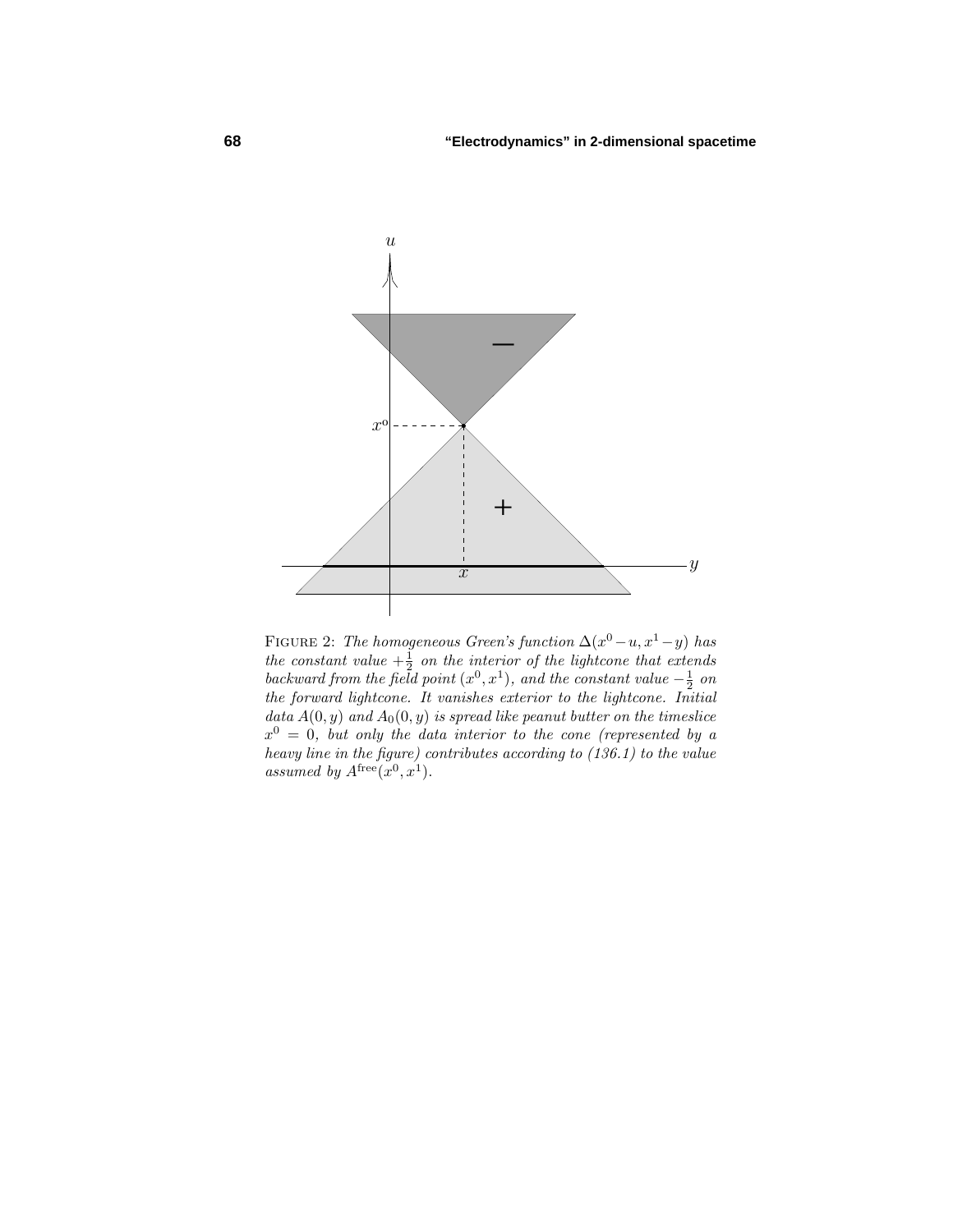FIGURE 2: *The homogeneous Green's function $\Delta(x^0-u, x^1-y)$ has the constant value $+\frac{1}{2}$ on the interior of the lightcone that extends backward from the field point $(x^0, x^1)$, and the constant value $-\frac{1}{2}$ on the forward lightcone. It vanishes exterior to the lightcone. Initial data $A(0,y)$ and $A_0(0,y)$ is spread like peanut butter on the timeslice $x^0 = 0$, but only the data interior to the cone (represented by a heavy line in the figure) contributes according to (136.1) to the value assumed by $A^{\text{free}}(x^0, x^1)$.*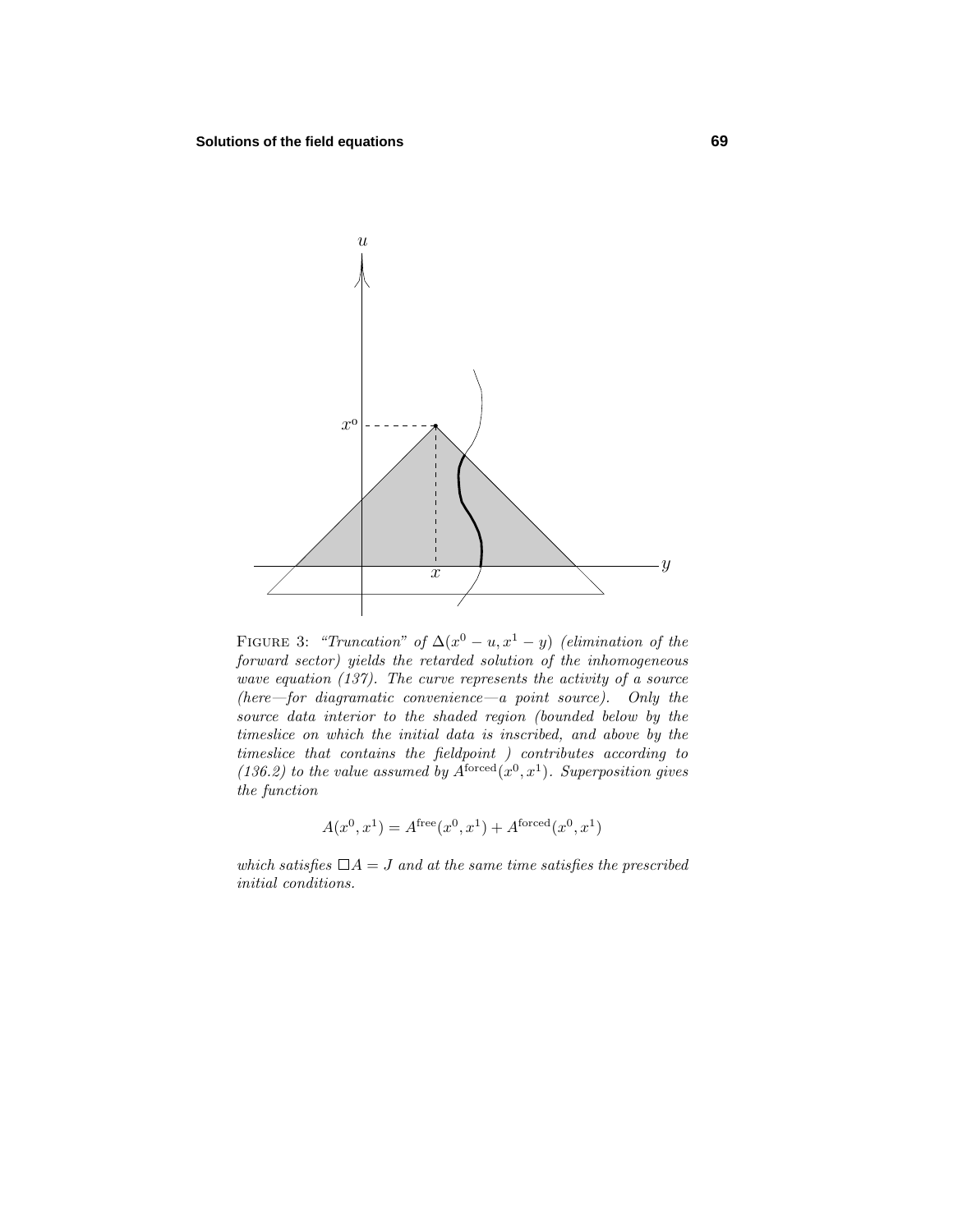FIGURE 3: *"Truncation" of $\Delta(x^0 - u, x^1 - y)$ (elimination of the forward sector) yields the retarded solution of the inhomogeneous wave equation (137). The curve represents the activity of a source (here—for diagramatic convenience—a point source). Only the source data interior to the shaded region (bounded below by the timeslice on which the initial data is inscribed, and above by the timeslice that contains the fieldpoint ) contributes according to (136.2) to the value assumed by $A^{\text{forced}}(x^0, x^1)$. Superposition gives the function*

$$A(x^0, x^1) = A^{\text{free}}(x^0, x^1) + A^{\text{forced}}(x^0, x^1)$$

*which satisfies $\Box A = J$ and at the same time satisfies the prescribed initial conditions.*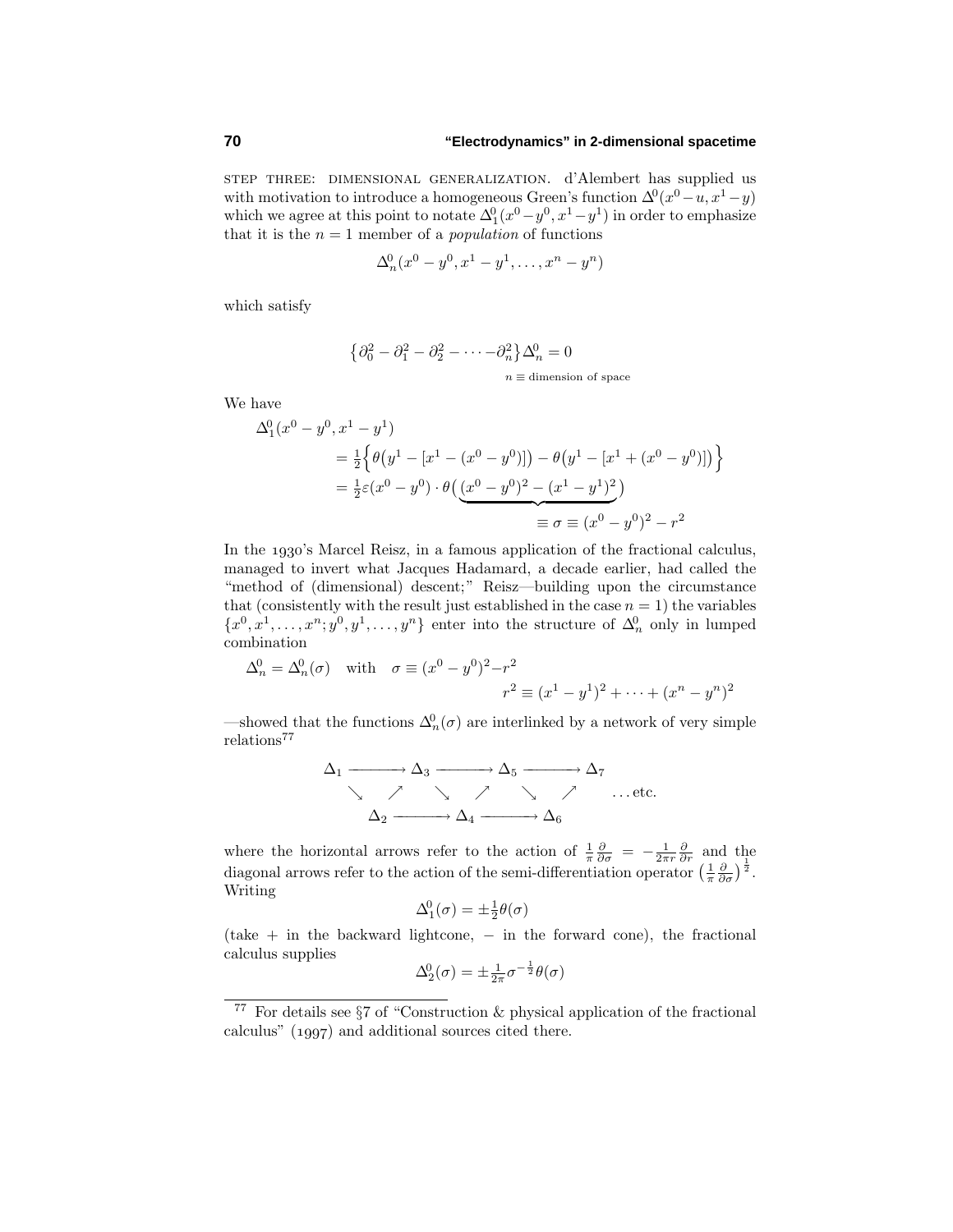STEP THREE: DIMENSIONAL GENERALIZATION. d'Alembert has supplied us with motivation to introduce a homogeneous Green's function $\Delta^0(x^0-u, x^1-y)$ which we agree at this point to notate $\Delta^0_1(x^0-y^0, x^1-y^1)$ in order to emphasize that it is the $n=1$ member of a *population* of functions

$$\Delta^0_n(x^0-y^0, x^1-y^1, \ldots, x^n-y^n)$$

which satisfy

$$\big\{\partial_0^2 - \partial_1^2 - \partial_2^2 - \cdots - \partial_n^2\big\}\Delta^0_n = 0$$
$$n \equiv \text{dimension of space}$$

We have

$$\begin{aligned}
\Delta^0_1(x^0-y^0, x^1-y^1) &= \tfrac{1}{2}\Big\{\theta\big(y^1-[x^1-(x^0-y^0)]\big) - \theta\big(y^1-[x^1+(x^0-y^0)]\big)\Big\}\\
&= \tfrac{1}{2}\varepsilon(x^0-y^0)\cdot\theta\big(\underbrace{(x^0-y^0)^2-(x^1-y^1)^2}_{\equiv\, \sigma\, \equiv\, (x^0-y^0)^2 - r^2}\big)
\end{aligned}$$

In the 1930's Marcel Reisz, in a famous application of the fractional calculus, managed to invert what Jacques Hadamard, a decade earlier, had called the "method of (dimensional) descent;" Reisz—building upon the circumstance that (consistently with the result just established in the case $n=1$) the variables $\{x^0, x^1, \ldots, x^n; y^0, y^1, \ldots, y^n\}$ enter into the structure of $\Delta^0_n$ only in lumped combination

$$\Delta^0_n = \Delta^0_n(\sigma) \quad\text{with}\quad \sigma \equiv (x^0-y^0)^2 - r^2$$
$$r^2 \equiv (x^1-y^1)^2 + \cdots + (x^n-y^n)^2$$

—showed that the functions $\Delta^0_n(\sigma)$ are interlinked by a network of very simple relations[77]

$$\begin{array}{ccccccccc}
\Delta_1 & \longrightarrow & \Delta_3 & \longrightarrow & \Delta_5 & \longrightarrow & \Delta_7 & & \\
 & \searrow\ \ \nearrow & & \searrow\ \ \nearrow & & \searrow\ \ \nearrow & & \ldots\text{etc.} \\
 & \Delta_2 & \longrightarrow & \Delta_4 & \longrightarrow & \Delta_6 & & &
\end{array}$$

where the horizontal arrows refer to the action of $\frac{1}{\pi}\frac{\partial}{\partial\sigma} = -\frac{1}{2\pi r}\frac{\partial}{\partial r}$ and the diagonal arrows refer to the action of the semi-differentiation operator $\big(\frac{1}{\pi}\frac{\partial}{\partial\sigma}\big)^{\frac{1}{2}}$. Writing

$$\Delta^0_1(\sigma) = \pm\tfrac{1}{2}\theta(\sigma)$$

(take $+$ in the backward lightcone, $-$ in the forward cone), the fractional calculus supplies

$$\Delta^0_2(\sigma) = \pm\tfrac{1}{2\pi}\sigma^{-\frac{1}{2}}\theta(\sigma)$$

---

[77] For details see §7 of "Construction & physical application of the fractional calculus" (1997) and additional sources cited there.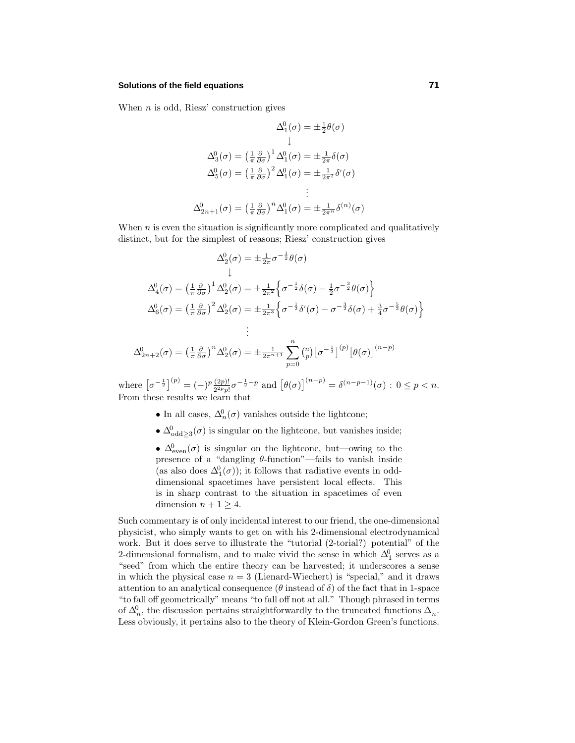When $n$ is odd, Riesz' construction gives

$$
\begin{aligned}
&\Delta_1^0(\sigma) = \pm\tfrac{1}{2}\theta(\sigma)\\
&\qquad\downarrow\\
\Delta_3^0(\sigma) &= \left(\tfrac{1}{\pi}\tfrac{\partial}{\partial\sigma}\right)^1 \Delta_1^0(\sigma) = \pm\tfrac{1}{2\pi}\delta(\sigma)\\
\Delta_5^0(\sigma) &= \left(\tfrac{1}{\pi}\tfrac{\partial}{\partial\sigma}\right)^2 \Delta_1^0(\sigma) = \pm\tfrac{1}{2\pi^2}\delta'(\sigma)\\
&\vdots\\
\Delta_{2n+1}^0(\sigma) &= \left(\tfrac{1}{\pi}\tfrac{\partial}{\partial\sigma}\right)^n \Delta_1^0(\sigma) = \pm\tfrac{1}{2\pi^n}\delta^{(n)}(\sigma)
\end{aligned}
$$

When $n$ is even the situation is significantly more complicated and qualitatively distinct, but for the simplest of reasons; Riesz' construction gives

$$
\begin{aligned}
&\Delta_2^0(\sigma) = \pm\tfrac{1}{2\pi}\sigma^{-\frac{1}{2}}\theta(\sigma)\\
&\qquad\downarrow\\
\Delta_4^0(\sigma) &= \left(\tfrac{1}{\pi}\tfrac{\partial}{\partial\sigma}\right)^1 \Delta_2^0(\sigma) = \pm\tfrac{1}{2\pi^2}\Big\{\sigma^{-\frac{1}{2}}\delta(\sigma) - \tfrac{1}{2}\sigma^{-\frac{3}{2}}\theta(\sigma)\Big\}\\
\Delta_6^0(\sigma) &= \left(\tfrac{1}{\pi}\tfrac{\partial}{\partial\sigma}\right)^2 \Delta_2^0(\sigma) = \pm\tfrac{1}{2\pi^3}\Big\{\sigma^{-\frac{1}{2}}\delta'(\sigma) - \sigma^{-\frac{3}{2}}\delta(\sigma) + \tfrac{3}{4}\sigma^{-\frac{5}{2}}\theta(\sigma)\Big\}\\
&\vdots\\
\Delta_{2n+2}^0(\sigma) &= \left(\tfrac{1}{\pi}\tfrac{\partial}{\partial\sigma}\right)^n \Delta_2^0(\sigma) = \pm\tfrac{1}{2\pi^{n+1}}\sum_{p=0}^{n}\tbinom{n}{p}\big[\sigma^{-\frac{1}{2}}\big]^{(p)}\big[\theta(\sigma)\big]^{(n-p)}
\end{aligned}
$$

where $\big[\sigma^{-\frac{1}{2}}\big]^{(p)} = (-)^p\frac{(2p)!}{2^{2p}p!}\sigma^{-\frac{1}{2}-p}$ and $\big[\theta(\sigma)\big]^{(n-p)} = \delta^{(n-p-1)}(\sigma) : 0 \le p < n$. From these results we learn that

- In all cases, $\Delta_n^0(\sigma)$ vanishes outside the lightcone;
- $\Delta_{\text{odd}\ge 3}^0(\sigma)$ is singular on the lightcone, but vanishes inside;
- $\Delta_{\text{even}}^0(\sigma)$ is singular on the lightcone, but—owing to the presence of a "dangling $\theta$-function"—fails to vanish inside (as also does $\Delta_1^0(\sigma)$); it follows that radiative events in odd-dimensional spacetimes have persistent local effects. This is in sharp contrast to the situation in spacetimes of even dimension $n+1 \ge 4$.

Such commentary is of only incidental interest to our friend, the one-dimensional physicist, who simply wants to get on with his 2-dimensional electrodynamical work. But it does serve to illustrate the "tutorial (2-torial?) potential" of the 2-dimensional formalism, and to make vivid the sense in which $\Delta_1^0$ serves as a "seed" from which the entire theory can be harvested; it underscores a sense in which the physical case $n = 3$ (Lienard-Wiechert) is "special," and it draws attention to an analytical consequence ($\theta$ instead of $\delta$) of the fact that in 1-space "to fall off geometrically" means "to fall off not at all." Though phrased in terms of $\Delta_n^0$, the discussion pertains straightforwardly to the truncated functions $\Delta_n$. Less obviously, it pertains also to the theory of Klein-Gordon Green's functions.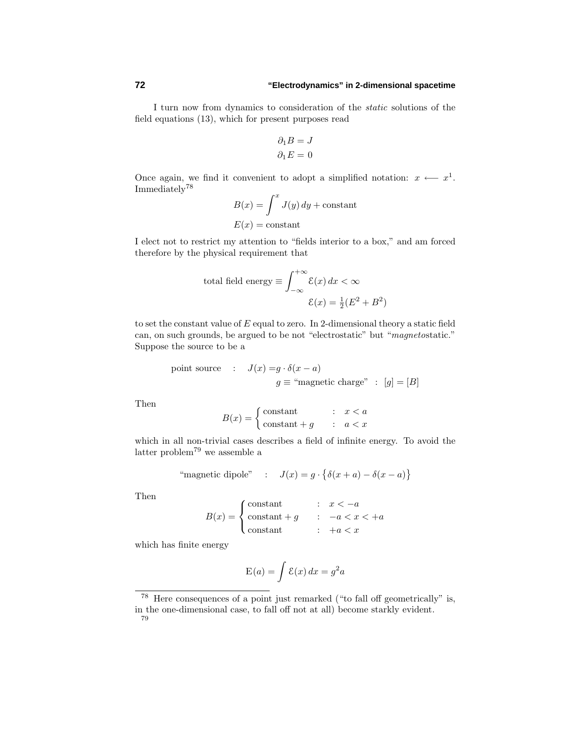I turn now from dynamics to consideration of the *static* solutions of the field equations (13), which for present purposes read

$$
\begin{aligned}
\partial_1 B &= J \\
\partial_1 E &= 0
\end{aligned}
$$

Once again, we find it convenient to adopt a simplified notation: $x \longleftarrow x^1$. Immediately[78]

$$
\begin{aligned}
B(x) &= \int^x J(y)\,dy + \text{constant} \\
E(x) &= \text{constant}
\end{aligned}
$$

I elect not to restrict my attention to "fields interior to a box," and am forced therefore by the physical requirement that

$$
\text{total field energy} \equiv \int_{-\infty}^{+\infty} \mathcal{E}(x)\,dx < \infty
$$
$$
\mathcal{E}(x) = \tfrac{1}{2}(E^2 + B^2)
$$

to set the constant value of $E$ equal to zero. In 2-dimensional theory a static field can, on such grounds, be argued to be not "electrostatic" but "*magneto*static." Suppose the source to be a

$$
\text{point source} \quad : \quad J(x) = g \cdot \delta(x - a)
$$
$$
g \equiv \text{"magnetic charge"} \;\; : \;\; [g] = [B]
$$

Then

$$
B(x) = \begin{cases} \text{constant} & : \;\; x < a \\ \text{constant} + g & : \;\; a < x \end{cases}
$$

which in all non-trivial cases describes a field of infinite energy. To avoid the latter problem[79] we assemble a

$$
\text{"magnetic dipole"} \quad : \quad J(x) = g \cdot \big\{ \delta(x + a) - \delta(x - a) \big\}
$$

Then

$$
B(x) = \begin{cases} \text{constant} & : \;\; x < -a \\ \text{constant} + g & : \;\; -a < x < +a \\ \text{constant} & : \;\; +a < x \end{cases}
$$

which has finite energy

$$
\mathrm{E}(a) = \int \mathcal{E}(x)\,dx = g^2 a
$$

---

[78] Here consequences of a point just remarked ("to fall off geometrically" is, in the one-dimensional case, to fall off not at all) become starkly evident.

[79]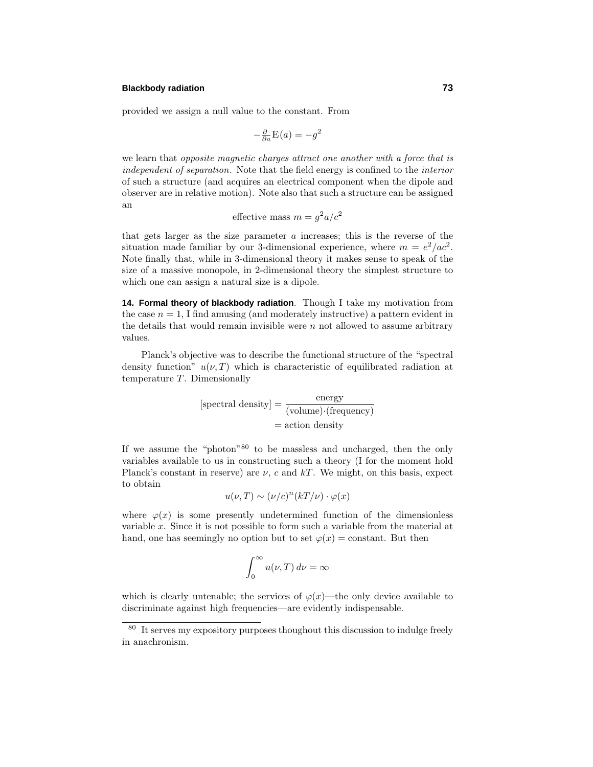provided we assign a null value to the constant. From

$$-\tfrac{\partial}{\partial a}\mathrm{E}(a) = -g^2$$

we learn that *opposite magnetic charges attract one another with a force that is independent of separation*. Note that the field energy is confined to the *interior* of such a structure (and acquires an electrical component when the dipole and observer are in relative motion). Note also that such a structure can be assigned an

$$\text{effective mass } m = g^2 a/c^2$$

that gets larger as the size parameter $a$ increases; this is the reverse of the situation made familiar by our 3-dimensional experience, where $m = e^2/ac^2$. Note finally that, while in 3-dimensional theory it makes sense to speak of the size of a massive monopole, in 2-dimensional theory the simplest structure to which one can assign a natural size is a dipole.

**14. Formal theory of blackbody radiation**. Though I take my motivation from the case $n = 1$, I find amusing (and moderately instructive) a pattern evident in the details that would remain invisible were $n$ not allowed to assume arbitrary values.

Planck's objective was to describe the functional structure of the "spectral density function" $u(\nu, T)$ which is characteristic of equilibrated radiation at temperature $T$. Dimensionally

$$\begin{aligned}[\text{spectral density}] &= \frac{\text{energy}}{(\text{volume})\cdot(\text{frequency})} \\ &= \text{action density}\end{aligned}$$

If we assume the "photon"[80] to be massless and uncharged, then the only variables available to us in constructing such a theory (I for the moment hold Planck's constant in reserve) are $\nu$, $c$ and $kT$. We might, on this basis, expect to obtain

$$u(\nu, T) \sim (\nu/c)^n (kT/\nu) \cdot \varphi(x)$$

where $\varphi(x)$ is some presently undetermined function of the dimensionless variable $x$. Since it is not possible to form such a variable from the material at hand, one has seemingly no option but to set $\varphi(x) = \text{constant}$. But then

$$\int_0^\infty u(\nu, T)\, d\nu = \infty$$

which is clearly untenable; the services of $\varphi(x)$—the only device available to discriminate against high frequencies—are evidently indispensable.

[80] It serves my expository purposes thoughout this discussion to indulge freely in anachronism.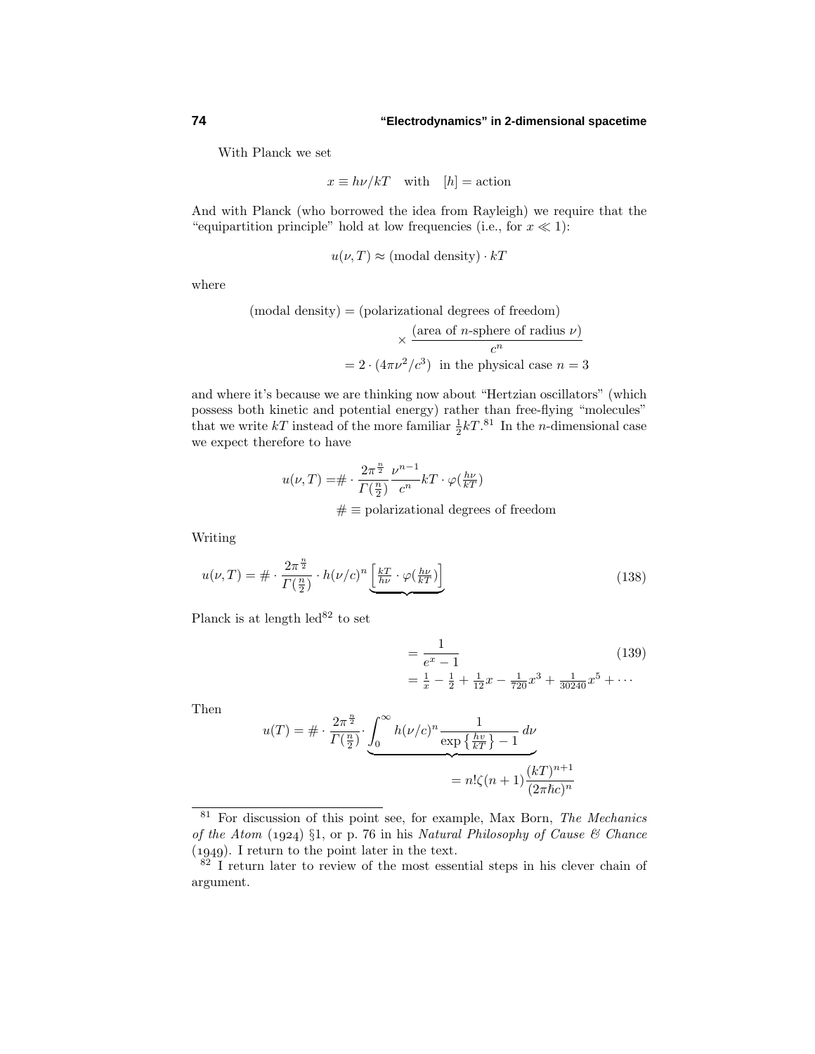With Planck we set

$$x \equiv h\nu/kT \quad \text{with} \quad [h] = \text{action}$$

And with Planck (who borrowed the idea from Rayleigh) we require that the "equipartition principle" hold at low frequencies (i.e., for $x \ll 1$):

$$u(\nu, T) \approx (\text{modal density}) \cdot kT$$

where

$$\begin{aligned}
(\text{modal density}) &= (\text{polarizational degrees of freedom}) \\
&\qquad \times \frac{(\text{area of } n\text{-sphere of radius } \nu)}{c^n} \\
&= 2 \cdot (4\pi\nu^2/c^3) \;\; \text{in the physical case } n = 3
\end{aligned}$$

and where it's because we are thinking now about "Hertzian oscillators" (which possess both kinetic and potential energy) rather than free-flying "molecules" that we write $kT$ instead of the more familiar $\frac{1}{2}kT$.[81] In the $n$-dimensional case we expect therefore to have

$$u(\nu, T) = \# \cdot \frac{2\pi^{\frac{n}{2}}}{\Gamma(\frac{n}{2})} \frac{\nu^{n-1}}{c^n} kT \cdot \varphi(\tfrac{h\nu}{kT})$$

$$\# \equiv \text{polarizational degrees of freedom}$$

Writing

$$u(\nu, T) = \# \cdot \frac{2\pi^{\frac{n}{2}}}{\Gamma(\frac{n}{2})} \cdot h(\nu/c)^n \underbrace{\left[\tfrac{kT}{h\nu} \cdot \varphi(\tfrac{h\nu}{kT})\right]} \tag{138}$$

Planck is at length led[82] to set

$$\begin{aligned}
&= \frac{1}{e^x - 1} \qquad\qquad (139)\\
&= \tfrac{1}{x} - \tfrac{1}{2} + \tfrac{1}{12}x - \tfrac{1}{720}x^3 + \tfrac{1}{30240}x^5 + \cdots
\end{aligned}$$

Then

$$u(T) = \# \cdot \frac{2\pi^{\frac{n}{2}}}{\Gamma(\frac{n}{2})} \cdot \underbrace{\int_0^\infty h(\nu/c)^n \frac{1}{\exp\left\{\frac{h\nu}{kT}\right\} - 1}\, d\nu}$$

$$= n!\zeta(n+1)\frac{(kT)^{n+1}}{(2\pi\hbar c)^n}$$

---

[81] For discussion of this point see, for example, Max Born, *The Mechanics of the Atom* (1924) §1, or p. 76 in his *Natural Philosophy of Cause & Chance* (1949). I return to the point later in the text.

[82] I return later to review of the most essential steps in his clever chain of argument.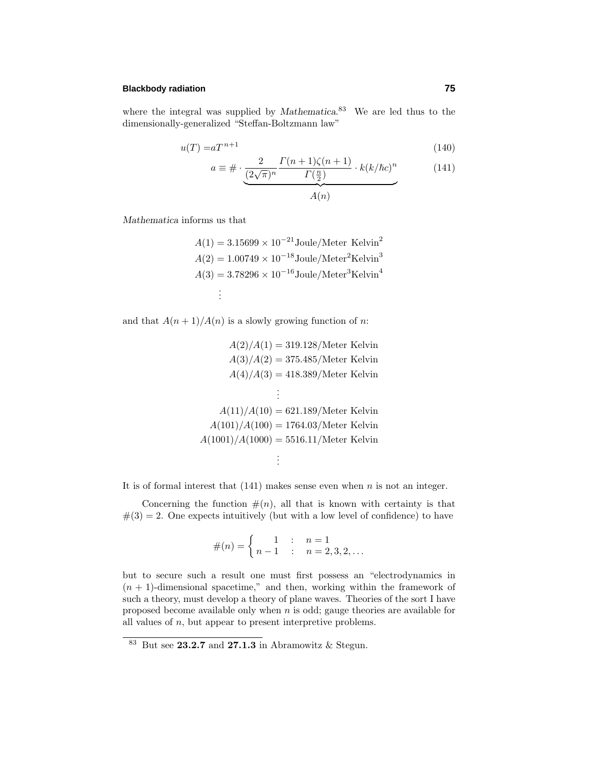where the integral was supplied by *Mathematica*.[83] We are led thus to the dimensionally-generalized "Steffan-Boltzmann law"

$$u(T) = aT^{n+1} \tag{140}$$

$$a \equiv \# \cdot \underbrace{\frac{2}{(2\sqrt{\pi})^n}\frac{\Gamma(n+1)\zeta(n+1)}{\Gamma(\frac{n}{2})} \cdot k(k/\hbar c)^n}_{A(n)} \tag{141}$$

*Mathematica* informs us that

$$\begin{aligned}
A(1) &= 3.15699 \times 10^{-21}\text{Joule/Meter Kelvin}^2\\
A(2) &= 1.00749 \times 10^{-18}\text{Joule/Meter}^2\text{Kelvin}^3\\
A(3) &= 3.78296 \times 10^{-16}\text{Joule/Meter}^3\text{Kelvin}^4\\
&\vdots
\end{aligned}$$

and that $A(n+1)/A(n)$ is a slowly growing function of $n$:

$$\begin{aligned}
A(2)/A(1) &= 319.128/\text{Meter Kelvin}\\
A(3)/A(2) &= 375.485/\text{Meter Kelvin}\\
A(4)/A(3) &= 418.389/\text{Meter Kelvin}\\
&\vdots\\
A(11)/A(10) &= 621.189/\text{Meter Kelvin}\\
A(101)/A(100) &= 1764.03/\text{Meter Kelvin}\\
A(1001)/A(1000) &= 5516.11/\text{Meter Kelvin}\\
&\vdots
\end{aligned}$$

It is of formal interest that (141) makes sense even when $n$ is not an integer.

Concerning the function $\#(n)$, all that is known with certainty is that $\#(3) = 2$. One expects intuitively (but with a low level of confidence) to have

$$\#(n) = \begin{cases} 1 & : \quad n = 1 \\ n-1 & : \quad n = 2, 3, 2, \ldots \end{cases}$$

but to secure such a result one must first possess an "electrodynamics in $(n+1)$-dimensional spacetime," and then, working within the framework of such a theory, must develop a theory of plane waves. Theories of the sort I have proposed become available only when $n$ is odd; gauge theories are available for all values of $n$, but appear to present interpretive problems.

[83] But see **23.2.7** and **27.1.3** in Abramowitz & Stegun.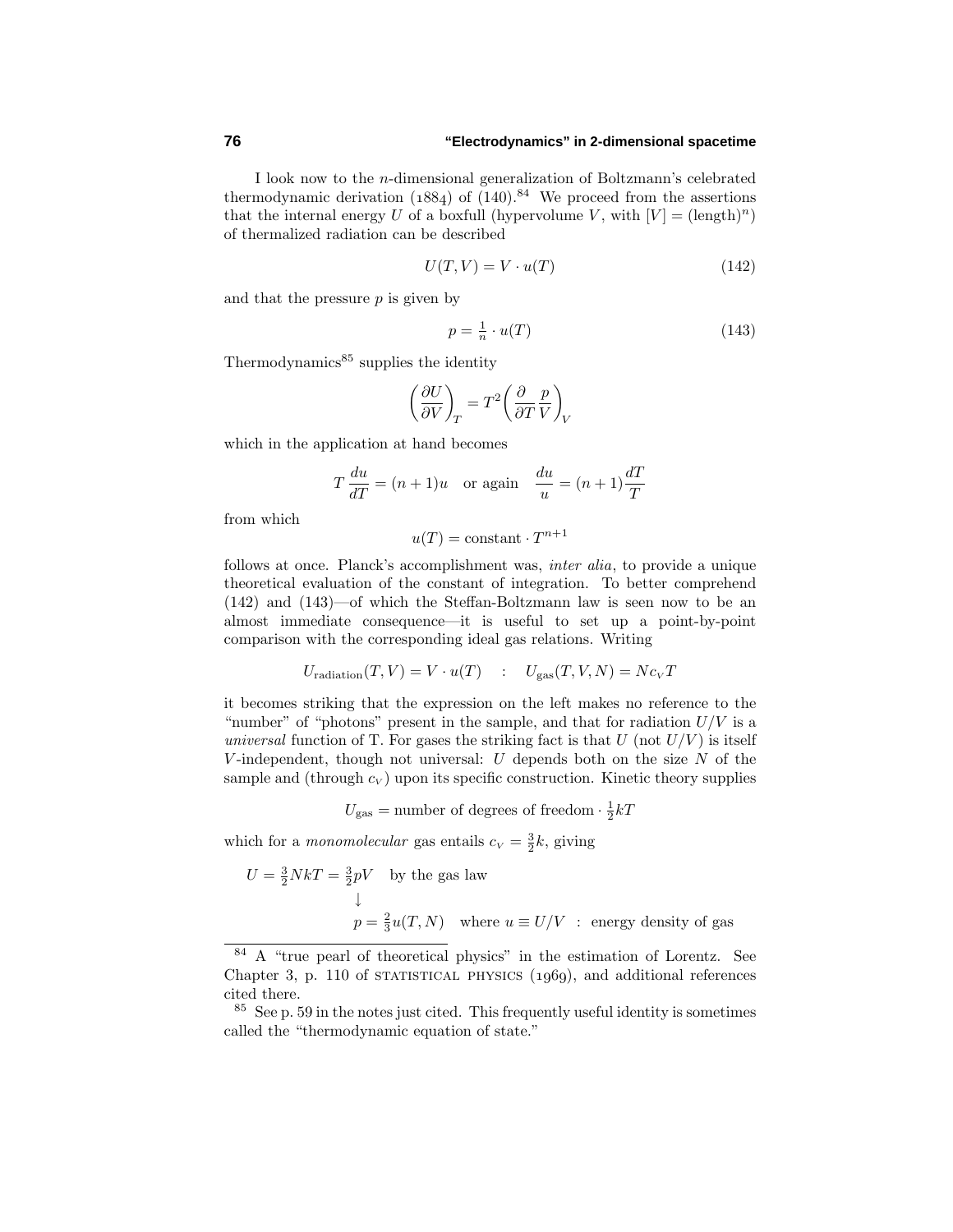I look now to the $n$-dimensional generalization of Boltzmann's celebrated thermodynamic derivation (1884) of (140).[84] We proceed from the assertions that the internal energy $U$ of a boxfull (hypervolume $V$, with $[V] = (\text{length})^n$) of thermalized radiation can be described

$$U(T,V) = V \cdot u(T) \tag{142}$$

and that the pressure $p$ is given by

$$p = \tfrac{1}{n} \cdot u(T) \tag{143}$$

Thermodynamics[85] supplies the identity

$$\left(\frac{\partial U}{\partial V}\right)_T = T^2 \left(\frac{\partial}{\partial T}\frac{p}{V}\right)_V$$

which in the application at hand becomes

$$T\,\frac{du}{dT} = (n+1)u \quad \text{or again} \quad \frac{du}{u} = (n+1)\frac{dT}{T}$$

from which

$$u(T) = \text{constant} \cdot T^{n+1}$$

follows at once. Planck's accomplishment was, *inter alia*, to provide a unique theoretical evaluation of the constant of integration. To better comprehend (142) and (143)—of which the Steffan-Boltzmann law is seen now to be an almost immediate consequence—it is useful to set up a point-by-point comparison with the corresponding ideal gas relations. Writing

$$U_{\text{radiation}}(T,V) = V \cdot u(T) \quad : \quad U_{\text{gas}}(T,V,N) = Nc_{\scriptscriptstyle V}T$$

it becomes striking that the expression on the left makes no reference to the "number" of "photons" present in the sample, and that for radiation $U/V$ is a *universal* function of T. For gases the striking fact is that $U$ (not $U/V$) is itself $V$-independent, though not universal: $U$ depends both on the size $N$ of the sample and (through $c_{\scriptscriptstyle V}$) upon its specific construction. Kinetic theory supplies

$$U_{\text{gas}} = \text{number of degrees of freedom} \cdot \tfrac{1}{2}kT$$

which for a *monomolecular* gas entails $c_{\scriptscriptstyle V} = \frac{3}{2}k$, giving

$$\begin{aligned}
U = \tfrac{3}{2}NkT = \tfrac{3}{2}pV \quad &\text{by the gas law}\\
&\downarrow\\
p = \tfrac{2}{3}u(T,N) \quad &\text{where } u \equiv U/V \;\;:\;\; \text{energy density of gas}
\end{aligned}$$

---

[84] A "true pearl of theoretical physics" in the estimation of Lorentz. See Chapter 3, p. 110 of STATISTICAL PHYSICS (1969), and additional references cited there.

[85] See p. 59 in the notes just cited. This frequently useful identity is sometimes called the "thermodynamic equation of state."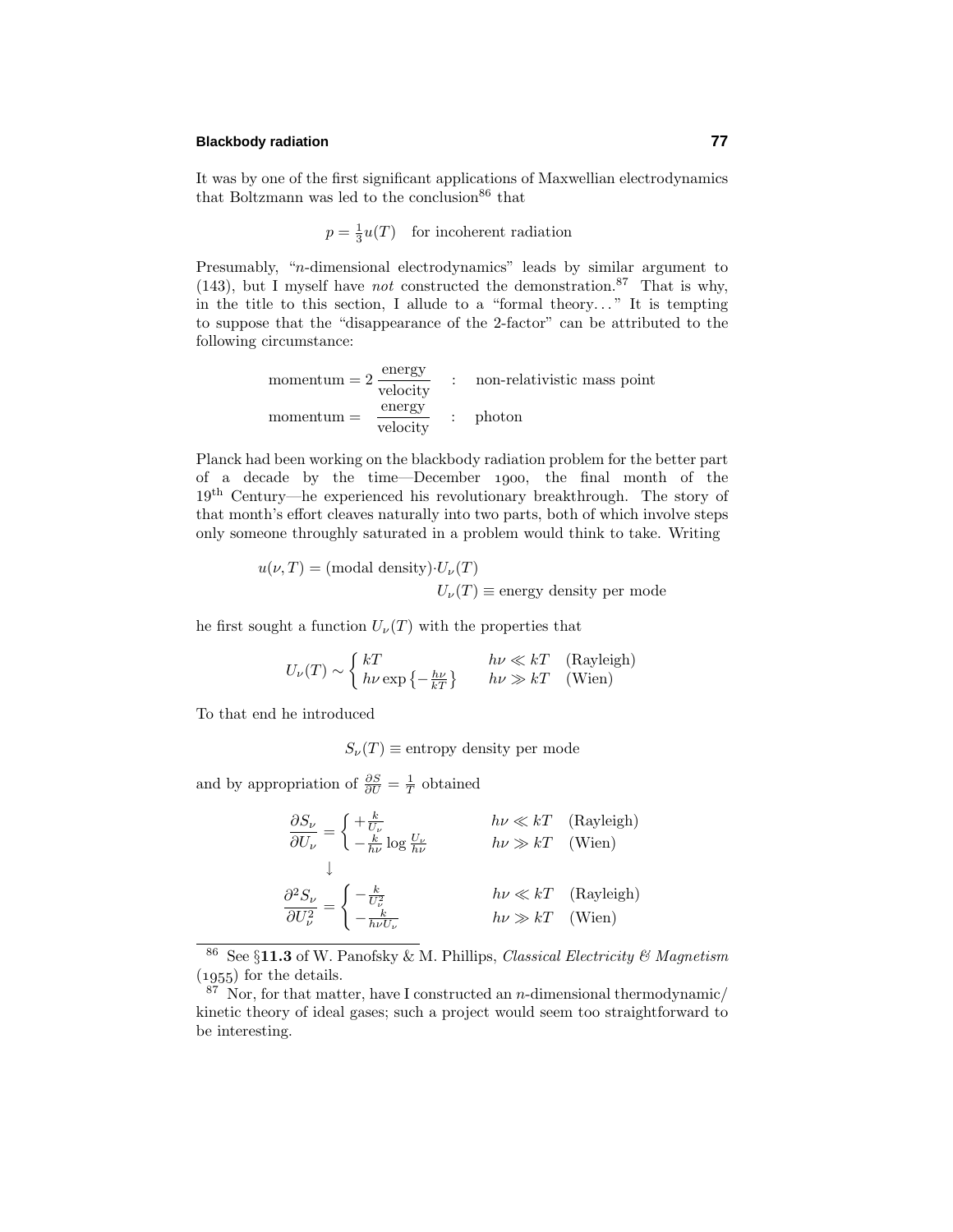It was by one of the first significant applications of Maxwellian electrodynamics that Boltzmann was led to the conclusion[86] that

$$p = \tfrac{1}{3}u(T) \quad \text{for incoherent radiation}$$

Presumably, "$n$-dimensional electrodynamics" leads by similar argument to (143), but I myself have *not* constructed the demonstration.[87] That is why, in the title to this section, I allude to a "formal theory..." It is tempting to suppose that the "disappearance of the 2-factor" can be attributed to the following circumstance:

$$\begin{aligned}
\text{momentum} &= 2\,\frac{\text{energy}}{\text{velocity}} \quad &:& \quad \text{non-relativistic mass point}\\
\text{momentum} &= \frac{\text{energy}}{\text{velocity}} \quad &:& \quad \text{photon}
\end{aligned}$$

Planck had been working on the blackbody radiation problem for the better part of a decade by the time—December 1900, the final month of the 19th Century—he experienced his revolutionary breakthrough. The story of that month's effort cleaves naturally into two parts, both of which involve steps only someone throughly saturated in a problem would think to take. Writing

$$\begin{aligned}
u(\nu,T) &= (\text{modal density})\cdot U_\nu(T)\\
&\qquad\qquad U_\nu(T) \equiv \text{energy density per mode}
\end{aligned}$$

he first sought a function $U_\nu(T)$ with the properties that

$$U_\nu(T) \sim \begin{cases} kT & h\nu \ll kT \quad \text{(Rayleigh)}\\ h\nu\exp\left\{-\frac{h\nu}{kT}\right\} & h\nu \gg kT \quad \text{(Wien)}\end{cases}$$

To that end he introduced

$$S_\nu(T) \equiv \text{entropy density per mode}$$

and by appropriation of $\frac{\partial S}{\partial U} = \frac{1}{T}$ obtained

$$\frac{\partial S_\nu}{\partial U_\nu} = \begin{cases} +\frac{k}{U_\nu} & h\nu \ll kT \quad \text{(Rayleigh)}\\ -\frac{k}{h\nu}\log\frac{U_\nu}{h\nu} & h\nu \gg kT \quad \text{(Wien)}\end{cases}$$

$$\downarrow$$

$$\frac{\partial^2 S_\nu}{\partial U_\nu^2} = \begin{cases} -\frac{k}{U_\nu^2} & h\nu \ll kT \quad \text{(Rayleigh)}\\ -\frac{k}{h\nu U_\nu} & h\nu \gg kT \quad \text{(Wien)}\end{cases}$$

---

[86] See §**11.3** of W. Panofsky & M. Phillips, *Classical Electricity & Magnetism* (1955) for the details.

[87] Nor, for that matter, have I constructed an $n$-dimensional thermodynamic/kinetic theory of ideal gases; such a project would seem too straightforward to be interesting.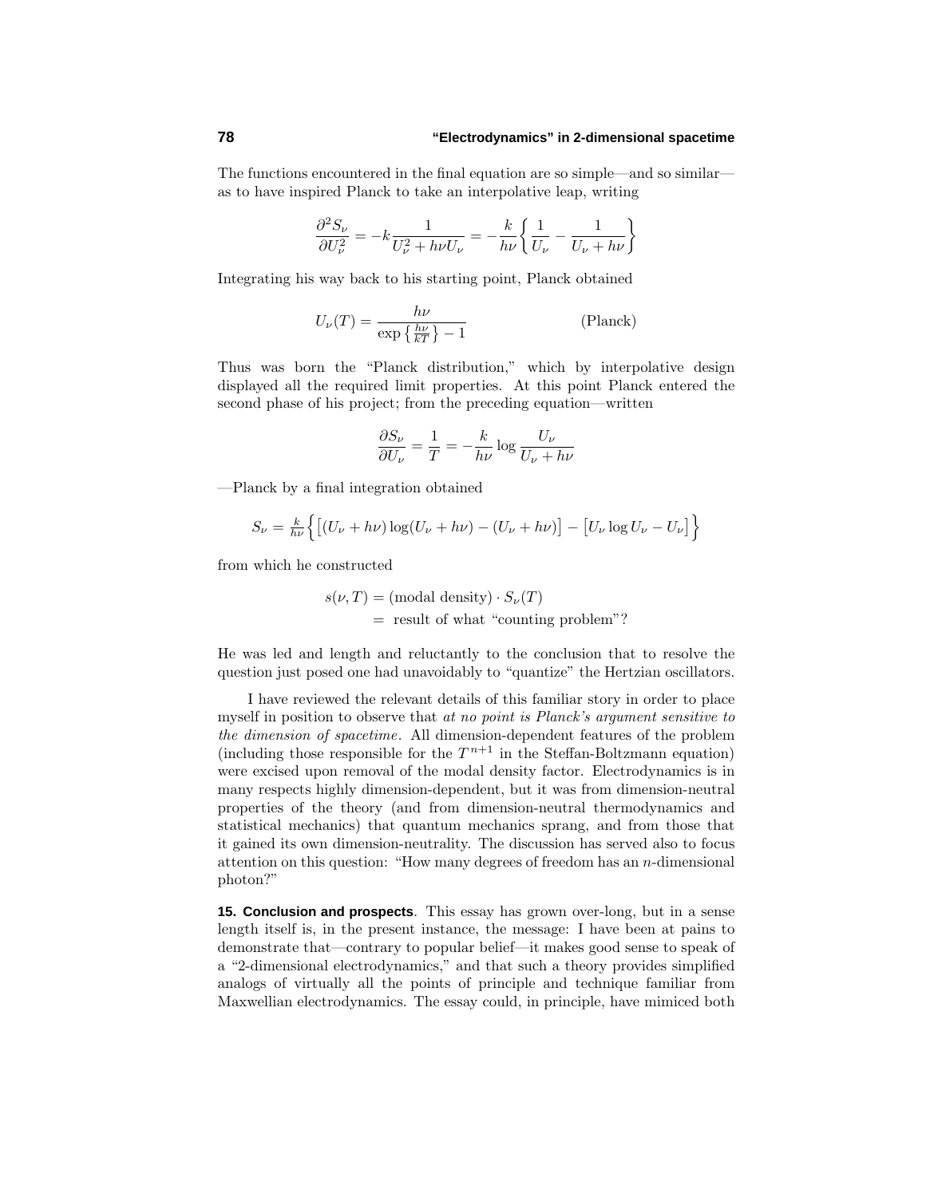The functions encountered in the final equation are so simple—and so similar—as to have inspired Planck to take an interpolative leap, writing

$$\frac{\partial^2 S_\nu}{\partial U_\nu^2} = -k\frac{1}{U_\nu^2 + h\nu U_\nu} = -\frac{k}{h\nu}\left\{\frac{1}{U_\nu} - \frac{1}{U_\nu + h\nu}\right\}$$

Integrating his way back to his starting point, Planck obtained

$$U_\nu(T) = \frac{h\nu}{\exp\left\{\frac{h\nu}{kT}\right\} - 1} \qquad \text{(Planck)}$$

Thus was born the "Planck distribution," which by interpolative design displayed all the required limit properties. At this point Planck entered the second phase of his project; from the preceding equation—written

$$\frac{\partial S_\nu}{\partial U_\nu} = \frac{1}{T} = -\frac{k}{h\nu}\log\frac{U_\nu}{U_\nu + h\nu}$$

—Planck by a final integration obtained

$$S_\nu = \tfrac{k}{h\nu}\Big\{\big[(U_\nu + h\nu)\log(U_\nu + h\nu) - (U_\nu + h\nu)\big] - \big[U_\nu \log U_\nu - U_\nu\big]\Big\}$$

from which he constructed

$$\begin{aligned} s(\nu,T) &= (\text{modal density}) \cdot S_\nu(T) \\ &= \text{ result of what "counting problem"?} \end{aligned}$$

He was led and length and reluctantly to the conclusion that to resolve the question just posed one had unavoidably to "quantize" the Hertzian oscillators.

I have reviewed the relevant details of this familiar story in order to place myself in position to observe that *at no point is Planck's argument sensitive to the dimension of spacetime*. All dimension-dependent features of the problem (including those responsible for the $T^{n+1}$ in the Steffan-Boltzmann equation) were excised upon removal of the modal density factor. Electrodynamics is in many respects highly dimension-dependent, but it was from dimension-neutral properties of the theory (and from dimension-neutral thermodynamics and statistical mechanics) that quantum mechanics sprang, and from those that it gained its own dimension-neutrality. The discussion has served also to focus attention on this question: "How many degrees of freedom has an $n$-dimensional photon?"

**15. Conclusion and prospects**. This essay has grown over-long, but in a sense length itself is, in the present instance, the message: I have been at pains to demonstrate that—contrary to popular belief—it makes good sense to speak of a "2-dimensional electrodynamics," and that such a theory provides simplified analogs of virtually all the points of principle and technique familiar from Maxwellian electrodynamics. The essay could, in principle, have mimiced both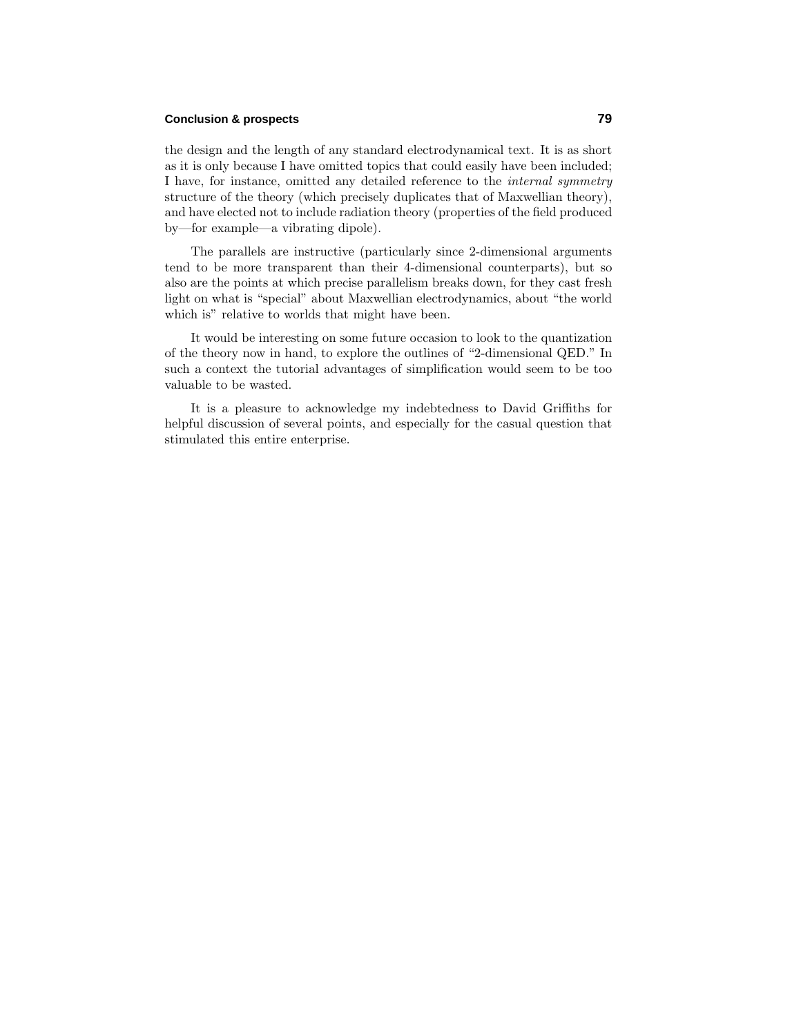the design and the length of any standard electrodynamical text. It is as short as it is only because I have omitted topics that could easily have been included; I have, for instance, omitted any detailed reference to the *internal symmetry* structure of the theory (which precisely duplicates that of Maxwellian theory), and have elected not to include radiation theory (properties of the field produced by—for example—a vibrating dipole).

The parallels are instructive (particularly since 2-dimensional arguments tend to be more transparent than their 4-dimensional counterparts), but so also are the points at which precise parallelism breaks down, for they cast fresh light on what is "special" about Maxwellian electrodynamics, about "the world which is" relative to worlds that might have been.

It would be interesting on some future occasion to look to the quantization of the theory now in hand, to explore the outlines of "2-dimensional QED." In such a context the tutorial advantages of simplification would seem to be too valuable to be wasted.

It is a pleasure to acknowledge my indebtedness to David Griffiths for helpful discussion of several points, and especially for the casual question that stimulated this entire enterprise.